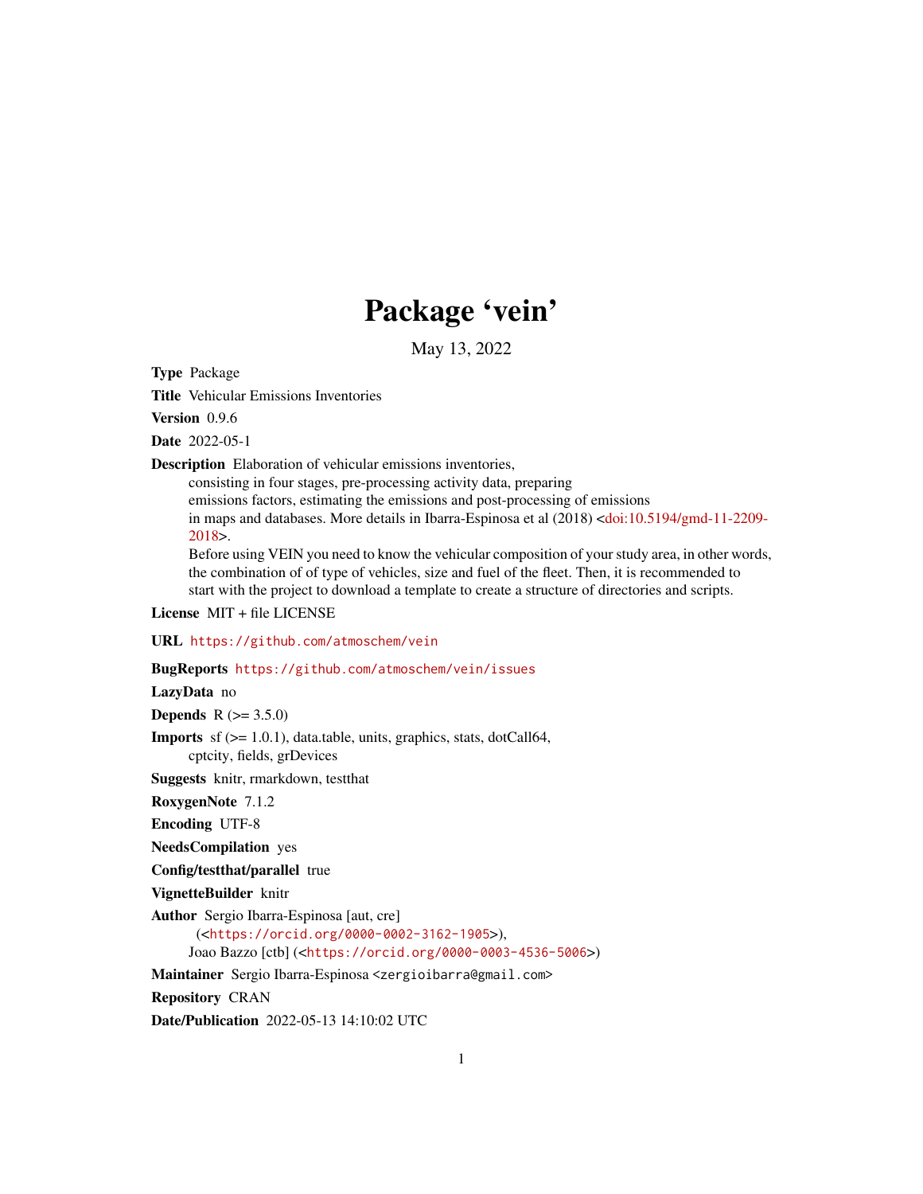# Package 'vein'

May 13, 2022

**Type** Package

**Title** Vehicular Emissions Inventories

**Version** 0.9.6

**Date** 2022-05-1

**Description** Elaboration of vehicular emissions inventories, consisting in four stages, pre-processing activity data, preparing emissions factors, estimating the emissions and post-processing of emissions in maps and databases. More details in Ibarra-Espinosa et al (2018) <doi:10.5194/gmd-11-2209-2018>.
Before using VEIN you need to know the vehicular composition of your study area, in other words, the combination of of type of vehicles, size and fuel of the fleet. Then, it is recommended to start with the project to download a template to create a structure of directories and scripts.

**License** MIT + file LICENSE

**URL** https://github.com/atmoschem/vein

**BugReports** https://github.com/atmoschem/vein/issues

**LazyData** no

**Depends** R (>= 3.5.0)

**Imports** sf (>= 1.0.1), data.table, units, graphics, stats, dotCall64, cptcity, fields, grDevices

**Suggests** knitr, rmarkdown, testthat

**RoxygenNote** 7.1.2

**Encoding** UTF-8

**NeedsCompilation** yes

**Config/testthat/parallel** true

**VignetteBuilder** knitr

**Author** Sergio Ibarra-Espinosa [aut, cre] (<https://orcid.org/0000-0002-3162-1905>), Joao Bazzo [ctb] (<https://orcid.org/0000-0003-4536-5006>)

**Maintainer** Sergio Ibarra-Espinosa <zergioibarra@gmail.com>

**Repository** CRAN

**Date/Publication** 2022-05-13 14:10:02 UTC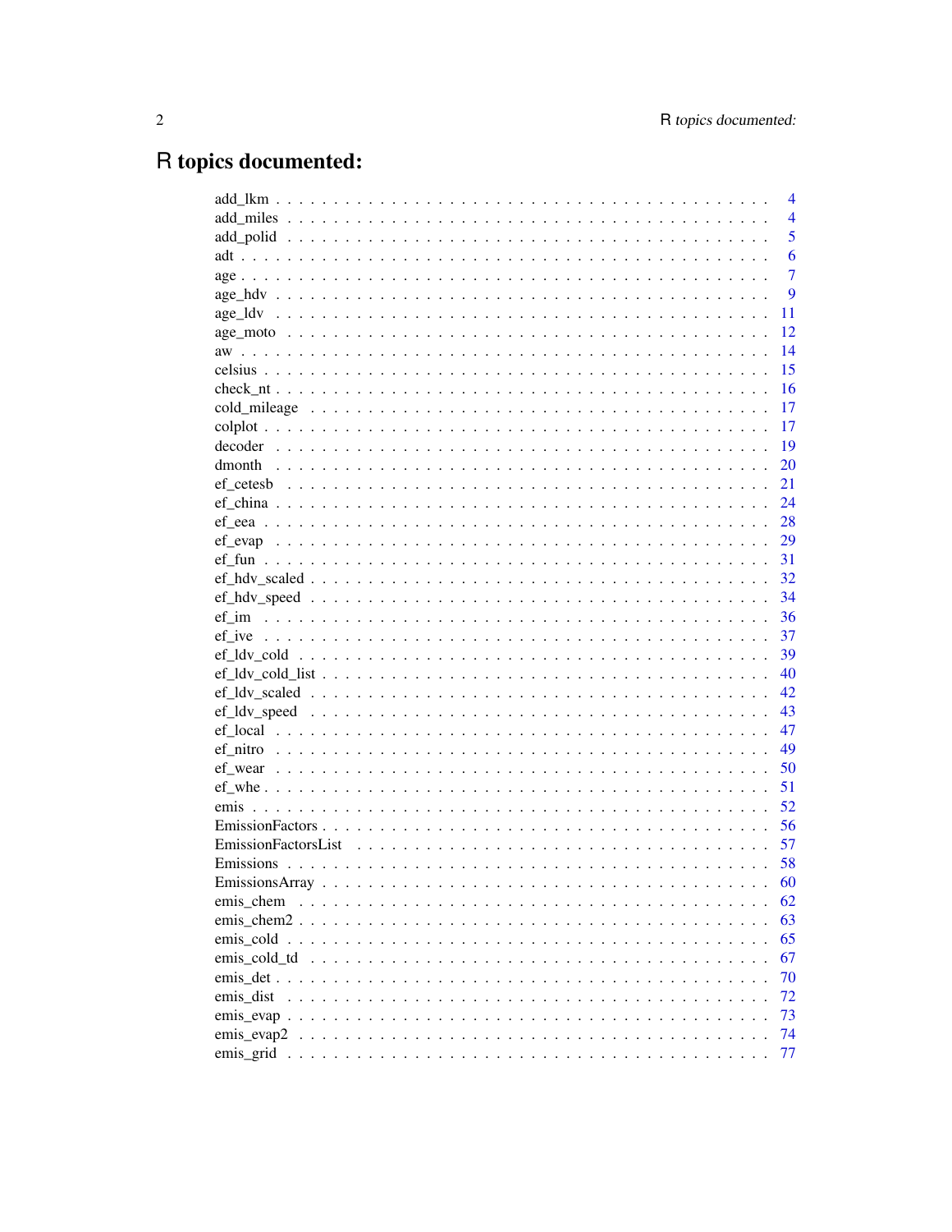# R topics documented:

| | |
|---|---|
| add_lkm | 4 |
| add_miles | 4 |
| add_polid | 5 |
| adt | 6 |
| age | 7 |
| age_hdv | 9 |
| age_ldv | 11 |
| age_moto | 12 |
| aw | 14 |
| celsius | 15 |
| check_nt | 16 |
| cold_mileage | 17 |
| colplot | 17 |
| decoder | 19 |
| dmonth | 20 |
| ef_cetesb | 21 |
| ef_china | 24 |
| ef_eea | 28 |
| ef_evap | 29 |
| ef_fun | 31 |
| ef_hdv_scaled | 32 |
| ef_hdv_speed | 34 |
| ef_im | 36 |
| ef_ive | 37 |
| ef_ldv_cold | 39 |
| ef_ldv_cold_list | 40 |
| ef_ldv_scaled | 42 |
| ef_ldv_speed | 43 |
| ef_local | 47 |
| ef_nitro | 49 |
| ef_wear | 50 |
| ef_whe | 51 |
| emis | 52 |
| EmissionFactors | 56 |
| EmissionFactorsList | 57 |
| Emissions | 58 |
| EmissionsArray | 60 |
| emis_chem | 62 |
| emis_chem2 | 63 |
| emis_cold | 65 |
| emis_cold_td | 67 |
| emis_det | 70 |
| emis_dist | 72 |
| emis_evap | 73 |
| emis_evap2 | 74 |
| emis_grid | 77 |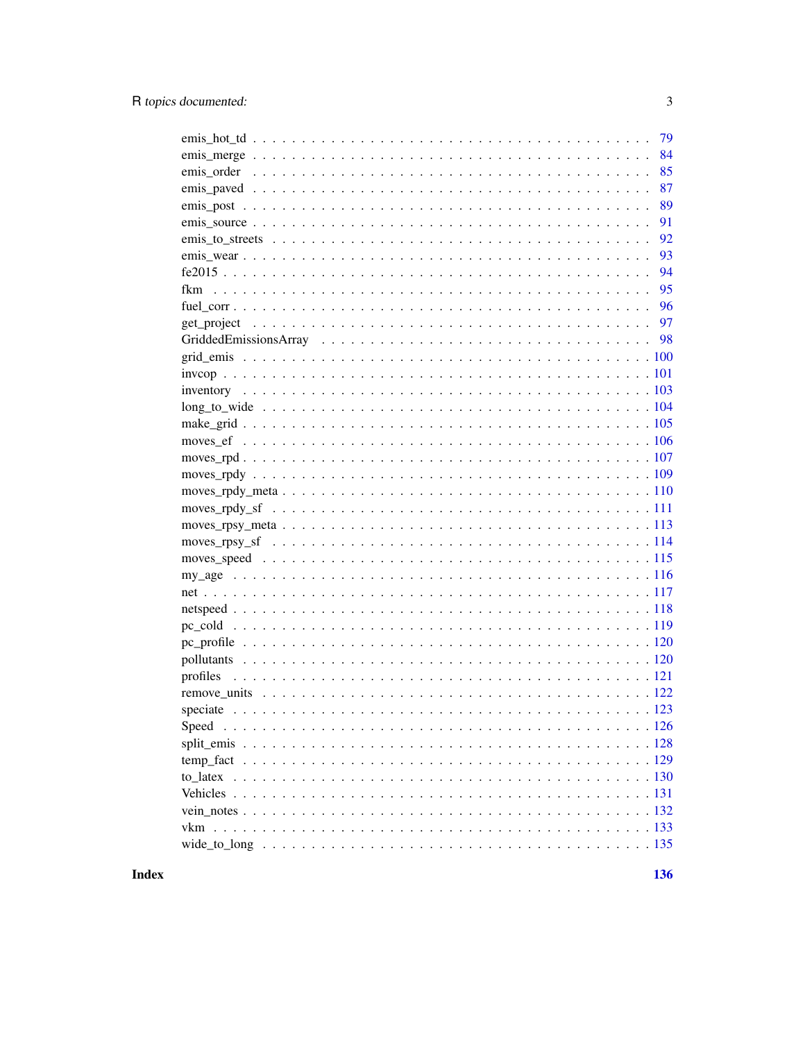emis_hot_td . . . . . . . . . . . . . . . . . . . . . . . . . . . . . . . . . . . . . . . . 79
emis_merge . . . . . . . . . . . . . . . . . . . . . . . . . . . . . . . . . . . . . . . . 84
emis_order . . . . . . . . . . . . . . . . . . . . . . . . . . . . . . . . . . . . . . . . 85
emis_paved . . . . . . . . . . . . . . . . . . . . . . . . . . . . . . . . . . . . . . . . 87
emis_post . . . . . . . . . . . . . . . . . . . . . . . . . . . . . . . . . . . . . . . . 89
emis_source . . . . . . . . . . . . . . . . . . . . . . . . . . . . . . . . . . . . . . . . 91
emis_to_streets . . . . . . . . . . . . . . . . . . . . . . . . . . . . . . . . . . . . . . . . 92
emis_wear . . . . . . . . . . . . . . . . . . . . . . . . . . . . . . . . . . . . . . . . 93
fe2015 . . . . . . . . . . . . . . . . . . . . . . . . . . . . . . . . . . . . . . . . 94
fkm . . . . . . . . . . . . . . . . . . . . . . . . . . . . . . . . . . . . . . . . 95
fuel_corr . . . . . . . . . . . . . . . . . . . . . . . . . . . . . . . . . . . . . . . . 96
get_project . . . . . . . . . . . . . . . . . . . . . . . . . . . . . . . . . . . . . . . . 97
GriddedEmissionsArray . . . . . . . . . . . . . . . . . . . . . . . . . . . . . . . . . . . . . . . . 98
grid_emis . . . . . . . . . . . . . . . . . . . . . . . . . . . . . . . . . . . . . . . . 100
invcop . . . . . . . . . . . . . . . . . . . . . . . . . . . . . . . . . . . . . . . . 101
inventory . . . . . . . . . . . . . . . . . . . . . . . . . . . . . . . . . . . . . . . . 103
long_to_wide . . . . . . . . . . . . . . . . . . . . . . . . . . . . . . . . . . . . . . . . 104
make_grid . . . . . . . . . . . . . . . . . . . . . . . . . . . . . . . . . . . . . . . . 105
moves_ef . . . . . . . . . . . . . . . . . . . . . . . . . . . . . . . . . . . . . . . . 106
moves_rpd . . . . . . . . . . . . . . . . . . . . . . . . . . . . . . . . . . . . . . . . 107
moves_rpdy . . . . . . . . . . . . . . . . . . . . . . . . . . . . . . . . . . . . . . . . 109
moves_rpdy_meta . . . . . . . . . . . . . . . . . . . . . . . . . . . . . . . . . . . . . . . . 110
moves_rpdy_sf . . . . . . . . . . . . . . . . . . . . . . . . . . . . . . . . . . . . . . . . 111
moves_rpsy_meta . . . . . . . . . . . . . . . . . . . . . . . . . . . . . . . . . . . . . . . . 113
moves_rpsy_sf . . . . . . . . . . . . . . . . . . . . . . . . . . . . . . . . . . . . . . . . 114
moves_speed . . . . . . . . . . . . . . . . . . . . . . . . . . . . . . . . . . . . . . . . 115
my_age . . . . . . . . . . . . . . . . . . . . . . . . . . . . . . . . . . . . . . . . 116
net . . . . . . . . . . . . . . . . . . . . . . . . . . . . . . . . . . . . . . . . 117
netspeed . . . . . . . . . . . . . . . . . . . . . . . . . . . . . . . . . . . . . . . . 118
pc_cold . . . . . . . . . . . . . . . . . . . . . . . . . . . . . . . . . . . . . . . . 119
pc_profile . . . . . . . . . . . . . . . . . . . . . . . . . . . . . . . . . . . . . . . . 120
pollutants . . . . . . . . . . . . . . . . . . . . . . . . . . . . . . . . . . . . . . . . 120
profiles . . . . . . . . . . . . . . . . . . . . . . . . . . . . . . . . . . . . . . . . 121
remove_units . . . . . . . . . . . . . . . . . . . . . . . . . . . . . . . . . . . . . . . . 122
speciate . . . . . . . . . . . . . . . . . . . . . . . . . . . . . . . . . . . . . . . . 123
Speed . . . . . . . . . . . . . . . . . . . . . . . . . . . . . . . . . . . . . . . . 126
split_emis . . . . . . . . . . . . . . . . . . . . . . . . . . . . . . . . . . . . . . . . 128
temp_fact . . . . . . . . . . . . . . . . . . . . . . . . . . . . . . . . . . . . . . . . 129
to_latex . . . . . . . . . . . . . . . . . . . . . . . . . . . . . . . . . . . . . . . . 130
Vehicles . . . . . . . . . . . . . . . . . . . . . . . . . . . . . . . . . . . . . . . . 131
vein_notes . . . . . . . . . . . . . . . . . . . . . . . . . . . . . . . . . . . . . . . . 132
vkm . . . . . . . . . . . . . . . . . . . . . . . . . . . . . . . . . . . . . . . . 133
wide_to_long . . . . . . . . . . . . . . . . . . . . . . . . . . . . . . . . . . . . . . . . 135

**Index** **136**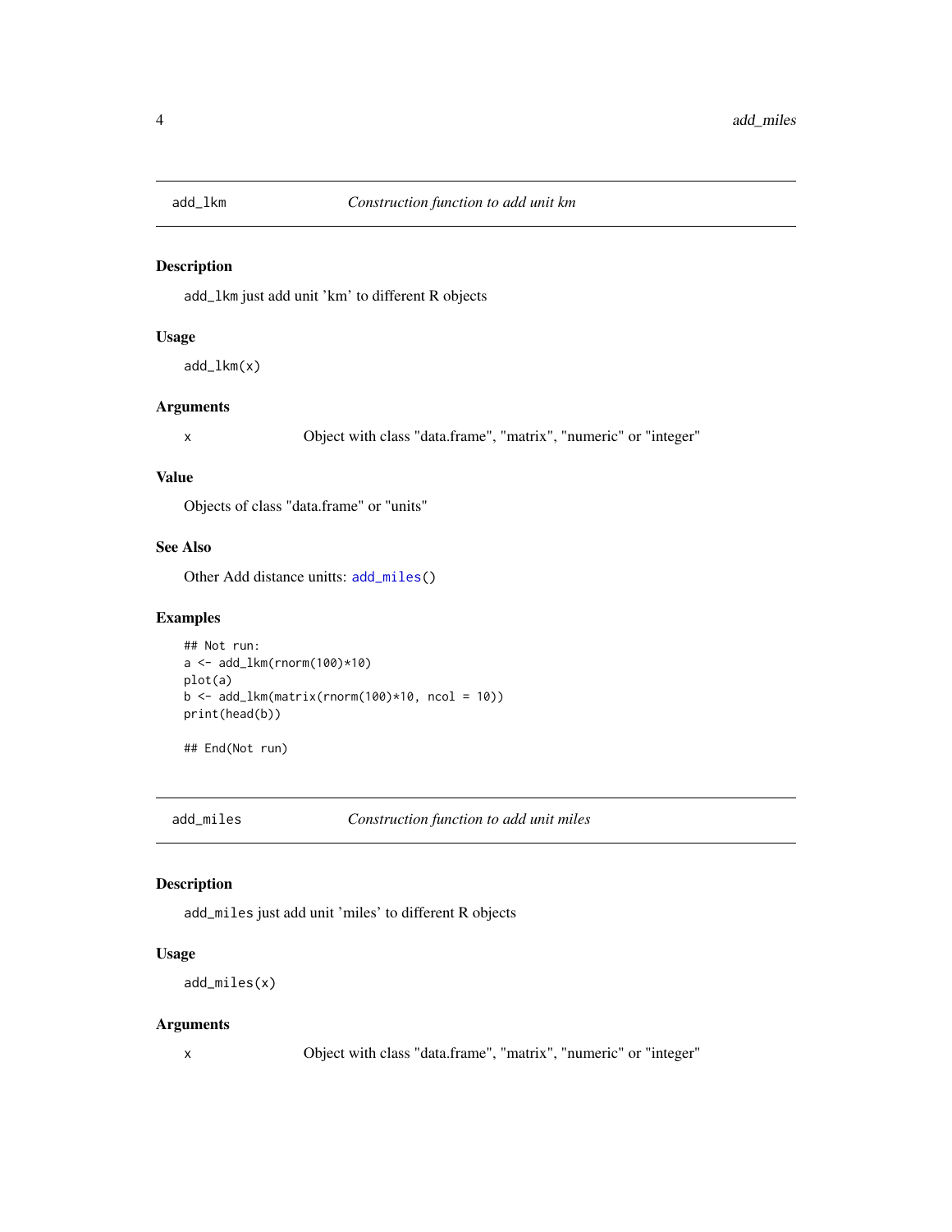## add_lkm — *Construction function to add unit km*

### Description

`add_lkm` just add unit 'km' to different R objects

### Usage

```
add_lkm(x)
```

### Arguments

| | |
|---|---|
| x | Object with class "data.frame", "matrix", "numeric" or "integer" |

### Value

Objects of class "data.frame" or "units"

### See Also

Other Add distance unitts: `add_miles()`

### Examples

```
## Not run:
a <- add_lkm(rnorm(100)*10)
plot(a)
b <- add_lkm(matrix(rnorm(100)*10, ncol = 10))
print(head(b))

## End(Not run)
```

## add_miles — *Construction function to add unit miles*

### Description

`add_miles` just add unit 'miles' to different R objects

### Usage

```
add_miles(x)
```

### Arguments

| | |
|---|---|
| x | Object with class "data.frame", "matrix", "numeric" or "integer" |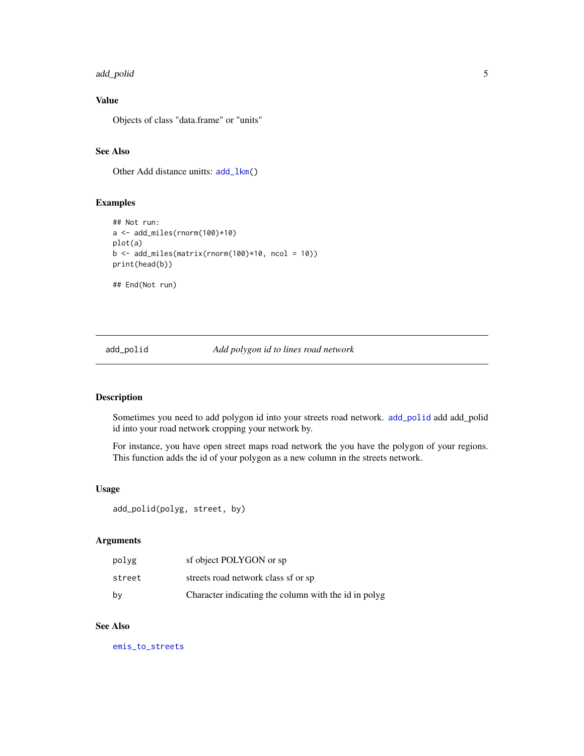### Value

Objects of class "data.frame" or "units"

### See Also

Other Add distance unitts: add_lkm()

### Examples

```
## Not run:
a <- add_miles(rnorm(100)*10)
plot(a)
b <- add_miles(matrix(rnorm(100)*10, ncol = 10))
print(head(b))

## End(Not run)
```

---

## add_polid    *Add polygon id to lines road network*

### Description

Sometimes you need to add polygon id into your streets road network. add_polid add add_polid id into your road network cropping your network by.

For instance, you have open street maps road network the you have the polygon of your regions. This function adds the id of your polygon as a new column in the streets network.

### Usage

```
add_polid(polyg, street, by)
```

### Arguments

| | |
|---|---|
| polyg | sf object POLYGON or sp |
| street | streets road network class sf or sp |
| by | Character indicating the column with the id in polyg |

### See Also

emis_to_streets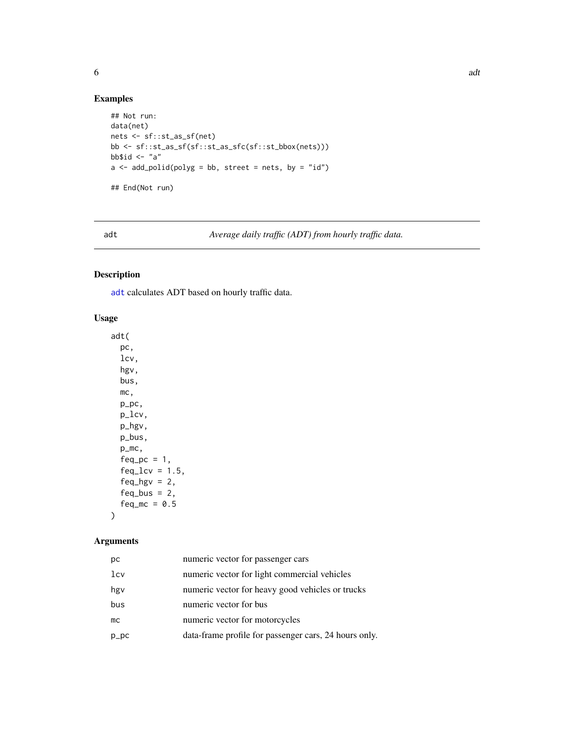## Examples

```
## Not run:
data(net)
nets <- sf::st_as_sf(net)
bb <- sf::st_as_sf(sf::st_as_sfc(sf::st_bbox(nets)))
bb$id <- "a"
a <- add_polid(polyg = bb, street = nets, by = "id")

## End(Not run)
```

---

# adt — *Average daily traffic (ADT) from hourly traffic data.*

## Description

adt calculates ADT based on hourly traffic data.

## Usage

```
adt(
  pc,
  lcv,
  hgv,
  bus,
  mc,
  p_pc,
  p_lcv,
  p_hgv,
  p_bus,
  p_mc,
  feq_pc = 1,
  feq_lcv = 1.5,
  feq_hgv = 2,
  feq_bus = 2,
  feq_mc = 0.5
)
```

## Arguments

| | |
|---|---|
| pc | numeric vector for passenger cars |
| lcv | numeric vector for light commercial vehicles |
| hgv | numeric vector for heavy good vehicles or trucks |
| bus | numeric vector for bus |
| mc | numeric vector for motorcycles |
| p_pc | data-frame profile for passenger cars, 24 hours only. |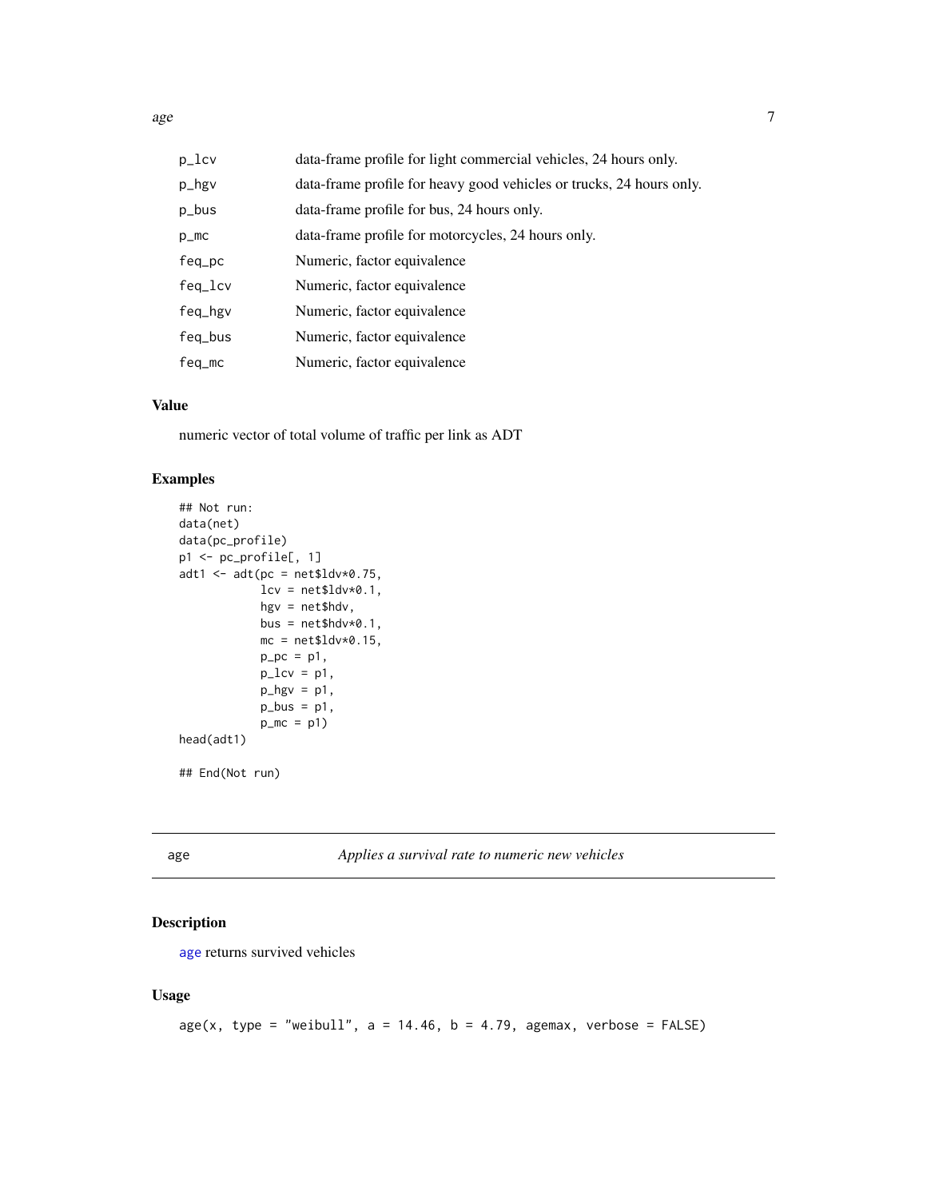| | |
|---|---|
| p_lcv | data-frame profile for light commercial vehicles, 24 hours only. |
| p_hgv | data-frame profile for heavy good vehicles or trucks, 24 hours only. |
| p_bus | data-frame profile for bus, 24 hours only. |
| p_mc | data-frame profile for motorcycles, 24 hours only. |
| feq_pc | Numeric, factor equivalence |
| feq_lcv | Numeric, factor equivalence |
| feq_hgv | Numeric, factor equivalence |
| feq_bus | Numeric, factor equivalence |
| feq_mc | Numeric, factor equivalence |

### Value

numeric vector of total volume of traffic per link as ADT

### Examples

```
## Not run:
data(net)
data(pc_profile)
p1 <- pc_profile[, 1]
adt1 <- adt(pc = net$ldv*0.75,
            lcv = net$ldv*0.1,
            hgv = net$hdv,
            bus = net$hdv*0.1,
            mc = net$ldv*0.15,
            p_pc = p1,
            p_lcv = p1,
            p_hgv = p1,
            p_bus = p1,
            p_mc = p1)
head(adt1)

## End(Not run)
```

---

## age — *Applies a survival rate to numeric new vehicles*

### Description

age returns survived vehicles

### Usage

```
age(x, type = "weibull", a = 14.46, b = 4.79, agemax, verbose = FALSE)
```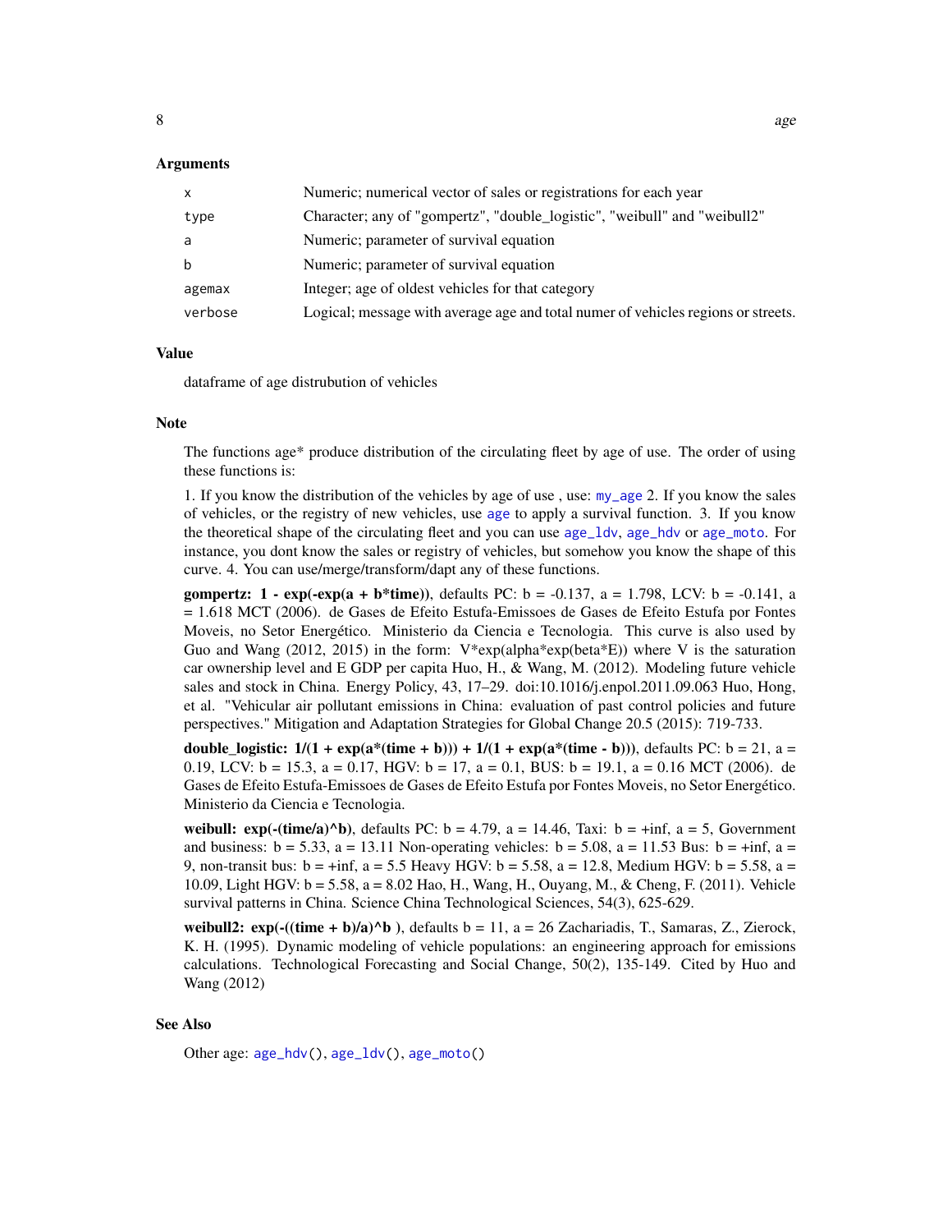### Arguments

| | |
|---|---|
| x | Numeric; numerical vector of sales or registrations for each year |
| type | Character; any of "gompertz", "double_logistic", "weibull" and "weibull2" |
| a | Numeric; parameter of survival equation |
| b | Numeric; parameter of survival equation |
| agemax | Integer; age of oldest vehicles for that category |
| verbose | Logical; message with average age and total numer of vehicles regions or streets. |

### Value

dataframe of age distrubution of vehicles

### Note

The functions age* produce distribution of the circulating fleet by age of use. The order of using these functions is:

1. If you know the distribution of the vehicles by age of use , use: `my_age` 2. If you know the sales of vehicles, or the registry of new vehicles, use `age` to apply a survival function. 3. If you know the theoretical shape of the circulating fleet and you can use `age_ldv`, `age_hdv` or `age_moto`. For instance, you dont know the sales or registry of vehicles, but somehow you know the shape of this curve. 4. You can use/merge/transform/dapt any of these functions.

**gompertz: 1 - exp(-exp(a + b*time))**, defaults PC: b = -0.137, a = 1.798, LCV: b = -0.141, a = 1.618 MCT (2006). de Gases de Efeito Estufa-Emissoes de Gases de Efeito Estufa por Fontes Moveis, no Setor Energético. Ministerio da Ciencia e Tecnologia. This curve is also used by Guo and Wang (2012, 2015) in the form: V*exp(alpha*exp(beta*E)) where V is the saturation car ownership level and E GDP per capita Huo, H., & Wang, M. (2012). Modeling future vehicle sales and stock in China. Energy Policy, 43, 17–29. doi:10.1016/j.enpol.2011.09.063 Huo, Hong, et al. "Vehicular air pollutant emissions in China: evaluation of past control policies and future perspectives." Mitigation and Adaptation Strategies for Global Change 20.5 (2015): 719-733.

**double_logistic: 1/(1 + exp(a*(time + b))) + 1/(1 + exp(a*(time - b)))**, defaults PC: b = 21, a = 0.19, LCV: b = 15.3, a = 0.17, HGV: b = 17, a = 0.1, BUS: b = 19.1, a = 0.16 MCT (2006). de Gases de Efeito Estufa-Emissoes de Gases de Efeito Estufa por Fontes Moveis, no Setor Energético. Ministerio da Ciencia e Tecnologia.

**weibull: exp(-(time/a)^b)**, defaults PC: b = 4.79, a = 14.46, Taxi: b = +inf, a = 5, Government and business: b = 5.33, a = 13.11 Non-operating vehicles: b = 5.08, a = 11.53 Bus: b = +inf, a = 9, non-transit bus: b = +inf, a = 5.5 Heavy HGV: b = 5.58, a = 12.8, Medium HGV: b = 5.58, a = 10.09, Light HGV: b = 5.58, a = 8.02 Hao, H., Wang, H., Ouyang, M., & Cheng, F. (2011). Vehicle survival patterns in China. Science China Technological Sciences, 54(3), 625-629.

**weibull2: exp(-((time + b)/a)^b )**, defaults b = 11, a = 26 Zachariadis, T., Samaras, Z., Zierock, K. H. (1995). Dynamic modeling of vehicle populations: an engineering approach for emissions calculations. Technological Forecasting and Social Change, 50(2), 135-149. Cited by Huo and Wang (2012)

### See Also

Other age: `age_hdv()`, `age_ldv()`, `age_moto()`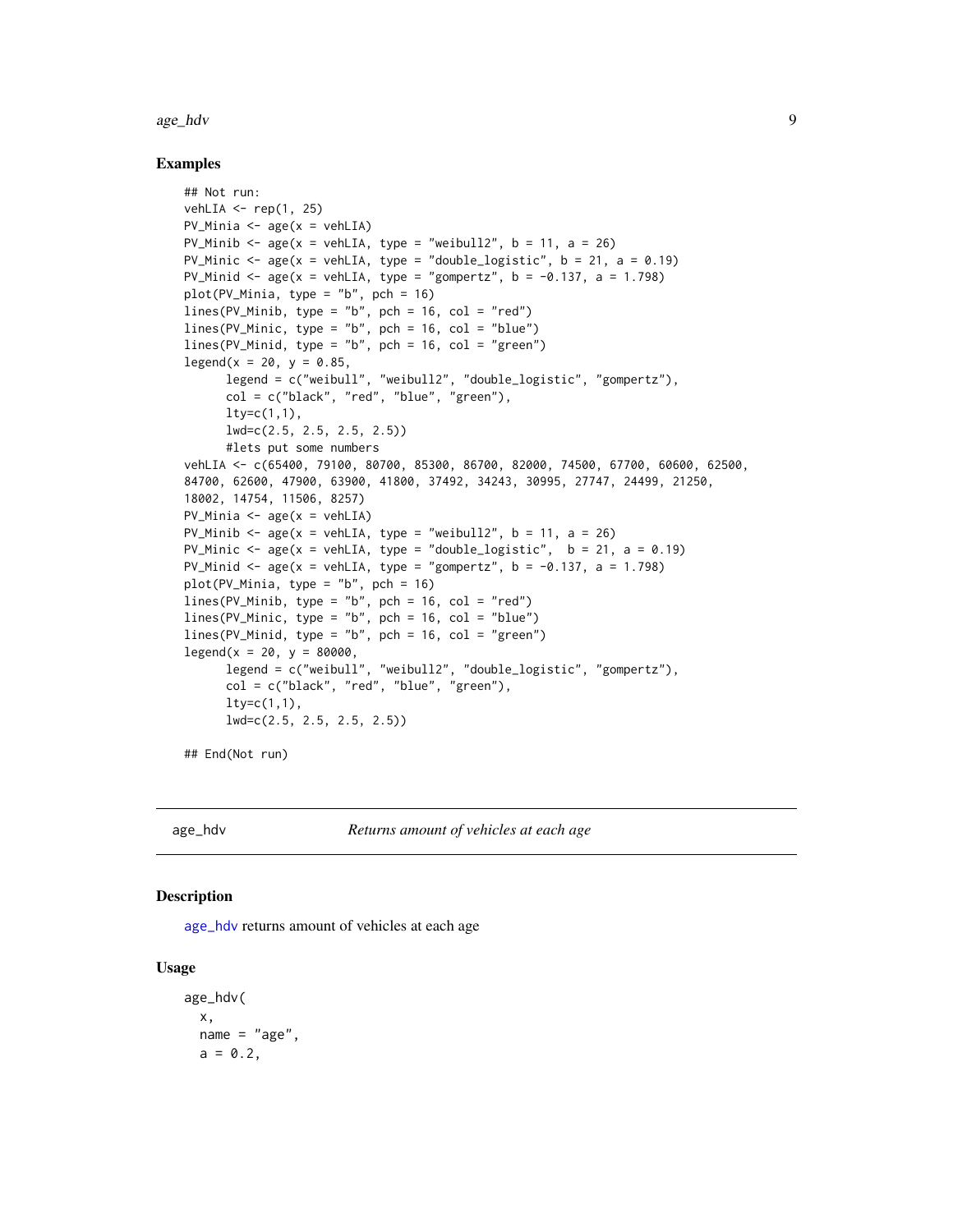## Examples

```
## Not run:
vehLIA <- rep(1, 25)
PV_Minia <- age(x = vehLIA)
PV_Minib <- age(x = vehLIA, type = "weibull2", b = 11, a = 26)
PV_Minic <- age(x = vehLIA, type = "double_logistic", b = 21, a = 0.19)
PV_Minid <- age(x = vehLIA, type = "gompertz", b = -0.137, a = 1.798)
plot(PV_Minia, type = "b", pch = 16)
lines(PV_Minib, type = "b", pch = 16, col = "red")
lines(PV_Minic, type = "b", pch = 16, col = "blue")
lines(PV_Minid, type = "b", pch = 16, col = "green")
legend(x = 20, y = 0.85,
      legend = c("weibull", "weibull2", "double_logistic", "gompertz"),
      col = c("black", "red", "blue", "green"),
      lty=c(1,1),
      lwd=c(2.5, 2.5, 2.5, 2.5))
      #lets put some numbers
vehLIA <- c(65400, 79100, 80700, 85300, 86700, 82000, 74500, 67700, 60600, 62500,
84700, 62600, 47900, 63900, 41800, 37492, 34243, 30995, 27747, 24499, 21250,
18002, 14754, 11506, 8257)
PV_Minia <- age(x = vehLIA)
PV_Minib <- age(x = vehLIA, type = "weibull2", b = 11, a = 26)
PV_Minic <- age(x = vehLIA, type = "double_logistic",  b = 21, a = 0.19)
PV_Minid <- age(x = vehLIA, type = "gompertz", b = -0.137, a = 1.798)
plot(PV_Minia, type = "b", pch = 16)
lines(PV_Minib, type = "b", pch = 16, col = "red")
lines(PV_Minic, type = "b", pch = 16, col = "blue")
lines(PV_Minid, type = "b", pch = 16, col = "green")
legend(x = 20, y = 80000,
      legend = c("weibull", "weibull2", "double_logistic", "gompertz"),
      col = c("black", "red", "blue", "green"),
      lty=c(1,1),
      lwd=c(2.5, 2.5, 2.5, 2.5))

## End(Not run)
```

---

age_hdv *Returns amount of vehicles at each age*

---

## Description

age_hdv returns amount of vehicles at each age

## Usage

```
age_hdv(
  x,
  name = "age",
  a = 0.2,
```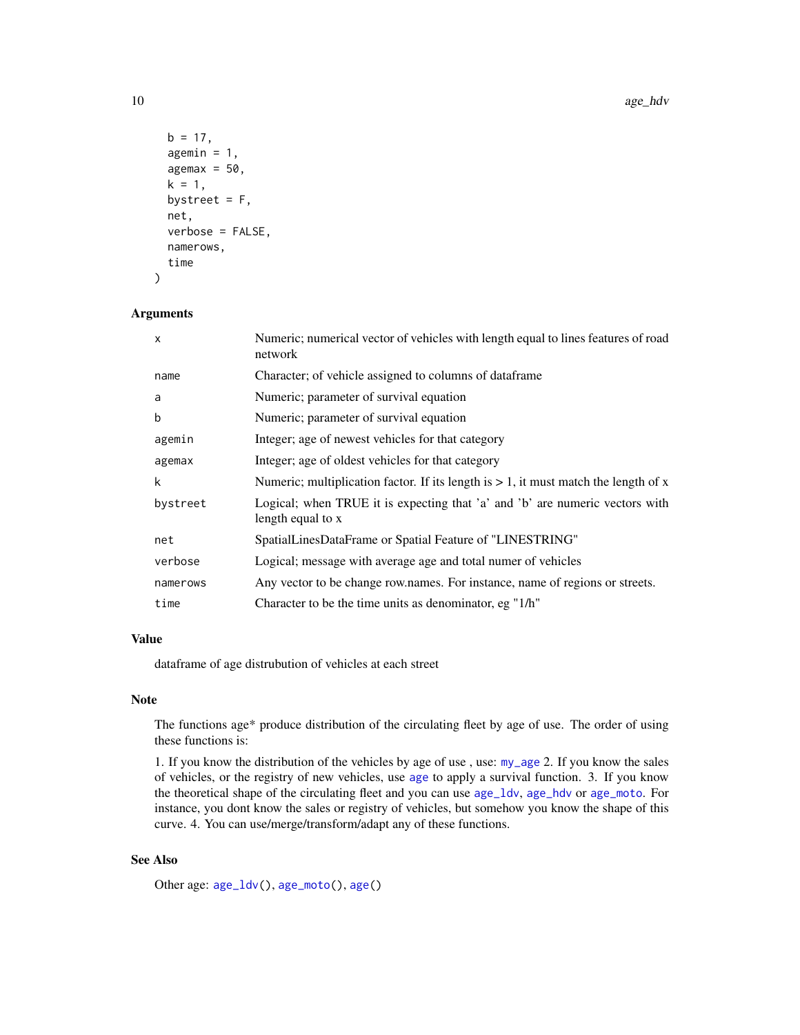```
  b = 17,
  agemin = 1,
  agemax = 50,
  k = 1,
  bystreet = F,
  net,
  verbose = FALSE,
  namerows,
  time
)
```

## Arguments

| | |
|---|---|
| x | Numeric; numerical vector of vehicles with length equal to lines features of road network |
| name | Character; of vehicle assigned to columns of dataframe |
| a | Numeric; parameter of survival equation |
| b | Numeric; parameter of survival equation |
| agemin | Integer; age of newest vehicles for that category |
| agemax | Integer; age of oldest vehicles for that category |
| k | Numeric; multiplication factor. If its length is > 1, it must match the length of x |
| bystreet | Logical; when TRUE it is expecting that 'a' and 'b' are numeric vectors with length equal to x |
| net | SpatialLinesDataFrame or Spatial Feature of "LINESTRING" |
| verbose | Logical; message with average age and total numer of vehicles |
| namerows | Any vector to be change row.names. For instance, name of regions or streets. |
| time | Character to be the time units as denominator, eg "1/h" |

## Value

dataframe of age distrubution of vehicles at each street

## Note

The functions age* produce distribution of the circulating fleet by age of use. The order of using these functions is:

1. If you know the distribution of the vehicles by age of use , use: my_age 2. If you know the sales of vehicles, or the registry of new vehicles, use age to apply a survival function. 3. If you know the theoretical shape of the circulating fleet and you can use age_ldv, age_hdv or age_moto. For instance, you dont know the sales or registry of vehicles, but somehow you know the shape of this curve. 4. You can use/merge/transform/adapt any of these functions.

## See Also

Other age: age_ldv(), age_moto(), age()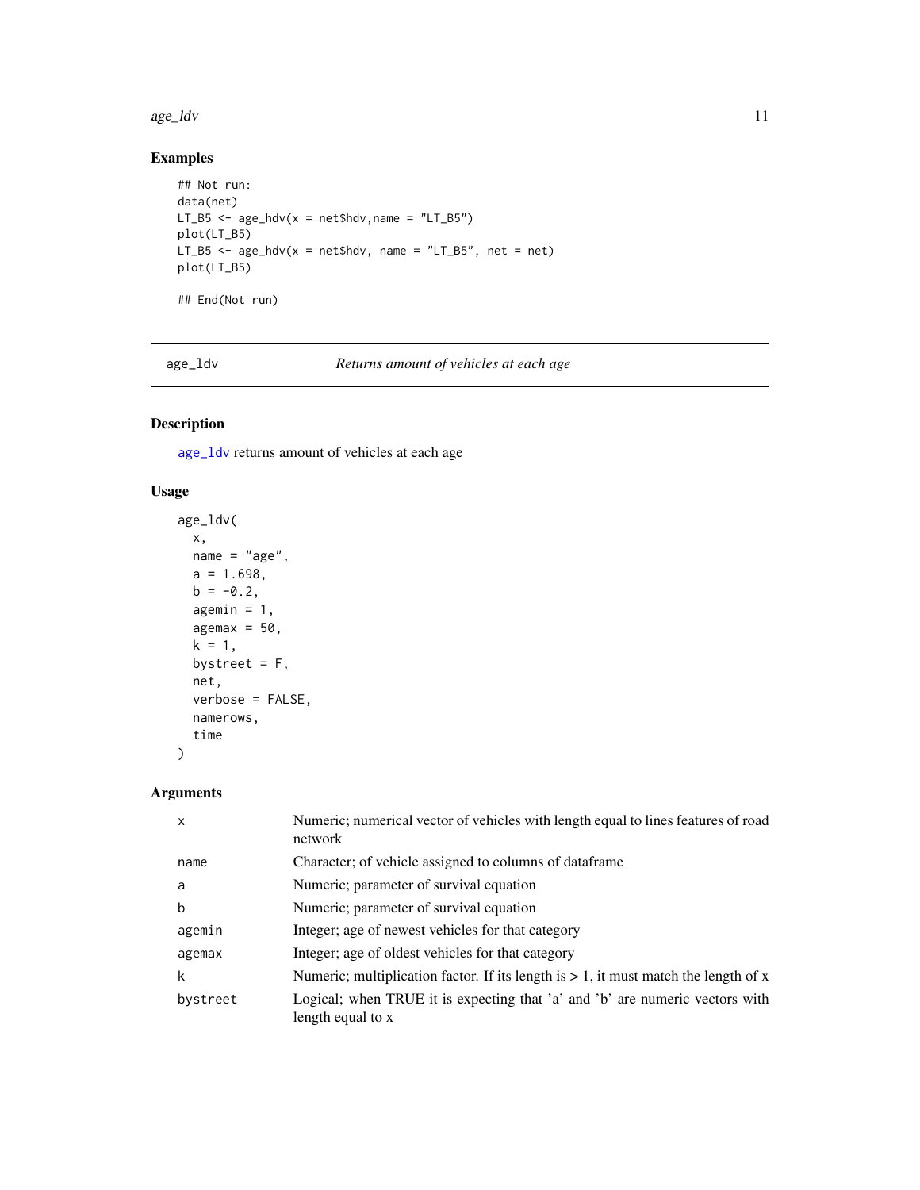## Examples

```
## Not run:
data(net)
LT_B5 <- age_hdv(x = net$hdv,name = "LT_B5")
plot(LT_B5)
LT_B5 <- age_hdv(x = net$hdv, name = "LT_B5", net = net)
plot(LT_B5)

## End(Not run)
```

---

# age_ldv — *Returns amount of vehicles at each age*

## Description

age_ldv returns amount of vehicles at each age

## Usage

```
age_ldv(
  x,
  name = "age",
  a = 1.698,
  b = -0.2,
  agemin = 1,
  agemax = 50,
  k = 1,
  bystreet = F,
  net,
  verbose = FALSE,
  namerows,
  time
)
```

## Arguments

| | |
|---|---|
| x | Numeric; numerical vector of vehicles with length equal to lines features of road network |
| name | Character; of vehicle assigned to columns of dataframe |
| a | Numeric; parameter of survival equation |
| b | Numeric; parameter of survival equation |
| agemin | Integer; age of newest vehicles for that category |
| agemax | Integer; age of oldest vehicles for that category |
| k | Numeric; multiplication factor. If its length is > 1, it must match the length of x |
| bystreet | Logical; when TRUE it is expecting that 'a' and 'b' are numeric vectors with length equal to x |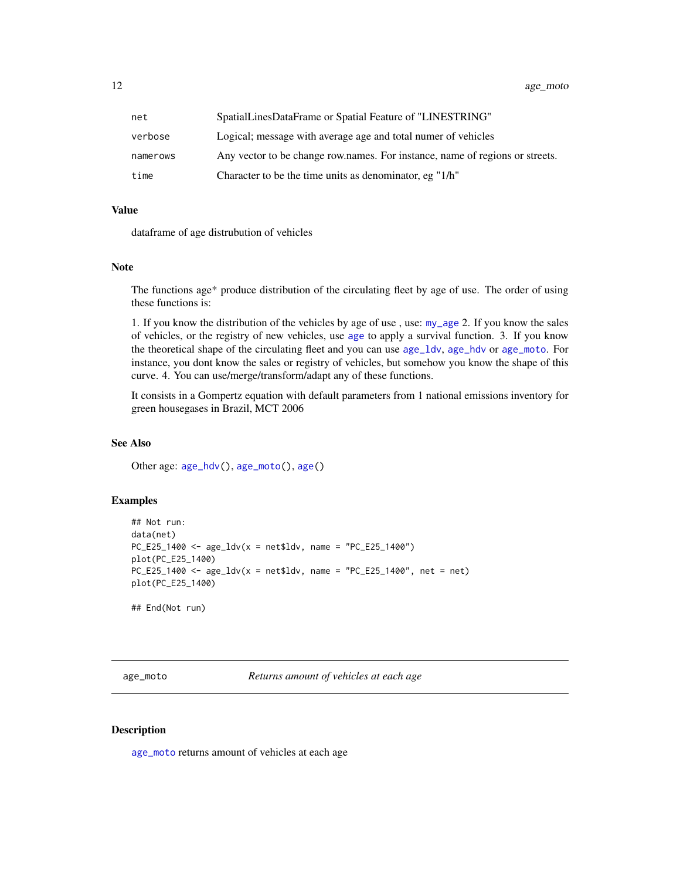| | |
|---|---|
| net | SpatialLinesDataFrame or Spatial Feature of "LINESTRING" |
| verbose | Logical; message with average age and total numer of vehicles |
| namerows | Any vector to be change row.names. For instance, name of regions or streets. |
| time | Character to be the time units as denominator, eg "1/h" |

### Value

dataframe of age distrubution of vehicles

### Note

The functions age* produce distribution of the circulating fleet by age of use. The order of using these functions is:

1. If you know the distribution of the vehicles by age of use , use: my_age 2. If you know the sales of vehicles, or the registry of new vehicles, use age to apply a survival function. 3. If you know the theoretical shape of the circulating fleet and you can use age_ldv, age_hdv or age_moto. For instance, you dont know the sales or registry of vehicles, but somehow you know the shape of this curve. 4. You can use/merge/transform/adapt any of these functions.

It consists in a Gompertz equation with default parameters from 1 national emissions inventory for green housegases in Brazil, MCT 2006

### See Also

Other age: age_hdv(), age_moto(), age()

### Examples

```
## Not run:
data(net)
PC_E25_1400 <- age_ldv(x = net$ldv, name = "PC_E25_1400")
plot(PC_E25_1400)
PC_E25_1400 <- age_ldv(x = net$ldv, name = "PC_E25_1400", net = net)
plot(PC_E25_1400)

## End(Not run)
```

## age_moto — *Returns amount of vehicles at each age*

### Description

age_moto returns amount of vehicles at each age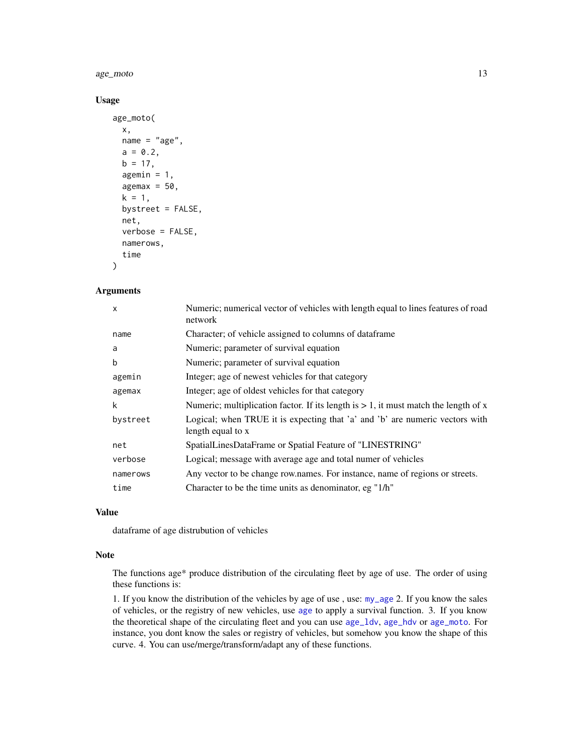## Usage

```
age_moto(
  x,
  name = "age",
  a = 0.2,
  b = 17,
  agemin = 1,
  agemax = 50,
  k = 1,
  bystreet = FALSE,
  net,
  verbose = FALSE,
  namerows,
  time
)
```

## Arguments

| | |
|---|---|
| x | Numeric; numerical vector of vehicles with length equal to lines features of road network |
| name | Character; of vehicle assigned to columns of dataframe |
| a | Numeric; parameter of survival equation |
| b | Numeric; parameter of survival equation |
| agemin | Integer; age of newest vehicles for that category |
| agemax | Integer; age of oldest vehicles for that category |
| k | Numeric; multiplication factor. If its length is > 1, it must match the length of x |
| bystreet | Logical; when TRUE it is expecting that 'a' and 'b' are numeric vectors with length equal to x |
| net | SpatialLinesDataFrame or Spatial Feature of "LINESTRING" |
| verbose | Logical; message with average age and total numer of vehicles |
| namerows | Any vector to be change row.names. For instance, name of regions or streets. |
| time | Character to be the time units as denominator, eg "1/h" |

## Value

dataframe of age distrubution of vehicles

## Note

The functions age* produce distribution of the circulating fleet by age of use. The order of using these functions is:

1. If you know the distribution of the vehicles by age of use , use: my_age 2. If you know the sales of vehicles, or the registry of new vehicles, use age to apply a survival function. 3. If you know the theoretical shape of the circulating fleet and you can use age_ldv, age_hdv or age_moto. For instance, you dont know the sales or registry of vehicles, but somehow you know the shape of this curve. 4. You can use/merge/transform/adapt any of these functions.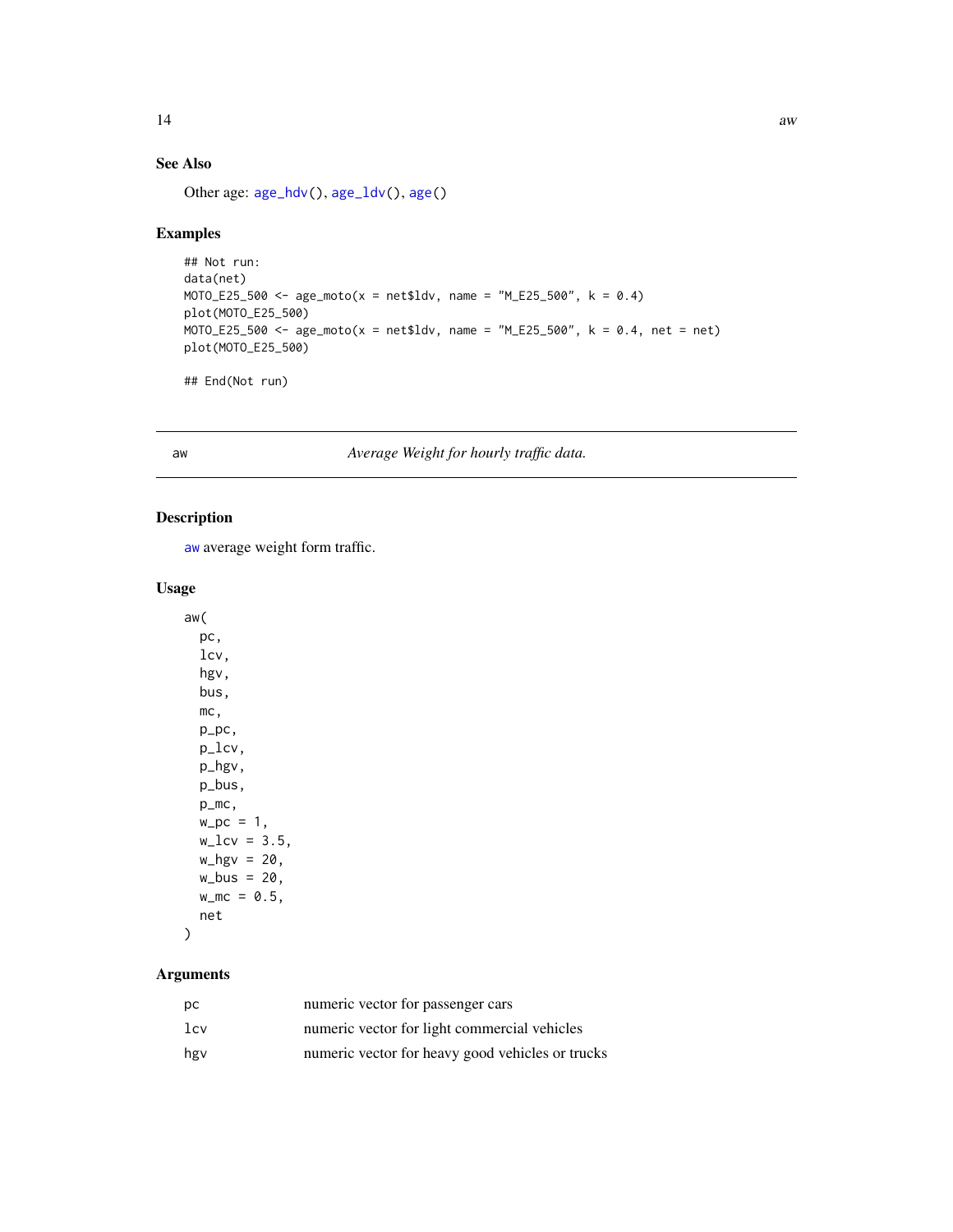### See Also

Other age: age_hdv(), age_ldv(), age()

### Examples

```
## Not run:
data(net)
MOTO_E25_500 <- age_moto(x = net$ldv, name = "M_E25_500", k = 0.4)
plot(MOTO_E25_500)
MOTO_E25_500 <- age_moto(x = net$ldv, name = "M_E25_500", k = 0.4, net = net)
plot(MOTO_E25_500)

## End(Not run)
```

---

## aw — *Average Weight for hourly traffic data.*

### Description

aw average weight form traffic.

### Usage

```
aw(
  pc,
  lcv,
  hgv,
  bus,
  mc,
  p_pc,
  p_lcv,
  p_hgv,
  p_bus,
  p_mc,
  w_pc = 1,
  w_lcv = 3.5,
  w_hgv = 20,
  w_bus = 20,
  w_mc = 0.5,
  net
)
```

### Arguments

| | |
|---|---|
| pc | numeric vector for passenger cars |
| lcv | numeric vector for light commercial vehicles |
| hgv | numeric vector for heavy good vehicles or trucks |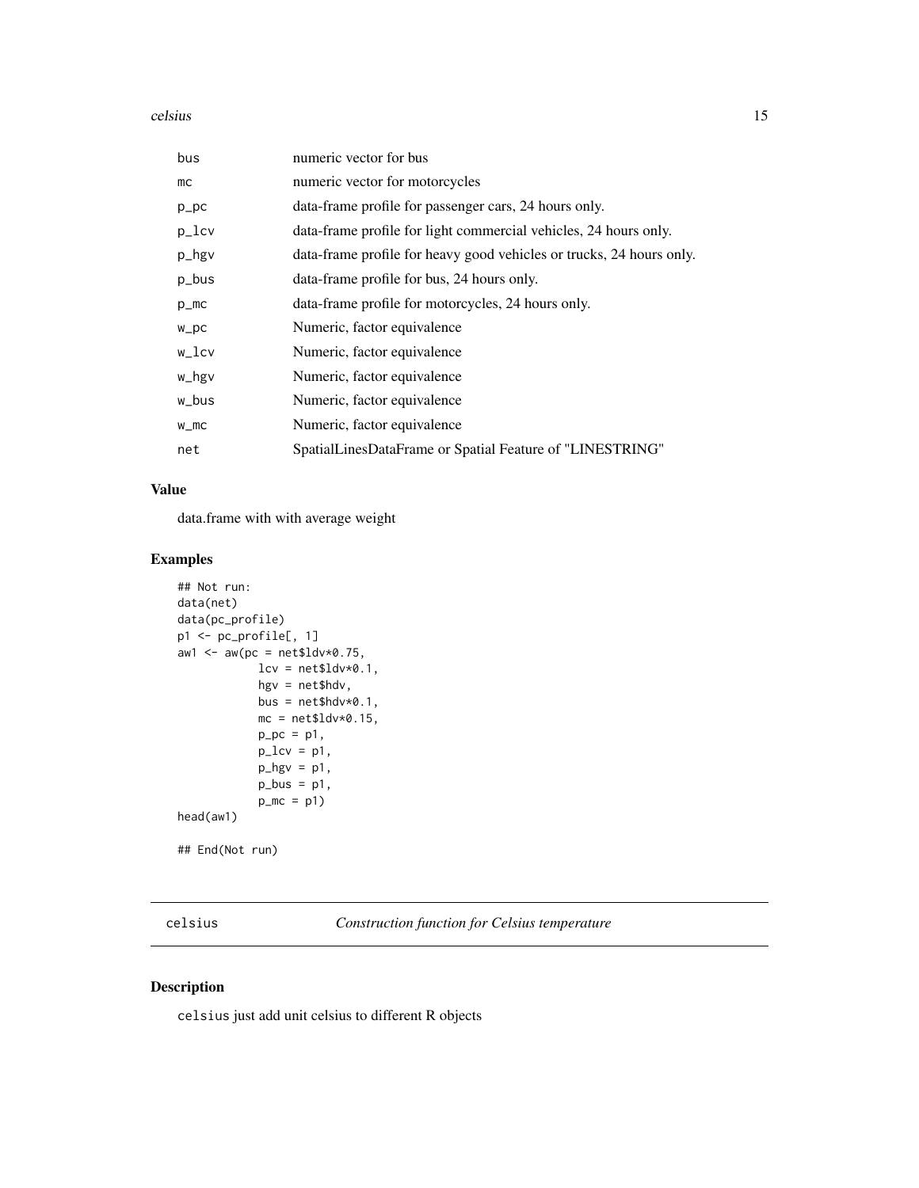| | |
|---|---|
| bus | numeric vector for bus |
| mc | numeric vector for motorcycles |
| p_pc | data-frame profile for passenger cars, 24 hours only. |
| p_lcv | data-frame profile for light commercial vehicles, 24 hours only. |
| p_hgv | data-frame profile for heavy good vehicles or trucks, 24 hours only. |
| p_bus | data-frame profile for bus, 24 hours only. |
| p_mc | data-frame profile for motorcycles, 24 hours only. |
| w_pc | Numeric, factor equivalence |
| w_lcv | Numeric, factor equivalence |
| w_hgv | Numeric, factor equivalence |
| w_bus | Numeric, factor equivalence |
| w_mc | Numeric, factor equivalence |
| net | SpatialLinesDataFrame or Spatial Feature of "LINESTRING" |

## Value

data.frame with with average weight

## Examples

```
## Not run:
data(net)
data(pc_profile)
p1 <- pc_profile[, 1]
aw1 <- aw(pc = net$ldv*0.75,
           lcv = net$ldv*0.1,
           hgv = net$hdv,
           bus = net$hdv*0.1,
           mc = net$ldv*0.15,
           p_pc = p1,
           p_lcv = p1,
           p_hgv = p1,
           p_bus = p1,
           p_mc = p1)
head(aw1)

## End(Not run)
```

---

celsius *Construction function for Celsius temperature*

---

## Description

celsius just add unit celsius to different R objects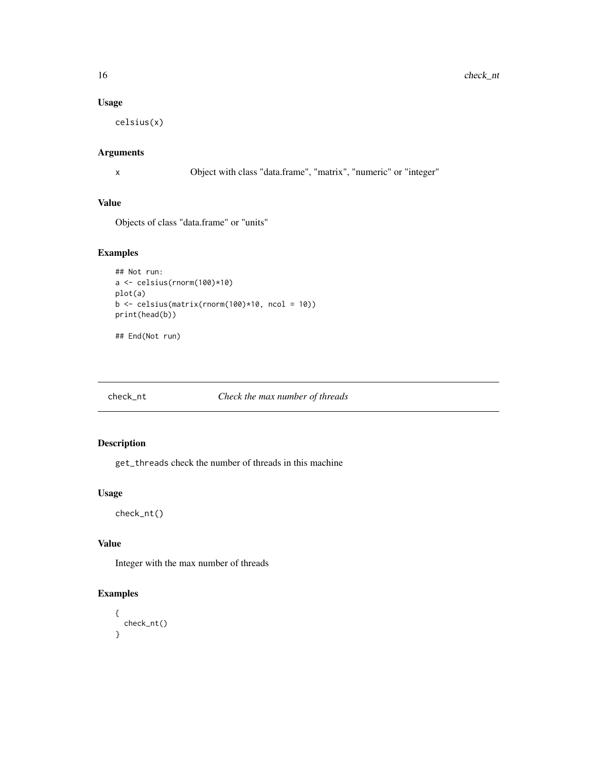## Usage

```
celsius(x)
```

## Arguments

x    Object with class "data.frame", "matrix", "numeric" or "integer"

## Value

Objects of class "data.frame" or "units"

## Examples

```
## Not run:
a <- celsius(rnorm(100)*10)
plot(a)
b <- celsius(matrix(rnorm(100)*10, ncol = 10))
print(head(b))

## End(Not run)
```

---

# check_nt    *Check the max number of threads*

## Description

`get_threads` check the number of threads in this machine

## Usage

```
check_nt()
```

## Value

Integer with the max number of threads

## Examples

```
{
  check_nt()
}
```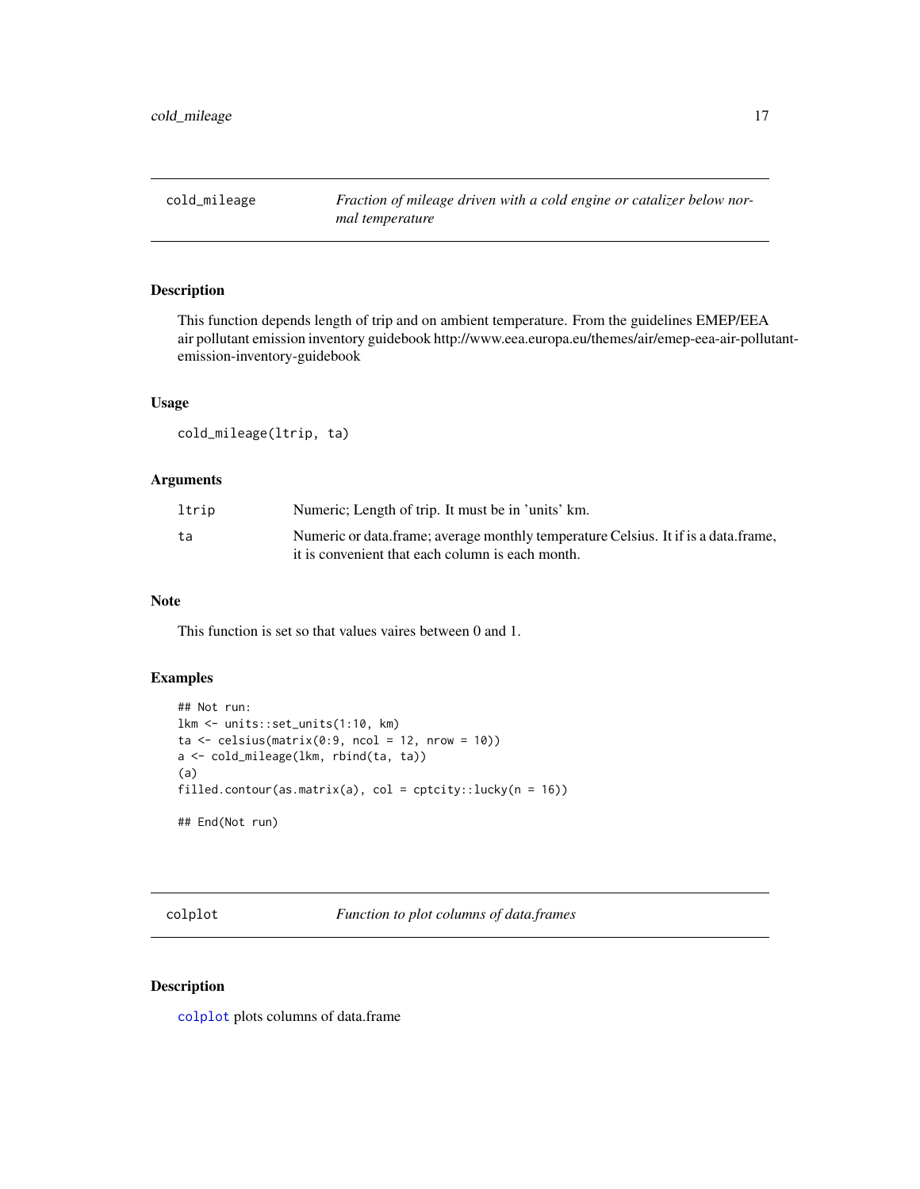## cold_mileage — *Fraction of mileage driven with a cold engine or catalizer below normal temperature*

### Description

This function depends length of trip and on ambient temperature. From the guidelines EMEP/EEA air pollutant emission inventory guidebook http://www.eea.europa.eu/themes/air/emep-eea-air-pollutant-emission-inventory-guidebook

### Usage

```
cold_mileage(ltrip, ta)
```

### Arguments

| | |
|---|---|
| ltrip | Numeric; Length of trip. It must be in 'units' km. |
| ta | Numeric or data.frame; average monthly temperature Celsius. It if is a data.frame, it is convenient that each column is each month. |

### Note

This function is set so that values vaires between 0 and 1.

### Examples

```
## Not run:
lkm <- units::set_units(1:10, km)
ta <- celsius(matrix(0:9, ncol = 12, nrow = 10))
a <- cold_mileage(lkm, rbind(ta, ta))
(a)
filled.contour(as.matrix(a), col = cptcity::lucky(n = 16))

## End(Not run)
```

## colplot — *Function to plot columns of data.frames*

### Description

colplot plots columns of data.frame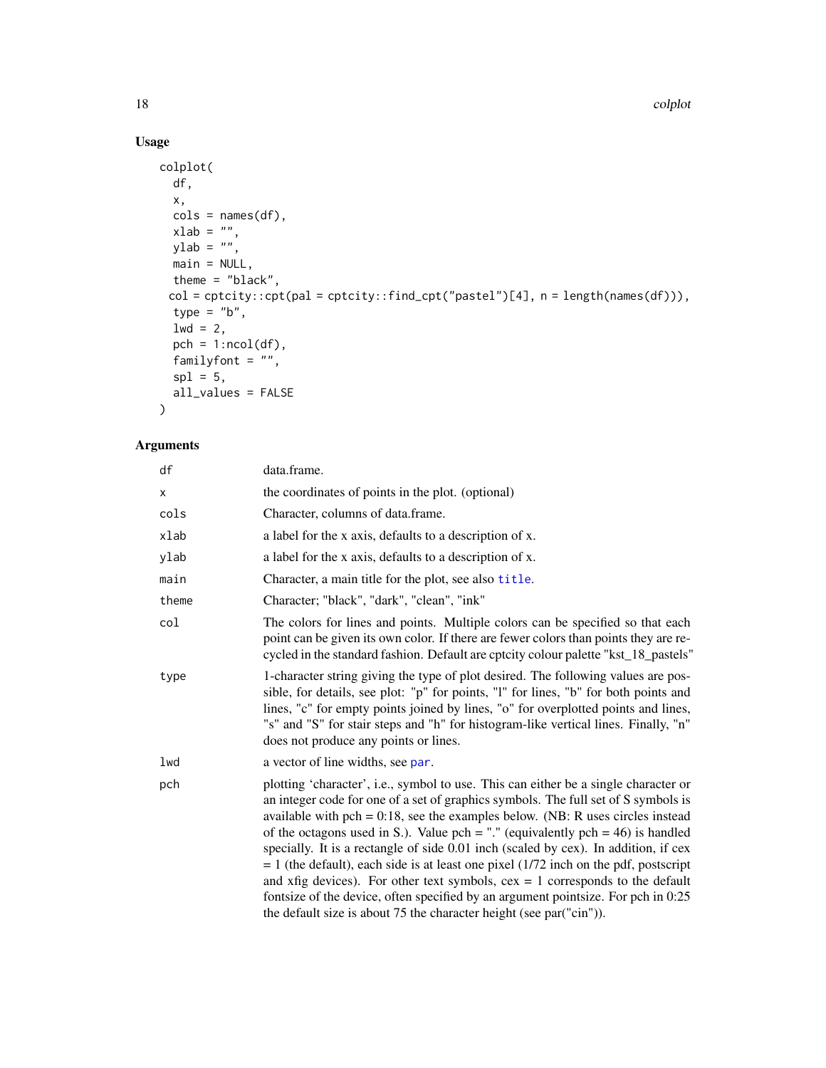## Usage

```
colplot(
  df,
  x,
  cols = names(df),
  xlab = "",
  ylab = "",
  main = NULL,
  theme = "black",
  col = cptcity::cpt(pal = cptcity::find_cpt("pastel")[4], n = length(names(df))),
  type = "b",
  lwd = 2,
  pch = 1:ncol(df),
  familyfont = "",
  spl = 5,
  all_values = FALSE
)
```

## Arguments

| | |
|---|---|
| `df` | data.frame. |
| `x` | the coordinates of points in the plot. (optional) |
| `cols` | Character, columns of data.frame. |
| `xlab` | a label for the x axis, defaults to a description of x. |
| `ylab` | a label for the x axis, defaults to a description of x. |
| `main` | Character, a main title for the plot, see also `title`. |
| `theme` | Character; "black", "dark", "clean", "ink" |
| `col` | The colors for lines and points. Multiple colors can be specified so that each point can be given its own color. If there are fewer colors than points they are recycled in the standard fashion. Default are cptcity colour palette "kst_18_pastels" |
| `type` | 1-character string giving the type of plot desired. The following values are possible, for details, see plot: "p" for points, "l" for lines, "b" for both points and lines, "c" for empty points joined by lines, "o" for overplotted points and lines, "s" and "S" for stair steps and "h" for histogram-like vertical lines. Finally, "n" does not produce any points or lines. |
| `lwd` | a vector of line widths, see `par`. |
| `pch` | plotting 'character', i.e., symbol to use. This can either be a single character or an integer code for one of a set of graphics symbols. The full set of S symbols is available with pch = 0:18, see the examples below. (NB: R uses circles instead of the octagons used in S.). Value pch = "." (equivalently pch = 46) is handled specially. It is a rectangle of side 0.01 inch (scaled by cex). In addition, if cex = 1 (the default), each side is at least one pixel (1/72 inch on the pdf, postscript and xfig devices). For other text symbols, cex = 1 corresponds to the default fontsize of the device, often specified by an argument pointsize. For pch in 0:25 the default size is about 75 the character height (see par("cin")). |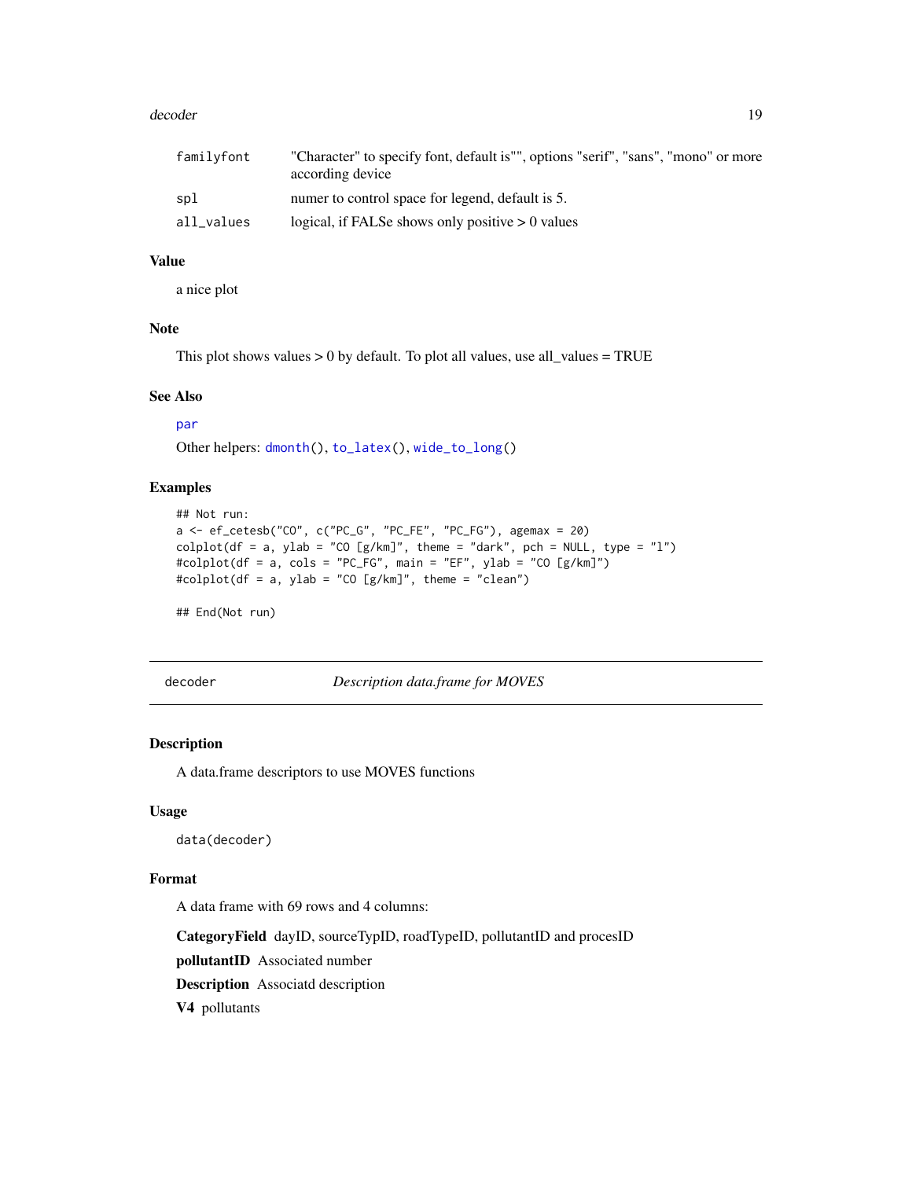| | |
|---|---|
| familyfont | "Character" to specify font, default is"", options "serif", "sans", "mono" or more according device |
| spl | numer to control space for legend, default is 5. |
| all_values | logical, if FALSe shows only positive > 0 values |

### Value

a nice plot

### Note

This plot shows values > 0 by default. To plot all values, use all_values = TRUE

### See Also

par

Other helpers: dmonth(), to_latex(), wide_to_long()

### Examples

```
## Not run:
a <- ef_cetesb("CO", c("PC_G", "PC_FE", "PC_FG"), agemax = 20)
colplot(df = a, ylab = "CO [g/km]", theme = "dark", pch = NULL, type = "l")
#colplot(df = a, cols = "PC_FG", main = "EF", ylab = "CO [g/km]")
#colplot(df = a, ylab = "CO [g/km]", theme = "clean")

## End(Not run)
```

---

## decoder — *Description data.frame for MOVES*

### Description

A data.frame descriptors to use MOVES functions

### Usage

```
data(decoder)
```

### Format

A data frame with 69 rows and 4 columns:

**CategoryField** dayID, sourceTypID, roadTypeID, pollutantID and procesID

**pollutantID** Associated number

**Description** Associatd description

**V4** pollutants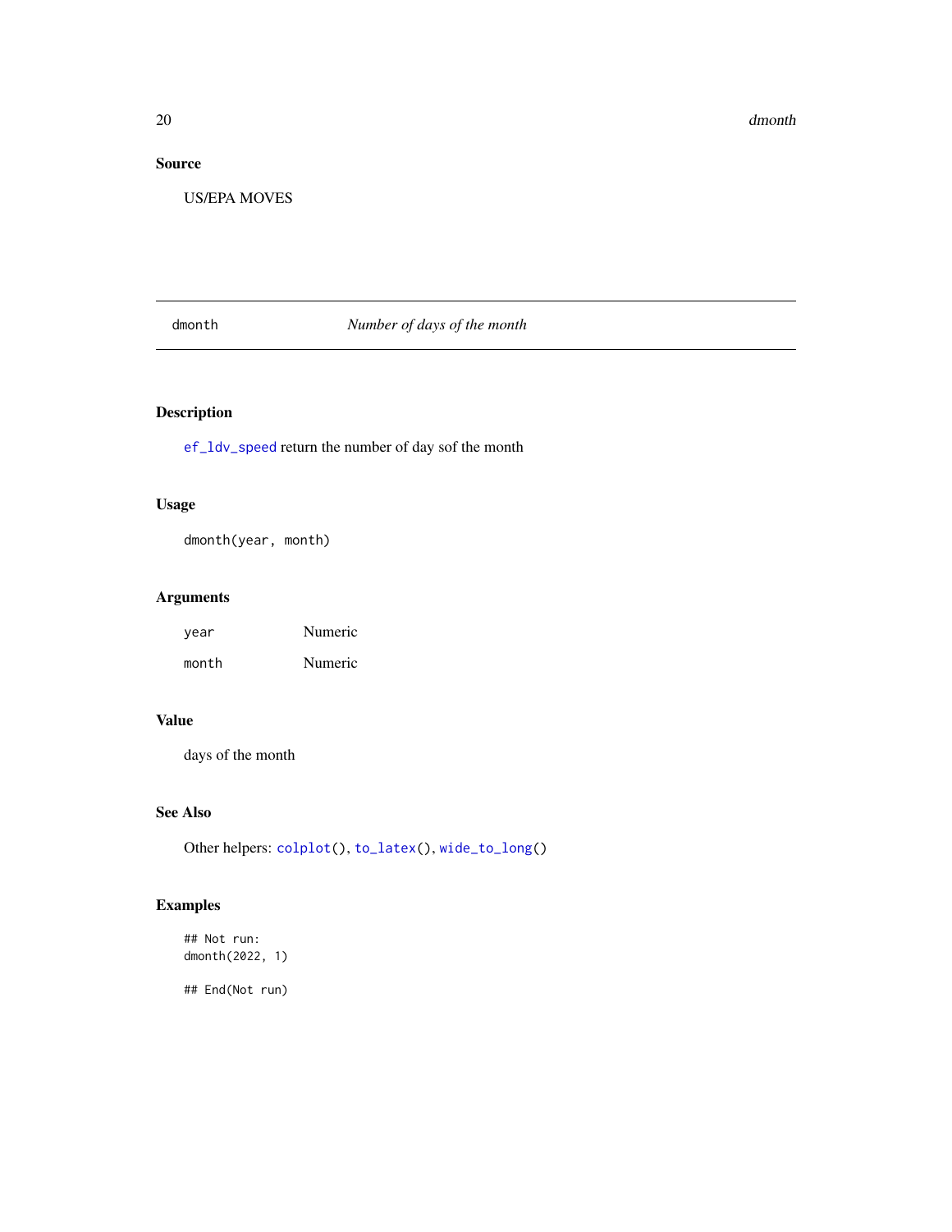### Source

US/EPA MOVES

---

## dmonth — *Number of days of the month*

### Description

`ef_ldv_speed` return the number of day sof the month

### Usage

```
dmonth(year, month)
```

### Arguments

| | |
|---|---|
| `year` | Numeric |
| `month` | Numeric |

### Value

days of the month

### See Also

Other helpers: `colplot()`, `to_latex()`, `wide_to_long()`

### Examples

```
## Not run:
dmonth(2022, 1)

## End(Not run)
```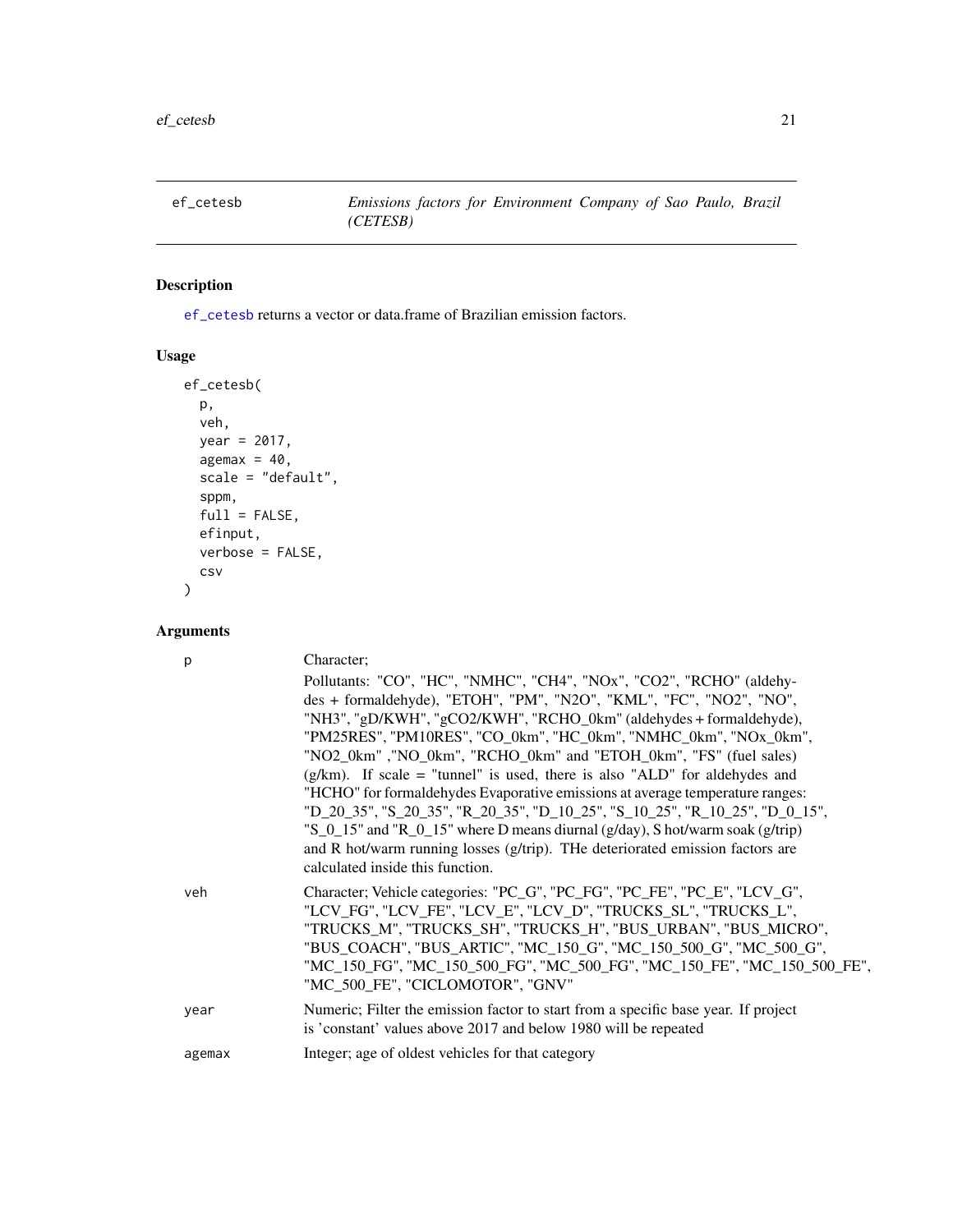ef_cetesb — *Emissions factors for Environment Company of Sao Paulo, Brazil (CETESB)*

## Description

ef_cetesb returns a vector or data.frame of Brazilian emission factors.

## Usage

```
ef_cetesb(
  p,
  veh,
  year = 2017,
  agemax = 40,
  scale = "default",
  sppm,
  full = FALSE,
  efinput,
  verbose = FALSE,
  csv
)
```

## Arguments

| | |
|---|---|
| p | Character; Pollutants: "CO", "HC", "NMHC", "CH4", "NOx", "CO2", "RCHO" (aldehydes + formaldehyde), "ETOH", "PM", "N2O", "KML", "FC", "NO2", "NO", "NH3", "gD/KWH", "gCO2/KWH", "RCHO_0km" (aldehydes + formaldehyde), "PM25RES", "PM10RES", "CO_0km", "HC_0km", "NMHC_0km", "NOx_0km", "NO2_0km" ,"NO_0km", "RCHO_0km" and "ETOH_0km", "FS" (fuel sales) (g/km). If scale = "tunnel" is used, there is also "ALD" for aldehydes and "HCHO" for formaldehydes Evaporative emissions at average temperature ranges: "D_20_35", "S_20_35", "R_20_35", "D_10_25", "S_10_25", "R_10_25", "D_0_15", "S_0_15" and "R_0_15" where D means diurnal (g/day), S hot/warm soak (g/trip) and R hot/warm running losses (g/trip). THe deteriorated emission factors are calculated inside this function. |
| veh | Character; Vehicle categories: "PC_G", "PC_FG", "PC_FE", "PC_E", "LCV_G", "LCV_FG", "LCV_FE", "LCV_E", "LCV_D", "TRUCKS_SL", "TRUCKS_L", "TRUCKS_M", "TRUCKS_SH", "TRUCKS_H", "BUS_URBAN", "BUS_MICRO", "BUS_COACH", "BUS_ARTIC", "MC_150_G", "MC_150_500_G", "MC_500_G", "MC_150_FG", "MC_150_500_FG", "MC_500_FG", "MC_150_FE", "MC_150_500_FE", "MC_500_FE", "CICLOMOTOR", "GNV" |
| year | Numeric; Filter the emission factor to start from a specific base year. If project is 'constant' values above 2017 and below 1980 will be repeated |
| agemax | Integer; age of oldest vehicles for that category |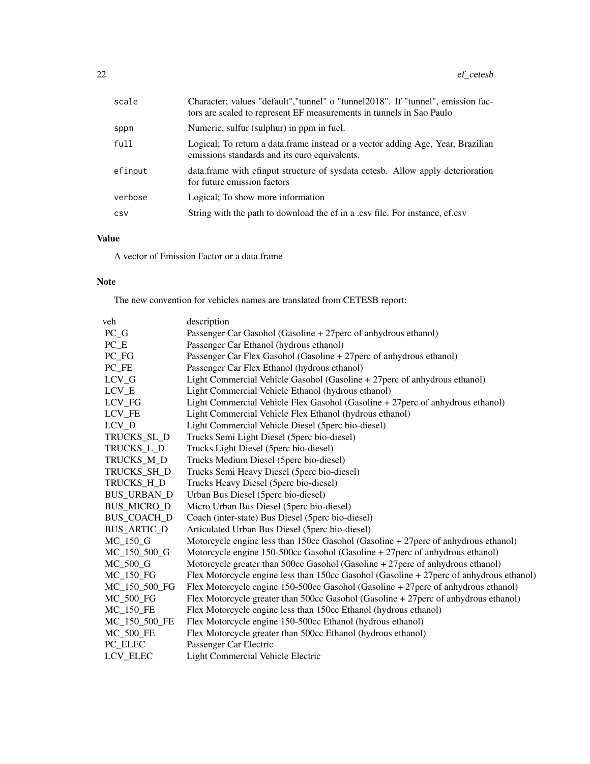| | |
|---|---|
| scale | Character; values "default","tunnel" o "tunnel2018". If "tunnel", emission factors are scaled to represent EF measurements in tunnels in Sao Paulo |
| sppm | Numeric, sulfur (sulphur) in ppm in fuel. |
| full | Logical; To return a data.frame instead or a vector adding Age, Year, Brazilian emissions standards and its euro equivalents. |
| efinput | data.frame with efinput structure of sysdata cetesb. Allow apply deterioration for future emission factors |
| verbose | Logical; To show more information |
| csv | String with the path to download the ef in a .csv file. For instance, ef.csv |

## Value

A vector of Emission Factor or a data.frame

## Note

The new convention for vehicles names are translated from CETESB report:

| veh | description |
|---|---|
| PC_G | Passenger Car Gasohol (Gasoline + 27perc of anhydrous ethanol) |
| PC_E | Passenger Car Ethanol (hydrous ethanol) |
| PC_FG | Passenger Car Flex Gasohol (Gasoline + 27perc of anhydrous ethanol) |
| PC_FE | Passenger Car Flex Ethanol (hydrous ethanol) |
| LCV_G | Light Commercial Vehicle Gasohol (Gasoline + 27perc of anhydrous ethanol) |
| LCV_E | Light Commercial Vehicle Ethanol (hydrous ethanol) |
| LCV_FG | Light Commercial Vehicle Flex Gasohol (Gasoline + 27perc of anhydrous ethanol) |
| LCV_FE | Light Commercial Vehicle Flex Ethanol (hydrous ethanol) |
| LCV_D | Light Commercial Vehicle Diesel (5perc bio-diesel) |
| TRUCKS_SL_D | Trucks Semi Light Diesel (5perc bio-diesel) |
| TRUCKS_L_D | Trucks Light Diesel (5perc bio-diesel) |
| TRUCKS_M_D | Trucks Medium Diesel (5perc bio-diesel) |
| TRUCKS_SH_D | Trucks Semi Heavy Diesel (5perc bio-diesel) |
| TRUCKS_H_D | Trucks Heavy Diesel (5perc bio-diesel) |
| BUS_URBAN_D | Urban Bus Diesel (5perc bio-diesel) |
| BUS_MICRO_D | Micro Urban Bus Diesel (5perc bio-diesel) |
| BUS_COACH_D | Coach (inter-state) Bus Diesel (5perc bio-diesel) |
| BUS_ARTIC_D | Articulated Urban Bus Diesel (5perc bio-diesel) |
| MC_150_G | Motorcycle engine less than 150cc Gasohol (Gasoline + 27perc of anhydrous ethanol) |
| MC_150_500_G | Motorcycle engine 150-500cc Gasohol (Gasoline + 27perc of anhydrous ethanol) |
| MC_500_G | Motorcycle greater than 500cc Gasohol (Gasoline + 27perc of anhydrous ethanol) |
| MC_150_FG | Flex Motorcycle engine less than 150cc Gasohol (Gasoline + 27perc of anhydrous ethanol) |
| MC_150_500_FG | Flex Motorcycle engine 150-500cc Gasohol (Gasoline + 27perc of anhydrous ethanol) |
| MC_500_FG | Flex Motorcycle greater than 500cc Gasohol (Gasoline + 27perc of anhydrous ethanol) |
| MC_150_FE | Flex Motorcycle engine less than 150cc Ethanol (hydrous ethanol) |
| MC_150_500_FE | Flex Motorcycle engine 150-500cc Ethanol (hydrous ethanol) |
| MC_500_FE | Flex Motorcycle greater than 500cc Ethanol (hydrous ethanol) |
| PC_ELEC | Passenger Car Electric |
| LCV_ELEC | Light Commercial Vehicle Electric |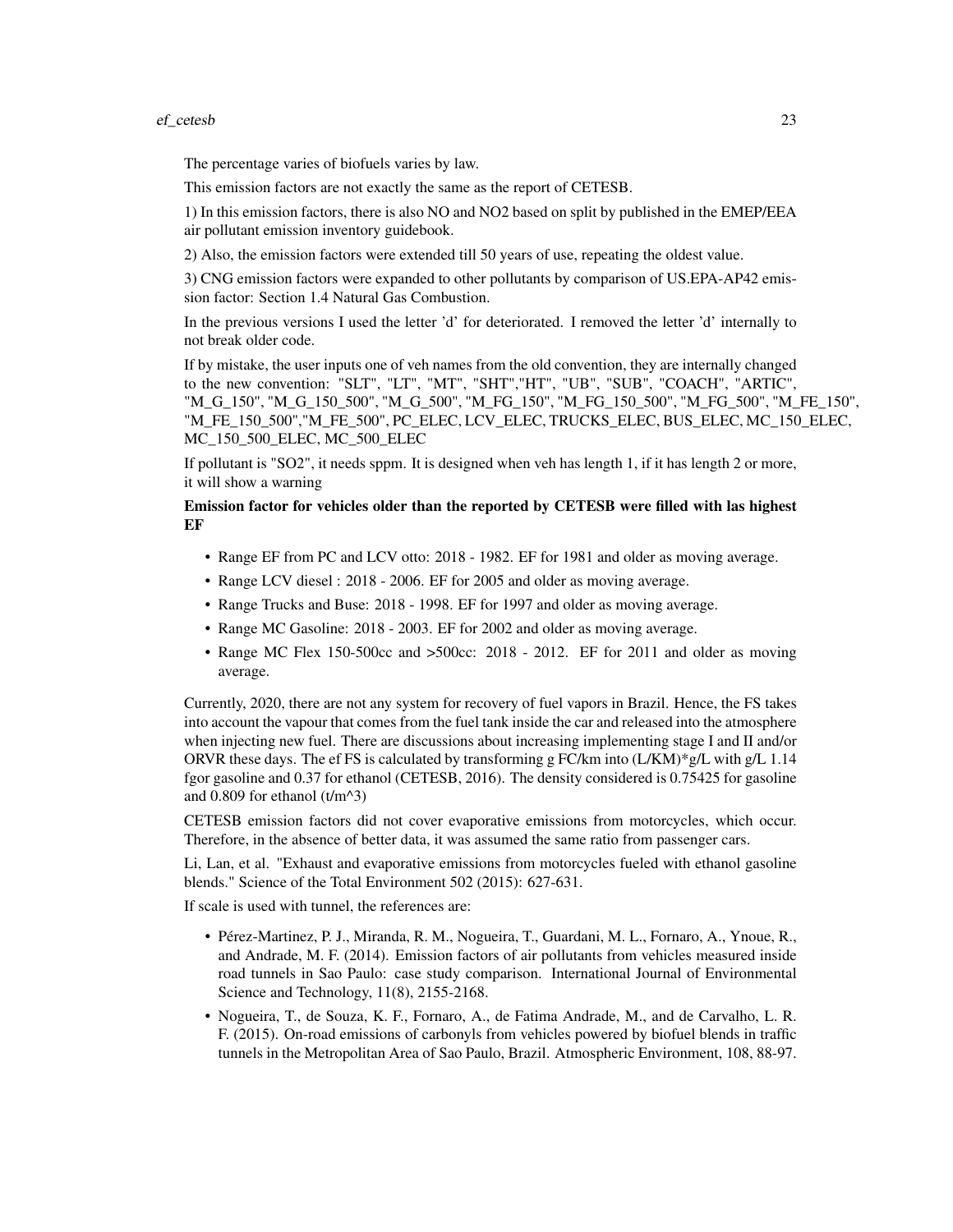The percentage varies of biofuels varies by law.

This emission factors are not exactly the same as the report of CETESB.

1) In this emission factors, there is also NO and NO2 based on split by published in the EMEP/EEA air pollutant emission inventory guidebook.

2) Also, the emission factors were extended till 50 years of use, repeating the oldest value.

3) CNG emission factors were expanded to other pollutants by comparison of US.EPA-AP42 emission factor: Section 1.4 Natural Gas Combustion.

In the previous versions I used the letter 'd' for deteriorated. I removed the letter 'd' internally to not break older code.

If by mistake, the user inputs one of veh names from the old convention, they are internally changed to the new convention: "SLT", "LT", "MT", "SHT","HT", "UB", "SUB", "COACH", "ARTIC", "M_G_150", "M_G_150_500", "M_G_500", "M_FG_150", "M_FG_150_500", "M_FG_500", "M_FE_150", "M_FE_150_500","M_FE_500", PC_ELEC, LCV_ELEC, TRUCKS_ELEC, BUS_ELEC, MC_150_ELEC, MC_150_500_ELEC, MC_500_ELEC

If pollutant is "SO2", it needs sppm. It is designed when veh has length 1, if it has length 2 or more, it will show a warning

**Emission factor for vehicles older than the reported by CETESB were filled with las highest EF**

- Range EF from PC and LCV otto: 2018 - 1982. EF for 1981 and older as moving average.
- Range LCV diesel : 2018 - 2006. EF for 2005 and older as moving average.
- Range Trucks and Buse: 2018 - 1998. EF for 1997 and older as moving average.
- Range MC Gasoline: 2018 - 2003. EF for 2002 and older as moving average.
- Range MC Flex 150-500cc and >500cc: 2018 - 2012. EF for 2011 and older as moving average.

Currently, 2020, there are not any system for recovery of fuel vapors in Brazil. Hence, the FS takes into account the vapour that comes from the fuel tank inside the car and released into the atmosphere when injecting new fuel. There are discussions about increasing implementing stage I and II and/or ORVR these days. The ef FS is calculated by transforming g FC/km into (L/KM)*g/L with g/L 1.14 fgor gasoline and 0.37 for ethanol (CETESB, 2016). The density considered is 0.75425 for gasoline and 0.809 for ethanol (t/m^3)

CETESB emission factors did not cover evaporative emissions from motorcycles, which occur. Therefore, in the absence of better data, it was assumed the same ratio from passenger cars.

Li, Lan, et al. "Exhaust and evaporative emissions from motorcycles fueled with ethanol gasoline blends." Science of the Total Environment 502 (2015): 627-631.

If scale is used with tunnel, the references are:

- Pérez-Martinez, P. J., Miranda, R. M., Nogueira, T., Guardani, M. L., Fornaro, A., Ynoue, R., and Andrade, M. F. (2014). Emission factors of air pollutants from vehicles measured inside road tunnels in Sao Paulo: case study comparison. International Journal of Environmental Science and Technology, 11(8), 2155-2168.
- Nogueira, T., de Souza, K. F., Fornaro, A., de Fatima Andrade, M., and de Carvalho, L. R. F. (2015). On-road emissions of carbonyls from vehicles powered by biofuel blends in traffic tunnels in the Metropolitan Area of Sao Paulo, Brazil. Atmospheric Environment, 108, 88-97.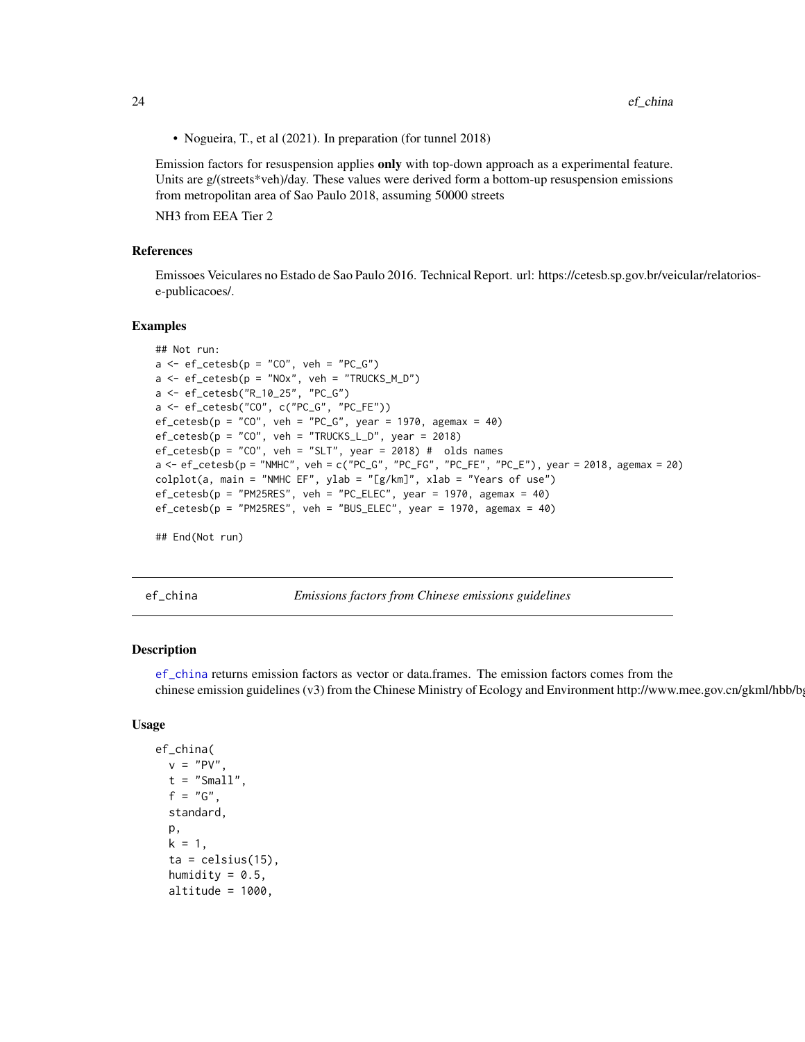- Nogueira, T., et al (2021). In preparation (for tunnel 2018)

Emission factors for resuspension applies **only** with top-down approach as a experimental feature. Units are g/(streets*veh)/day. These values were derived form a bottom-up resuspension emissions from metropolitan area of Sao Paulo 2018, assuming 50000 streets

NH3 from EEA Tier 2

### References

Emissoes Veiculares no Estado de Sao Paulo 2016. Technical Report. url: https://cetesb.sp.gov.br/veicular/relatorios-e-publicacoes/.

### Examples

```
## Not run:
a <- ef_cetesb(p = "CO", veh = "PC_G")
a <- ef_cetesb(p = "NOx", veh = "TRUCKS_M_D")
a <- ef_cetesb("R_10_25", "PC_G")
a <- ef_cetesb("CO", c("PC_G", "PC_FE"))
ef_cetesb(p = "CO", veh = "PC_G", year = 1970, agemax = 40)
ef_cetesb(p = "CO", veh = "TRUCKS_L_D", year = 2018)
ef_cetesb(p = "CO", veh = "SLT", year = 2018) #  olds names
a <- ef_cetesb(p = "NMHC", veh = c("PC_G", "PC_FG", "PC_FE", "PC_E"), year = 2018, agemax = 20)
colplot(a, main = "NMHC EF", ylab = "[g/km]", xlab = "Years of use")
ef_cetesb(p = "PM25RES", veh = "PC_ELEC", year = 1970, agemax = 40)
ef_cetesb(p = "PM25RES", veh = "BUS_ELEC", year = 1970, agemax = 40)

## End(Not run)
```

---

## ef_china *Emissions factors from Chinese emissions guidelines*

### Description

ef_china returns emission factors as vector or data.frames. The emission factors comes from the chinese emission guidelines (v3) from the Chinese Ministry of Ecology and Environment http://www.mee.gov.cn/gkml/hbb/bg

### Usage

```
ef_china(
  v = "PV",
  t = "Small",
  f = "G",
  standard,
  p,
  k = 1,
  ta = celsius(15),
  humidity = 0.5,
  altitude = 1000,
```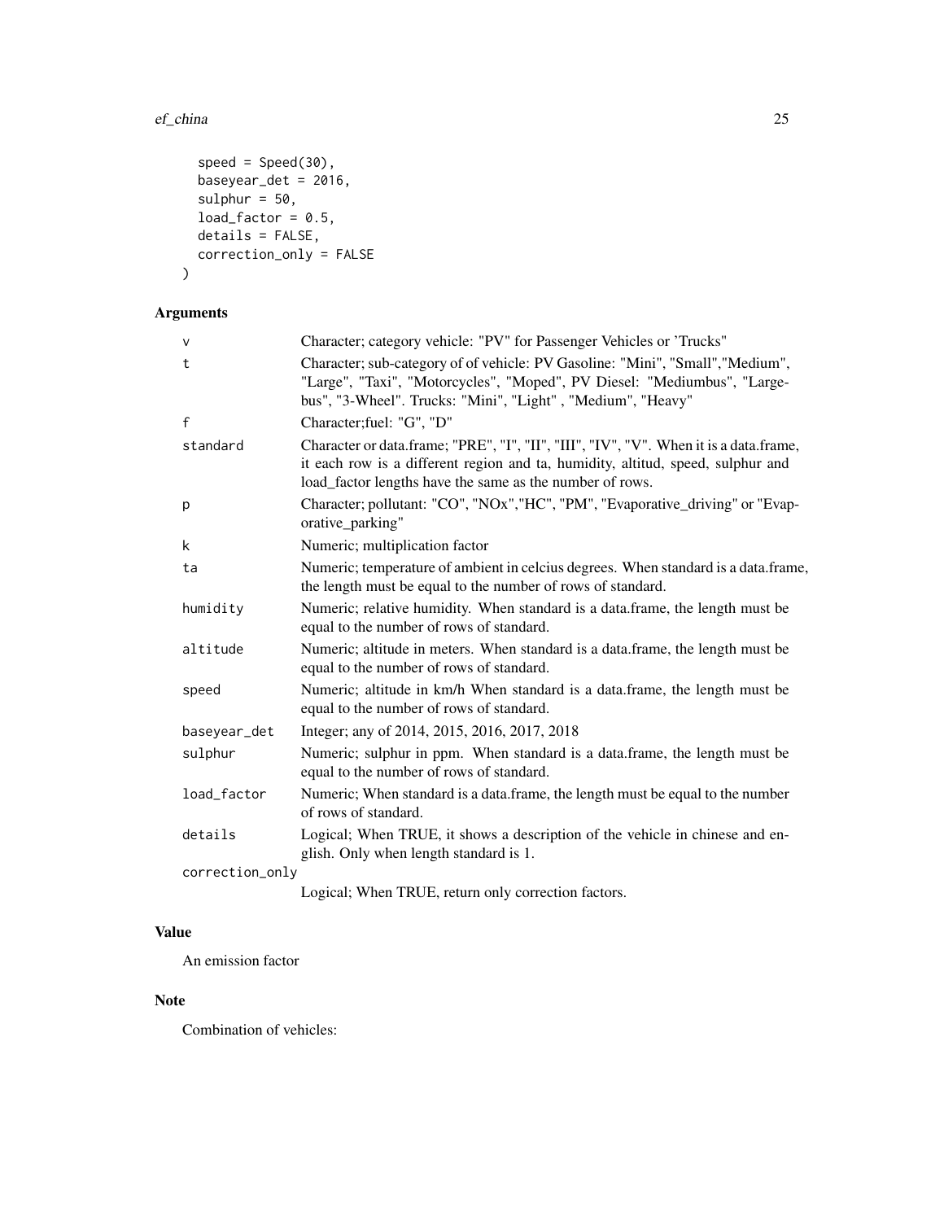```
  speed = Speed(30),
  baseyear_det = 2016,
  sulphur = 50,
  load_factor = 0.5,
  details = FALSE,
  correction_only = FALSE
)
```

## Arguments

| | |
|---|---|
| v | Character; category vehicle: "PV" for Passenger Vehicles or 'Trucks" |
| t | Character; sub-category of of vehicle: PV Gasoline: "Mini", "Small","Medium", "Large", "Taxi", "Motorcycles", "Moped", PV Diesel: "Mediumbus", "Largebus", "3-Wheel". Trucks: "Mini", "Light" , "Medium", "Heavy" |
| f | Character;fuel: "G", "D" |
| standard | Character or data.frame; "PRE", "I", "II", "III", "IV", "V". When it is a data.frame, it each row is a different region and ta, humidity, altitud, speed, sulphur and load_factor lengths have the same as the number of rows. |
| p | Character; pollutant: "CO", "NOx","HC", "PM", "Evaporative_driving" or "Evaporative_parking" |
| k | Numeric; multiplication factor |
| ta | Numeric; temperature of ambient in celcius degrees. When standard is a data.frame, the length must be equal to the number of rows of standard. |
| humidity | Numeric; relative humidity. When standard is a data.frame, the length must be equal to the number of rows of standard. |
| altitude | Numeric; altitude in meters. When standard is a data.frame, the length must be equal to the number of rows of standard. |
| speed | Numeric; altitude in km/h When standard is a data.frame, the length must be equal to the number of rows of standard. |
| baseyear_det | Integer; any of 2014, 2015, 2016, 2017, 2018 |
| sulphur | Numeric; sulphur in ppm. When standard is a data.frame, the length must be equal to the number of rows of standard. |
| load_factor | Numeric; When standard is a data.frame, the length must be equal to the number of rows of standard. |
| details | Logical; When TRUE, it shows a description of the vehicle in chinese and english. Only when length standard is 1. |
| correction_only | Logical; When TRUE, return only correction factors. |

## Value

An emission factor

## Note

Combination of vehicles: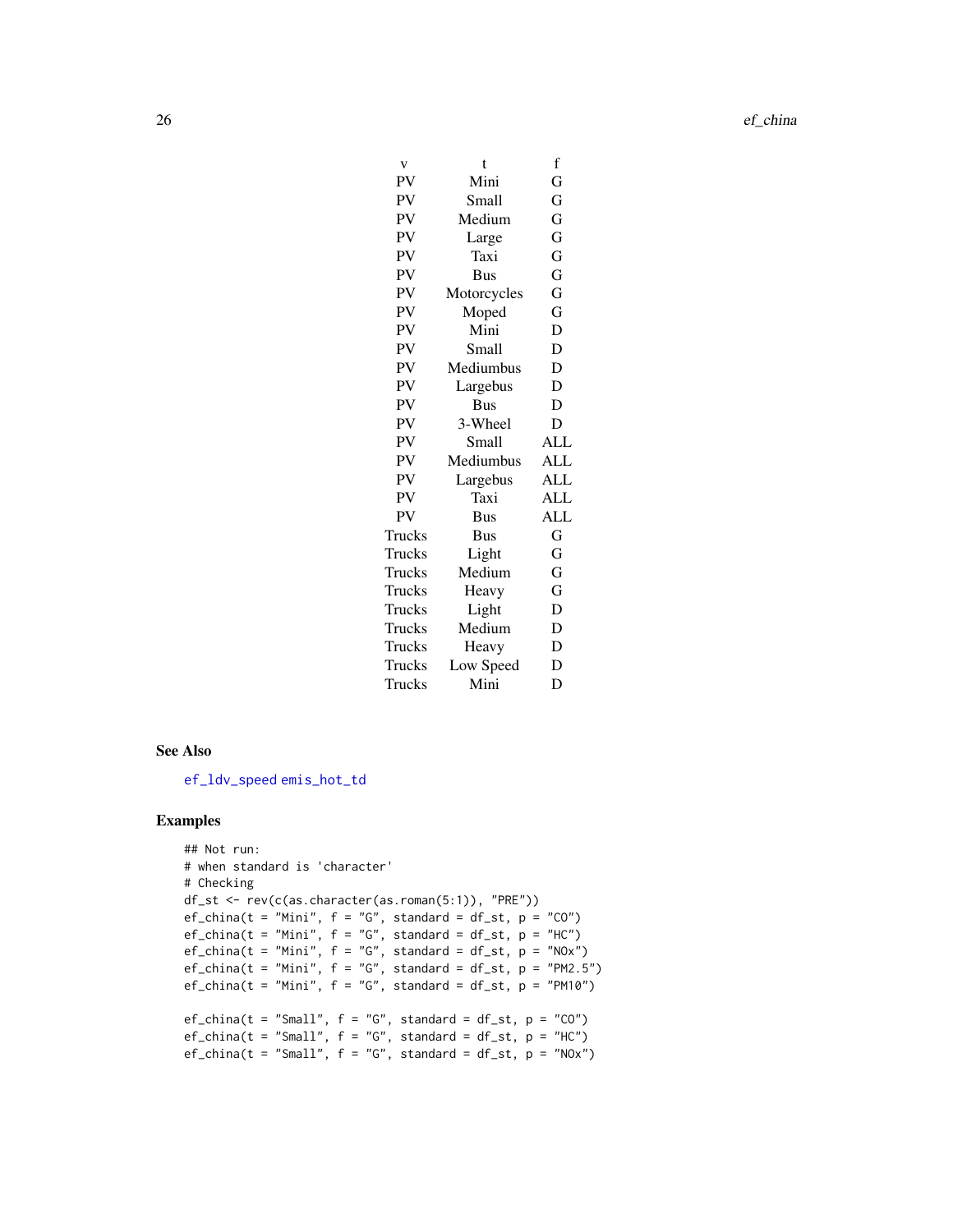| v | t | f |
|---|---|---|
| PV | Mini | G |
| PV | Small | G |
| PV | Medium | G |
| PV | Large | G |
| PV | Taxi | G |
| PV | Bus | G |
| PV | Motorcycles | G |
| PV | Moped | G |
| PV | Mini | D |
| PV | Small | D |
| PV | Mediumbus | D |
| PV | Largebus | D |
| PV | Bus | D |
| PV | 3-Wheel | D |
| PV | Small | ALL |
| PV | Mediumbus | ALL |
| PV | Largebus | ALL |
| PV | Taxi | ALL |
| PV | Bus | ALL |
| Trucks | Bus | G |
| Trucks | Light | G |
| Trucks | Medium | G |
| Trucks | Heavy | G |
| Trucks | Light | D |
| Trucks | Medium | D |
| Trucks | Heavy | D |
| Trucks | Low Speed | D |
| Trucks | Mini | D |

## See Also

ef_ldv_speed emis_hot_td

## Examples

```
## Not run:
# when standard is 'character'
# Checking
df_st <- rev(c(as.character(as.roman(5:1)), "PRE"))
ef_china(t = "Mini", f = "G", standard = df_st, p = "CO")
ef_china(t = "Mini", f = "G", standard = df_st, p = "HC")
ef_china(t = "Mini", f = "G", standard = df_st, p = "NOx")
ef_china(t = "Mini", f = "G", standard = df_st, p = "PM2.5")
ef_china(t = "Mini", f = "G", standard = df_st, p = "PM10")

ef_china(t = "Small", f = "G", standard = df_st, p = "CO")
ef_china(t = "Small", f = "G", standard = df_st, p = "HC")
ef_china(t = "Small", f = "G", standard = df_st, p = "NOx")
```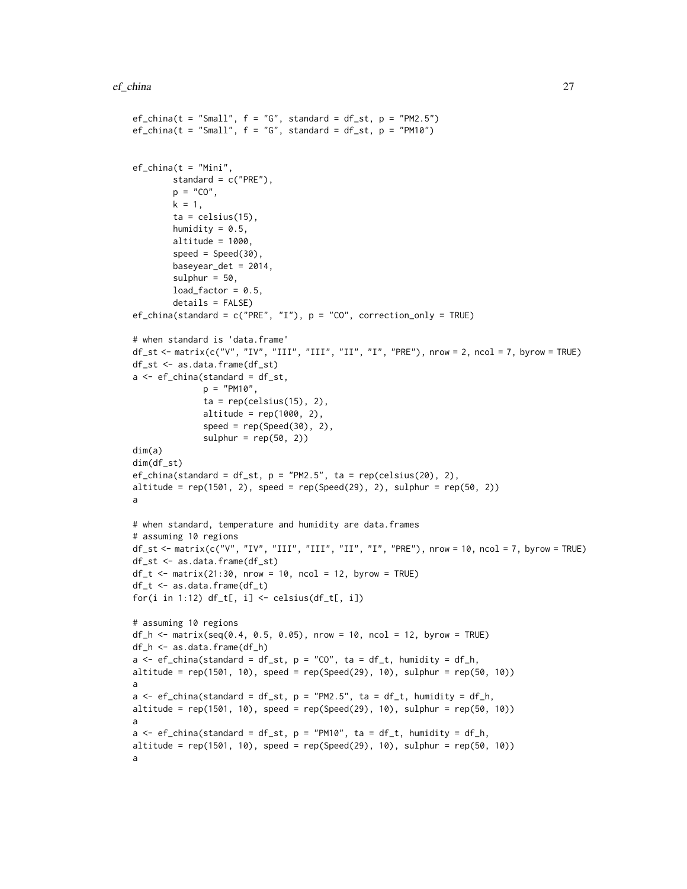```
ef_china(t = "Small", f = "G", standard = df_st, p = "PM2.5")
ef_china(t = "Small", f = "G", standard = df_st, p = "PM10")


ef_china(t = "Mini",
        standard = c("PRE"),
        p = "CO",
        k = 1,
        ta = celsius(15),
        humidity = 0.5,
        altitude = 1000,
        speed = Speed(30),
        baseyear_det = 2014,
        sulphur = 50,
        load_factor = 0.5,
        details = FALSE)
ef_china(standard = c("PRE", "I"), p = "CO", correction_only = TRUE)

# when standard is 'data.frame'
df_st <- matrix(c("V", "IV", "III", "III", "II", "I", "PRE"), nrow = 2, ncol = 7, byrow = TRUE)
df_st <- as.data.frame(df_st)
a <- ef_china(standard = df_st,
              p = "PM10",
              ta = rep(celsius(15), 2),
              altitude = rep(1000, 2),
              speed = rep(Speed(30), 2),
              sulphur = rep(50, 2))
dim(a)
dim(df_st)
ef_china(standard = df_st, p = "PM2.5", ta = rep(celsius(20), 2),
altitude = rep(1501, 2), speed = rep(Speed(29), 2), sulphur = rep(50, 2))
a

# when standard, temperature and humidity are data.frames
# assuming 10 regions
df_st <- matrix(c("V", "IV", "III", "III", "II", "I", "PRE"), nrow = 10, ncol = 7, byrow = TRUE)
df_st <- as.data.frame(df_st)
df_t <- matrix(21:30, nrow = 10, ncol = 12, byrow = TRUE)
df_t <- as.data.frame(df_t)
for(i in 1:12) df_t[, i] <- celsius(df_t[, i])

# assuming 10 regions
df_h <- matrix(seq(0.4, 0.5, 0.05), nrow = 10, ncol = 12, byrow = TRUE)
df_h <- as.data.frame(df_h)
a <- ef_china(standard = df_st, p = "CO", ta = df_t, humidity = df_h,
altitude = rep(1501, 10), speed = rep(Speed(29), 10), sulphur = rep(50, 10))
a
a <- ef_china(standard = df_st, p = "PM2.5", ta = df_t, humidity = df_h,
altitude = rep(1501, 10), speed = rep(Speed(29), 10), sulphur = rep(50, 10))
a
a <- ef_china(standard = df_st, p = "PM10", ta = df_t, humidity = df_h,
altitude = rep(1501, 10), speed = rep(Speed(29), 10), sulphur = rep(50, 10))
a
```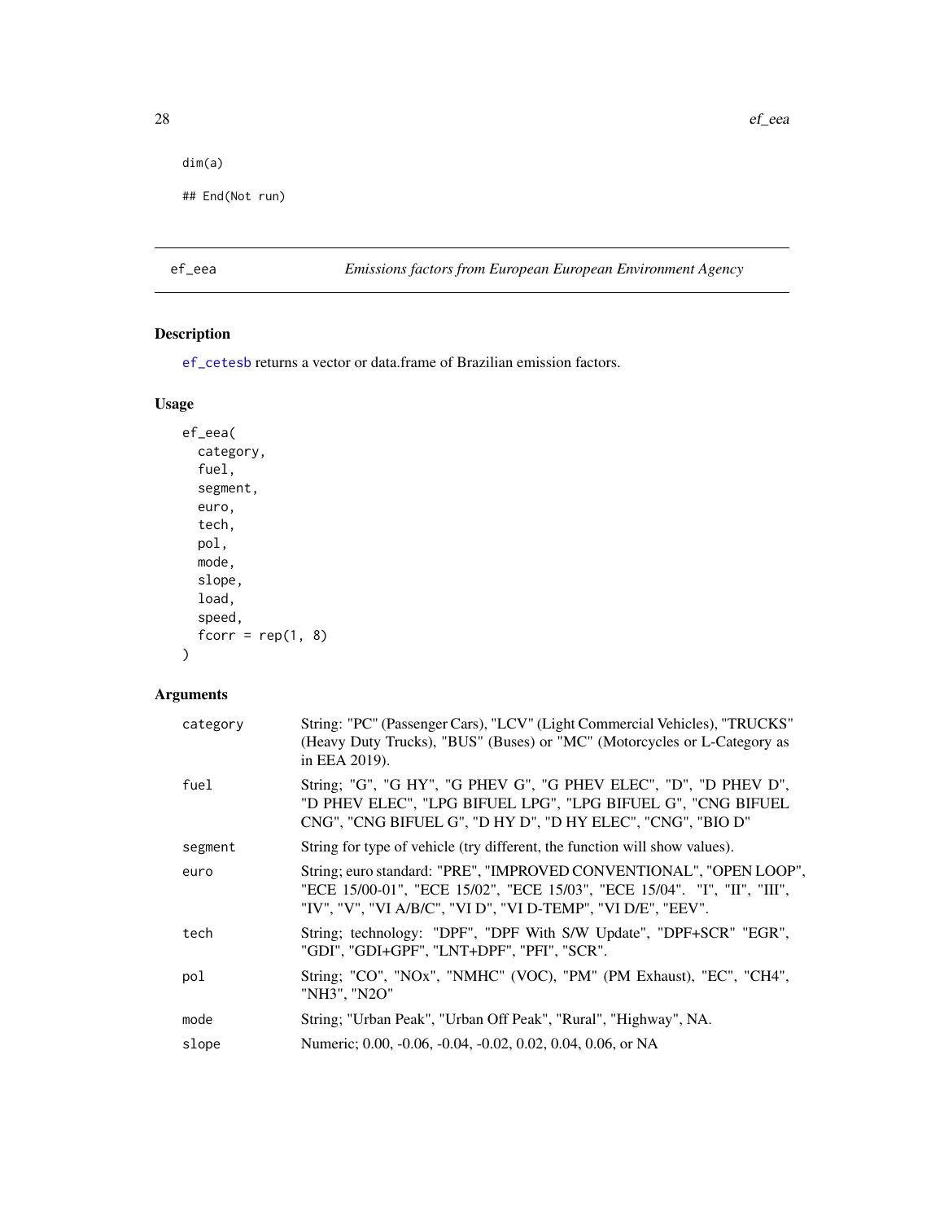```
dim(a)

## End(Not run)
```

## ef_eea — *Emissions factors from European European Environment Agency*

### Description

ef_cetesb returns a vector or data.frame of Brazilian emission factors.

### Usage

```
ef_eea(
  category,
  fuel,
  segment,
  euro,
  tech,
  pol,
  mode,
  slope,
  load,
  speed,
  fcorr = rep(1, 8)
)
```

### Arguments

| | |
|---|---|
| category | String: "PC" (Passenger Cars), "LCV" (Light Commercial Vehicles), "TRUCKS" (Heavy Duty Trucks), "BUS" (Buses) or "MC" (Motorcycles or L-Category as in EEA 2019). |
| fuel | String; "G", "G HY", "G PHEV G", "G PHEV ELEC", "D", "D PHEV D", "D PHEV ELEC", "LPG BIFUEL LPG", "LPG BIFUEL G", "CNG BIFUEL CNG", "CNG BIFUEL G", "D HY D", "D HY ELEC", "CNG", "BIO D" |
| segment | String for type of vehicle (try different, the function will show values). |
| euro | String; euro standard: "PRE", "IMPROVED CONVENTIONAL", "OPEN LOOP", "ECE 15/00-01", "ECE 15/02", "ECE 15/03", "ECE 15/04". "I", "II", "III", "IV", "V", "VI A/B/C", "VI D", "VI D-TEMP", "VI D/E", "EEV". |
| tech | String; technology: "DPF", "DPF With S/W Update", "DPF+SCR" "EGR", "GDI", "GDI+GPF", "LNT+DPF", "PFI", "SCR". |
| pol | String; "CO", "NOx", "NMHC" (VOC), "PM" (PM Exhaust), "EC", "CH4", "NH3", "N2O" |
| mode | String; "Urban Peak", "Urban Off Peak", "Rural", "Highway", NA. |
| slope | Numeric; 0.00, -0.06, -0.04, -0.02, 0.02, 0.04, 0.06, or NA |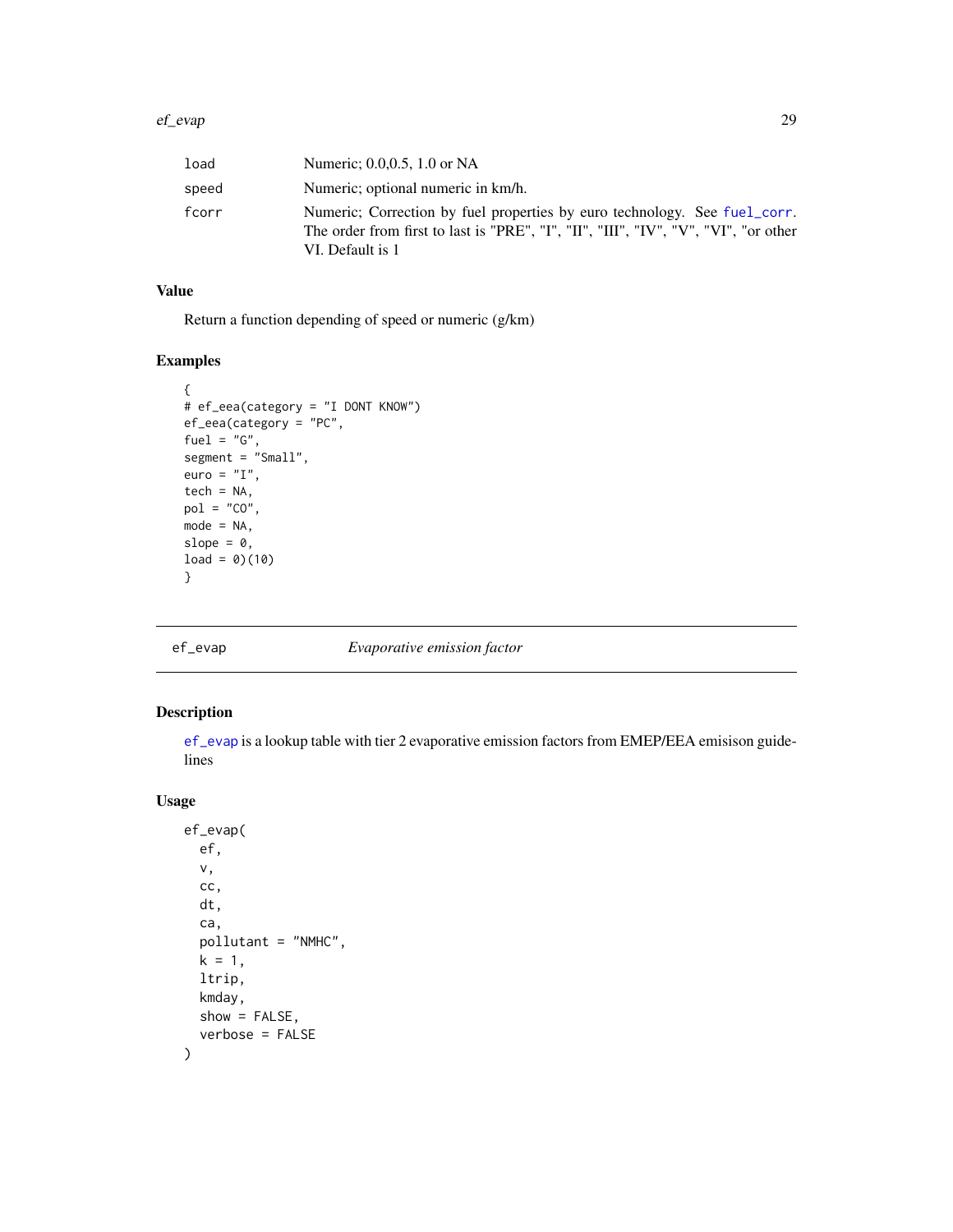| | |
|---|---|
| load | Numeric; 0.0,0.5, 1.0 or NA |
| speed | Numeric; optional numeric in km/h. |
| fcorr | Numeric; Correction by fuel properties by euro technology. See fuel_corr. The order from first to last is "PRE", "I", "II", "III", "IV", "V", "VI", "or other VI. Default is 1 |

### Value

Return a function depending of speed or numeric (g/km)

### Examples

```
{
# ef_eea(category = "I DONT KNOW")
ef_eea(category = "PC",
fuel = "G",
segment = "Small",
euro = "I",
tech = NA,
pol = "CO",
mode = NA,
slope = 0,
load = 0)(10)
}
```

---

## ef_evap *Evaporative emission factor*

### Description

ef_evap is a lookup table with tier 2 evaporative emission factors from EMEP/EEA emisison guidelines

### Usage

```
ef_evap(
  ef,
  v,
  cc,
  dt,
  ca,
  pollutant = "NMHC",
  k = 1,
  ltrip,
  kmday,
  show = FALSE,
  verbose = FALSE
)
```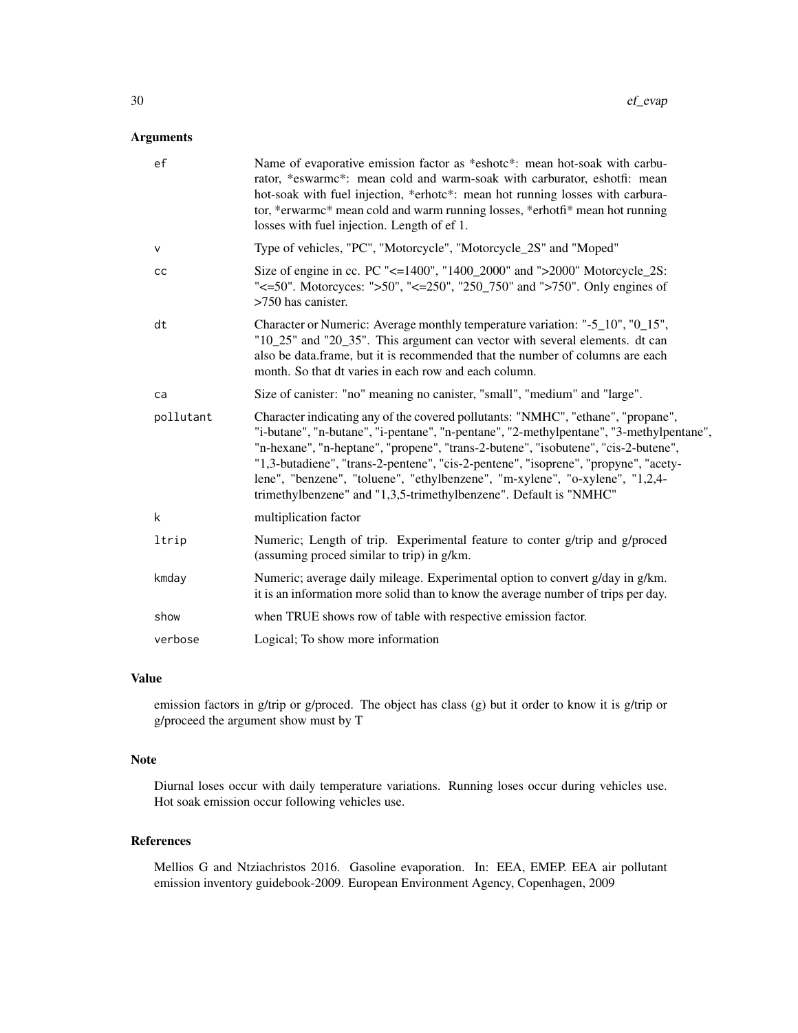## Arguments

| | |
|---|---|
| ef | Name of evaporative emission factor as *eshotc*: mean hot-soak with carburator, *eswarmc*: mean cold and warm-soak with carburator, eshotfi: mean hot-soak with fuel injection, *erhotc*: mean hot running losses with carburator, *erwarmc* mean cold and warm running losses, *erhotfi* mean hot running losses with fuel injection. Length of ef 1. |
| v | Type of vehicles, "PC", "Motorcycle", "Motorcycle_2S" and "Moped" |
| cc | Size of engine in cc. PC "<=1400", "1400_2000" and ">2000" Motorcycle_2S: "<=50". Motorcyces: ">50", "<=250", "250_750" and ">750". Only engines of >750 has canister. |
| dt | Character or Numeric: Average monthly temperature variation: "-5_10", "0_15", "10_25" and "20_35". This argument can vector with several elements. dt can also be data.frame, but it is recommended that the number of columns are each month. So that dt varies in each row and each column. |
| ca | Size of canister: "no" meaning no canister, "small", "medium" and "large". |
| pollutant | Character indicating any of the covered pollutants: "NMHC", "ethane", "propane", "i-butane", "n-butane", "i-pentane", "n-pentane", "2-methylpentane", "3-methylpentane", "n-hexane", "n-heptane", "propene", "trans-2-butene", "isobutene", "cis-2-butene", "1,3-butadiene", "trans-2-pentene", "cis-2-pentene", "isoprene", "propyne", "acetylene", "benzene", "toluene", "ethylbenzene", "m-xylene", "o-xylene", "1,2,4-trimethylbenzene" and "1,3,5-trimethylbenzene". Default is "NMHC" |
| k | multiplication factor |
| ltrip | Numeric; Length of trip. Experimental feature to conter g/trip and g/proced (assuming proced similar to trip) in g/km. |
| kmday | Numeric; average daily mileage. Experimental option to convert g/day in g/km. it is an information more solid than to know the average number of trips per day. |
| show | when TRUE shows row of table with respective emission factor. |
| verbose | Logical; To show more information |

## Value

emission factors in g/trip or g/proced. The object has class (g) but it order to know it is g/trip or g/proceed the argument show must by T

## Note

Diurnal loses occur with daily temperature variations. Running loses occur during vehicles use. Hot soak emission occur following vehicles use.

## References

Mellios G and Ntziachristos 2016. Gasoline evaporation. In: EEA, EMEP. EEA air pollutant emission inventory guidebook-2009. European Environment Agency, Copenhagen, 2009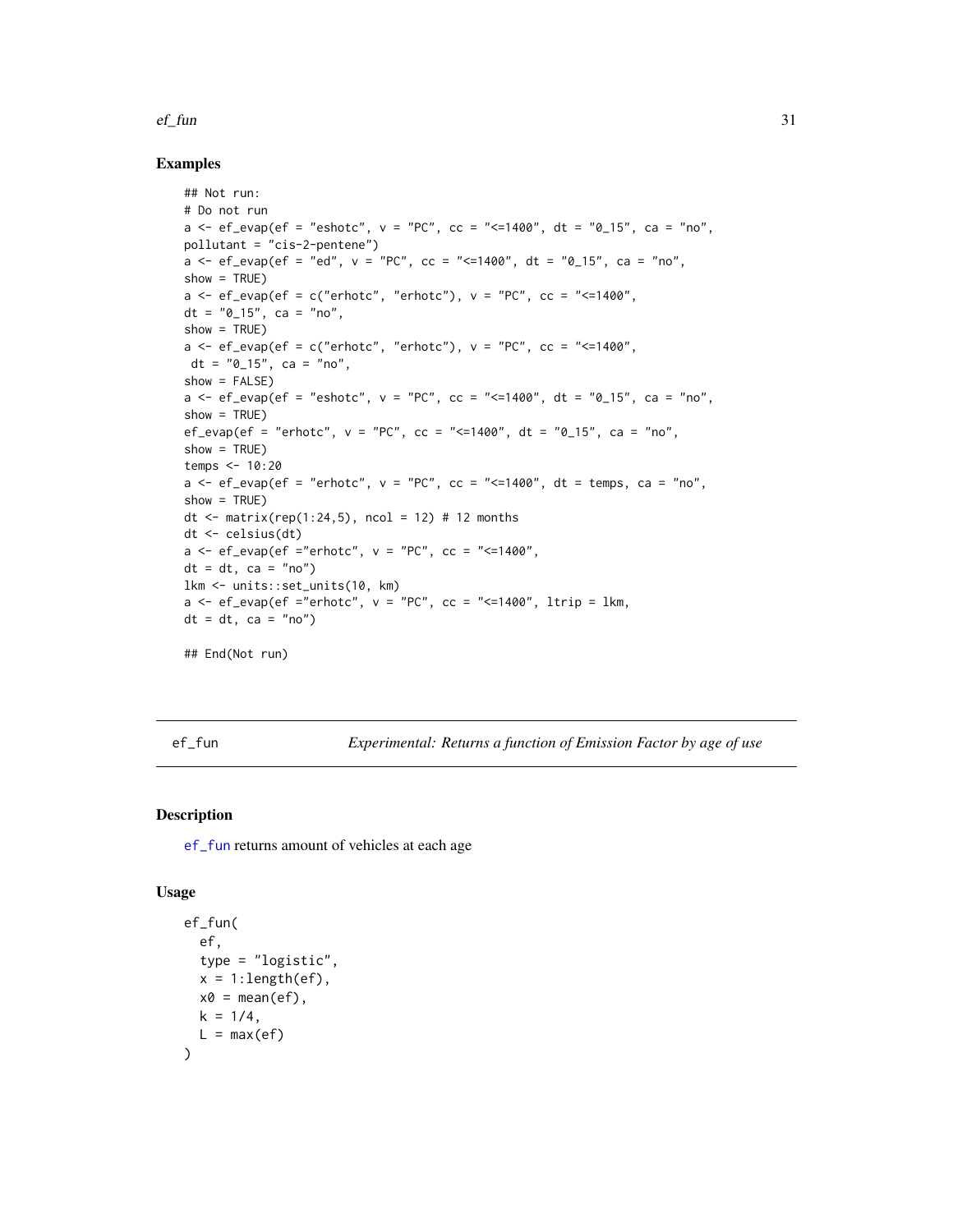## Examples

```
## Not run:
# Do not run
a <- ef_evap(ef = "eshotc", v = "PC", cc = "<=1400", dt = "0_15", ca = "no",
pollutant = "cis-2-pentene")
a <- ef_evap(ef = "ed", v = "PC", cc = "<=1400", dt = "0_15", ca = "no",
show = TRUE)
a <- ef_evap(ef = c("erhotc", "erhotc"), v = "PC", cc = "<=1400",
dt = "0_15", ca = "no",
show = TRUE)
a <- ef_evap(ef = c("erhotc", "erhotc"), v = "PC", cc = "<=1400",
 dt = "0_15", ca = "no",
show = FALSE)
a <- ef_evap(ef = "eshotc", v = "PC", cc = "<=1400", dt = "0_15", ca = "no",
show = TRUE)
ef_evap(ef = "erhotc", v = "PC", cc = "<=1400", dt = "0_15", ca = "no",
show = TRUE)
temps <- 10:20
a <- ef_evap(ef = "erhotc", v = "PC", cc = "<=1400", dt = temps, ca = "no",
show = TRUE)
dt <- matrix(rep(1:24,5), ncol = 12) # 12 months
dt <- celsius(dt)
a <- ef_evap(ef ="erhotc", v = "PC", cc = "<=1400",
dt = dt, ca = "no")
lkm <- units::set_units(10, km)
a <- ef_evap(ef ="erhotc", v = "PC", cc = "<=1400", ltrip = lkm,
dt = dt, ca = "no")

## End(Not run)
```

---

# ef_fun — *Experimental: Returns a function of Emission Factor by age of use*

## Description

ef_fun returns amount of vehicles at each age

## Usage

```
ef_fun(
  ef,
  type = "logistic",
  x = 1:length(ef),
  x0 = mean(ef),
  k = 1/4,
  L = max(ef)
)
```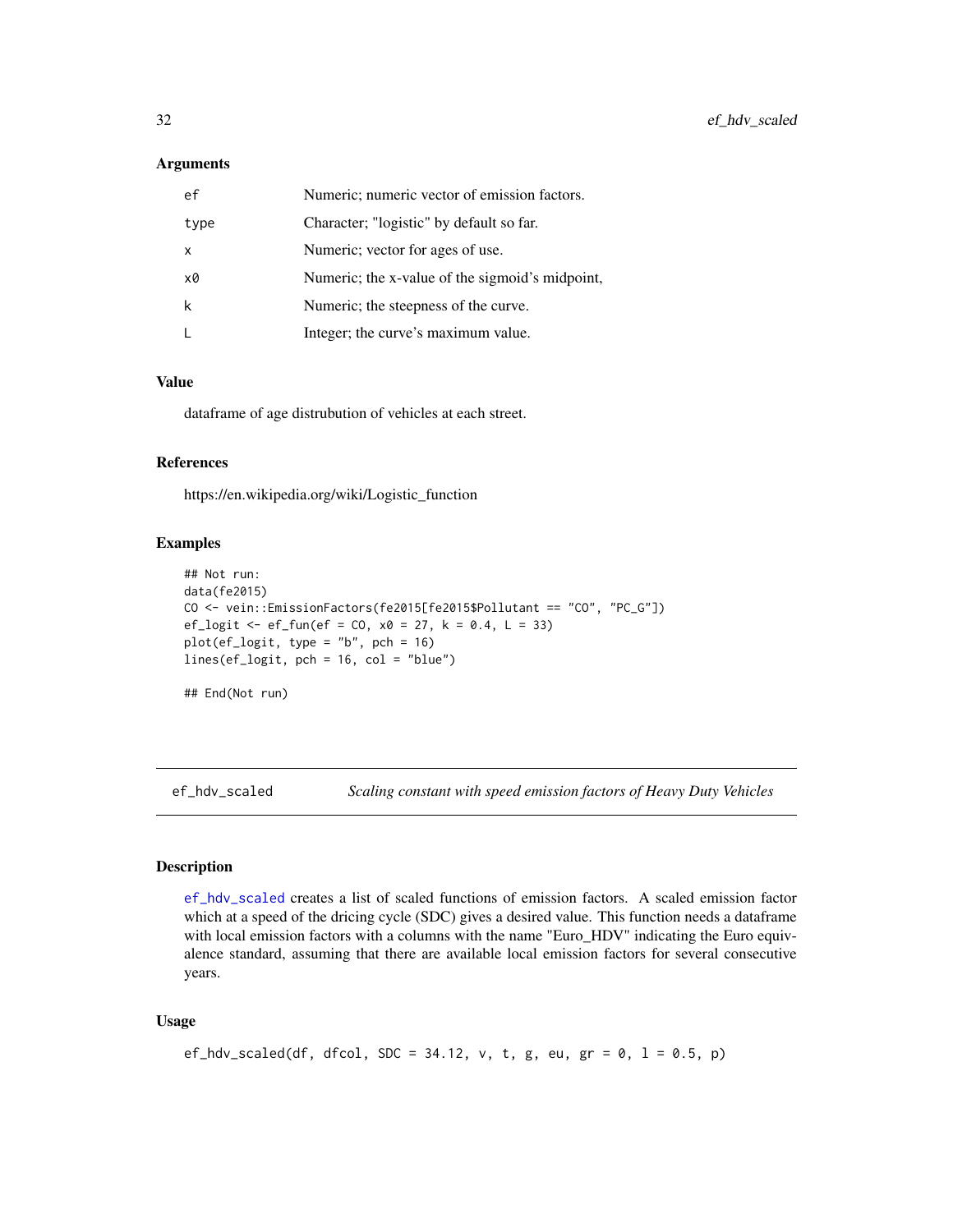### Arguments

| | |
|---|---|
| ef | Numeric; numeric vector of emission factors. |
| type | Character; "logistic" by default so far. |
| x | Numeric; vector for ages of use. |
| x0 | Numeric; the x-value of the sigmoid's midpoint, |
| k | Numeric; the steepness of the curve. |
| L | Integer; the curve's maximum value. |

### Value

dataframe of age distrubution of vehicles at each street.

### References

https://en.wikipedia.org/wiki/Logistic_function

### Examples

```
## Not run:
data(fe2015)
CO <- vein::EmissionFactors(fe2015[fe2015$Pollutant == "CO", "PC_G"])
ef_logit <- ef_fun(ef = CO, x0 = 27, k = 0.4, L = 33)
plot(ef_logit, type = "b", pch = 16)
lines(ef_logit, pch = 16, col = "blue")

## End(Not run)
```

---

## ef_hdv_scaled — *Scaling constant with speed emission factors of Heavy Duty Vehicles*

### Description

ef_hdv_scaled creates a list of scaled functions of emission factors. A scaled emission factor which at a speed of the dricing cycle (SDC) gives a desired value. This function needs a dataframe with local emission factors with a columns with the name "Euro_HDV" indicating the Euro equivalence standard, assuming that there are available local emission factors for several consecutive years.

### Usage

```
ef_hdv_scaled(df, dfcol, SDC = 34.12, v, t, g, eu, gr = 0, l = 0.5, p)
```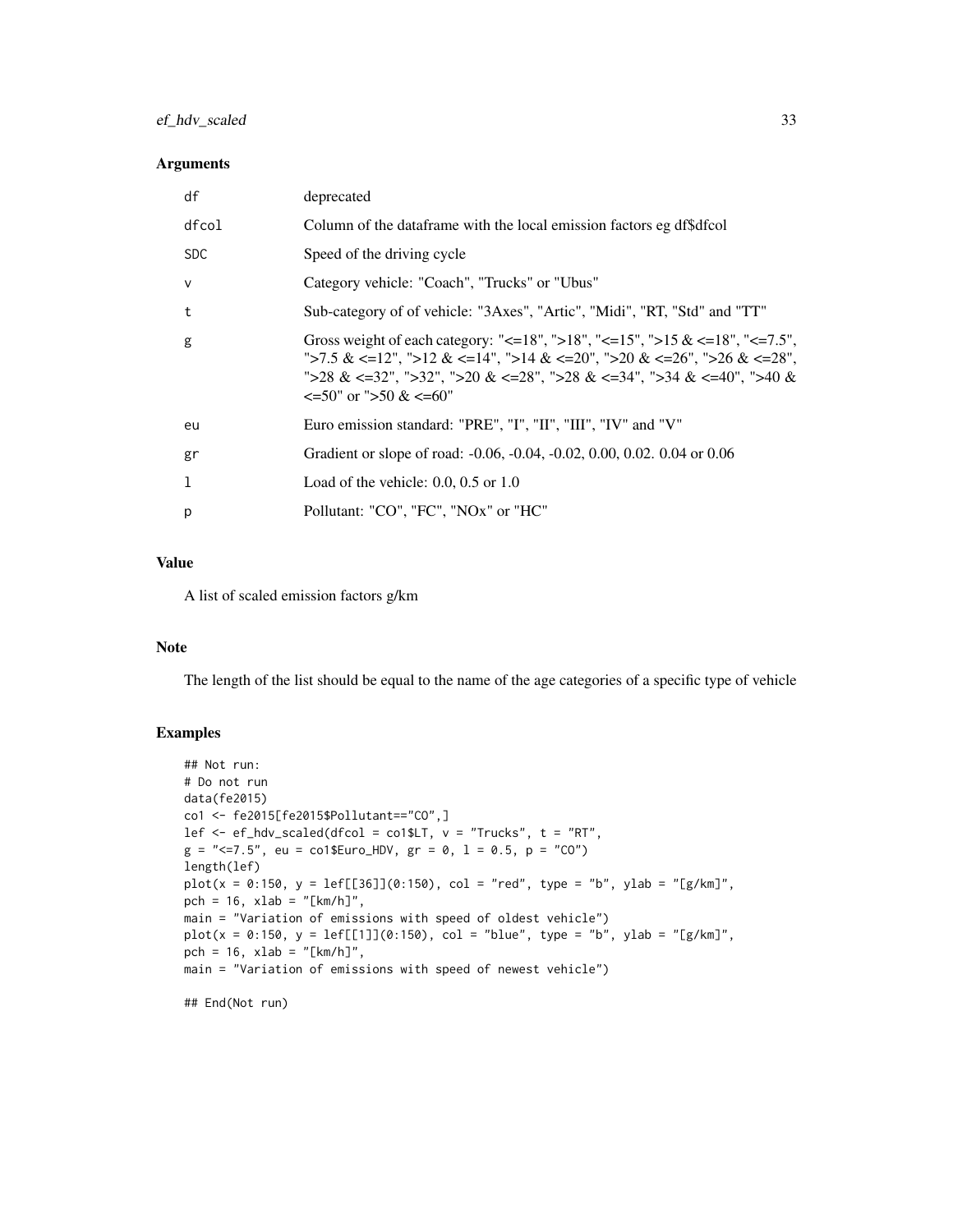### Arguments

| | |
|---|---|
| df | deprecated |
| dfcol | Column of the dataframe with the local emission factors eg df$dfcol |
| SDC | Speed of the driving cycle |
| v | Category vehicle: "Coach", "Trucks" or "Ubus" |
| t | Sub-category of of vehicle: "3Axes", "Artic", "Midi", "RT, "Std" and "TT" |
| g | Gross weight of each category: "<=18", ">18", "<=15", ">15 & <=18", "<=7.5", ">7.5 & <=12", ">12 & <=14", ">14 & <=20", ">20 & <=26", ">26 & <=28", ">28 & <=32", ">32", ">20 & <=28", ">28 & <=34", ">34 & <=40", ">40 & <=50" or ">50 & <=60" |
| eu | Euro emission standard: "PRE", "I", "II", "III", "IV" and "V" |
| gr | Gradient or slope of road: -0.06, -0.04, -0.02, 0.00, 0.02. 0.04 or 0.06 |
| l | Load of the vehicle: 0.0, 0.5 or 1.0 |
| p | Pollutant: "CO", "FC", "NOx" or "HC" |

### Value

A list of scaled emission factors g/km

### Note

The length of the list should be equal to the name of the age categories of a specific type of vehicle

### Examples

```
## Not run:
# Do not run
data(fe2015)
co1 <- fe2015[fe2015$Pollutant=="CO",]
lef <- ef_hdv_scaled(dfcol = co1$LT, v = "Trucks", t = "RT",
g = "<=7.5", eu = co1$Euro_HDV, gr = 0, l = 0.5, p = "CO")
length(lef)
plot(x = 0:150, y = lef[[36]](0:150), col = "red", type = "b", ylab = "[g/km]",
pch = 16, xlab = "[km/h]",
main = "Variation of emissions with speed of oldest vehicle")
plot(x = 0:150, y = lef[[1]](0:150), col = "blue", type = "b", ylab = "[g/km]",
pch = 16, xlab = "[km/h]",
main = "Variation of emissions with speed of newest vehicle")

## End(Not run)
```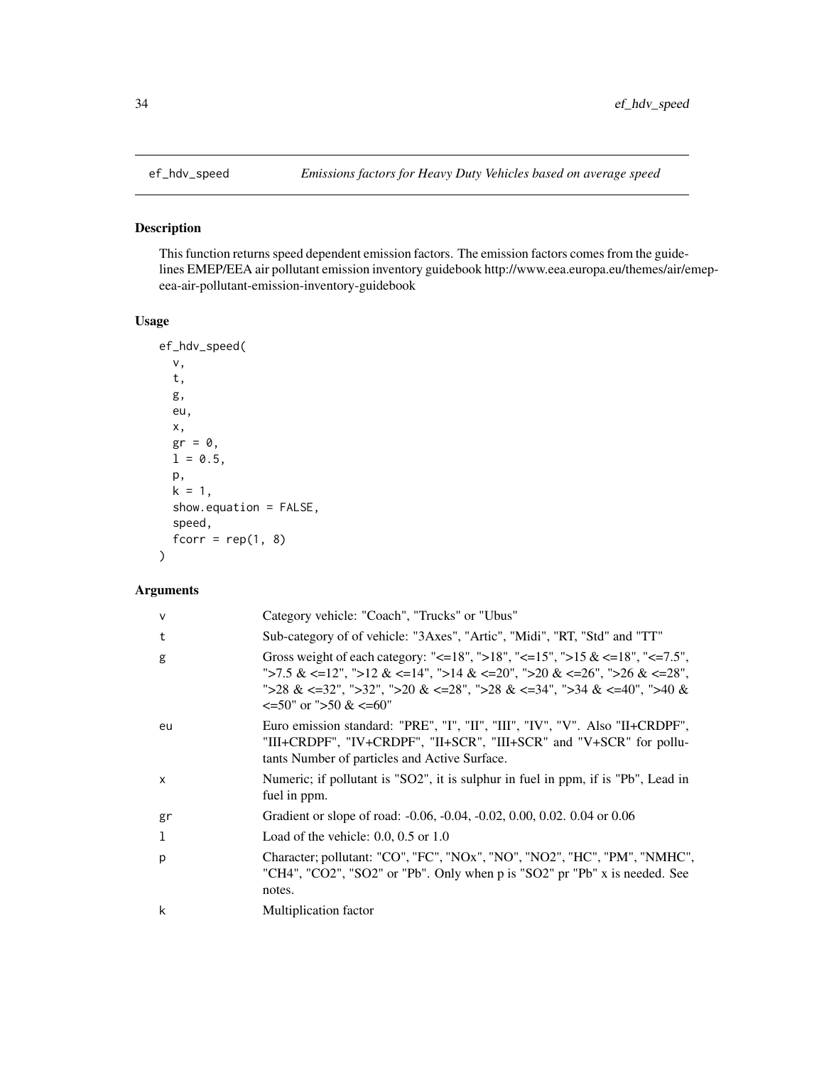# ef_hdv_speed — *Emissions factors for Heavy Duty Vehicles based on average speed*

## Description

This function returns speed dependent emission factors. The emission factors comes from the guidelines EMEP/EEA air pollutant emission inventory guidebook http://www.eea.europa.eu/themes/air/emep-eea-air-pollutant-emission-inventory-guidebook

## Usage

```
ef_hdv_speed(
  v,
  t,
  g,
  eu,
  x,
  gr = 0,
  l = 0.5,
  p,
  k = 1,
  show.equation = FALSE,
  speed,
  fcorr = rep(1, 8)
)
```

## Arguments

| | |
|---|---|
| v | Category vehicle: "Coach", "Trucks" or "Ubus" |
| t | Sub-category of of vehicle: "3Axes", "Artic", "Midi", "RT, "Std" and "TT" |
| g | Gross weight of each category: "<=18", ">18", "<=15", ">15 & <=18", "<=7.5", ">7.5 & <=12", ">12 & <=14", ">14 & <=20", ">20 & <=26", ">26 & <=28", ">28 & <=32", ">32", ">20 & <=28", ">28 & <=34", ">34 & <=40", ">40 & <=50" or ">50 & <=60" |
| eu | Euro emission standard: "PRE", "I", "II", "III", "IV", "V". Also "II+CRDPF", "III+CRDPF", "IV+CRDPF", "II+SCR", "III+SCR" and "V+SCR" for pollutants Number of particles and Active Surface. |
| x | Numeric; if pollutant is "SO2", it is sulphur in fuel in ppm, if is "Pb", Lead in fuel in ppm. |
| gr | Gradient or slope of road: -0.06, -0.04, -0.02, 0.00, 0.02. 0.04 or 0.06 |
| l | Load of the vehicle: 0.0, 0.5 or 1.0 |
| p | Character; pollutant: "CO", "FC", "NOx", "NO", "NO2", "HC", "PM", "NMHC", "CH4", "CO2", "SO2" or "Pb". Only when p is "SO2" pr "Pb" x is needed. See notes. |
| k | Multiplication factor |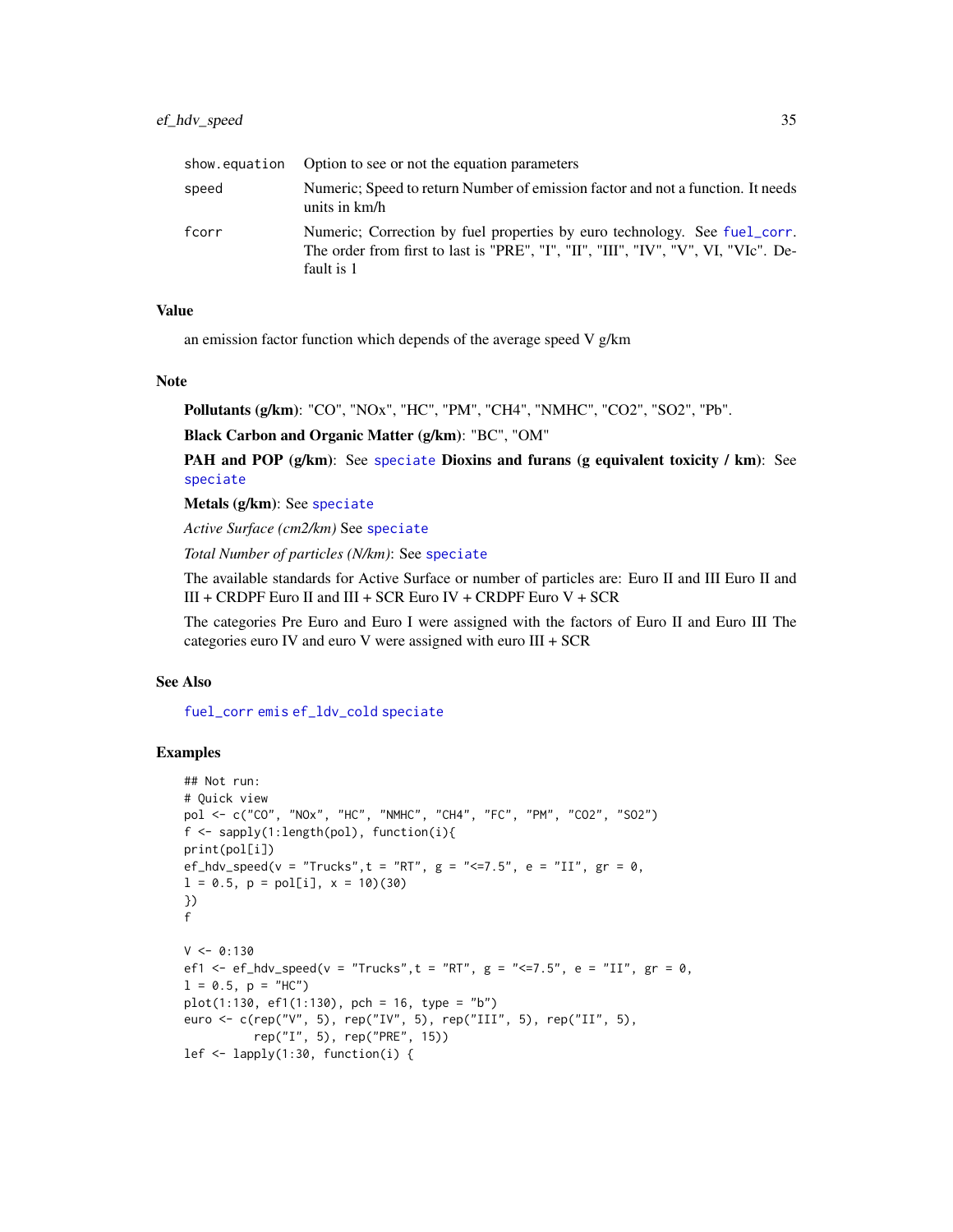| | |
|---|---|
| show.equation | Option to see or not the equation parameters |
| speed | Numeric; Speed to return Number of emission factor and not a function. It needs units in km/h |
| fcorr | Numeric; Correction by fuel properties by euro technology. See fuel_corr. The order from first to last is "PRE", "I", "II", "III", "IV", "V", VI, "VIc". Default is 1 |

## Value

an emission factor function which depends of the average speed V g/km

## Note

**Pollutants (g/km)**: "CO", "NOx", "HC", "PM", "CH4", "NMHC", "CO2", "SO2", "Pb".

**Black Carbon and Organic Matter (g/km)**: "BC", "OM"

**PAH and POP (g/km)**: See speciate **Dioxins and furans (g equivalent toxicity / km)**: See speciate

**Metals (g/km)**: See speciate

*Active Surface (cm2/km)* See speciate

*Total Number of particles (N/km)*: See speciate

The available standards for Active Surface or number of particles are: Euro II and III Euro II and III + CRDPF Euro II and III + SCR Euro IV + CRDPF Euro V + SCR

The categories Pre Euro and Euro I were assigned with the factors of Euro II and Euro III The categories euro IV and euro V were assigned with euro III + SCR

## See Also

fuel_corr emis ef_ldv_cold speciate

## Examples

```
## Not run:
# Quick view
pol <- c("CO", "NOx", "HC", "NMHC", "CH4", "FC", "PM", "CO2", "SO2")
f <- sapply(1:length(pol), function(i){
print(pol[i])
ef_hdv_speed(v = "Trucks",t = "RT", g = "<=7.5", e = "II", gr = 0,
l = 0.5, p = pol[i], x = 10)(30)
})
f

V <- 0:130
ef1 <- ef_hdv_speed(v = "Trucks",t = "RT", g = "<=7.5", e = "II", gr = 0,
l = 0.5, p = "HC")
plot(1:130, ef1(1:130), pch = 16, type = "b")
euro <- c(rep("V", 5), rep("IV", 5), rep("III", 5), rep("II", 5),
          rep("I", 5), rep("PRE", 15))
lef <- lapply(1:30, function(i) {
```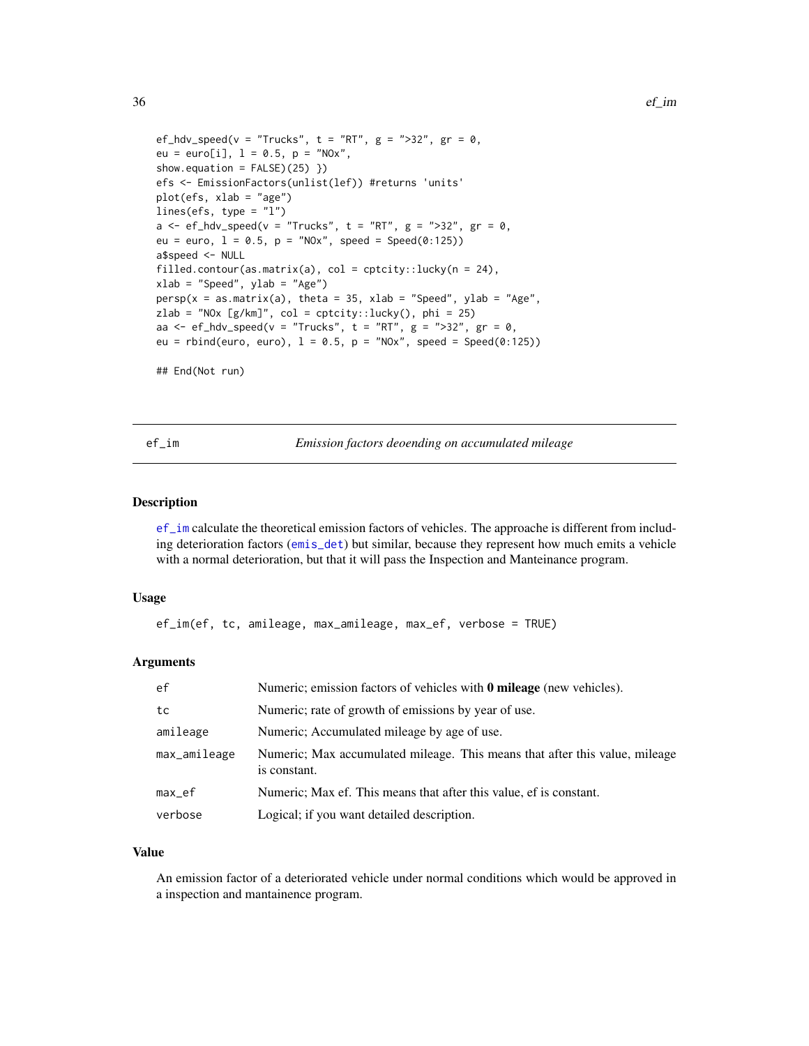```
ef_hdv_speed(v = "Trucks", t = "RT", g = ">32", gr = 0,
eu = euro[i], l = 0.5, p = "NOx",
show.equation = FALSE)(25) })
efs <- EmissionFactors(unlist(lef)) #returns 'units'
plot(efs, xlab = "age")
lines(efs, type = "l")
a <- ef_hdv_speed(v = "Trucks", t = "RT", g = ">32", gr = 0,
eu = euro, l = 0.5, p = "NOx", speed = Speed(0:125))
a$speed <- NULL
filled.contour(as.matrix(a), col = cptcity::lucky(n = 24),
xlab = "Speed", ylab = "Age")
persp(x = as.matrix(a), theta = 35, xlab = "Speed", ylab = "Age",
zlab = "NOx [g/km]", col = cptcity::lucky(), phi = 25)
aa <- ef_hdv_speed(v = "Trucks", t = "RT", g = ">32", gr = 0,
eu = rbind(euro, euro), l = 0.5, p = "NOx", speed = Speed(0:125))

## End(Not run)
```

## ef_im — *Emission factors deoending on accumulated mileage*

### Description

ef_im calculate the theoretical emission factors of vehicles. The approache is different from including deterioration factors (emis_det) but similar, because they represent how much emits a vehicle with a normal deterioration, but that it will pass the Inspection and Manteinance program.

### Usage

```
ef_im(ef, tc, amileage, max_amileage, max_ef, verbose = TRUE)
```

### Arguments

| | |
|---|---|
| ef | Numeric; emission factors of vehicles with **0 mileage** (new vehicles). |
| tc | Numeric; rate of growth of emissions by year of use. |
| amileage | Numeric; Accumulated mileage by age of use. |
| max_amileage | Numeric; Max accumulated mileage. This means that after this value, mileage is constant. |
| max_ef | Numeric; Max ef. This means that after this value, ef is constant. |
| verbose | Logical; if you want detailed description. |

### Value

An emission factor of a deteriorated vehicle under normal conditions which would be approved in a inspection and mantainence program.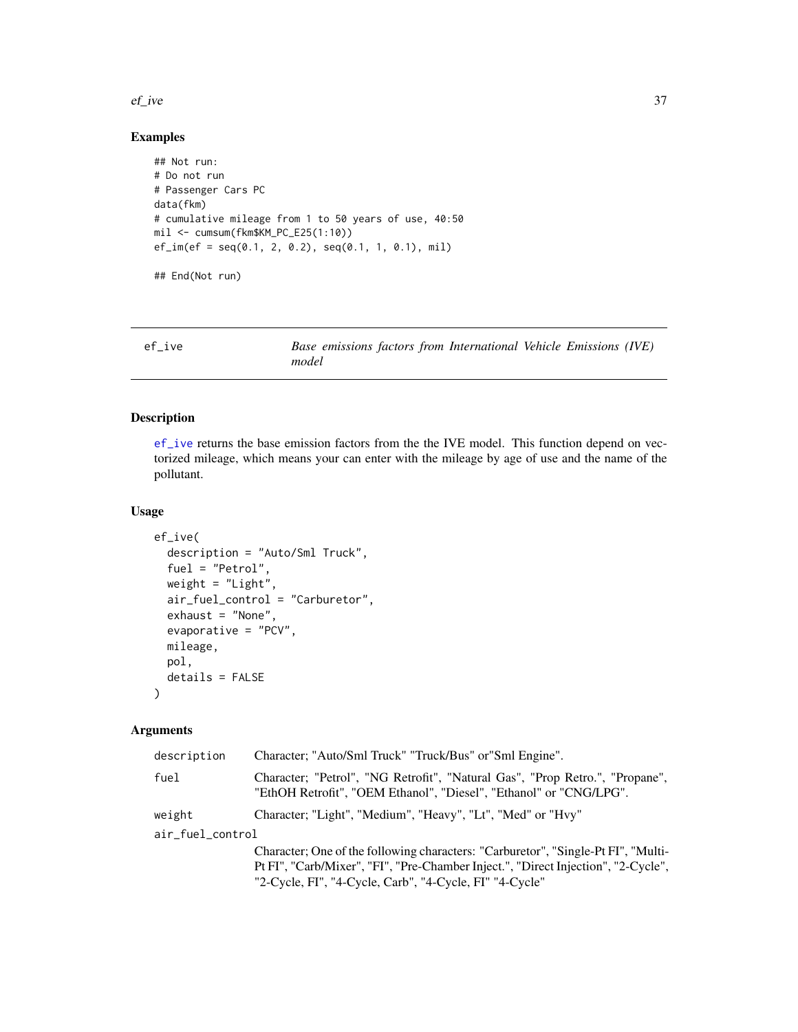### Examples

```
## Not run:
# Do not run
# Passenger Cars PC
data(fkm)
# cumulative mileage from 1 to 50 years of use, 40:50
mil <- cumsum(fkm$KM_PC_E25(1:10))
ef_im(ef = seq(0.1, 2, 0.2), seq(0.1, 1, 0.1), mil)

## End(Not run)
```

---

## ef_ive — *Base emissions factors from International Vehicle Emissions (IVE) model*

---

### Description

ef_ive returns the base emission factors from the the IVE model. This function depend on vectorized mileage, which means your can enter with the mileage by age of use and the name of the pollutant.

### Usage

```
ef_ive(
  description = "Auto/Sml Truck",
  fuel = "Petrol",
  weight = "Light",
  air_fuel_control = "Carburetor",
  exhaust = "None",
  evaporative = "PCV",
  mileage,
  pol,
  details = FALSE
)
```

### Arguments

| | |
|---|---|
| description | Character; "Auto/Sml Truck" "Truck/Bus" or"Sml Engine". |
| fuel | Character; "Petrol", "NG Retrofit", "Natural Gas", "Prop Retro.", "Propane", "EthOH Retrofit", "OEM Ethanol", "Diesel", "Ethanol" or "CNG/LPG". |
| weight | Character; "Light", "Medium", "Heavy", "Lt", "Med" or "Hvy" |
| air_fuel_control | Character; One of the following characters: "Carburetor", "Single-Pt FI", "Multi-Pt FI", "Carb/Mixer", "FI", "Pre-Chamber Inject.", "Direct Injection", "2-Cycle", "2-Cycle, FI", "4-Cycle, Carb", "4-Cycle, FI" "4-Cycle" |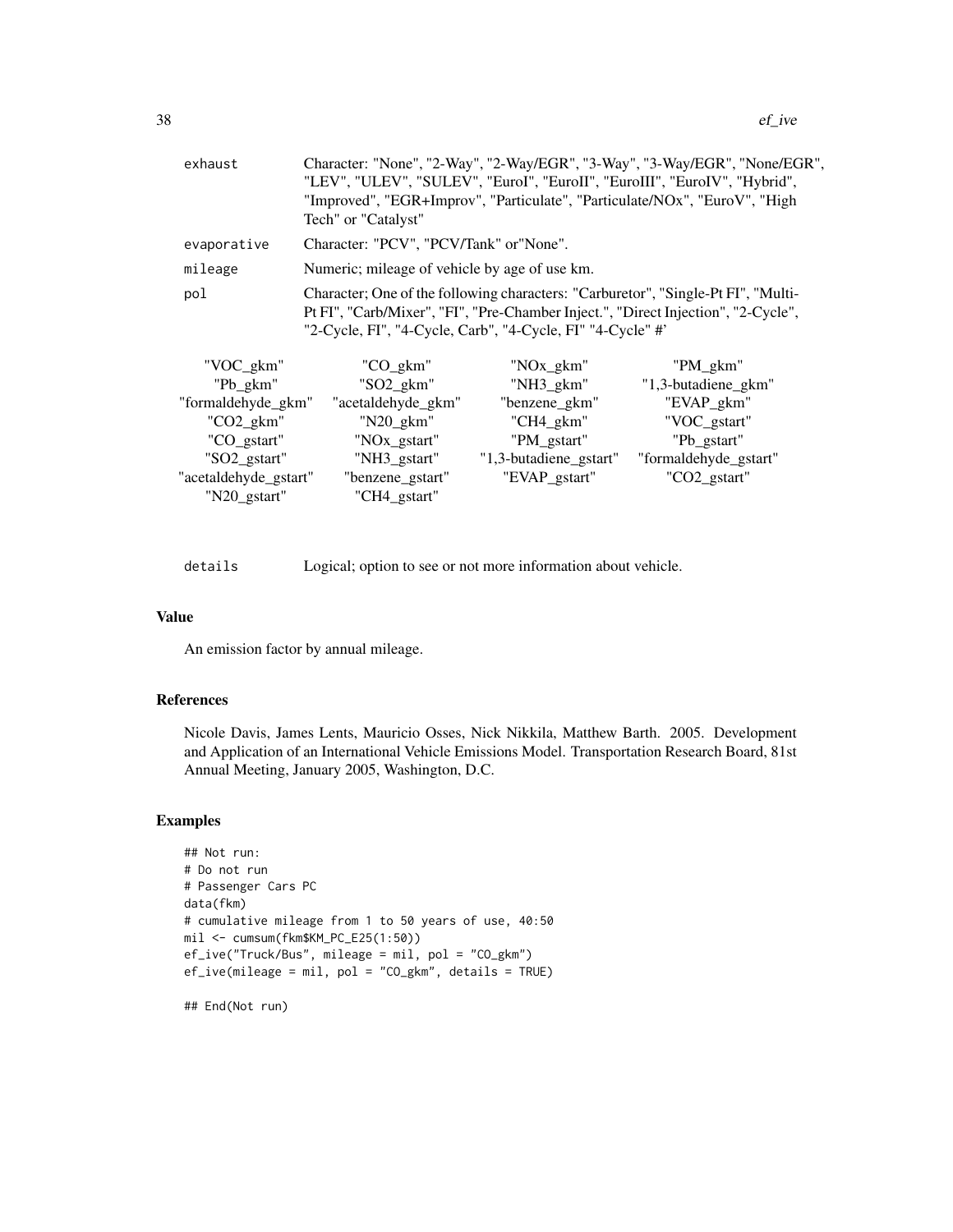exhaust
: Character: "None", "2-Way", "2-Way/EGR", "3-Way", "3-Way/EGR", "None/EGR", "LEV", "ULEV", "SULEV", "EuroI", "EuroII", "EuroIII", "EuroIV", "Hybrid", "Improved", "EGR+Improv", "Particulate", "Particulate/NOx", "EuroV", "High Tech" or "Catalyst"

evaporative
: Character: "PCV", "PCV/Tank" or"None".

mileage
: Numeric; mileage of vehicle by age of use km.

pol
: Character; One of the following characters: "Carburetor", "Single-Pt FI", "Multi-Pt FI", "Carb/Mixer", "FI", "Pre-Chamber Inject.", "Direct Injection", "2-Cycle", "2-Cycle, FI", "4-Cycle, Carb", "4-Cycle, FI" "4-Cycle" #'

| | | | |
|---|---|---|---|
| "VOC_gkm" | "CO_gkm" | "NOx_gkm" | "PM_gkm" |
| "Pb_gkm" | "SO2_gkm" | "NH3_gkm" | "1,3-butadiene_gkm" |
| "formaldehyde_gkm" | "acetaldehyde_gkm" | "benzene_gkm" | "EVAP_gkm" |
| "CO2_gkm" | "N20_gkm" | "CH4_gkm" | "VOC_gstart" |
| "CO_gstart" | "NOx_gstart" | "PM_gstart" | "Pb_gstart" |
| "SO2_gstart" | "NH3_gstart" | "1,3-butadiene_gstart" | "formaldehyde_gstart" |
| "acetaldehyde_gstart" | "benzene_gstart" | "EVAP_gstart" | "CO2_gstart" |
| "N20_gstart" | "CH4_gstart" | | |

details
: Logical; option to see or not more information about vehicle.

## Value

An emission factor by annual mileage.

## References

Nicole Davis, James Lents, Mauricio Osses, Nick Nikkila, Matthew Barth. 2005. Development and Application of an International Vehicle Emissions Model. Transportation Research Board, 81st Annual Meeting, January 2005, Washington, D.C.

## Examples

```
## Not run:
# Do not run
# Passenger Cars PC
data(fkm)
# cumulative mileage from 1 to 50 years of use, 40:50
mil <- cumsum(fkm$KM_PC_E25(1:50))
ef_ive("Truck/Bus", mileage = mil, pol = "CO_gkm")
ef_ive(mileage = mil, pol = "CO_gkm", details = TRUE)

## End(Not run)
```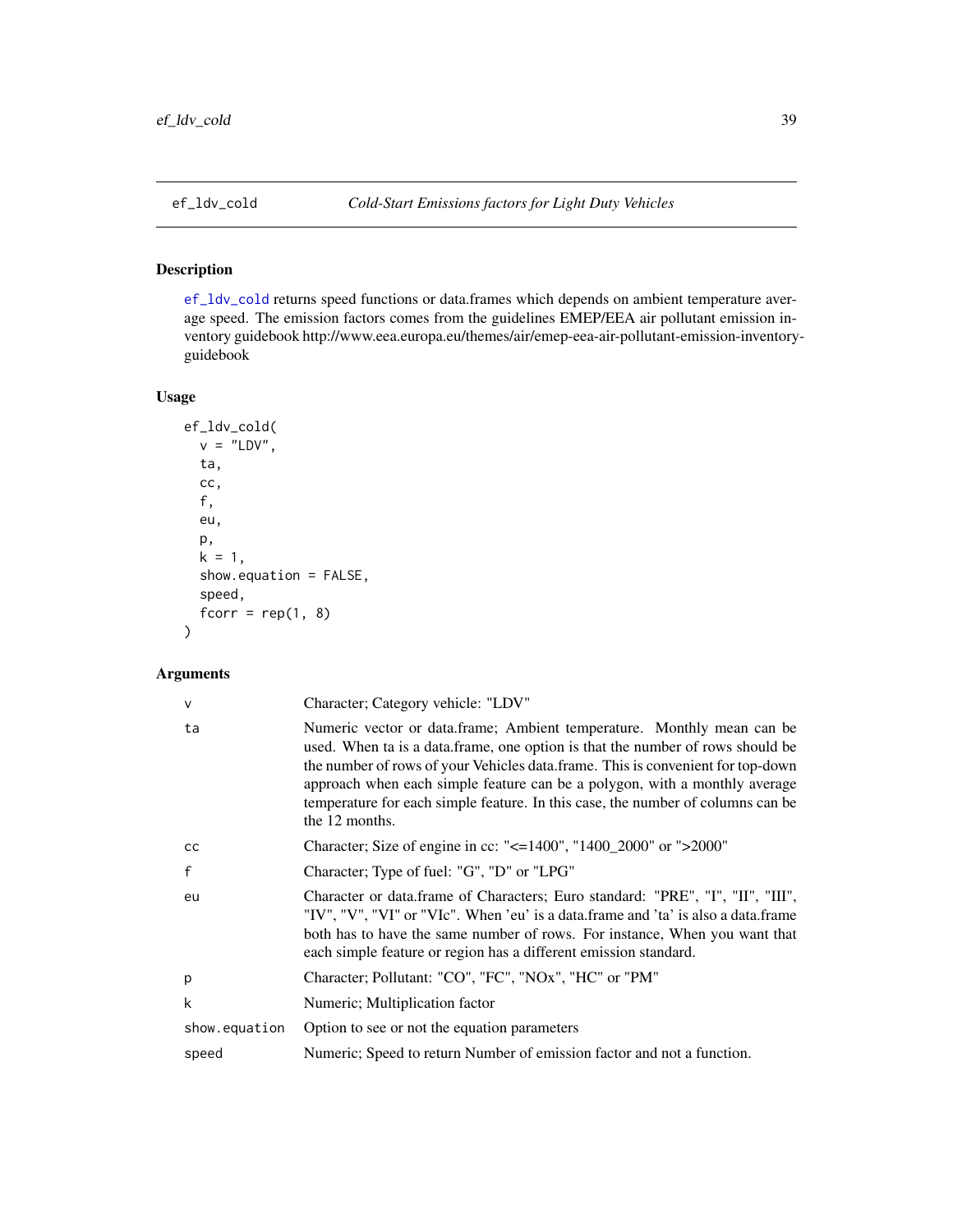## ef_ldv_cold *Cold-Start Emissions factors for Light Duty Vehicles*

### Description

ef_ldv_cold returns speed functions or data.frames which depends on ambient temperature average speed. The emission factors comes from the guidelines EMEP/EEA air pollutant emission inventory guidebook http://www.eea.europa.eu/themes/air/emep-eea-air-pollutant-emission-inventory-guidebook

### Usage

```
ef_ldv_cold(
  v = "LDV",
  ta,
  cc,
  f,
  eu,
  p,
  k = 1,
  show.equation = FALSE,
  speed,
  fcorr = rep(1, 8)
)
```

### Arguments

| | |
|---|---|
| v | Character; Category vehicle: "LDV" |
| ta | Numeric vector or data.frame; Ambient temperature. Monthly mean can be used. When ta is a data.frame, one option is that the number of rows should be the number of rows of your Vehicles data.frame. This is convenient for top-down approach when each simple feature can be a polygon, with a monthly average temperature for each simple feature. In this case, the number of columns can be the 12 months. |
| cc | Character; Size of engine in cc: "<=1400", "1400_2000" or ">2000" |
| f | Character; Type of fuel: "G", "D" or "LPG" |
| eu | Character or data.frame of Characters; Euro standard: "PRE", "I", "II", "III", "IV", "V", "VI" or "VIc". When 'eu' is a data.frame and 'ta' is also a data.frame both has to have the same number of rows. For instance, When you want that each simple feature or region has a different emission standard. |
| p | Character; Pollutant: "CO", "FC", "NOx", "HC" or "PM" |
| k | Numeric; Multiplication factor |
| show.equation | Option to see or not the equation parameters |
| speed | Numeric; Speed to return Number of emission factor and not a function. |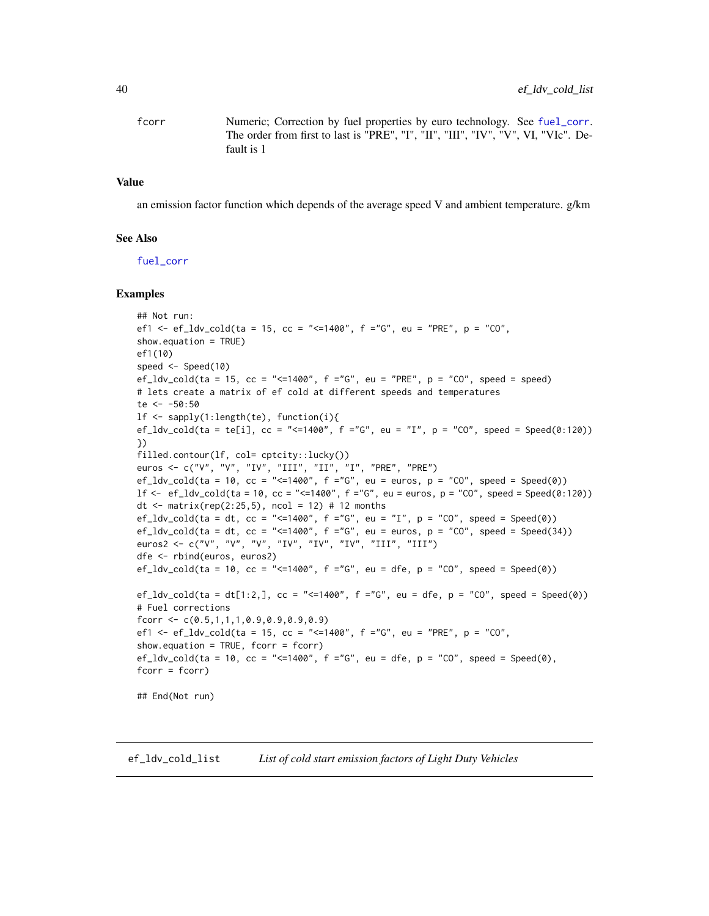fcorr — Numeric; Correction by fuel properties by euro technology. See fuel_corr. The order from first to last is "PRE", "I", "II", "III", "IV", "V", VI, "VIc". Default is 1

### Value

an emission factor function which depends of the average speed V and ambient temperature. g/km

### See Also

fuel_corr

### Examples

```
## Not run:
ef1 <- ef_ldv_cold(ta = 15, cc = "<=1400", f ="G", eu = "PRE", p = "CO",
show.equation = TRUE)
ef1(10)
speed <- Speed(10)
ef_ldv_cold(ta = 15, cc = "<=1400", f ="G", eu = "PRE", p = "CO", speed = speed)
# lets create a matrix of ef cold at different speeds and temperatures
te <- -50:50
lf <- sapply(1:length(te), function(i){
ef_ldv_cold(ta = te[i], cc = "<=1400", f ="G", eu = "I", p = "CO", speed = Speed(0:120))
})
filled.contour(lf, col= cptcity::lucky())
euros <- c("V", "V", "IV", "III", "II", "I", "PRE", "PRE")
ef_ldv_cold(ta = 10, cc = "<=1400", f ="G", eu = euros, p = "CO", speed = Speed(0))
lf <- ef_ldv_cold(ta = 10, cc = "<=1400", f ="G", eu = euros, p = "CO", speed = Speed(0:120))
dt <- matrix(rep(2:25,5), ncol = 12) # 12 months
ef_ldv_cold(ta = dt, cc = "<=1400", f ="G", eu = "I", p = "CO", speed = Speed(0))
ef_ldv_cold(ta = dt, cc = "<=1400", f ="G", eu = euros, p = "CO", speed = Speed(34))
euros2 <- c("V", "V", "V", "IV", "IV", "IV", "III", "III")
dfe <- rbind(euros, euros2)
ef_ldv_cold(ta = 10, cc = "<=1400", f ="G", eu = dfe, p = "CO", speed = Speed(0))

ef_ldv_cold(ta = dt[1:2,], cc = "<=1400", f ="G", eu = dfe, p = "CO", speed = Speed(0))
# Fuel corrections
fcorr <- c(0.5,1,1,1,0.9,0.9,0.9,0.9)
ef1 <- ef_ldv_cold(ta = 15, cc = "<=1400", f ="G", eu = "PRE", p = "CO",
show.equation = TRUE, fcorr = fcorr)
ef_ldv_cold(ta = 10, cc = "<=1400", f ="G", eu = dfe, p = "CO", speed = Speed(0),
fcorr = fcorr)

## End(Not run)
```

## ef_ldv_cold_list — *List of cold start emission factors of Light Duty Vehicles*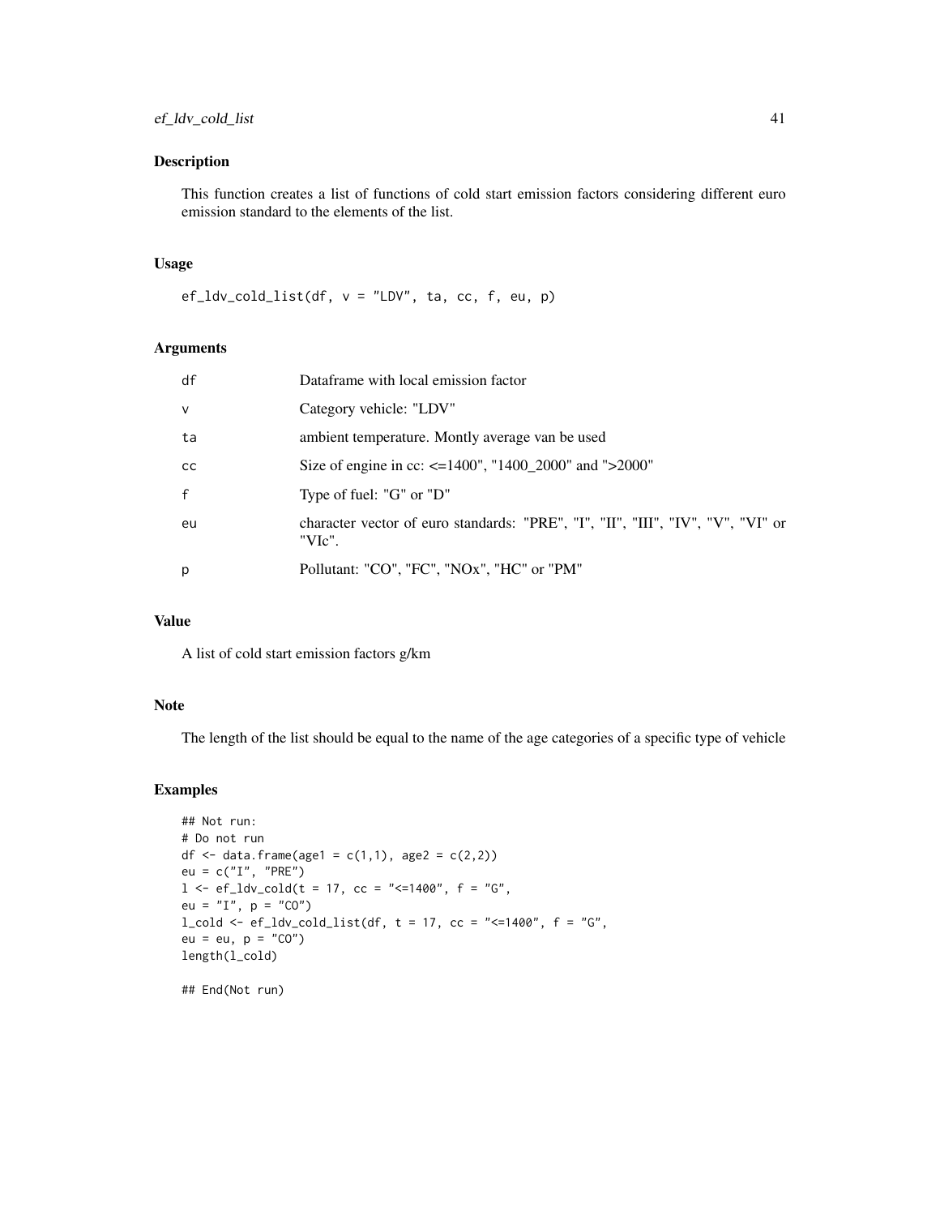## Description

This function creates a list of functions of cold start emission factors considering different euro emission standard to the elements of the list.

## Usage

```
ef_ldv_cold_list(df, v = "LDV", ta, cc, f, eu, p)
```

## Arguments

| | |
|---|---|
| df | Dataframe with local emission factor |
| v | Category vehicle: "LDV" |
| ta | ambient temperature. Montly average van be used |
| cc | Size of engine in cc: <=1400", "1400_2000" and ">2000" |
| f | Type of fuel: "G" or "D" |
| eu | character vector of euro standards: "PRE", "I", "II", "III", "IV", "V", "VI" or "VIc". |
| p | Pollutant: "CO", "FC", "NOx", "HC" or "PM" |

## Value

A list of cold start emission factors g/km

## Note

The length of the list should be equal to the name of the age categories of a specific type of vehicle

## Examples

```
## Not run:
# Do not run
df <- data.frame(age1 = c(1,1), age2 = c(2,2))
eu = c("I", "PRE")
l <- ef_ldv_cold(t = 17, cc = "<=1400", f = "G",
eu = "I", p = "CO")
l_cold <- ef_ldv_cold_list(df, t = 17, cc = "<=1400", f = "G",
eu = eu, p = "CO")
length(l_cold)

## End(Not run)
```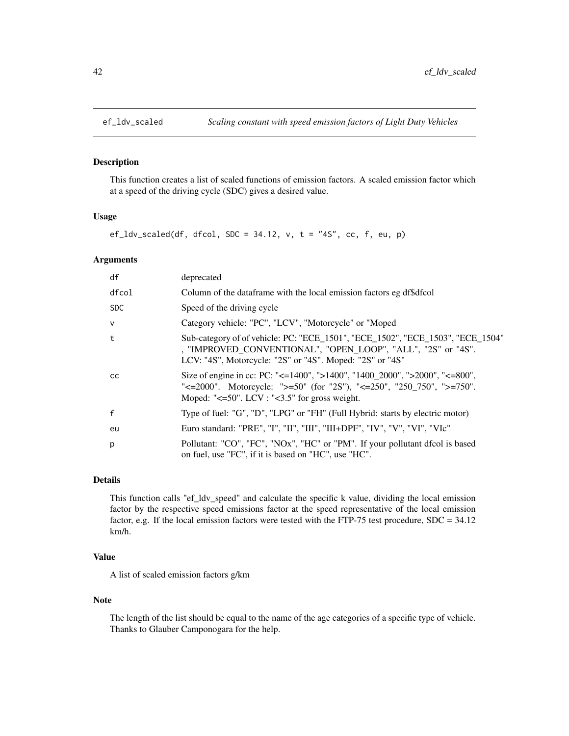## ef_ldv_scaled

*Scaling constant with speed emission factors of Light Duty Vehicles*

### Description

This function creates a list of scaled functions of emission factors. A scaled emission factor which at a speed of the driving cycle (SDC) gives a desired value.

### Usage

```
ef_ldv_scaled(df, dfcol, SDC = 34.12, v, t = "4S", cc, f, eu, p)
```

### Arguments

| Argument | Description |
|---|---|
| df | deprecated |
| dfcol | Column of the dataframe with the local emission factors eg df$dfcol |
| SDC | Speed of the driving cycle |
| v | Category vehicle: "PC", "LCV", "Motorcycle" or "Moped |
| t | Sub-category of of vehicle: PC: "ECE_1501", "ECE_1502", "ECE_1503", "ECE_1504" , "IMPROVED_CONVENTIONAL", "OPEN_LOOP", "ALL", "2S" or "4S". LCV: "4S", Motorcycle: "2S" or "4S". Moped: "2S" or "4S" |
| cc | Size of engine in cc: PC: "<=1400", ">1400", "1400_2000", ">2000", "<=800", "<=2000". Motorcycle: ">=50" (for "2S"), "<=250", "250_750", ">=750". Moped: "<=50". LCV : "<3.5" for gross weight. |
| f | Type of fuel: "G", "D", "LPG" or "FH" (Full Hybrid: starts by electric motor) |
| eu | Euro standard: "PRE", "I", "II", "III", "III+DPF", "IV", "V", "VI", "VIc" |
| p | Pollutant: "CO", "FC", "NOx", "HC" or "PM". If your pollutant dfcol is based on fuel, use "FC", if it is based on "HC", use "HC". |

### Details

This function calls "ef_ldv_speed" and calculate the specific k value, dividing the local emission factor by the respective speed emissions factor at the speed representative of the local emission factor, e.g. If the local emission factors were tested with the FTP-75 test procedure, SDC = 34.12 km/h.

### Value

A list of scaled emission factors g/km

### Note

The length of the list should be equal to the name of the age categories of a specific type of vehicle. Thanks to Glauber Camponogara for the help.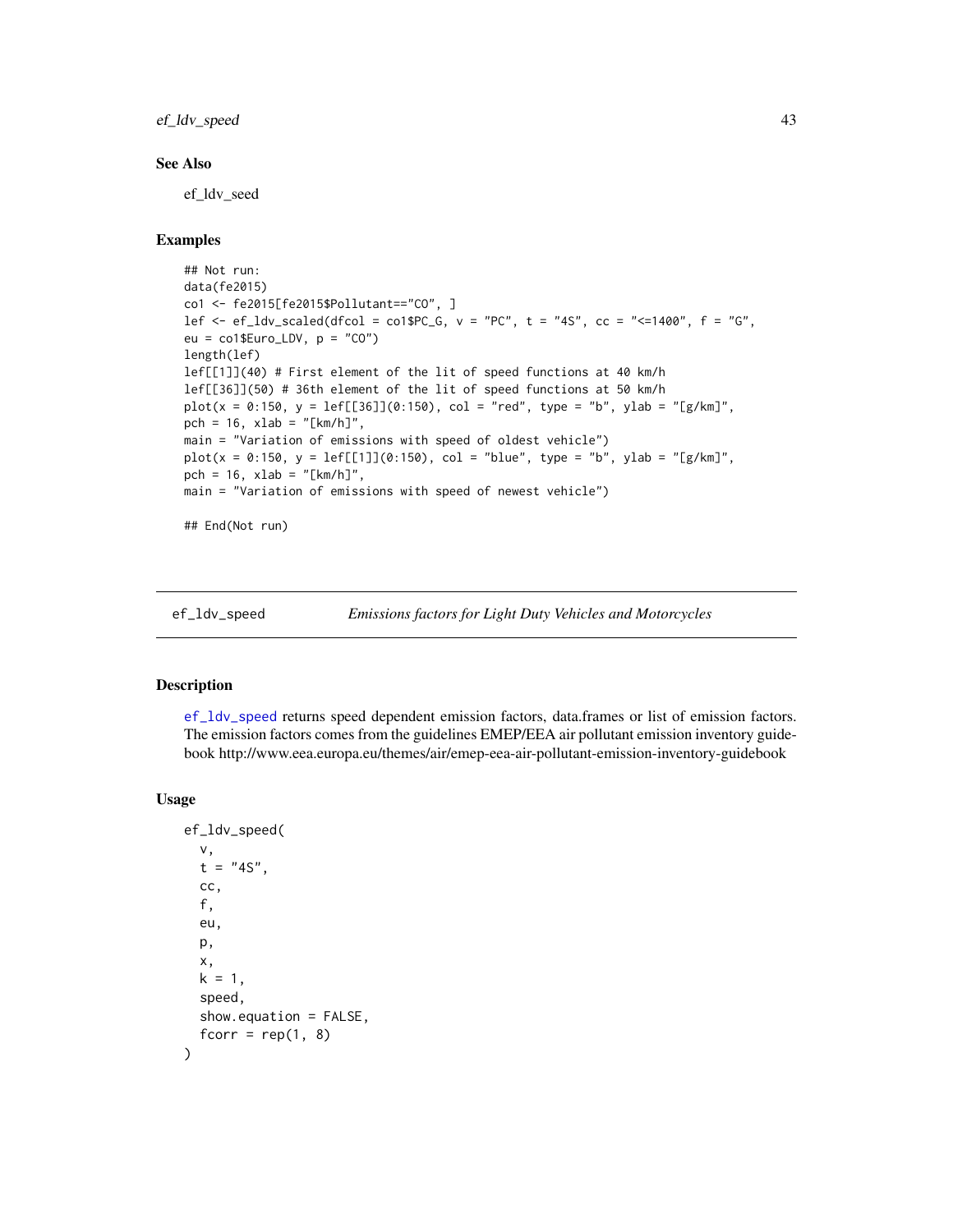## See Also

ef_ldv_seed

## Examples

```
## Not run:
data(fe2015)
co1 <- fe2015[fe2015$Pollutant=="CO", ]
lef <- ef_ldv_scaled(dfcol = co1$PC_G, v = "PC", t = "4S", cc = "<=1400", f = "G",
eu = co1$Euro_LDV, p = "CO")
length(lef)
lef[[1]](40) # First element of the lit of speed functions at 40 km/h
lef[[36]](50) # 36th element of the lit of speed functions at 50 km/h
plot(x = 0:150, y = lef[[36]](0:150), col = "red", type = "b", ylab = "[g/km]",
pch = 16, xlab = "[km/h]",
main = "Variation of emissions with speed of oldest vehicle")
plot(x = 0:150, y = lef[[1]](0:150), col = "blue", type = "b", ylab = "[g/km]",
pch = 16, xlab = "[km/h]",
main = "Variation of emissions with speed of newest vehicle")

## End(Not run)
```

---

# ef_ldv_speed — *Emissions factors for Light Duty Vehicles and Motorcycles*

## Description

ef_ldv_speed returns speed dependent emission factors, data.frames or list of emission factors. The emission factors comes from the guidelines EMEP/EEA air pollutant emission inventory guidebook http://www.eea.europa.eu/themes/air/emep-eea-air-pollutant-emission-inventory-guidebook

## Usage

```
ef_ldv_speed(
  v,
  t = "4S",
  cc,
  f,
  eu,
  p,
  x,
  k = 1,
  speed,
  show.equation = FALSE,
  fcorr = rep(1, 8)
)
```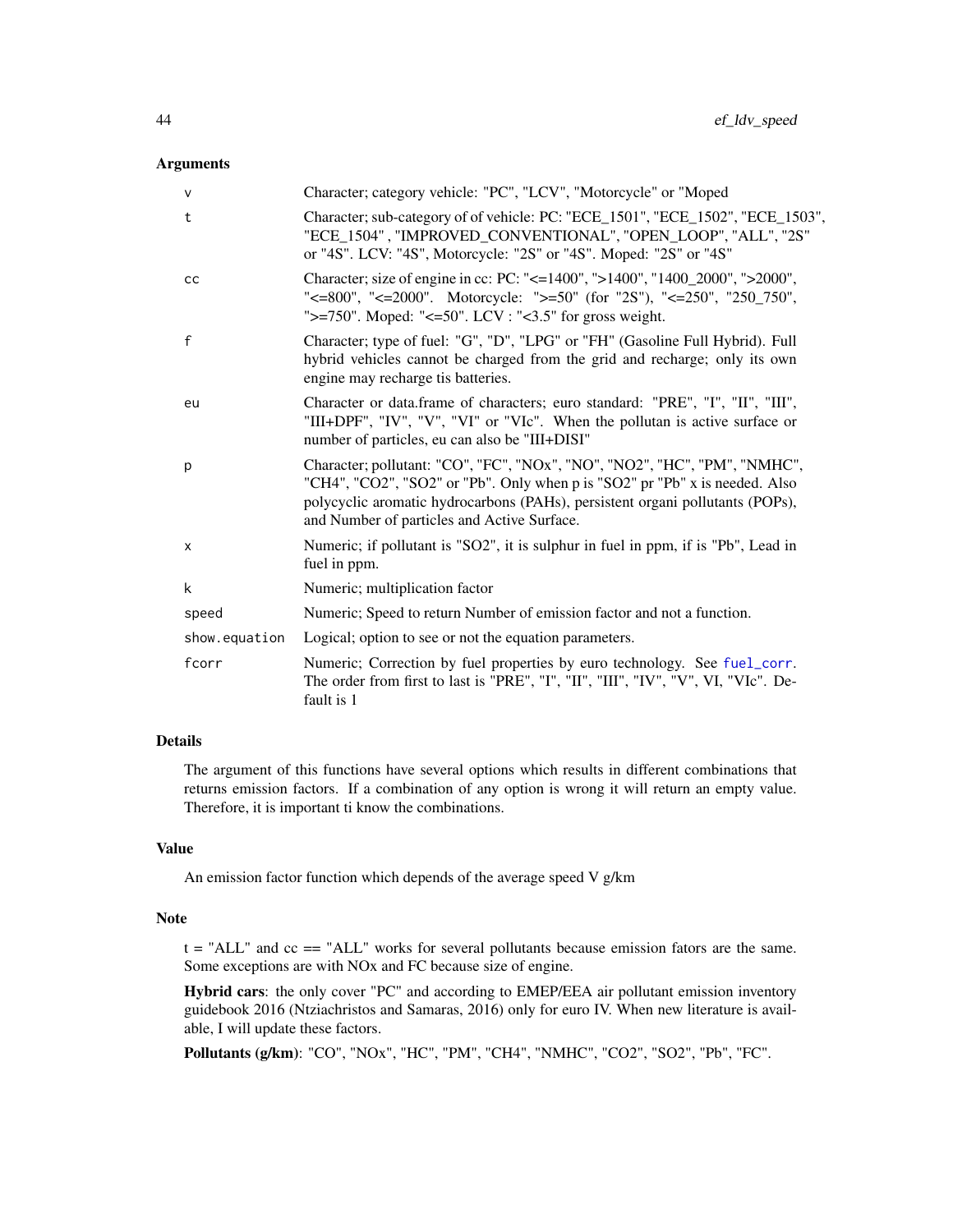## Arguments

| | |
|---|---|
| v | Character; category vehicle: "PC", "LCV", "Motorcycle" or "Moped |
| t | Character; sub-category of of vehicle: PC: "ECE_1501", "ECE_1502", "ECE_1503", "ECE_1504" , "IMPROVED_CONVENTIONAL", "OPEN_LOOP", "ALL", "2S" or "4S". LCV: "4S", Motorcycle: "2S" or "4S". Moped: "2S" or "4S" |
| cc | Character; size of engine in cc: PC: "<=1400", ">1400", "1400_2000", ">2000", "<=800", "<=2000". Motorcycle: ">=50" (for "2S"), "<=250", "250_750", ">=750". Moped: "<=50". LCV : "<3.5" for gross weight. |
| f | Character; type of fuel: "G", "D", "LPG" or "FH" (Gasoline Full Hybrid). Full hybrid vehicles cannot be charged from the grid and recharge; only its own engine may recharge tis batteries. |
| eu | Character or data.frame of characters; euro standard: "PRE", "I", "II", "III", "III+DPF", "IV", "V", "VI" or "VIc". When the pollutan is active surface or number of particles, eu can also be "III+DISI" |
| p | Character; pollutant: "CO", "FC", "NOx", "NO", "NO2", "HC", "PM", "NMHC", "CH4", "CO2", "SO2" or "Pb". Only when p is "SO2" pr "Pb" x is needed. Also polycyclic aromatic hydrocarbons (PAHs), persistent organi pollutants (POPs), and Number of particles and Active Surface. |
| x | Numeric; if pollutant is "SO2", it is sulphur in fuel in ppm, if is "Pb", Lead in fuel in ppm. |
| k | Numeric; multiplication factor |
| speed | Numeric; Speed to return Number of emission factor and not a function. |
| show.equation | Logical; option to see or not the equation parameters. |
| fcorr | Numeric; Correction by fuel properties by euro technology. See fuel_corr. The order from first to last is "PRE", "I", "II", "III", "IV", "V", VI, "VIc". Default is 1 |

## Details

The argument of this functions have several options which results in different combinations that returns emission factors. If a combination of any option is wrong it will return an empty value. Therefore, it is important ti know the combinations.

## Value

An emission factor function which depends of the average speed V g/km

## Note

t = "ALL" and cc == "ALL" works for several pollutants because emission fators are the same. Some exceptions are with NOx and FC because size of engine.

**Hybrid cars**: the only cover "PC" and according to EMEP/EEA air pollutant emission inventory guidebook 2016 (Ntziachristos and Samaras, 2016) only for euro IV. When new literature is available, I will update these factors.

**Pollutants (g/km)**: "CO", "NOx", "HC", "PM", "CH4", "NMHC", "CO2", "SO2", "Pb", "FC".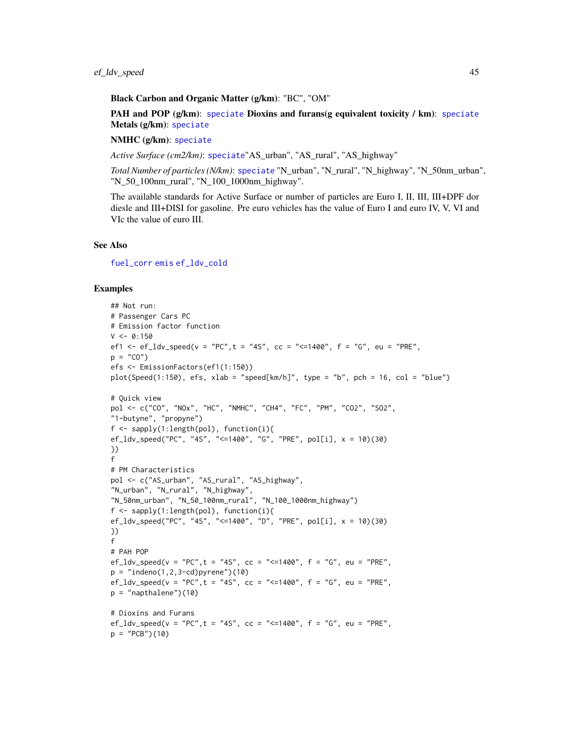**Black Carbon and Organic Matter (g/km)**: "BC", "OM"

**PAH and POP (g/km)**: speciate **Dioxins and furans(g equivalent toxicity / km)**: speciate **Metals (g/km)**: speciate

**NMHC (g/km)**: speciate

*Active Surface (cm2/km)*: speciate"AS_urban", "AS_rural", "AS_highway"

*Total Number of particles (N/km)*: speciate "N_urban", "N_rural", "N_highway", "N_50nm_urban", "N_50_100nm_rural", "N_100_1000nm_highway".

The available standards for Active Surface or number of particles are Euro I, II, III, III+DPF dor diesle and III+DISI for gasoline. Pre euro vehicles has the value of Euro I and euro IV, V, VI and VIc the value of euro III.

## See Also

fuel_corr emis ef_ldv_cold

## Examples

```
## Not run:
# Passenger Cars PC
# Emission factor function
V <- 0:150
ef1 <- ef_ldv_speed(v = "PC",t = "4S", cc = "<=1400", f = "G", eu = "PRE",
p = "CO")
efs <- EmissionFactors(ef1(1:150))
plot(Speed(1:150), efs, xlab = "speed[km/h]", type = "b", pch = 16, col = "blue")

# Quick view
pol <- c("CO", "NOx", "HC", "NMHC", "CH4", "FC", "PM", "CO2", "SO2",
"1-butyne", "propyne")
f <- sapply(1:length(pol), function(i){
ef_ldv_speed("PC", "4S", "<=1400", "G", "PRE", pol[i], x = 10)(30)
})
f
# PM Characteristics
pol <- c("AS_urban", "AS_rural", "AS_highway",
"N_urban", "N_rural", "N_highway",
"N_50nm_urban", "N_50_100nm_rural", "N_100_1000nm_highway")
f <- sapply(1:length(pol), function(i){
ef_ldv_speed("PC", "4S", "<=1400", "D", "PRE", pol[i], x = 10)(30)
})
f
# PAH POP
ef_ldv_speed(v = "PC",t = "4S", cc = "<=1400", f = "G", eu = "PRE",
p = "indeno(1,2,3-cd)pyrene")(10)
ef_ldv_speed(v = "PC",t = "4S", cc = "<=1400", f = "G", eu = "PRE",
p = "napthalene")(10)

# Dioxins and Furans
ef_ldv_speed(v = "PC",t = "4S", cc = "<=1400", f = "G", eu = "PRE",
p = "PCB")(10)
```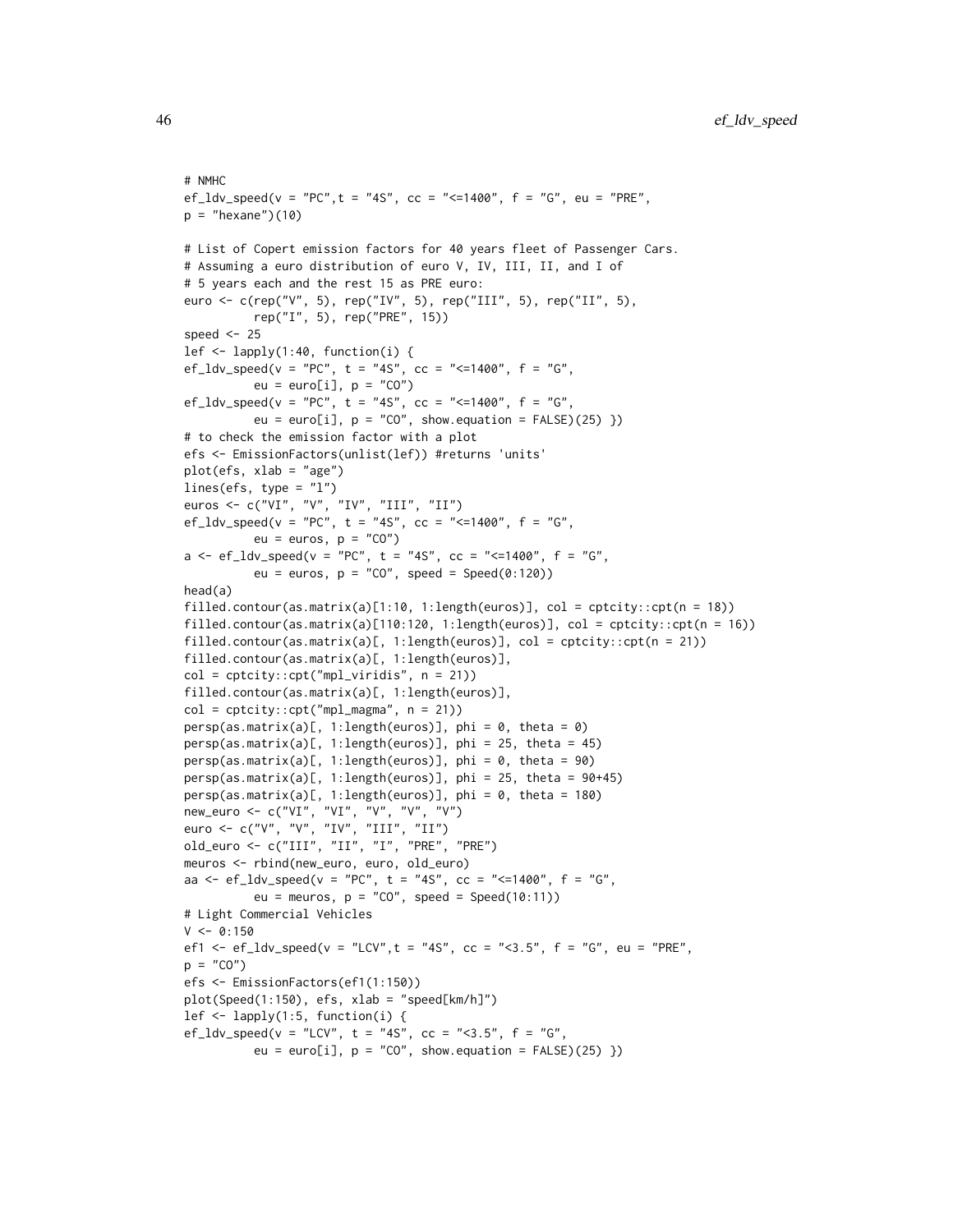```
# NMHC
ef_ldv_speed(v = "PC",t = "4S", cc = "<=1400", f = "G", eu = "PRE",
p = "hexane")(10)

# List of Copert emission factors for 40 years fleet of Passenger Cars.
# Assuming a euro distribution of euro V, IV, III, II, and I of
# 5 years each and the rest 15 as PRE euro:
euro <- c(rep("V", 5), rep("IV", 5), rep("III", 5), rep("II", 5),
          rep("I", 5), rep("PRE", 15))
speed <- 25
lef <- lapply(1:40, function(i) {
ef_ldv_speed(v = "PC", t = "4S", cc = "<=1400", f = "G",
          eu = euro[i], p = "CO")
ef_ldv_speed(v = "PC", t = "4S", cc = "<=1400", f = "G",
          eu = euro[i], p = "CO", show.equation = FALSE)(25) })
# to check the emission factor with a plot
efs <- EmissionFactors(unlist(lef)) #returns 'units'
plot(efs, xlab = "age")
lines(efs, type = "l")
euros <- c("VI", "V", "IV", "III", "II")
ef_ldv_speed(v = "PC", t = "4S", cc = "<=1400", f = "G",
          eu = euros, p = "CO")
a <- ef_ldv_speed(v = "PC", t = "4S", cc = "<=1400", f = "G",
          eu = euros, p = "CO", speed = Speed(0:120))
head(a)
filled.contour(as.matrix(a)[1:10, 1:length(euros)], col = cptcity::cpt(n = 18))
filled.contour(as.matrix(a)[110:120, 1:length(euros)], col = cptcity::cpt(n = 16))
filled.contour(as.matrix(a)[, 1:length(euros)], col = cptcity::cpt(n = 21))
filled.contour(as.matrix(a)[, 1:length(euros)],
col = cptcity::cpt("mpl_viridis", n = 21))
filled.contour(as.matrix(a)[, 1:length(euros)],
col = cptcity::cpt("mpl_magma", n = 21))
persp(as.matrix(a)[, 1:length(euros)], phi = 0, theta = 0)
persp(as.matrix(a)[, 1:length(euros)], phi = 25, theta = 45)
persp(as.matrix(a)[, 1:length(euros)], phi = 0, theta = 90)
persp(as.matrix(a)[, 1:length(euros)], phi = 25, theta = 90+45)
persp(as.matrix(a)[, 1:length(euros)], phi = 0, theta = 180)
new_euro <- c("VI", "VI", "V", "V", "V")
euro <- c("V", "V", "IV", "III", "II")
old_euro <- c("III", "II", "I", "PRE", "PRE")
meuros <- rbind(new_euro, euro, old_euro)
aa <- ef_ldv_speed(v = "PC", t = "4S", cc = "<=1400", f = "G",
          eu = meuros, p = "CO", speed = Speed(10:11))
# Light Commercial Vehicles
V <- 0:150
ef1 <- ef_ldv_speed(v = "LCV",t = "4S", cc = "<3.5", f = "G", eu = "PRE",
p = "CO")
efs <- EmissionFactors(ef1(1:150))
plot(Speed(1:150), efs, xlab = "speed[km/h]")
lef <- lapply(1:5, function(i) {
ef_ldv_speed(v = "LCV", t = "4S", cc = "<3.5", f = "G",
          eu = euro[i], p = "CO", show.equation = FALSE)(25) })
```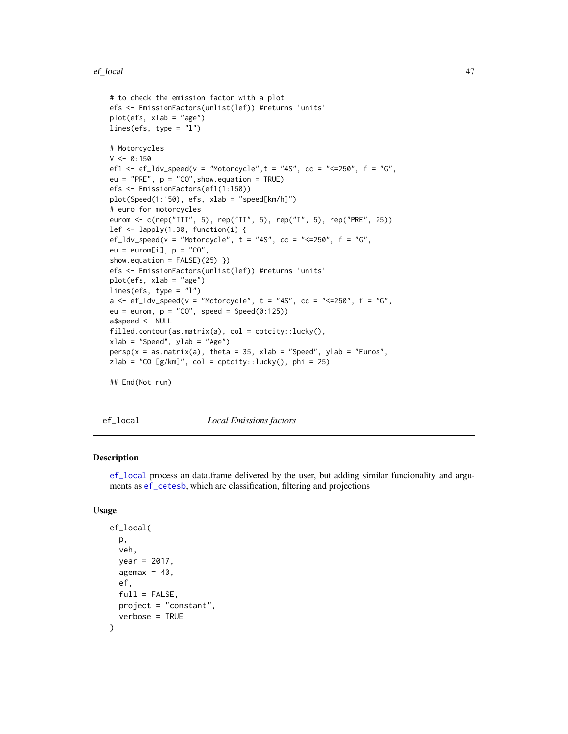```
# to check the emission factor with a plot
efs <- EmissionFactors(unlist(lef)) #returns 'units'
plot(efs, xlab = "age")
lines(efs, type = "l")

# Motorcycles
V <- 0:150
ef1 <- ef_ldv_speed(v = "Motorcycle",t = "4S", cc = "<=250", f = "G",
eu = "PRE", p = "CO",show.equation = TRUE)
efs <- EmissionFactors(ef1(1:150))
plot(Speed(1:150), efs, xlab = "speed[km/h]")
# euro for motorcycles
eurom <- c(rep("III", 5), rep("II", 5), rep("I", 5), rep("PRE", 25))
lef <- lapply(1:30, function(i) {
ef_ldv_speed(v = "Motorcycle", t = "4S", cc = "<=250", f = "G",
eu = eurom[i], p = "CO",
show.equation = FALSE)(25) })
efs <- EmissionFactors(unlist(lef)) #returns 'units'
plot(efs, xlab = "age")
lines(efs, type = "l")
a <- ef_ldv_speed(v = "Motorcycle", t = "4S", cc = "<=250", f = "G",
eu = eurom, p = "CO", speed = Speed(0:125))
a$speed <- NULL
filled.contour(as.matrix(a), col = cptcity::lucky(),
xlab = "Speed", ylab = "Age")
persp(x = as.matrix(a), theta = 35, xlab = "Speed", ylab = "Euros",
zlab = "CO [g/km]", col = cptcity::lucky(), phi = 25)

## End(Not run)
```

---

## ef_local *Local Emissions factors*

### Description

ef_local process an data.frame delivered by the user, but adding similar funcionality and arguments as ef_cetesb, which are classification, filtering and projections

### Usage

```
ef_local(
  p,
  veh,
  year = 2017,
  agemax = 40,
  ef,
  full = FALSE,
  project = "constant",
  verbose = TRUE
)
```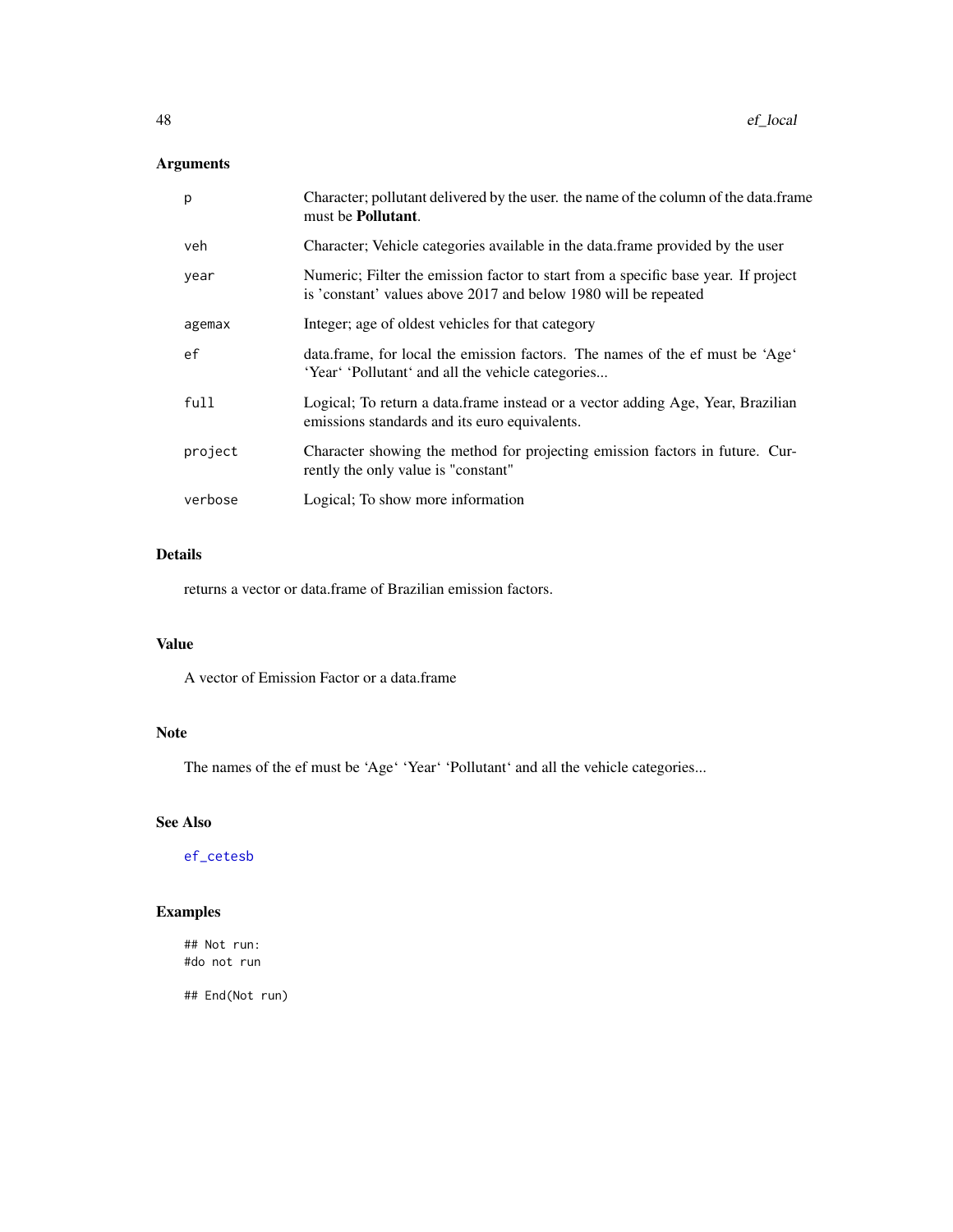## Arguments

| | |
|---|---|
| p | Character; pollutant delivered by the user. the name of the column of the data.frame must be **Pollutant**. |
| veh | Character; Vehicle categories available in the data.frame provided by the user |
| year | Numeric; Filter the emission factor to start from a specific base year. If project is 'constant' values above 2017 and below 1980 will be repeated |
| agemax | Integer; age of oldest vehicles for that category |
| ef | data.frame, for local the emission factors. The names of the ef must be 'Age' 'Year' 'Pollutant' and all the vehicle categories... |
| full | Logical; To return a data.frame instead or a vector adding Age, Year, Brazilian emissions standards and its euro equivalents. |
| project | Character showing the method for projecting emission factors in future. Currently the only value is "constant" |
| verbose | Logical; To show more information |

## Details

returns a vector or data.frame of Brazilian emission factors.

## Value

A vector of Emission Factor or a data.frame

## Note

The names of the ef must be 'Age' 'Year' 'Pollutant' and all the vehicle categories...

## See Also

ef_cetesb

## Examples

```
## Not run:
#do not run

## End(Not run)
```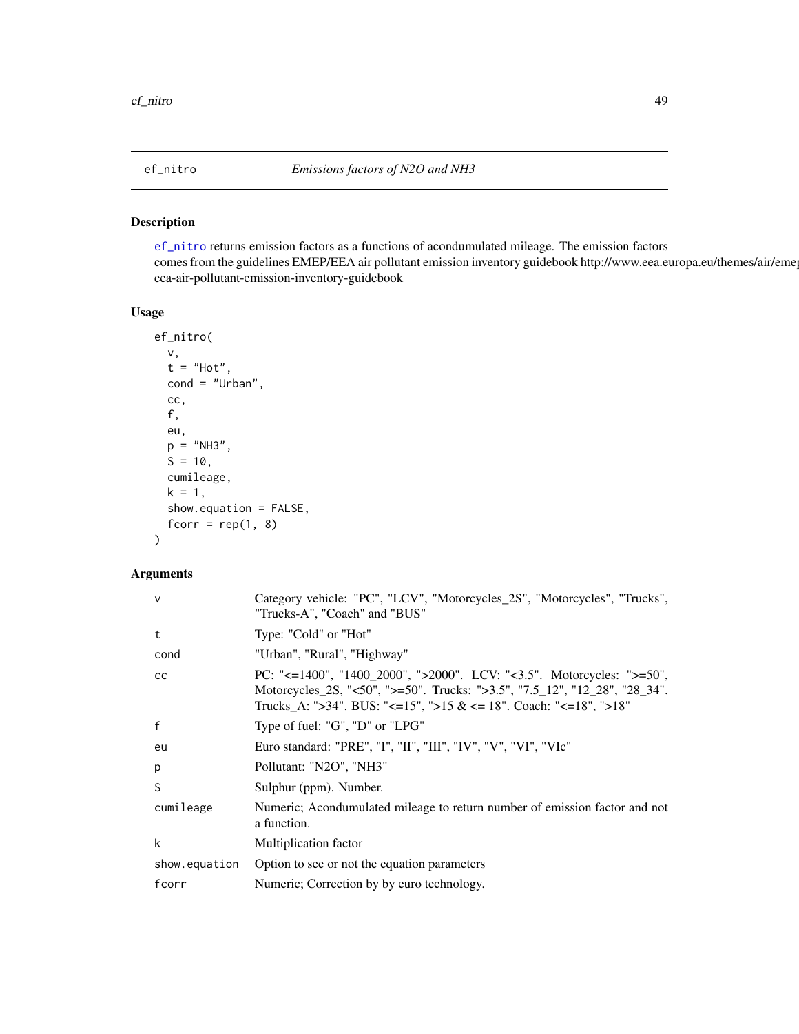# ef_nitro *Emissions factors of N2O and NH3*

## Description

ef_nitro returns emission factors as a functions of acondumulated mileage. The emission factors comes from the guidelines EMEP/EEA air pollutant emission inventory guidebook http://www.eea.europa.eu/themes/air/emep-eea-air-pollutant-emission-inventory-guidebook

## Usage

```
ef_nitro(
  v,
  t = "Hot",
  cond = "Urban",
  cc,
  f,
  eu,
  p = "NH3",
  S = 10,
  cumileage,
  k = 1,
  show.equation = FALSE,
  fcorr = rep(1, 8)
)
```

## Arguments

| | |
|---|---|
| v | Category vehicle: "PC", "LCV", "Motorcycles_2S", "Motorcycles", "Trucks", "Trucks-A", "Coach" and "BUS" |
| t | Type: "Cold" or "Hot" |
| cond | "Urban", "Rural", "Highway" |
| cc | PC: "<=1400", "1400_2000", ">2000". LCV: "<3.5". Motorcycles: ">=50", Motorcycles_2S, "<50", ">=50". Trucks: ">3.5", "7.5_12", "12_28", "28_34". Trucks_A: ">34". BUS: "<=15", ">15 & <= 18". Coach: "<=18", ">18" |
| f | Type of fuel: "G", "D" or "LPG" |
| eu | Euro standard: "PRE", "I", "II", "III", "IV", "V", "VI", "VIc" |
| p | Pollutant: "N2O", "NH3" |
| S | Sulphur (ppm). Number. |
| cumileage | Numeric; Acondumulated mileage to return number of emission factor and not a function. |
| k | Multiplication factor |
| show.equation | Option to see or not the equation parameters |
| fcorr | Numeric; Correction by by euro technology. |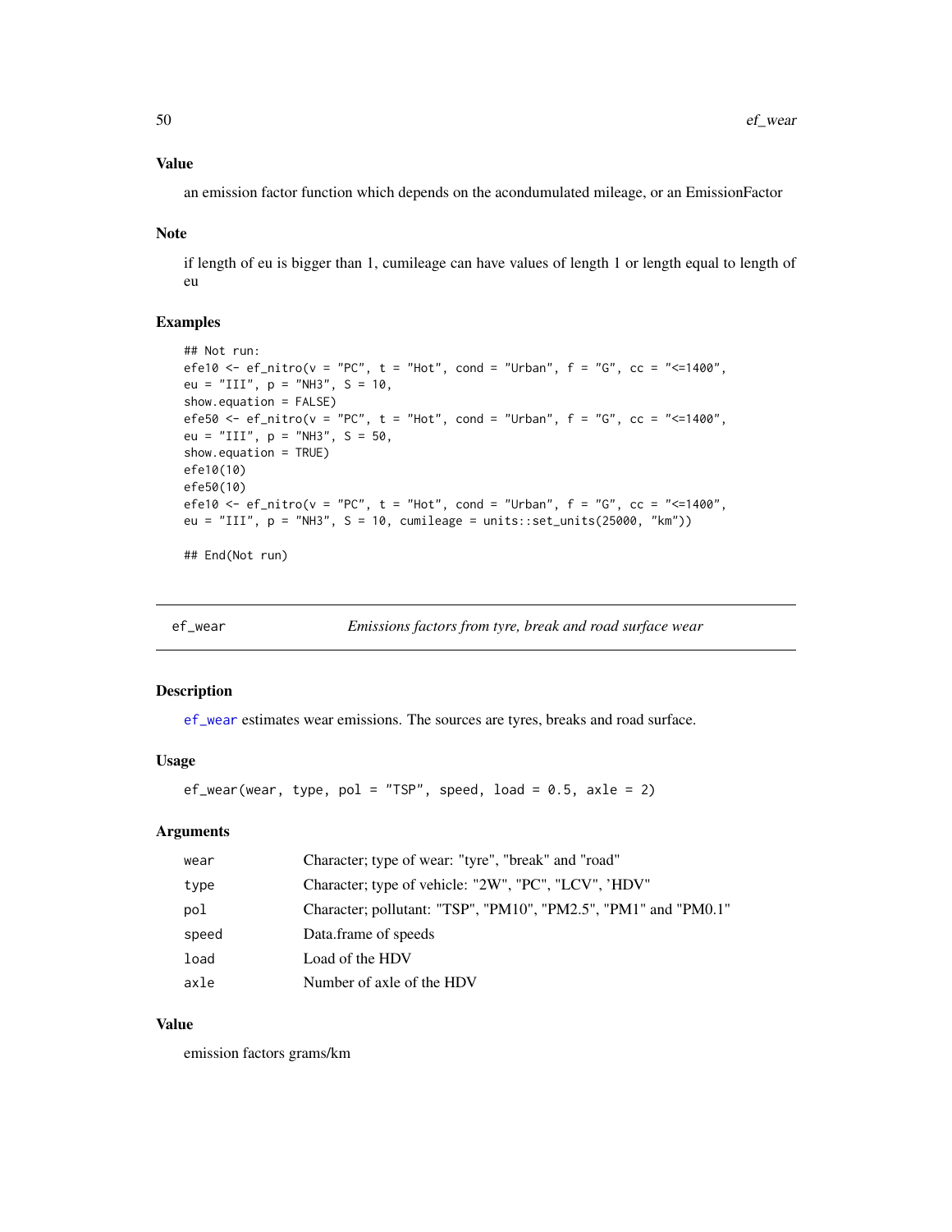### Value

an emission factor function which depends on the acondumulated mileage, or an EmissionFactor

### Note

if length of eu is bigger than 1, cumileage can have values of length 1 or length equal to length of eu

### Examples

```
## Not run:
efe10 <- ef_nitro(v = "PC", t = "Hot", cond = "Urban", f = "G", cc = "<=1400",
eu = "III", p = "NH3", S = 10,
show.equation = FALSE)
efe50 <- ef_nitro(v = "PC", t = "Hot", cond = "Urban", f = "G", cc = "<=1400",
eu = "III", p = "NH3", S = 50,
show.equation = TRUE)
efe10(10)
efe50(10)
efe10 <- ef_nitro(v = "PC", t = "Hot", cond = "Urban", f = "G", cc = "<=1400",
eu = "III", p = "NH3", S = 10, cumileage = units::set_units(25000, "km"))

## End(Not run)
```

---

## ef_wear *Emissions factors from tyre, break and road surface wear*

### Description

ef_wear estimates wear emissions. The sources are tyres, breaks and road surface.

### Usage

```
ef_wear(wear, type, pol = "TSP", speed, load = 0.5, axle = 2)
```

### Arguments

| | |
|---|---|
| wear | Character; type of wear: "tyre", "break" and "road" |
| type | Character; type of vehicle: "2W", "PC", "LCV", 'HDV" |
| pol | Character; pollutant: "TSP", "PM10", "PM2.5", "PM1" and "PM0.1" |
| speed | Data.frame of speeds |
| load | Load of the HDV |
| axle | Number of axle of the HDV |

### Value

emission factors grams/km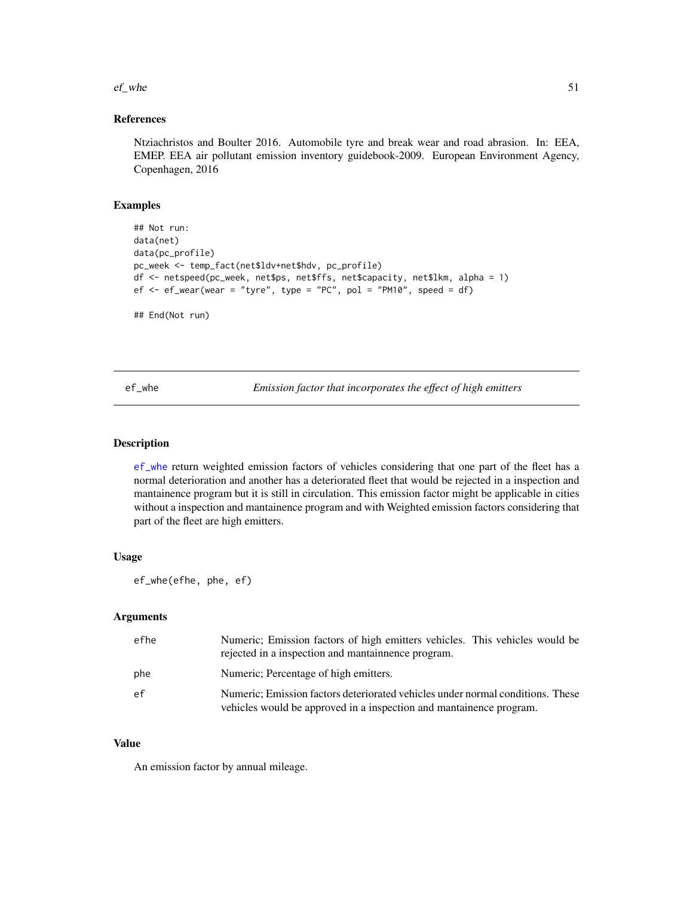## References

Ntziachristos and Boulter 2016. Automobile tyre and break wear and road abrasion. In: EEA, EMEP. EEA air pollutant emission inventory guidebook-2009. European Environment Agency, Copenhagen, 2016

## Examples

```
## Not run:
data(net)
data(pc_profile)
pc_week <- temp_fact(net$ldv+net$hdv, pc_profile)
df <- netspeed(pc_week, net$ps, net$ffs, net$capacity, net$lkm, alpha = 1)
ef <- ef_wear(wear = "tyre", type = "PC", pol = "PM10", speed = df)

## End(Not run)
```

---

# ef_whe *Emission factor that incorporates the effect of high emitters*

## Description

ef_whe return weighted emission factors of vehicles considering that one part of the fleet has a normal deterioration and another has a deteriorated fleet that would be rejected in a inspection and mantainence program but it is still in circulation. This emission factor might be applicable in cities without a inspection and mantainence program and with Weighted emission factors considering that part of the fleet are high emitters.

## Usage

```
ef_whe(efhe, phe, ef)
```

## Arguments

| | |
|---|---|
| efhe | Numeric; Emission factors of high emitters vehicles. This vehicles would be rejected in a inspection and mantainnence program. |
| phe | Numeric; Percentage of high emitters. |
| ef | Numeric; Emission factors deteriorated vehicles under normal conditions. These vehicles would be approved in a inspection and mantainence program. |

## Value

An emission factor by annual mileage.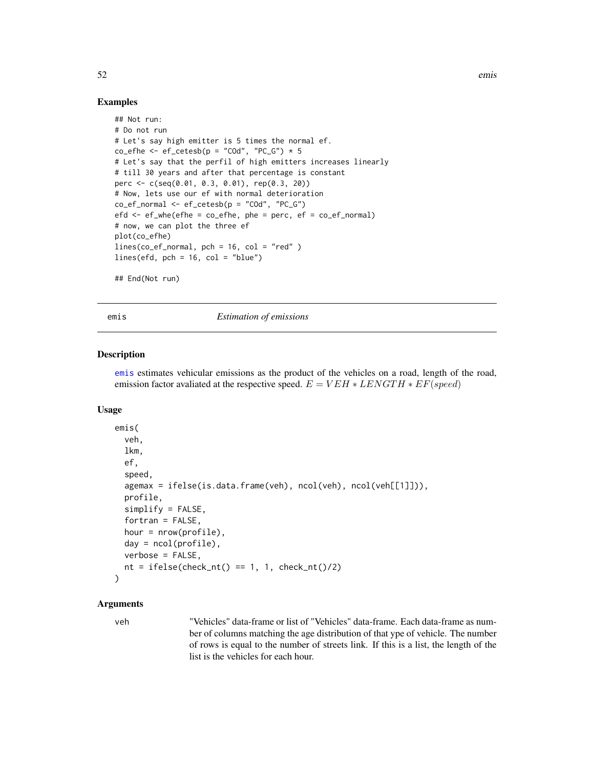## Examples

```
## Not run:
# Do not run
# Let's say high emitter is 5 times the normal ef.
co_efhe <- ef_cetesb(p = "COd", "PC_G") * 5
# Let's say that the perfil of high emitters increases linearly
# till 30 years and after that percentage is constant
perc <- c(seq(0.01, 0.3, 0.01), rep(0.3, 20))
# Now, lets use our ef with normal deterioration
co_ef_normal <- ef_cetesb(p = "COd", "PC_G")
efd <- ef_whe(efhe = co_efhe, phe = perc, ef = co_ef_normal)
# now, we can plot the three ef
plot(co_efhe)
lines(co_ef_normal, pch = 16, col = "red" )
lines(efd, pch = 16, col = "blue")

## End(Not run)
```

---

# emis *Estimation of emissions*

## Description

emis estimates vehicular emissions as the product of the vehicles on a road, length of the road, emission factor avaliated at the respective speed. $E = VEH * LENGTH * EF(speed)$

## Usage

```
emis(
  veh,
  lkm,
  ef,
  speed,
  agemax = ifelse(is.data.frame(veh), ncol(veh), ncol(veh[[1]])),
  profile,
  simplify = FALSE,
  fortran = FALSE,
  hour = nrow(profile),
  day = ncol(profile),
  verbose = FALSE,
  nt = ifelse(check_nt() == 1, 1, check_nt()/2)
)
```

## Arguments

veh — "Vehicles" data-frame or list of "Vehicles" data-frame. Each data-frame as number of columns matching the age distribution of that ype of vehicle. The number of rows is equal to the number of streets link. If this is a list, the length of the list is the vehicles for each hour.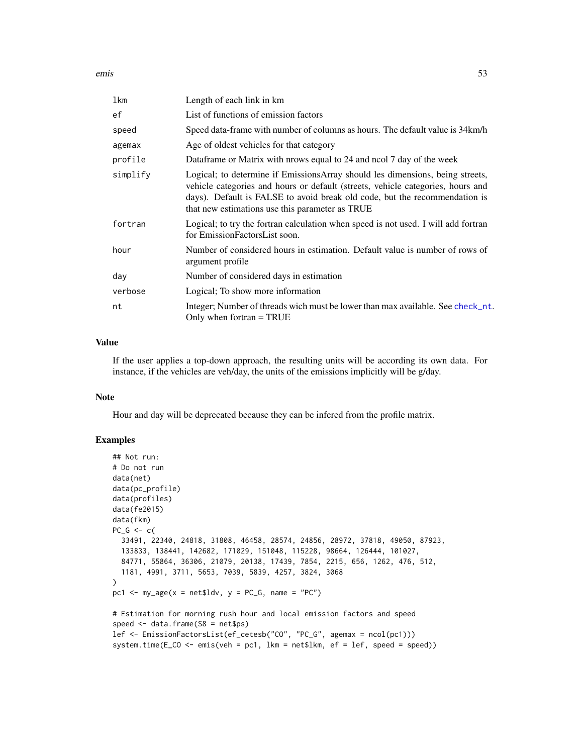| | |
|---|---|
| lkm | Length of each link in km |
| ef | List of functions of emission factors |
| speed | Speed data-frame with number of columns as hours. The default value is 34km/h |
| agemax | Age of oldest vehicles for that category |
| profile | Dataframe or Matrix with nrows equal to 24 and ncol 7 day of the week |
| simplify | Logical; to determine if EmissionsArray should les dimensions, being streets, vehicle categories and hours or default (streets, vehicle categories, hours and days). Default is FALSE to avoid break old code, but the recommendation is that new estimations use this parameter as TRUE |
| fortran | Logical; to try the fortran calculation when speed is not used. I will add fortran for EmissionFactorsList soon. |
| hour | Number of considered hours in estimation. Default value is number of rows of argument profile |
| day | Number of considered days in estimation |
| verbose | Logical; To show more information |
| nt | Integer; Number of threads wich must be lower than max available. See check_nt. Only when fortran = TRUE |

## Value

If the user applies a top-down approach, the resulting units will be according its own data. For instance, if the vehicles are veh/day, the units of the emissions implicitly will be g/day.

## Note

Hour and day will be deprecated because they can be infered from the profile matrix.

## Examples

```
## Not run:
# Do not run
data(net)
data(pc_profile)
data(profiles)
data(fe2015)
data(fkm)
PC_G <- c(
  33491, 22340, 24818, 31808, 46458, 28574, 24856, 28972, 37818, 49050, 87923,
  133833, 138441, 142682, 171029, 151048, 115228, 98664, 126444, 101027,
  84771, 55864, 36306, 21079, 20138, 17439, 7854, 2215, 656, 1262, 476, 512,
  1181, 4991, 3711, 5653, 7039, 5839, 4257, 3824, 3068
)
pc1 <- my_age(x = net$ldv, y = PC_G, name = "PC")

# Estimation for morning rush hour and local emission factors and speed
speed <- data.frame(S8 = net$ps)
lef <- EmissionFactorsList(ef_cetesb("CO", "PC_G", agemax = ncol(pc1)))
system.time(E_CO <- emis(veh = pc1, lkm = net$lkm, ef = lef, speed = speed))
```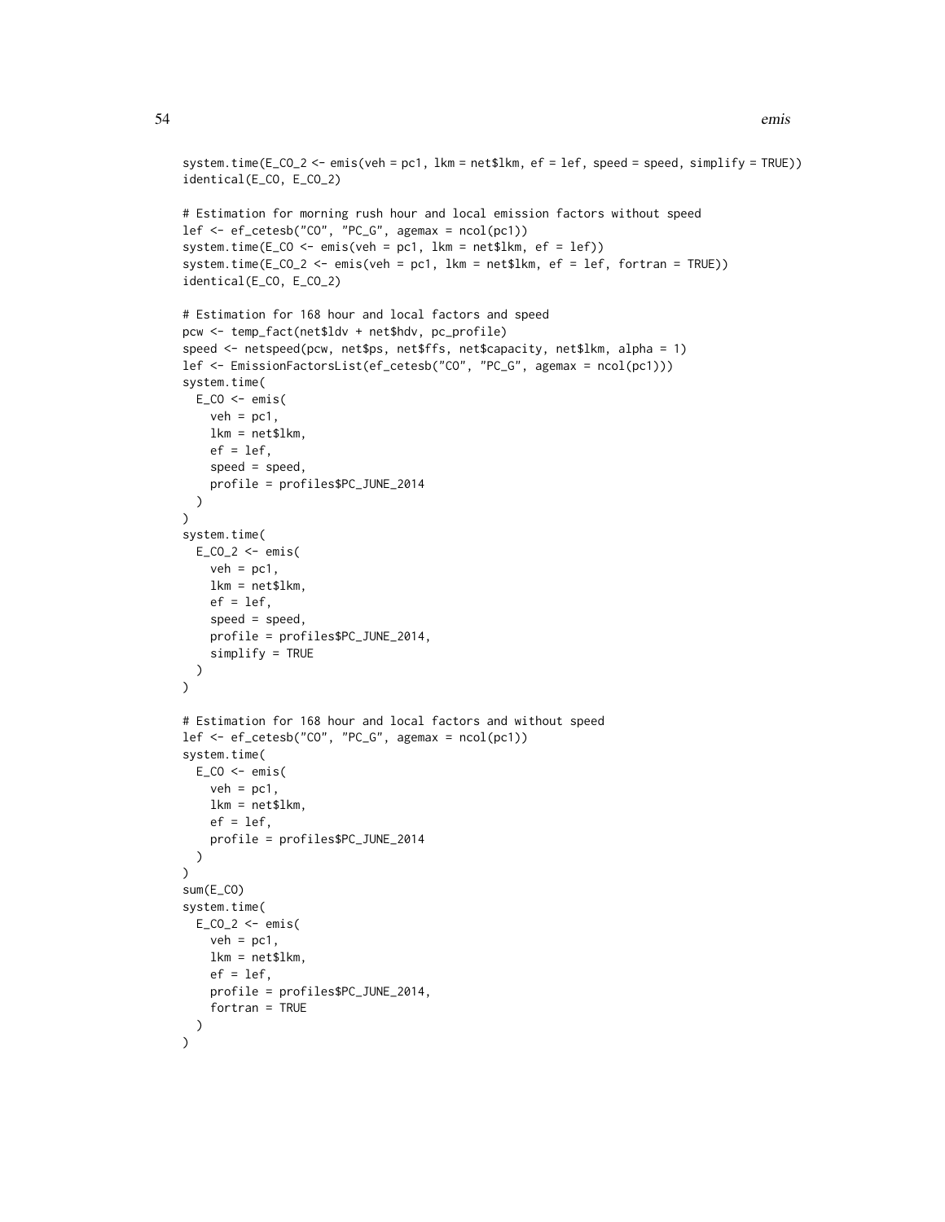```
system.time(E_CO_2 <- emis(veh = pc1, lkm = net$lkm, ef = lef, speed = speed, simplify = TRUE))
identical(E_CO, E_CO_2)

# Estimation for morning rush hour and local emission factors without speed
lef <- ef_cetesb("CO", "PC_G", agemax = ncol(pc1))
system.time(E_CO <- emis(veh = pc1, lkm = net$lkm, ef = lef))
system.time(E_CO_2 <- emis(veh = pc1, lkm = net$lkm, ef = lef, fortran = TRUE))
identical(E_CO, E_CO_2)

# Estimation for 168 hour and local factors and speed
pcw <- temp_fact(net$ldv + net$hdv, pc_profile)
speed <- netspeed(pcw, net$ps, net$ffs, net$capacity, net$lkm, alpha = 1)
lef <- EmissionFactorsList(ef_cetesb("CO", "PC_G", agemax = ncol(pc1)))
system.time(
  E_CO <- emis(
    veh = pc1,
    lkm = net$lkm,
    ef = lef,
    speed = speed,
    profile = profiles$PC_JUNE_2014
  )
)
system.time(
  E_CO_2 <- emis(
    veh = pc1,
    lkm = net$lkm,
    ef = lef,
    speed = speed,
    profile = profiles$PC_JUNE_2014,
    simplify = TRUE
  )
)

# Estimation for 168 hour and local factors and without speed
lef <- ef_cetesb("CO", "PC_G", agemax = ncol(pc1))
system.time(
  E_CO <- emis(
    veh = pc1,
    lkm = net$lkm,
    ef = lef,
    profile = profiles$PC_JUNE_2014
  )
)
sum(E_CO)
system.time(
  E_CO_2 <- emis(
    veh = pc1,
    lkm = net$lkm,
    ef = lef,
    profile = profiles$PC_JUNE_2014,
    fortran = TRUE
  )
)
```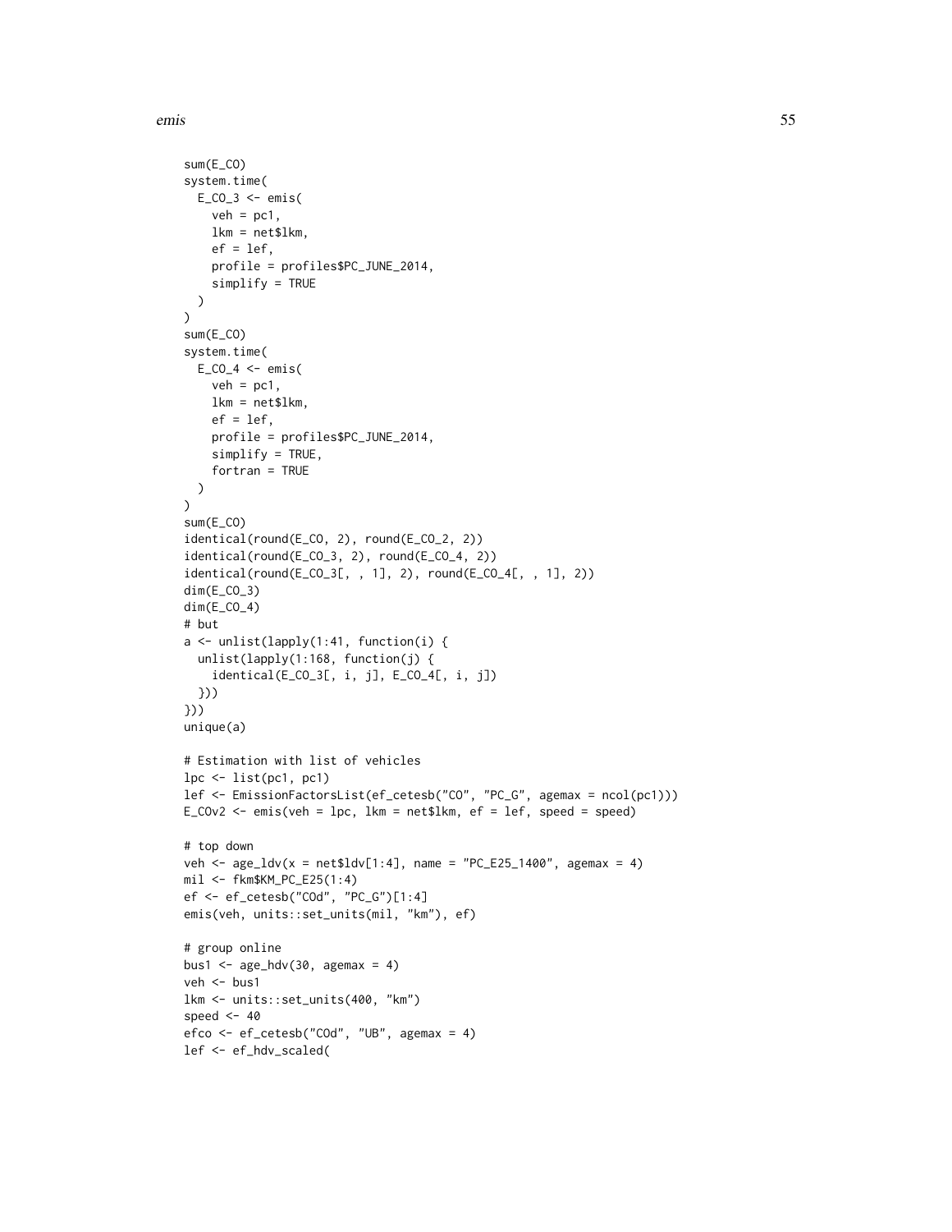```
sum(E_CO)
system.time(
  E_CO_3 <- emis(
    veh = pc1,
    lkm = net$lkm,
    ef = lef,
    profile = profiles$PC_JUNE_2014,
    simplify = TRUE
  )
)
sum(E_CO)
system.time(
  E_CO_4 <- emis(
    veh = pc1,
    lkm = net$lkm,
    ef = lef,
    profile = profiles$PC_JUNE_2014,
    simplify = TRUE,
    fortran = TRUE
  )
)
sum(E_CO)
identical(round(E_CO, 2), round(E_CO_2, 2))
identical(round(E_CO_3, 2), round(E_CO_4, 2))
identical(round(E_CO_3[, , 1], 2), round(E_CO_4[, , 1], 2))
dim(E_CO_3)
dim(E_CO_4)
# but
a <- unlist(lapply(1:41, function(i) {
  unlist(lapply(1:168, function(j) {
    identical(E_CO_3[, i, j], E_CO_4[, i, j])
  }))
}))
unique(a)

# Estimation with list of vehicles
lpc <- list(pc1, pc1)
lef <- EmissionFactorsList(ef_cetesb("CO", "PC_G", agemax = ncol(pc1)))
E_COv2 <- emis(veh = lpc, lkm = net$lkm, ef = lef, speed = speed)

# top down
veh <- age_ldv(x = net$ldv[1:4], name = "PC_E25_1400", agemax = 4)
mil <- fkm$KM_PC_E25(1:4)
ef <- ef_cetesb("COd", "PC_G")[1:4]
emis(veh, units::set_units(mil, "km"), ef)

# group online
bus1 <- age_hdv(30, agemax = 4)
veh <- bus1
lkm <- units::set_units(400, "km")
speed <- 40
efco <- ef_cetesb("COd", "UB", agemax = 4)
lef <- ef_hdv_scaled(
```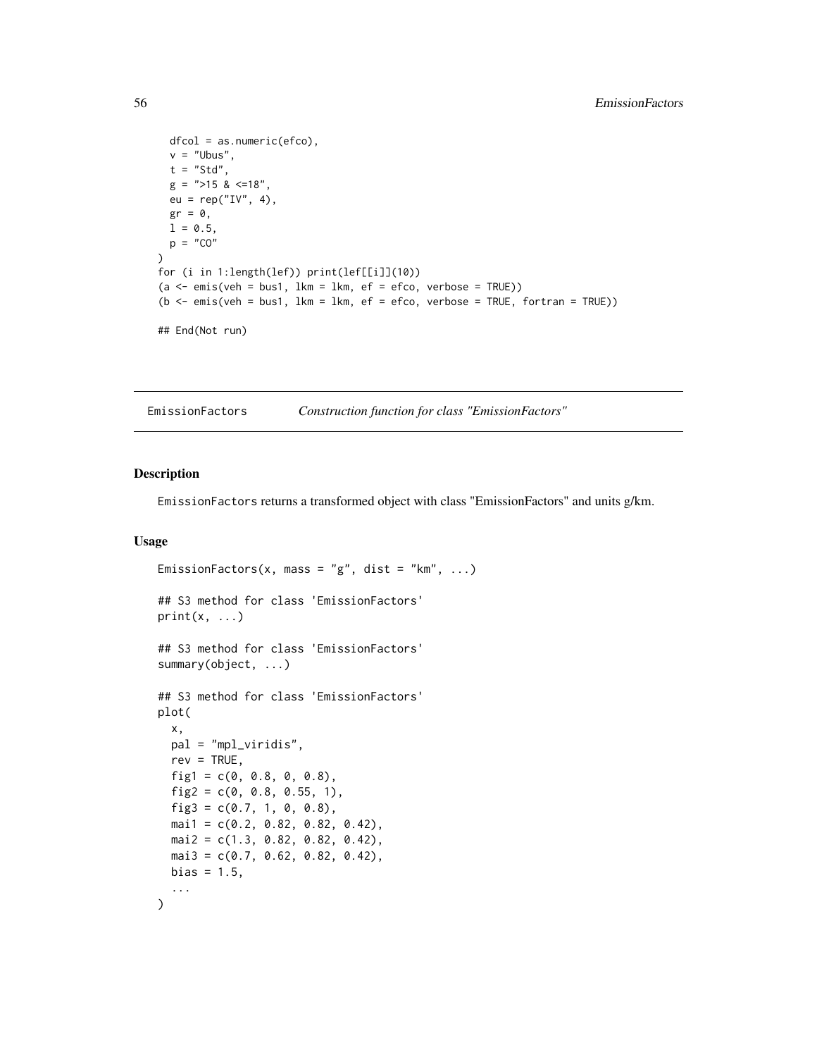```
  dfcol = as.numeric(efco),
  v = "Ubus",
  t = "Std",
  g = ">15 & <=18",
  eu = rep("IV", 4),
  gr = 0,
  l = 0.5,
  p = "CO"
)
for (i in 1:length(lef)) print(lef[[i]](10))
(a <- emis(veh = bus1, lkm = lkm, ef = efco, verbose = TRUE))
(b <- emis(veh = bus1, lkm = lkm, ef = efco, verbose = TRUE, fortran = TRUE))

## End(Not run)
```

---

EmissionFactors *Construction function for class "EmissionFactors"*

---

## Description

EmissionFactors returns a transformed object with class "EmissionFactors" and units g/km.

## Usage

```
EmissionFactors(x, mass = "g", dist = "km", ...)

## S3 method for class 'EmissionFactors'
print(x, ...)

## S3 method for class 'EmissionFactors'
summary(object, ...)

## S3 method for class 'EmissionFactors'
plot(
  x,
  pal = "mpl_viridis",
  rev = TRUE,
  fig1 = c(0, 0.8, 0, 0.8),
  fig2 = c(0, 0.8, 0.55, 1),
  fig3 = c(0.7, 1, 0, 0.8),
  mai1 = c(0.2, 0.82, 0.82, 0.42),
  mai2 = c(1.3, 0.82, 0.82, 0.42),
  mai3 = c(0.7, 0.62, 0.82, 0.42),
  bias = 1.5,
  ...
)
```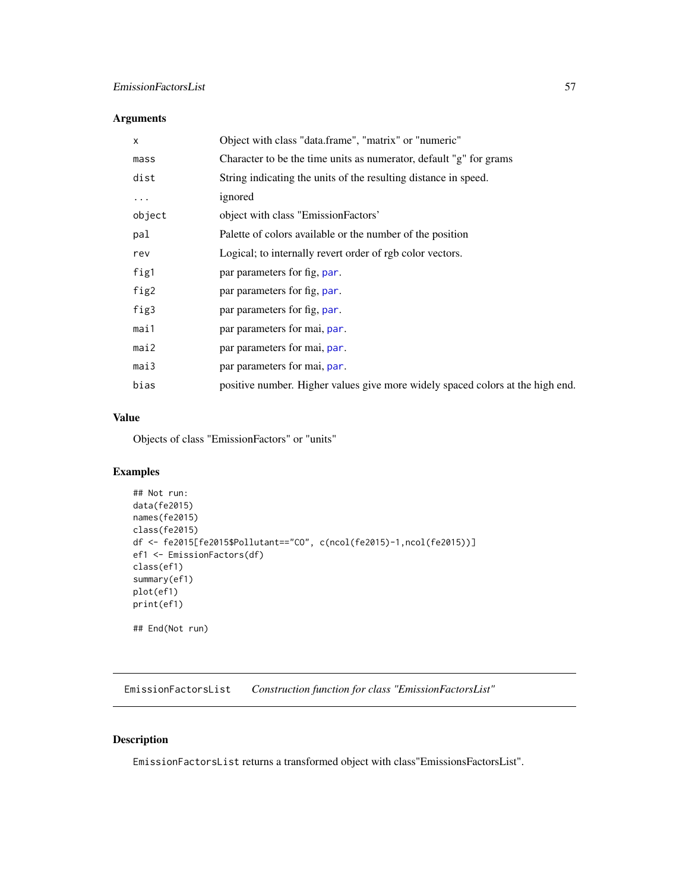## Arguments

| | |
|---|---|
| x | Object with class "data.frame", "matrix" or "numeric" |
| mass | Character to be the time units as numerator, default "g" for grams |
| dist | String indicating the units of the resulting distance in speed. |
| ... | ignored |
| object | object with class "EmissionFactors' |
| pal | Palette of colors available or the number of the position |
| rev | Logical; to internally revert order of rgb color vectors. |
| fig1 | par parameters for fig, par. |
| fig2 | par parameters for fig, par. |
| fig3 | par parameters for fig, par. |
| mai1 | par parameters for mai, par. |
| mai2 | par parameters for mai, par. |
| mai3 | par parameters for mai, par. |
| bias | positive number. Higher values give more widely spaced colors at the high end. |

## Value

Objects of class "EmissionFactors" or "units"

## Examples

```
## Not run:
data(fe2015)
names(fe2015)
class(fe2015)
df <- fe2015[fe2015$Pollutant=="CO", c(ncol(fe2015)-1,ncol(fe2015))]
ef1 <- EmissionFactors(df)
class(ef1)
summary(ef1)
plot(ef1)
print(ef1)

## End(Not run)
```

---

# EmissionFactorsList *Construction function for class "EmissionFactorsList"*

## Description

EmissionFactorsList returns a transformed object with class"EmissionsFactorsList".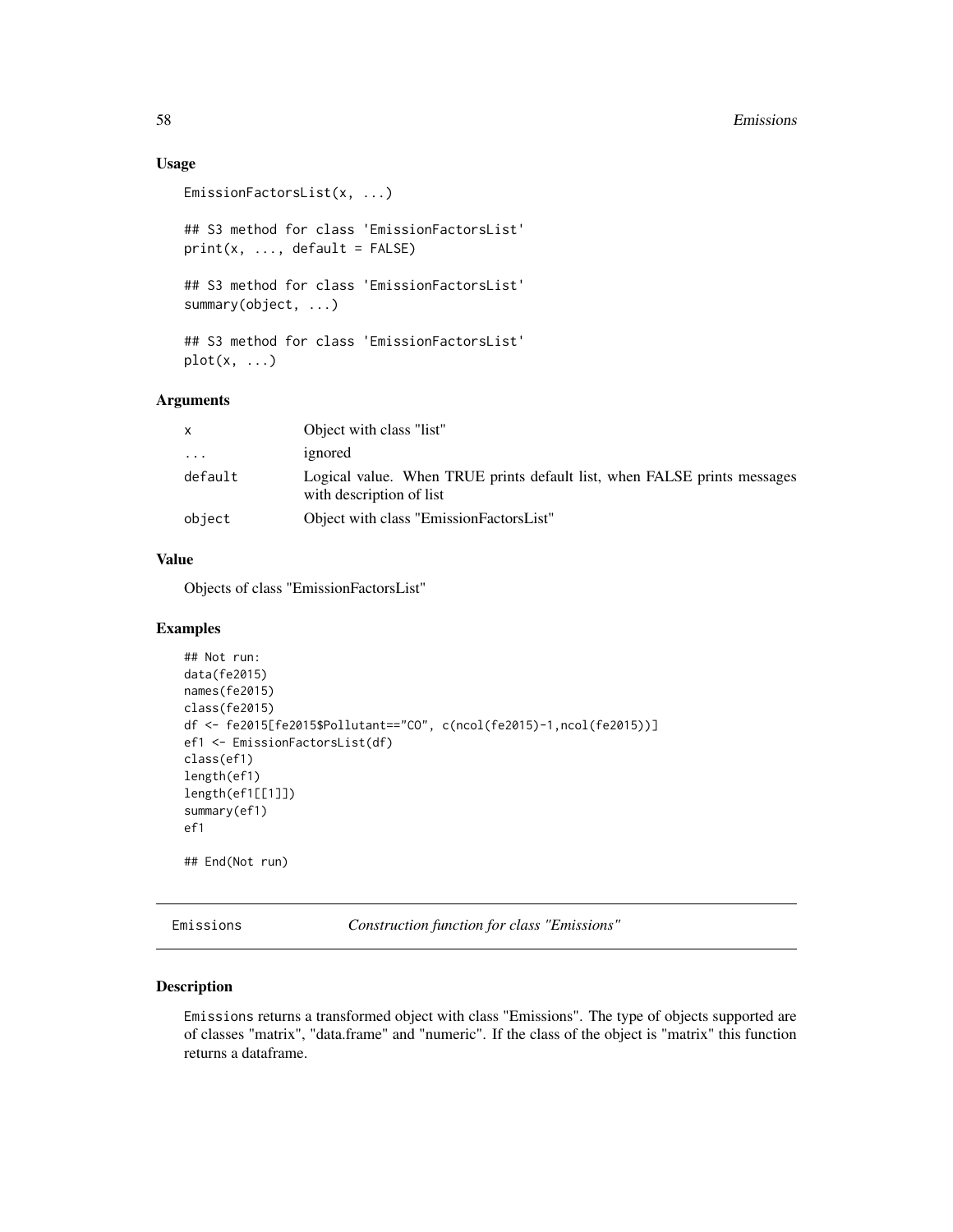### Usage

```
EmissionFactorsList(x, ...)

## S3 method for class 'EmissionFactorsList'
print(x, ..., default = FALSE)

## S3 method for class 'EmissionFactorsList'
summary(object, ...)

## S3 method for class 'EmissionFactorsList'
plot(x, ...)
```

### Arguments

| | |
|---|---|
| x | Object with class "list" |
| ... | ignored |
| default | Logical value. When TRUE prints default list, when FALSE prints messages with description of list |
| object | Object with class "EmissionFactorsList" |

### Value

Objects of class "EmissionFactorsList"

### Examples

```
## Not run:
data(fe2015)
names(fe2015)
class(fe2015)
df <- fe2015[fe2015$Pollutant=="CO", c(ncol(fe2015)-1,ncol(fe2015))]
ef1 <- EmissionFactorsList(df)
class(ef1)
length(ef1)
length(ef1[[1]])
summary(ef1)
ef1

## End(Not run)
```

---

## Emissions — *Construction function for class "Emissions"*

### Description

Emissions returns a transformed object with class "Emissions". The type of objects supported are of classes "matrix", "data.frame" and "numeric". If the class of the object is "matrix" this function returns a dataframe.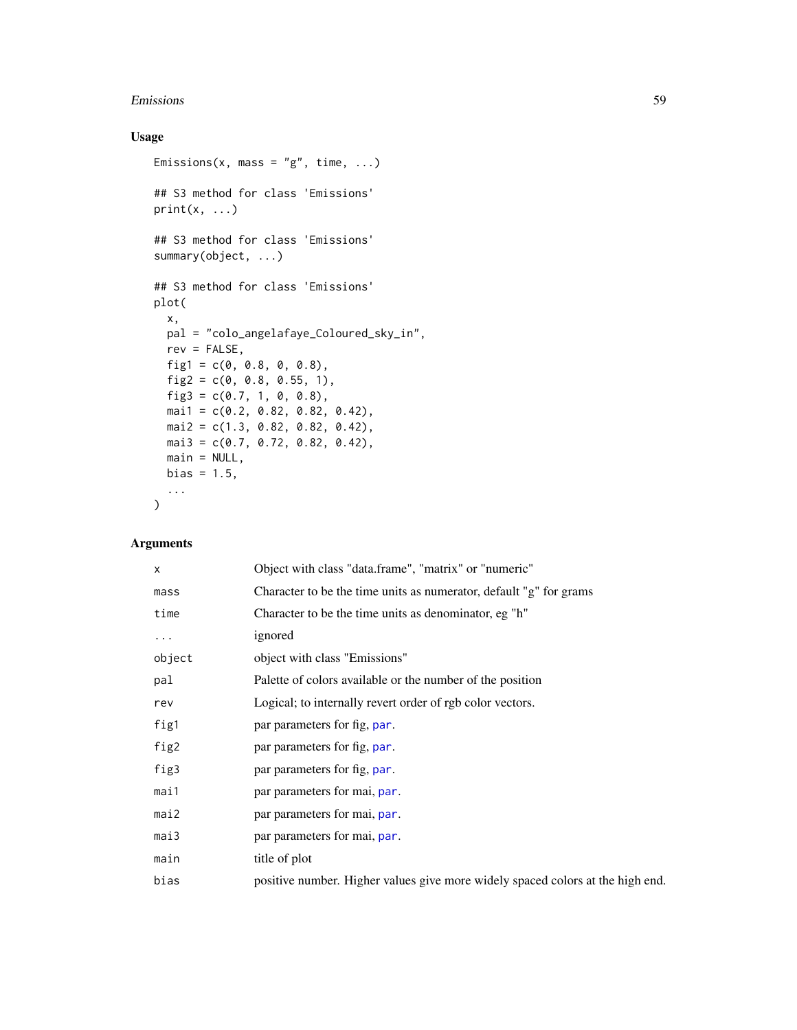### Usage

```
Emissions(x, mass = "g", time, ...)

## S3 method for class 'Emissions'
print(x, ...)

## S3 method for class 'Emissions'
summary(object, ...)

## S3 method for class 'Emissions'
plot(
  x,
  pal = "colo_angelafaye_Coloured_sky_in",
  rev = FALSE,
  fig1 = c(0, 0.8, 0, 0.8),
  fig2 = c(0, 0.8, 0.55, 1),
  fig3 = c(0.7, 1, 0, 0.8),
  mai1 = c(0.2, 0.82, 0.82, 0.42),
  mai2 = c(1.3, 0.82, 0.82, 0.42),
  mai3 = c(0.7, 0.72, 0.82, 0.42),
  main = NULL,
  bias = 1.5,
  ...
)
```

### Arguments

| | |
|---|---|
| x | Object with class "data.frame", "matrix" or "numeric" |
| mass | Character to be the time units as numerator, default "g" for grams |
| time | Character to be the time units as denominator, eg "h" |
| ... | ignored |
| object | object with class "Emissions" |
| pal | Palette of colors available or the number of the position |
| rev | Logical; to internally revert order of rgb color vectors. |
| fig1 | par parameters for fig, par. |
| fig2 | par parameters for fig, par. |
| fig3 | par parameters for fig, par. |
| mai1 | par parameters for mai, par. |
| mai2 | par parameters for mai, par. |
| mai3 | par parameters for mai, par. |
| main | title of plot |
| bias | positive number. Higher values give more widely spaced colors at the high end. |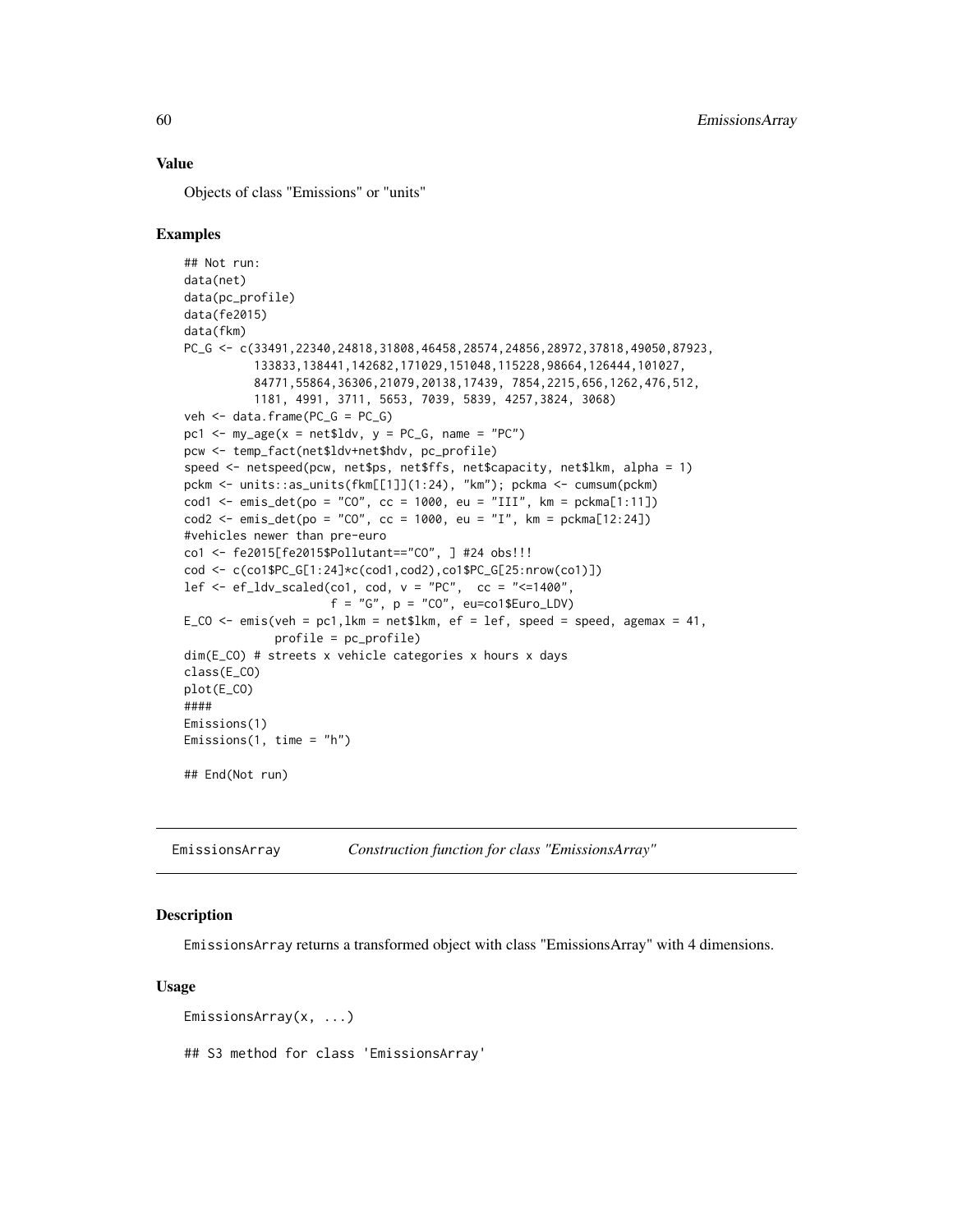### Value

Objects of class "Emissions" or "units"

### Examples

```
## Not run:
data(net)
data(pc_profile)
data(fe2015)
data(fkm)
PC_G <- c(33491,22340,24818,31808,46458,28574,24856,28972,37818,49050,87923,
          133833,138441,142682,171029,151048,115228,98664,126444,101027,
          84771,55864,36306,21079,20138,17439, 7854,2215,656,1262,476,512,
          1181, 4991, 3711, 5653, 7039, 5839, 4257,3824, 3068)
veh <- data.frame(PC_G = PC_G)
pc1 <- my_age(x = net$ldv, y = PC_G, name = "PC")
pcw <- temp_fact(net$ldv+net$hdv, pc_profile)
speed <- netspeed(pcw, net$ps, net$ffs, net$capacity, net$lkm, alpha = 1)
pckm <- units::as_units(fkm[[1]](1:24), "km"); pckma <- cumsum(pckm)
cod1 <- emis_det(po = "CO", cc = 1000, eu = "III", km = pckma[1:11])
cod2 <- emis_det(po = "CO", cc = 1000, eu = "I", km = pckma[12:24])
#vehicles newer than pre-euro
co1 <- fe2015[fe2015$Pollutant=="CO", ] #24 obs!!!
cod <- c(co1$PC_G[1:24]*c(cod1,cod2),co1$PC_G[25:nrow(co1)])
lef <- ef_ldv_scaled(co1, cod, v = "PC",  cc = "<=1400",
                     f = "G", p = "CO", eu=co1$Euro_LDV)
E_CO <- emis(veh = pc1,lkm = net$lkm, ef = lef, speed = speed, agemax = 41,
             profile = pc_profile)
dim(E_CO) # streets x vehicle categories x hours x days
class(E_CO)
plot(E_CO)
####
Emissions(1)
Emissions(1, time = "h")

## End(Not run)
```

---

## EmissionsArray — *Construction function for class "EmissionsArray"*

### Description

EmissionsArray returns a transformed object with class "EmissionsArray" with 4 dimensions.

### Usage

```
EmissionsArray(x, ...)

## S3 method for class 'EmissionsArray'
```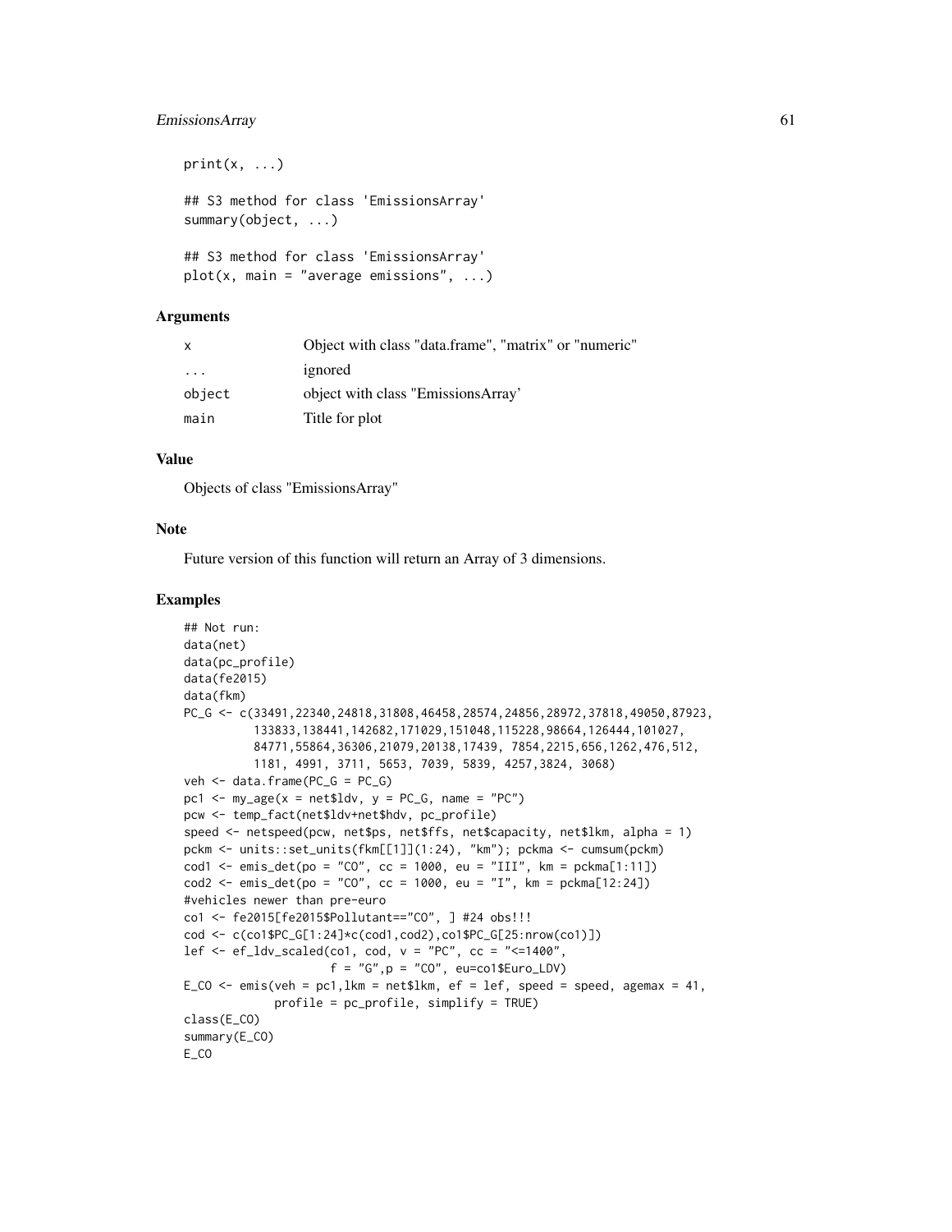```
print(x, ...)

## S3 method for class 'EmissionsArray'
summary(object, ...)

## S3 method for class 'EmissionsArray'
plot(x, main = "average emissions", ...)
```

### Arguments

| | |
|---|---|
| x | Object with class "data.frame", "matrix" or "numeric" |
| ... | ignored |
| object | object with class "EmissionsArray' |
| main | Title for plot |

### Value

Objects of class "EmissionsArray"

### Note

Future version of this function will return an Array of 3 dimensions.

### Examples

```
## Not run:
data(net)
data(pc_profile)
data(fe2015)
data(fkm)
PC_G <- c(33491,22340,24818,31808,46458,28574,24856,28972,37818,49050,87923,
          133833,138441,142682,171029,151048,115228,98664,126444,101027,
          84771,55864,36306,21079,20138,17439, 7854,2215,656,1262,476,512,
          1181, 4991, 3711, 5653, 7039, 5839, 4257,3824, 3068)
veh <- data.frame(PC_G = PC_G)
pc1 <- my_age(x = net$ldv, y = PC_G, name = "PC")
pcw <- temp_fact(net$ldv+net$hdv, pc_profile)
speed <- netspeed(pcw, net$ps, net$ffs, net$capacity, net$lkm, alpha = 1)
pckm <- units::set_units(fkm[[1]](1:24), "km"); pckma <- cumsum(pckm)
cod1 <- emis_det(po = "CO", cc = 1000, eu = "III", km = pckma[1:11])
cod2 <- emis_det(po = "CO", cc = 1000, eu = "I", km = pckma[12:24])
#vehicles newer than pre-euro
co1 <- fe2015[fe2015$Pollutant=="CO", ] #24 obs!!!
cod <- c(co1$PC_G[1:24]*c(cod1,cod2),co1$PC_G[25:nrow(co1)])
lef <- ef_ldv_scaled(co1, cod, v = "PC", cc = "<=1400",
                     f = "G",p = "CO", eu=co1$Euro_LDV)
E_CO <- emis(veh = pc1,lkm = net$lkm, ef = lef, speed = speed, agemax = 41,
             profile = pc_profile, simplify = TRUE)
class(E_CO)
summary(E_CO)
E_CO
```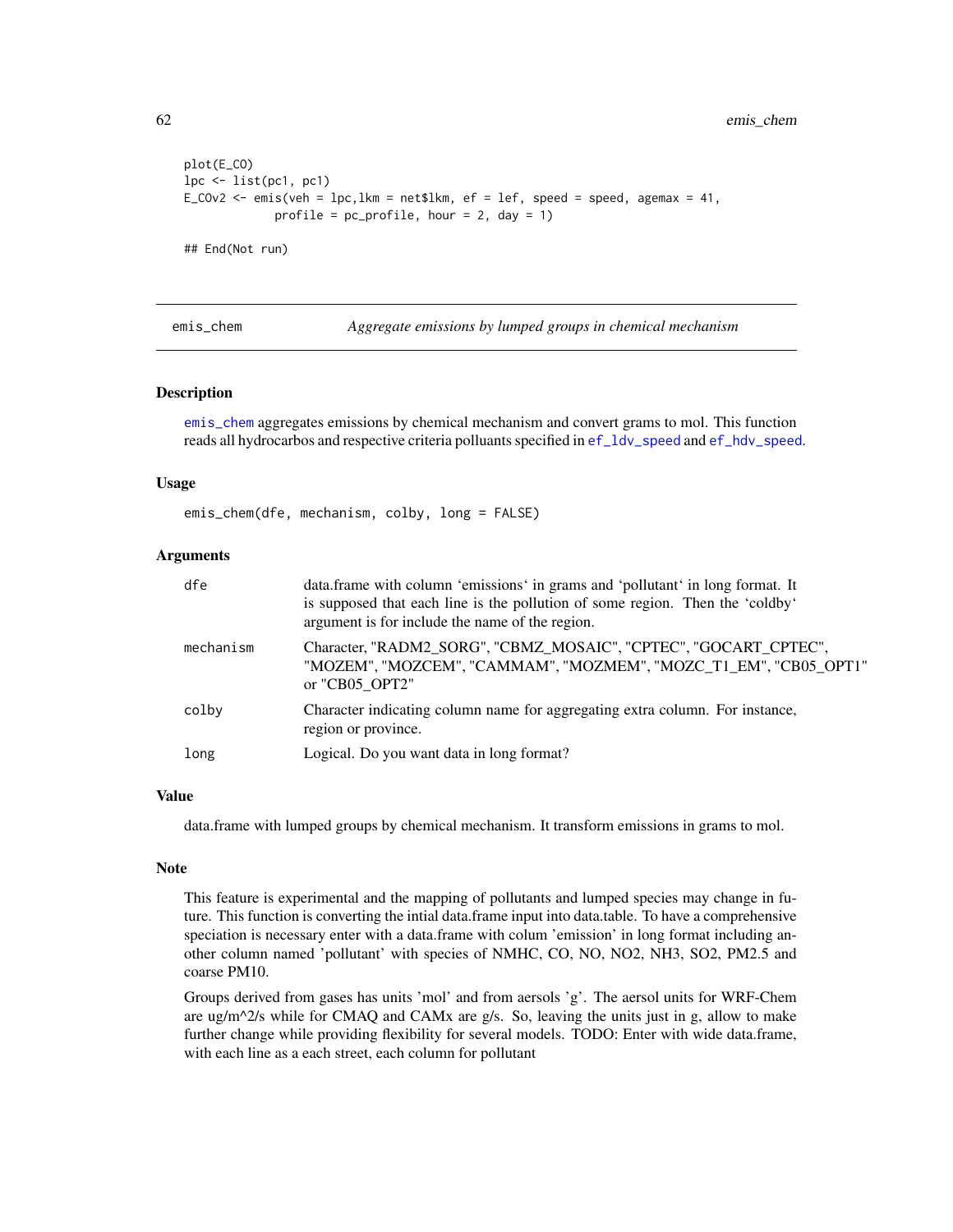```
plot(E_CO)
lpc <- list(pc1, pc1)
E_COv2 <- emis(veh = lpc,lkm = net$lkm, ef = lef, speed = speed, agemax = 41,
            profile = pc_profile, hour = 2, day = 1)

## End(Not run)
```

---

emis_chem &nbsp;&nbsp;&nbsp;&nbsp; *Aggregate emissions by lumped groups in chemical mechanism*

---

### Description

emis_chem aggregates emissions by chemical mechanism and convert grams to mol. This function reads all hydrocarbos and respective criteria polluants specified in ef_ldv_speed and ef_hdv_speed.

### Usage

```
emis_chem(dfe, mechanism, colby, long = FALSE)
```

### Arguments

| | |
|---|---|
| dfe | data.frame with column 'emissions' in grams and 'pollutant' in long format. It is supposed that each line is the pollution of some region. Then the 'coldby' argument is for include the name of the region. |
| mechanism | Character, "RADM2_SORG", "CBMZ_MOSAIC", "CPTEC", "GOCART_CPTEC", "MOZEM", "MOZCEM", "CAMMAM", "MOZMEM", "MOZC_T1_EM", "CB05_OPT1" or "CB05_OPT2" |
| colby | Character indicating column name for aggregating extra column. For instance, region or province. |
| long | Logical. Do you want data in long format? |

### Value

data.frame with lumped groups by chemical mechanism. It transform emissions in grams to mol.

### Note

This feature is experimental and the mapping of pollutants and lumped species may change in future. This function is converting the intial data.frame input into data.table. To have a comprehensive speciation is necessary enter with a data.frame with colum 'emission' in long format including another column named 'pollutant' with species of NMHC, CO, NO, NO2, NH3, SO2, PM2.5 and coarse PM10.

Groups derived from gases has units 'mol' and from aersols 'g'. The aersol units for WRF-Chem are ug/m^2/s while for CMAQ and CAMx are g/s. So, leaving the units just in g, allow to make further change while providing flexibility for several models. TODO: Enter with wide data.frame, with each line as a each street, each column for pollutant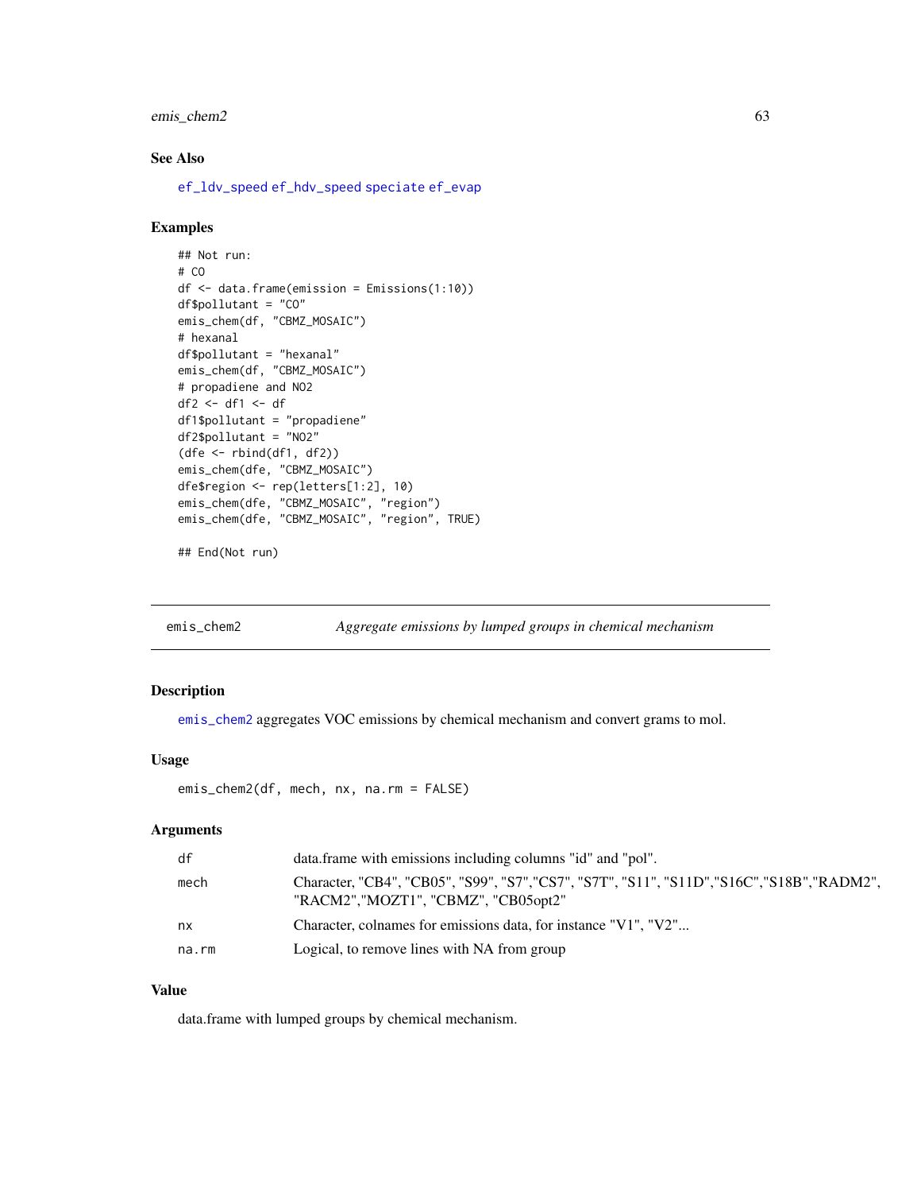## See Also

ef_ldv_speed ef_hdv_speed speciate ef_evap

## Examples

```
## Not run:
# CO
df <- data.frame(emission = Emissions(1:10))
df$pollutant = "CO"
emis_chem(df, "CBMZ_MOSAIC")
# hexanal
df$pollutant = "hexanal"
emis_chem(df, "CBMZ_MOSAIC")
# propadiene and NO2
df2 <- df1 <- df
df1$pollutant = "propadiene"
df2$pollutant = "NO2"
(dfe <- rbind(df1, df2))
emis_chem(dfe, "CBMZ_MOSAIC")
dfe$region <- rep(letters[1:2], 10)
emis_chem(dfe, "CBMZ_MOSAIC", "region")
emis_chem(dfe, "CBMZ_MOSAIC", "region", TRUE)

## End(Not run)
```

---

# emis_chem2 — *Aggregate emissions by lumped groups in chemical mechanism*

## Description

emis_chem2 aggregates VOC emissions by chemical mechanism and convert grams to mol.

## Usage

```
emis_chem2(df, mech, nx, na.rm = FALSE)
```

## Arguments

| | |
|---|---|
| df | data.frame with emissions including columns "id" and "pol". |
| mech | Character, "CB4", "CB05", "S99", "S7","CS7", "S7T", "S11", "S11D","S16C","S18B","RADM2", "RACM2","MOZT1", "CBMZ", "CB05opt2" |
| nx | Character, colnames for emissions data, for instance "V1", "V2"... |
| na.rm | Logical, to remove lines with NA from group |

## Value

data.frame with lumped groups by chemical mechanism.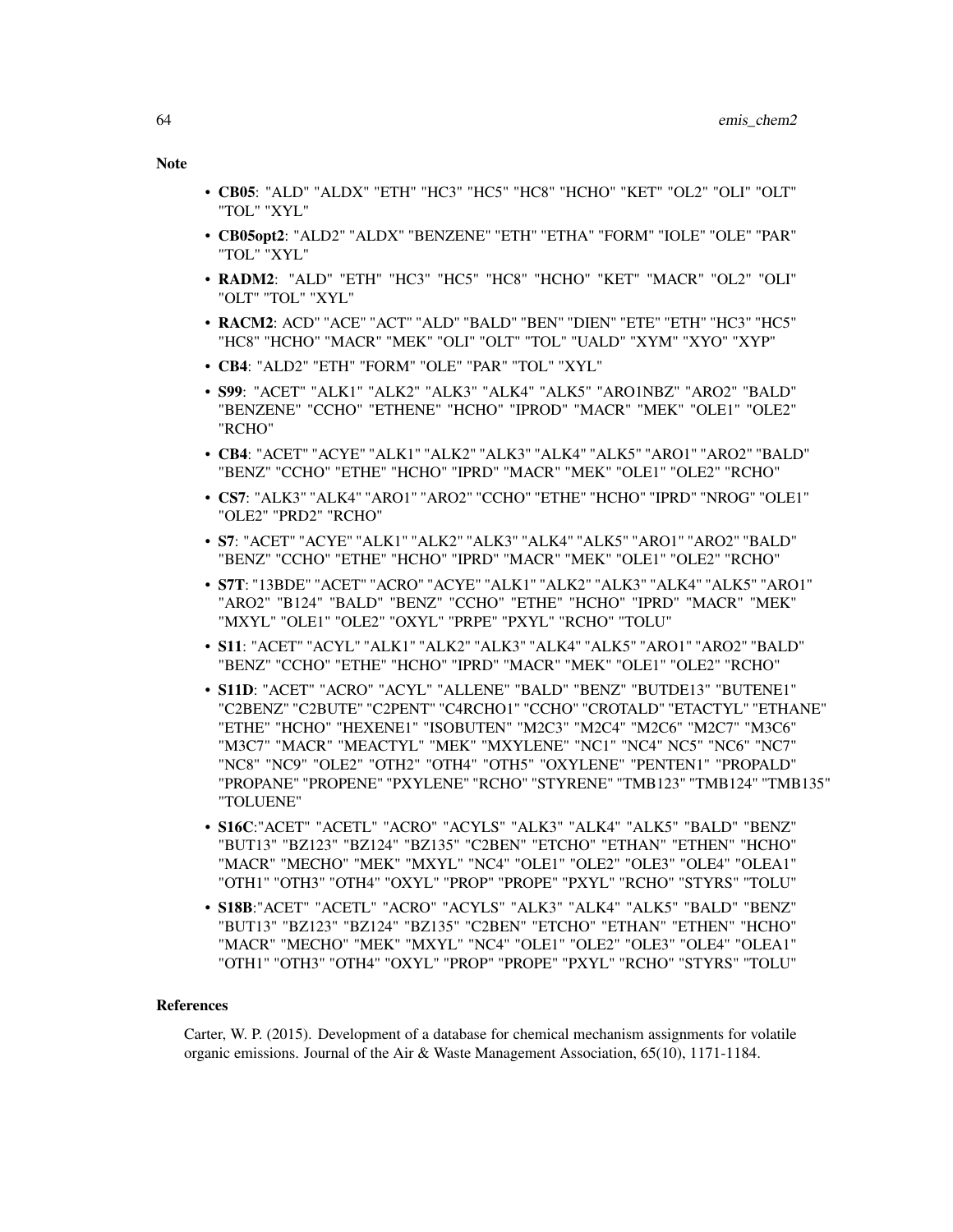## Note

- **CB05**: "ALD" "ALDX" "ETH" "HC3" "HC5" "HC8" "HCHO" "KET" "OL2" "OLI" "OLT" "TOL" "XYL"
- **CB05opt2**: "ALD2" "ALDX" "BENZENE" "ETH" "ETHA" "FORM" "IOLE" "OLE" "PAR" "TOL" "XYL"
- **RADM2**: "ALD" "ETH" "HC3" "HC5" "HC8" "HCHO" "KET" "MACR" "OL2" "OLI" "OLT" "TOL" "XYL"
- **RACM2**: ACD" "ACE" "ACT" "ALD" "BALD" "BEN" "DIEN" "ETE" "ETH" "HC3" "HC5" "HC8" "HCHO" "MACR" "MEK" "OLI" "OLT" "TOL" "UALD" "XYM" "XYO" "XYP"
- **CB4**: "ALD2" "ETH" "FORM" "OLE" "PAR" "TOL" "XYL"
- **S99**: "ACET" "ALK1" "ALK2" "ALK3" "ALK4" "ALK5" "ARO1NBZ" "ARO2" "BALD" "BENZENE" "CCHO" "ETHENE" "HCHO" "IPROD" "MACR" "MEK" "OLE1" "OLE2" "RCHO"
- **CB4**: "ACET" "ACYE" "ALK1" "ALK2" "ALK3" "ALK4" "ALK5" "ARO1" "ARO2" "BALD" "BENZ" "CCHO" "ETHE" "HCHO" "IPRD" "MACR" "MEK" "OLE1" "OLE2" "RCHO"
- **CS7**: "ALK3" "ALK4" "ARO1" "ARO2" "CCHO" "ETHE" "HCHO" "IPRD" "NROG" "OLE1" "OLE2" "PRD2" "RCHO"
- **S7**: "ACET" "ACYE" "ALK1" "ALK2" "ALK3" "ALK4" "ALK5" "ARO1" "ARO2" "BALD" "BENZ" "CCHO" "ETHE" "HCHO" "IPRD" "MACR" "MEK" "OLE1" "OLE2" "RCHO"
- **S7T**: "13BDE" "ACET" "ACRO" "ACYE" "ALK1" "ALK2" "ALK3" "ALK4" "ALK5" "ARO1" "ARO2" "B124" "BALD" "BENZ" "CCHO" "ETHE" "HCHO" "IPRD" "MACR" "MEK" "MXYL" "OLE1" "OLE2" "OXYL" "PRPE" "PXYL" "RCHO" "TOLU"
- **S11**: "ACET" "ACYL" "ALK1" "ALK2" "ALK3" "ALK4" "ALK5" "ARO1" "ARO2" "BALD" "BENZ" "CCHO" "ETHE" "HCHO" "IPRD" "MACR" "MEK" "OLE1" "OLE2" "RCHO"
- **S11D**: "ACET" "ACRO" "ACYL" "ALLENE" "BALD" "BENZ" "BUTDE13" "BUTENE1" "C2BENZ" "C2BUTE" "C2PENT" "C4RCHO1" "CCHO" "CROTALD" "ETACTYL" "ETHANE" "ETHE" "HCHO" "HEXENE1" "ISOBUTEN" "M2C3" "M2C4" "M2C6" "M2C7" "M3C6" "M3C7" "MACR" "MEACTYL" "MEK" "MXYLENE" "NC1" "NC4" NC5" "NC6" "NC7" "NC8" "NC9" "OLE2" "OTH2" "OTH4" "OTH5" "OXYLENE" "PENTEN1" "PROPALD" "PROPANE" "PROPENE" "PXYLENE" "RCHO" "STYRENE" "TMB123" "TMB124" "TMB135" "TOLUENE"
- **S16C**:"ACET" "ACETL" "ACRO" "ACYLS" "ALK3" "ALK4" "ALK5" "BALD" "BENZ" "BUT13" "BZ123" "BZ124" "BZ135" "C2BEN" "ETCHO" "ETHAN" "ETHEN" "HCHO" "MACR" "MECHO" "MEK" "MXYL" "NC4" "OLE1" "OLE2" "OLE3" "OLE4" "OLEA1" "OTH1" "OTH3" "OTH4" "OXYL" "PROP" "PROPE" "PXYL" "RCHO" "STYRS" "TOLU"
- **S18B**:"ACET" "ACETL" "ACRO" "ACYLS" "ALK3" "ALK4" "ALK5" "BALD" "BENZ" "BUT13" "BZ123" "BZ124" "BZ135" "C2BEN" "ETCHO" "ETHAN" "ETHEN" "HCHO" "MACR" "MECHO" "MEK" "MXYL" "NC4" "OLE1" "OLE2" "OLE3" "OLE4" "OLEA1" "OTH1" "OTH3" "OTH4" "OXYL" "PROP" "PROPE" "PXYL" "RCHO" "STYRS" "TOLU"

## References

Carter, W. P. (2015). Development of a database for chemical mechanism assignments for volatile organic emissions. Journal of the Air & Waste Management Association, 65(10), 1171-1184.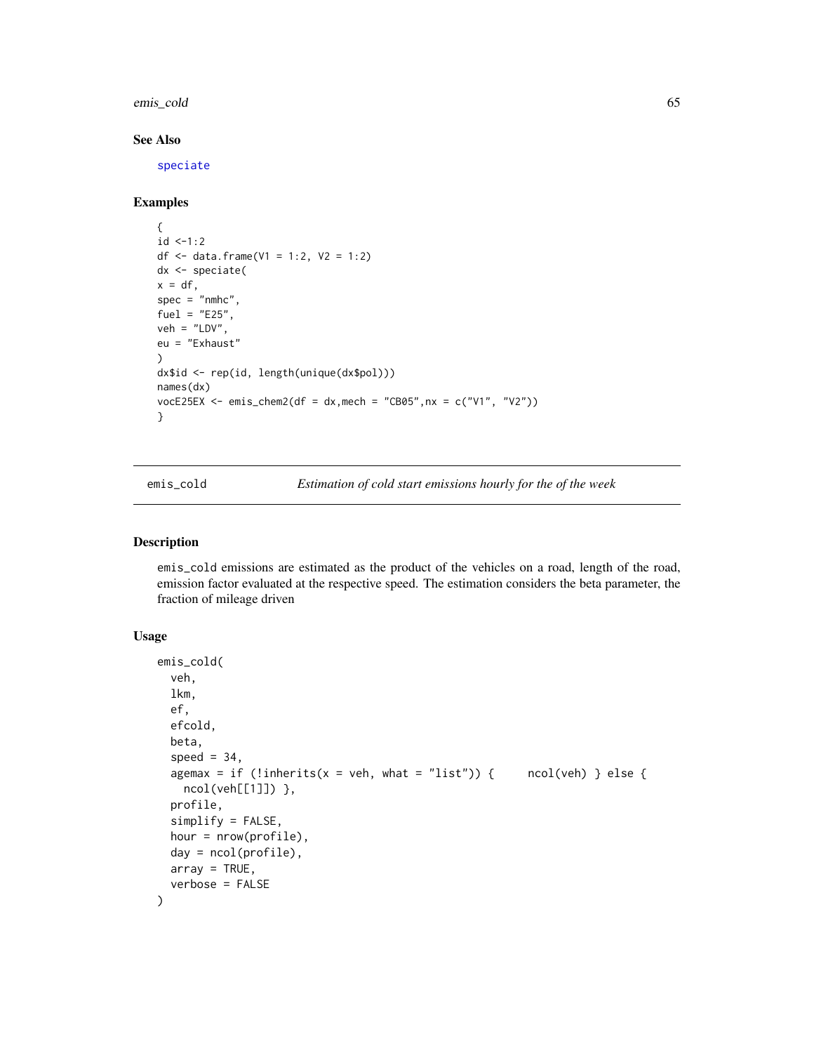## See Also

speciate

## Examples

```
{
id <-1:2
df <- data.frame(V1 = 1:2, V2 = 1:2)
dx <- speciate(
x = df,
spec = "nmhc",
fuel = "E25",
veh = "LDV",
eu = "Exhaust"
)
dx$id <- rep(id, length(unique(dx$pol)))
names(dx)
vocE25EX <- emis_chem2(df = dx,mech = "CB05",nx = c("V1", "V2"))
}
```

---

# emis_cold — *Estimation of cold start emissions hourly for the of the week*

---

## Description

emis_cold emissions are estimated as the product of the vehicles on a road, length of the road, emission factor evaluated at the respective speed. The estimation considers the beta parameter, the fraction of mileage driven

## Usage

```
emis_cold(
  veh,
  lkm,
  ef,
  efcold,
  beta,
  speed = 34,
  agemax = if (!inherits(x = veh, what = "list")) {     ncol(veh) } else {
    ncol(veh[[1]]) },
  profile,
  simplify = FALSE,
  hour = nrow(profile),
  day = ncol(profile),
  array = TRUE,
  verbose = FALSE
)
```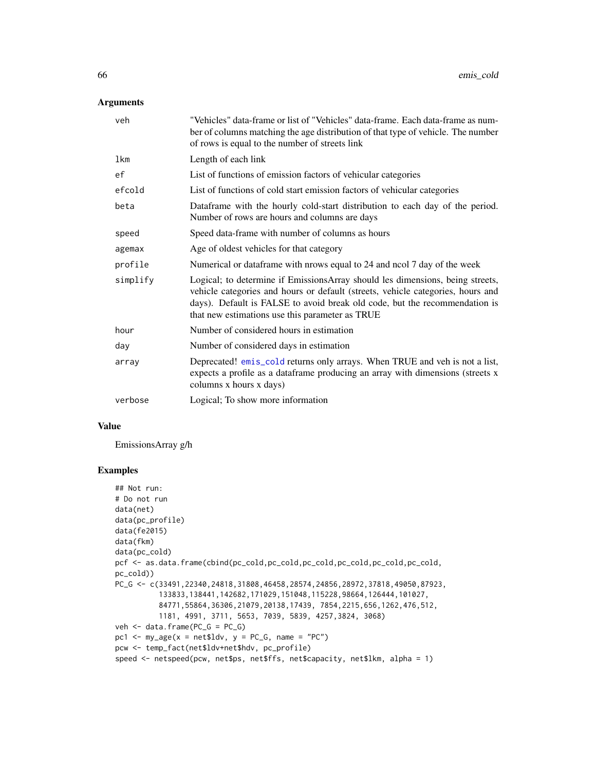## Arguments

| | |
|---|---|
| veh | "Vehicles" data-frame or list of "Vehicles" data-frame. Each data-frame as number of columns matching the age distribution of that type of vehicle. The number of rows is equal to the number of streets link |
| lkm | Length of each link |
| ef | List of functions of emission factors of vehicular categories |
| efcold | List of functions of cold start emission factors of vehicular categories |
| beta | Dataframe with the hourly cold-start distribution to each day of the period. Number of rows are hours and columns are days |
| speed | Speed data-frame with number of columns as hours |
| agemax | Age of oldest vehicles for that category |
| profile | Numerical or dataframe with nrows equal to 24 and ncol 7 day of the week |
| simplify | Logical; to determine if EmissionsArray should les dimensions, being streets, vehicle categories and hours or default (streets, vehicle categories, hours and days). Default is FALSE to avoid break old code, but the recommendation is that new estimations use this parameter as TRUE |
| hour | Number of considered hours in estimation |
| day | Number of considered days in estimation |
| array | Deprecated! emis_cold returns only arrays. When TRUE and veh is not a list, expects a profile as a dataframe producing an array with dimensions (streets x columns x hours x days) |
| verbose | Logical; To show more information |

## Value

EmissionsArray g/h

## Examples

```
## Not run:
# Do not run
data(net)
data(pc_profile)
data(fe2015)
data(fkm)
data(pc_cold)
pcf <- as.data.frame(cbind(pc_cold,pc_cold,pc_cold,pc_cold,pc_cold,pc_cold,
pc_cold))
PC_G <- c(33491,22340,24818,31808,46458,28574,24856,28972,37818,49050,87923,
          133833,138441,142682,171029,151048,115228,98664,126444,101027,
          84771,55864,36306,21079,20138,17439, 7854,2215,656,1262,476,512,
          1181, 4991, 3711, 5653, 7039, 5839, 4257,3824, 3068)
veh <- data.frame(PC_G = PC_G)
pc1 <- my_age(x = net$ldv, y = PC_G, name = "PC")
pcw <- temp_fact(net$ldv+net$hdv, pc_profile)
speed <- netspeed(pcw, net$ps, net$ffs, net$capacity, net$lkm, alpha = 1)
```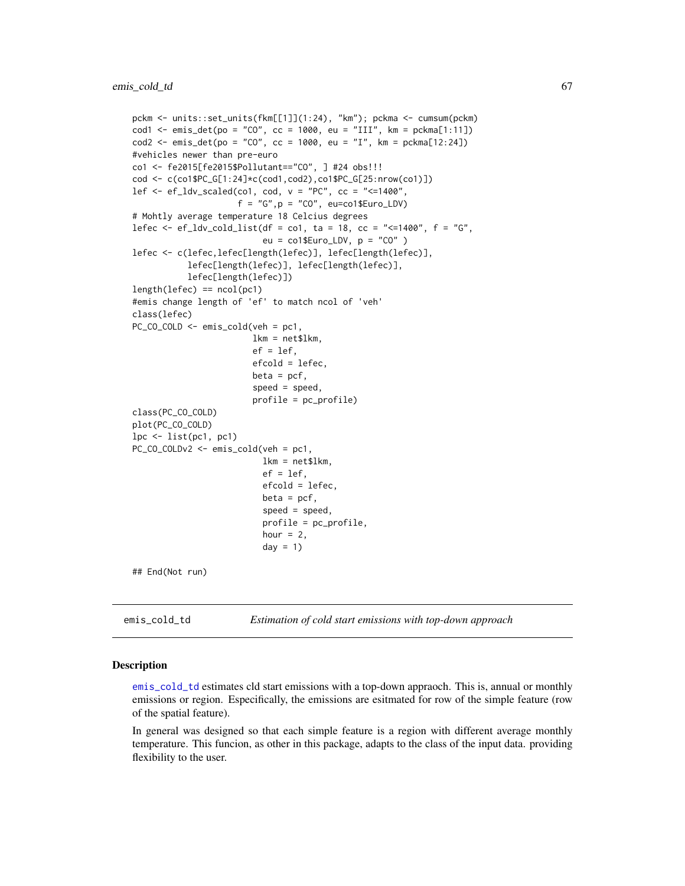```
pckm <- units::set_units(fkm[[1]](1:24), "km"); pckma <- cumsum(pckm)
cod1 <- emis_det(po = "CO", cc = 1000, eu = "III", km = pckma[1:11])
cod2 <- emis_det(po = "CO", cc = 1000, eu = "I", km = pckma[12:24])
#vehicles newer than pre-euro
co1 <- fe2015[fe2015$Pollutant=="CO", ] #24 obs!!!
cod <- c(co1$PC_G[1:24]*c(cod1,cod2),co1$PC_G[25:nrow(co1)])
lef <- ef_ldv_scaled(co1, cod, v = "PC", cc = "<=1400",
                     f = "G",p = "CO", eu=co1$Euro_LDV)
# Mohtly average temperature 18 Celcius degrees
lefec <- ef_ldv_cold_list(df = co1, ta = 18, cc = "<=1400", f = "G",
                          eu = co1$Euro_LDV, p = "CO" )
lefec <- c(lefec,lefec[length(lefec)], lefec[length(lefec)],
           lefec[length(lefec)], lefec[length(lefec)],
           lefec[length(lefec)])
length(lefec) == ncol(pc1)
#emis change length of 'ef' to match ncol of 'veh'
class(lefec)
PC_CO_COLD <- emis_cold(veh = pc1,
                        lkm = net$lkm,
                        ef = lef,
                        efcold = lefec,
                        beta = pcf,
                        speed = speed,
                        profile = pc_profile)
class(PC_CO_COLD)
plot(PC_CO_COLD)
lpc <- list(pc1, pc1)
PC_CO_COLDv2 <- emis_cold(veh = pc1,
                          lkm = net$lkm,
                          ef = lef,
                          efcold = lefec,
                          beta = pcf,
                          speed = speed,
                          profile = pc_profile,
                          hour = 2,
                          day = 1)

## End(Not run)
```

## emis_cold_td *Estimation of cold start emissions with top-down approach*

### Description

emis_cold_td estimates cld start emissions with a top-down appraoch. This is, annual or monthly emissions or region. Especifically, the emissions are esitmated for row of the simple feature (row of the spatial feature).

In general was designed so that each simple feature is a region with different average monthly temperature. This funcion, as other in this package, adapts to the class of the input data. providing flexibility to the user.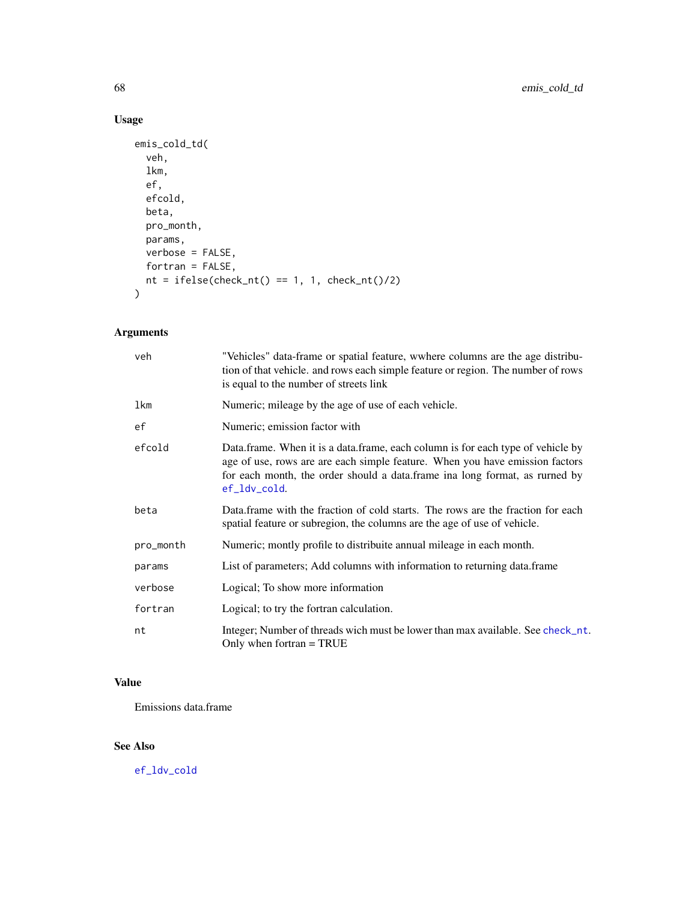## Usage

```
emis_cold_td(
  veh,
  lkm,
  ef,
  efcold,
  beta,
  pro_month,
  params,
  verbose = FALSE,
  fortran = FALSE,
  nt = ifelse(check_nt() == 1, 1, check_nt()/2)
)
```

## Arguments

| | |
|---|---|
| veh | "Vehicles" data-frame or spatial feature, wwhere columns are the age distribution of that vehicle. and rows each simple feature or region. The number of rows is equal to the number of streets link |
| lkm | Numeric; mileage by the age of use of each vehicle. |
| ef | Numeric; emission factor with |
| efcold | Data.frame. When it is a data.frame, each column is for each type of vehicle by age of use, rows are are each simple feature. When you have emission factors for each month, the order should a data.frame ina long format, as rurned by ef_ldv_cold. |
| beta | Data.frame with the fraction of cold starts. The rows are the fraction for each spatial feature or subregion, the columns are the age of use of vehicle. |
| pro_month | Numeric; montly profile to distribuite annual mileage in each month. |
| params | List of parameters; Add columns with information to returning data.frame |
| verbose | Logical; To show more information |
| fortran | Logical; to try the fortran calculation. |
| nt | Integer; Number of threads wich must be lower than max available. See check_nt. Only when fortran = TRUE |

## Value

Emissions data.frame

## See Also

ef_ldv_cold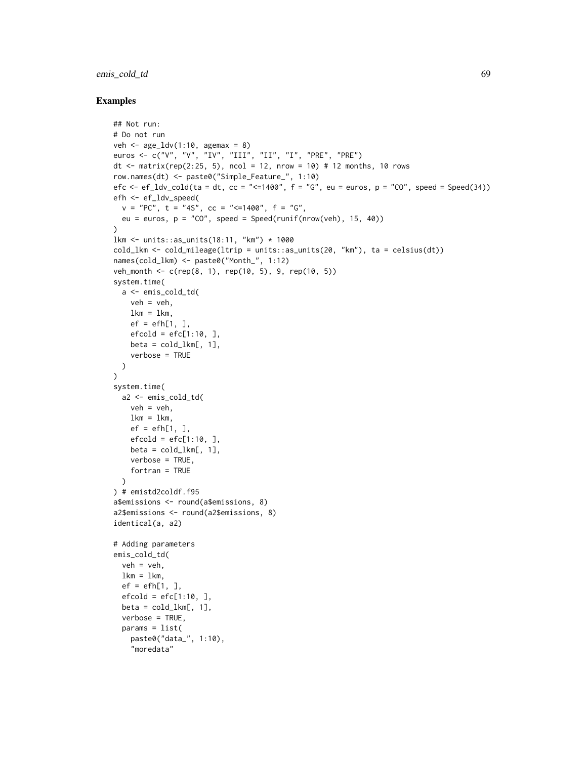## Examples

```
## Not run:
# Do not run
veh <- age_ldv(1:10, agemax = 8)
euros <- c("V", "V", "IV", "III", "II", "I", "PRE", "PRE")
dt <- matrix(rep(2:25, 5), ncol = 12, nrow = 10) # 12 months, 10 rows
row.names(dt) <- paste0("Simple_Feature_", 1:10)
efc <- ef_ldv_cold(ta = dt, cc = "<=1400", f = "G", eu = euros, p = "CO", speed = Speed(34))
efh <- ef_ldv_speed(
  v = "PC", t = "4S", cc = "<=1400", f = "G",
  eu = euros, p = "CO", speed = Speed(runif(nrow(veh), 15, 40))
)
lkm <- units::as_units(18:11, "km") * 1000
cold_lkm <- cold_mileage(ltrip = units::as_units(20, "km"), ta = celsius(dt))
names(cold_lkm) <- paste0("Month_", 1:12)
veh_month <- c(rep(8, 1), rep(10, 5), 9, rep(10, 5))
system.time(
  a <- emis_cold_td(
    veh = veh,
    lkm = lkm,
    ef = efh[1, ],
    efcold = efc[1:10, ],
    beta = cold_lkm[, 1],
    verbose = TRUE
  )
)
system.time(
  a2 <- emis_cold_td(
    veh = veh,
    lkm = lkm,
    ef = efh[1, ],
    efcold = efc[1:10, ],
    beta = cold_lkm[, 1],
    verbose = TRUE,
    fortran = TRUE
  )
) # emistd2coldf.f95
a$emissions <- round(a$emissions, 8)
a2$emissions <- round(a2$emissions, 8)
identical(a, a2)

# Adding parameters
emis_cold_td(
  veh = veh,
  lkm = lkm,
  ef = efh[1, ],
  efcold = efc[1:10, ],
  beta = cold_lkm[, 1],
  verbose = TRUE,
  params = list(
    paste0("data_", 1:10),
    "moredata"
```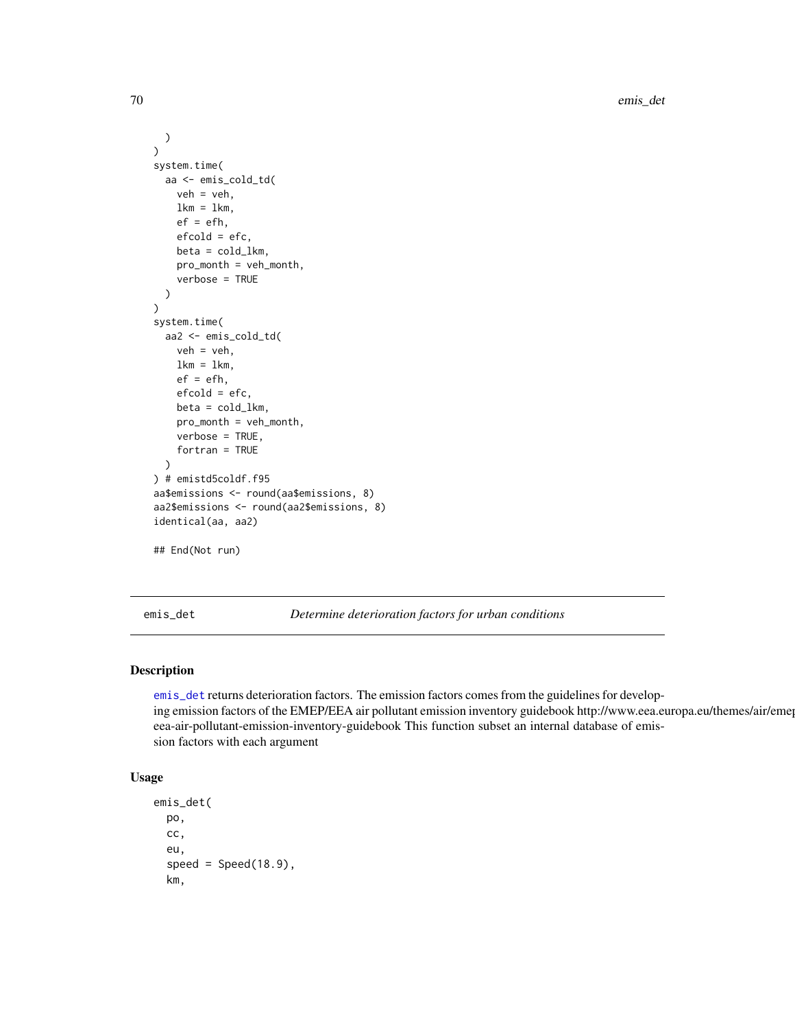```
    )
  )
  system.time(
    aa <- emis_cold_td(
      veh = veh,
      lkm = lkm,
      ef = efh,
      efcold = efc,
      beta = cold_lkm,
      pro_month = veh_month,
      verbose = TRUE
    )
  )
  system.time(
    aa2 <- emis_cold_td(
      veh = veh,
      lkm = lkm,
      ef = efh,
      efcold = efc,
      beta = cold_lkm,
      pro_month = veh_month,
      verbose = TRUE,
      fortran = TRUE
    )
  ) # emistd5coldf.f95
  aa$emissions <- round(aa$emissions, 8)
  aa2$emissions <- round(aa2$emissions, 8)
  identical(aa, aa2)

## End(Not run)
```

---

## emis_det — *Determine deterioration factors for urban conditions*

### Description

emis_det returns deterioration factors. The emission factors comes from the guidelines for developing emission factors of the EMEP/EEA air pollutant emission inventory guidebook http://www.eea.europa.eu/themes/air/emep-eea-air-pollutant-emission-inventory-guidebook This function subset an internal database of emission factors with each argument

### Usage

```
emis_det(
  po,
  cc,
  eu,
  speed = Speed(18.9),
  km,
```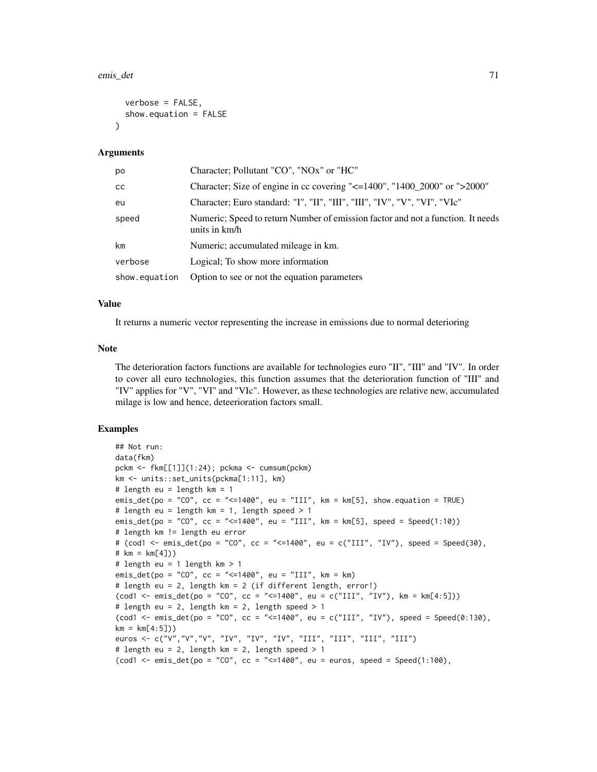```
  verbose = FALSE,
  show.equation = FALSE
)
```

## Arguments

| | |
|---|---|
| po | Character; Pollutant "CO", "NOx" or "HC" |
| cc | Character; Size of engine in cc covering "<=1400", "1400_2000" or ">2000" |
| eu | Character; Euro standard: "I", "II", "III", "III", "IV", "V", "VI", "VIc" |
| speed | Numeric; Speed to return Number of emission factor and not a function. It needs units in km/h |
| km | Numeric; accumulated mileage in km. |
| verbose | Logical; To show more information |
| show.equation | Option to see or not the equation parameters |

## Value

It returns a numeric vector representing the increase in emissions due to normal deterioring

## Note

The deterioration factors functions are available for technologies euro "II", "III" and "IV". In order to cover all euro technologies, this function assumes that the deterioration function of "III" and "IV" applies for "V", "VI" and "VIc". However, as these technologies are relative new, accumulated milage is low and hence, deteerioration factors small.

## Examples

```
## Not run:
data(fkm)
pckm <- fkm[[1]](1:24); pckma <- cumsum(pckm)
km <- units::set_units(pckma[1:11], km)
# length eu = length km = 1
emis_det(po = "CO", cc = "<=1400", eu = "III", km = km[5], show.equation = TRUE)
# length eu = length km = 1, length speed > 1
emis_det(po = "CO", cc = "<=1400", eu = "III", km = km[5], speed = Speed(1:10))
# length km != length eu error
# (cod1 <- emis_det(po = "CO", cc = "<=1400", eu = c("III", "IV"), speed = Speed(30),
# km = km[4]))
# length eu = 1 length km > 1
emis_det(po = "CO", cc = "<=1400", eu = "III", km = km)
# length eu = 2, length km = 2 (if different length, error!)
(cod1 <- emis_det(po = "CO", cc = "<=1400", eu = c("III", "IV"), km = km[4:5]))
# length eu = 2, length km = 2, length speed > 1
(cod1 <- emis_det(po = "CO", cc = "<=1400", eu = c("III", "IV"), speed = Speed(0:130),
km = km[4:5]))
euros <- c("V","V","V", "IV", "IV", "IV", "III", "III", "III", "III")
# length eu = 2, length km = 2, length speed > 1
(cod1 <- emis_det(po = "CO", cc = "<=1400", eu = euros, speed = Speed(1:100),
```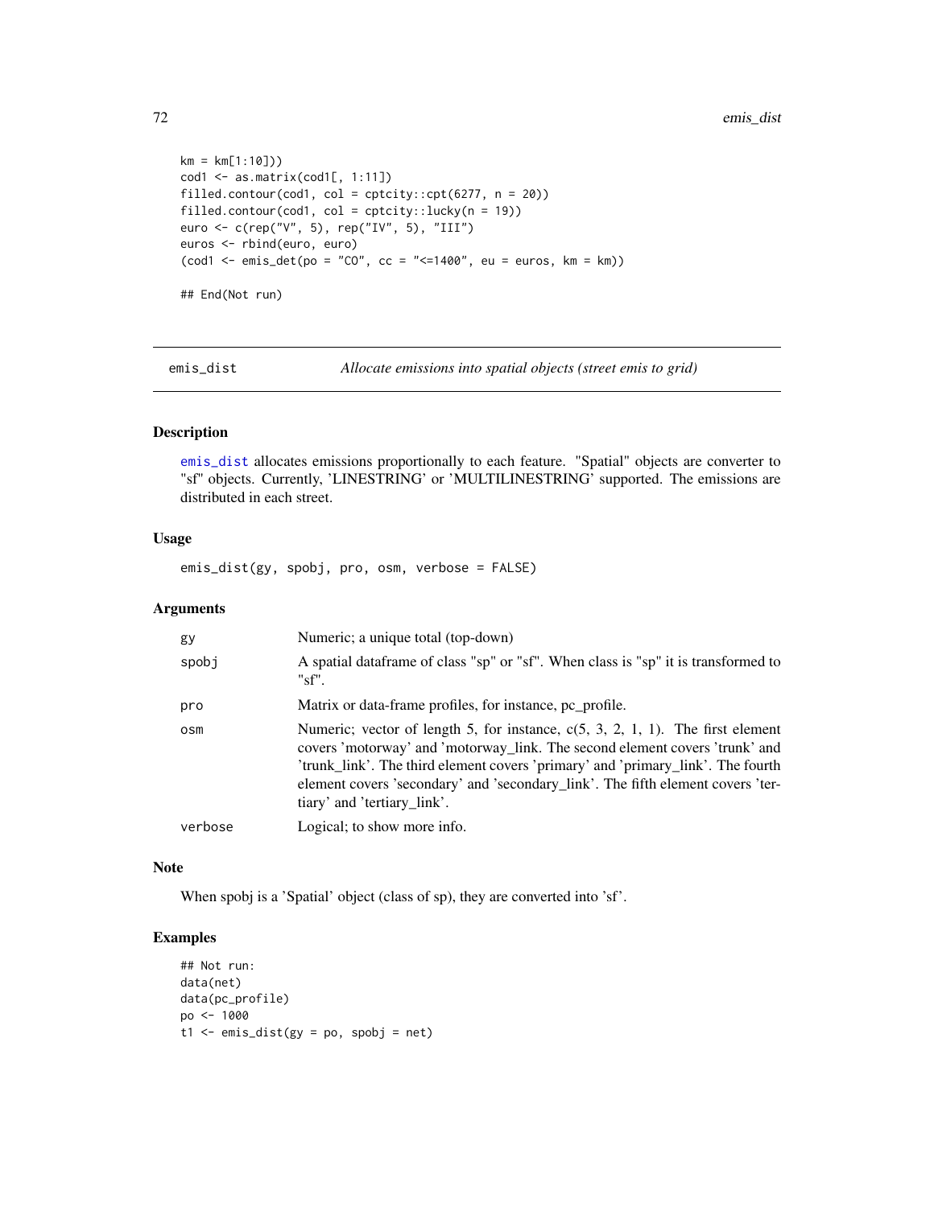```
km = km[1:10]))
cod1 <- as.matrix(cod1[, 1:11])
filled.contour(cod1, col = cptcity::cpt(6277, n = 20))
filled.contour(cod1, col = cptcity::lucky(n = 19))
euro <- c(rep("V", 5), rep("IV", 5), "III")
euros <- rbind(euro, euro)
(cod1 <- emis_det(po = "CO", cc = "<=1400", eu = euros, km = km))

## End(Not run)
```

---

## emis_dist — *Allocate emissions into spatial objects (street emis to grid)*

### Description

emis_dist allocates emissions proportionally to each feature. "Spatial" objects are converter to "sf" objects. Currently, 'LINESTRING' or 'MULTILINESTRING' supported. The emissions are distributed in each street.

### Usage

```
emis_dist(gy, spobj, pro, osm, verbose = FALSE)
```

### Arguments

| | |
|---|---|
| gy | Numeric; a unique total (top-down) |
| spobj | A spatial dataframe of class "sp" or "sf". When class is "sp" it is transformed to "sf". |
| pro | Matrix or data-frame profiles, for instance, pc_profile. |
| osm | Numeric; vector of length 5, for instance, c(5, 3, 2, 1, 1). The first element covers 'motorway' and 'motorway_link. The second element covers 'trunk' and 'trunk_link'. The third element covers 'primary' and 'primary_link'. The fourth element covers 'secondary' and 'secondary_link'. The fifth element covers 'tertiary' and 'tertiary_link'. |
| verbose | Logical; to show more info. |

### Note

When spobj is a 'Spatial' object (class of sp), they are converted into 'sf'.

### Examples

```
## Not run:
data(net)
data(pc_profile)
po <- 1000
t1 <- emis_dist(gy = po, spobj = net)
```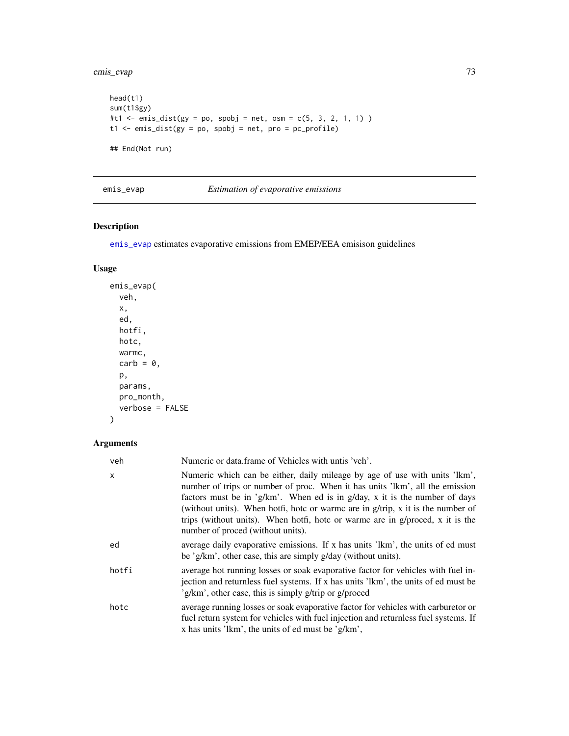```
head(t1)
sum(t1$gy)
#t1 <- emis_dist(gy = po, spobj = net, osm = c(5, 3, 2, 1, 1) )
t1 <- emis_dist(gy = po, spobj = net, pro = pc_profile)

## End(Not run)
```

---

## emis_evap — *Estimation of evaporative emissions*

### Description

emis_evap estimates evaporative emissions from EMEP/EEA emisison guidelines

### Usage

```
emis_evap(
  veh,
  x,
  ed,
  hotfi,
  hotc,
  warmc,
  carb = 0,
  p,
  params,
  pro_month,
  verbose = FALSE
)
```

### Arguments

| | |
|---|---|
| veh | Numeric or data.frame of Vehicles with untis 'veh'. |
| x | Numeric which can be either, daily mileage by age of use with units 'lkm', number of trips or number of proc. When it has units 'lkm', all the emission factors must be in 'g/km'. When ed is in g/day, x it is the number of days (without units). When hotfi, hotc or warmc are in g/trip, x it is the number of trips (without units). When hotfi, hotc or warmc are in g/proced, x it is the number of proced (without units). |
| ed | average daily evaporative emissions. If x has units 'lkm', the units of ed must be 'g/km', other case, this are simply g/day (without units). |
| hotfi | average hot running losses or soak evaporative factor for vehicles with fuel injection and returnless fuel systems. If x has units 'lkm', the units of ed must be 'g/km', other case, this is simply g/trip or g/proced |
| hotc | average running losses or soak evaporative factor for vehicles with carburetor or fuel return system for vehicles with fuel injection and returnless fuel systems. If x has units 'lkm', the units of ed must be 'g/km', |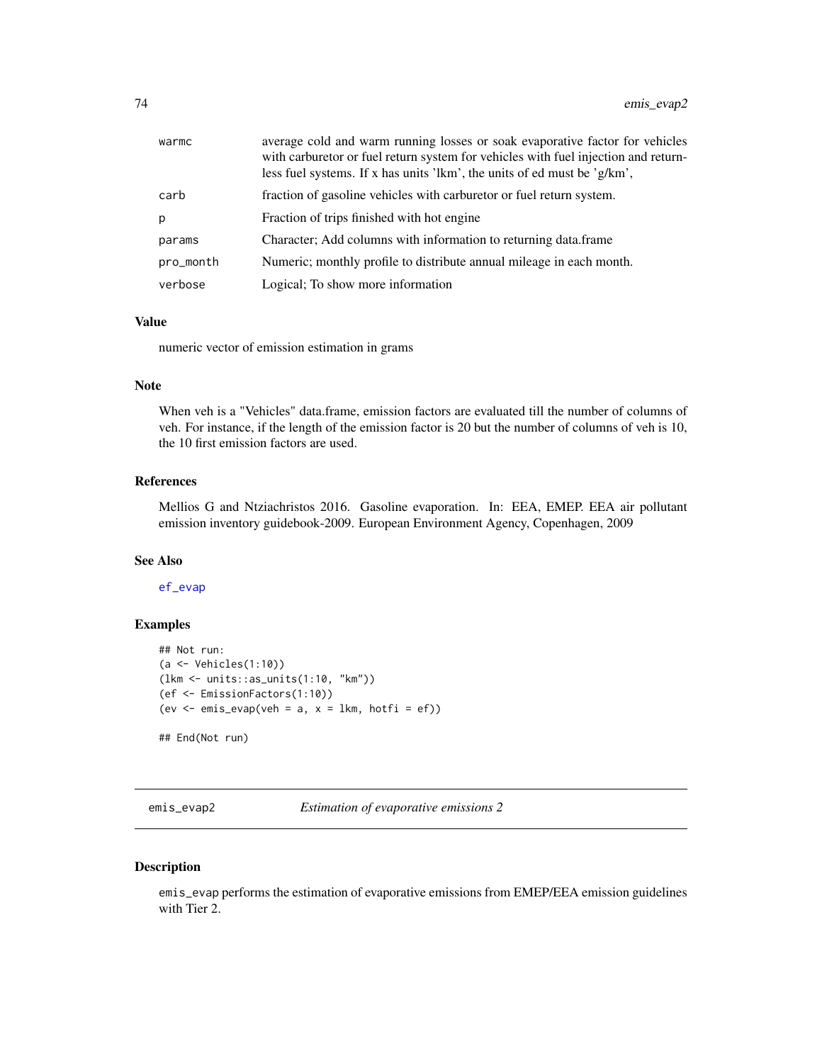| | |
|---|---|
| warmc | average cold and warm running losses or soak evaporative factor for vehicles with carburetor or fuel return system for vehicles with fuel injection and returnless fuel systems. If x has units 'lkm', the units of ed must be 'g/km', |
| carb | fraction of gasoline vehicles with carburetor or fuel return system. |
| p | Fraction of trips finished with hot engine |
| params | Character; Add columns with information to returning data.frame |
| pro_month | Numeric; monthly profile to distribute annual mileage in each month. |
| verbose | Logical; To show more information |

### Value

numeric vector of emission estimation in grams

### Note

When veh is a "Vehicles" data.frame, emission factors are evaluated till the number of columns of veh. For instance, if the length of the emission factor is 20 but the number of columns of veh is 10, the 10 first emission factors are used.

### References

Mellios G and Ntziachristos 2016. Gasoline evaporation. In: EEA, EMEP. EEA air pollutant emission inventory guidebook-2009. European Environment Agency, Copenhagen, 2009

### See Also

ef_evap

### Examples

```
## Not run:
(a <- Vehicles(1:10))
(lkm <- units::as_units(1:10, "km"))
(ef <- EmissionFactors(1:10))
(ev <- emis_evap(veh = a, x = lkm, hotfi = ef))

## End(Not run)
```

---

## emis_evap2 *Estimation of evaporative emissions 2*

### Description

emis_evap performs the estimation of evaporative emissions from EMEP/EEA emission guidelines with Tier 2.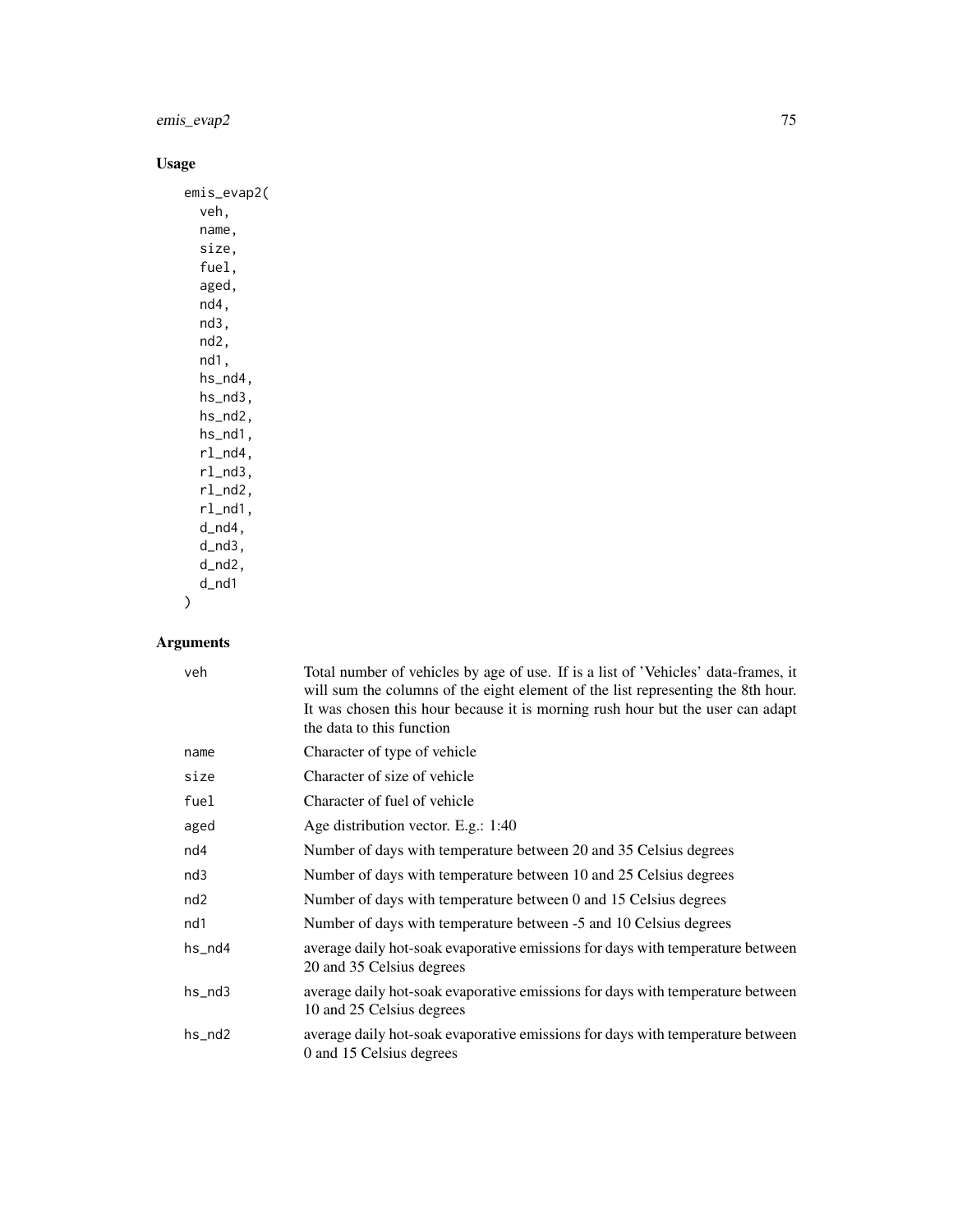## Usage

```
emis_evap2(
  veh,
  name,
  size,
  fuel,
  aged,
  nd4,
  nd3,
  nd2,
  nd1,
  hs_nd4,
  hs_nd3,
  hs_nd2,
  hs_nd1,
  rl_nd4,
  rl_nd3,
  rl_nd2,
  rl_nd1,
  d_nd4,
  d_nd3,
  d_nd2,
  d_nd1
)
```

## Arguments

| | |
|---|---|
| veh | Total number of vehicles by age of use. If is a list of 'Vehicles' data-frames, it will sum the columns of the eight element of the list representing the 8th hour. It was chosen this hour because it is morning rush hour but the user can adapt the data to this function |
| name | Character of type of vehicle |
| size | Character of size of vehicle |
| fuel | Character of fuel of vehicle |
| aged | Age distribution vector. E.g.: 1:40 |
| nd4 | Number of days with temperature between 20 and 35 Celsius degrees |
| nd3 | Number of days with temperature between 10 and 25 Celsius degrees |
| nd2 | Number of days with temperature between 0 and 15 Celsius degrees |
| nd1 | Number of days with temperature between -5 and 10 Celsius degrees |
| hs_nd4 | average daily hot-soak evaporative emissions for days with temperature between 20 and 35 Celsius degrees |
| hs_nd3 | average daily hot-soak evaporative emissions for days with temperature between 10 and 25 Celsius degrees |
| hs_nd2 | average daily hot-soak evaporative emissions for days with temperature between 0 and 15 Celsius degrees |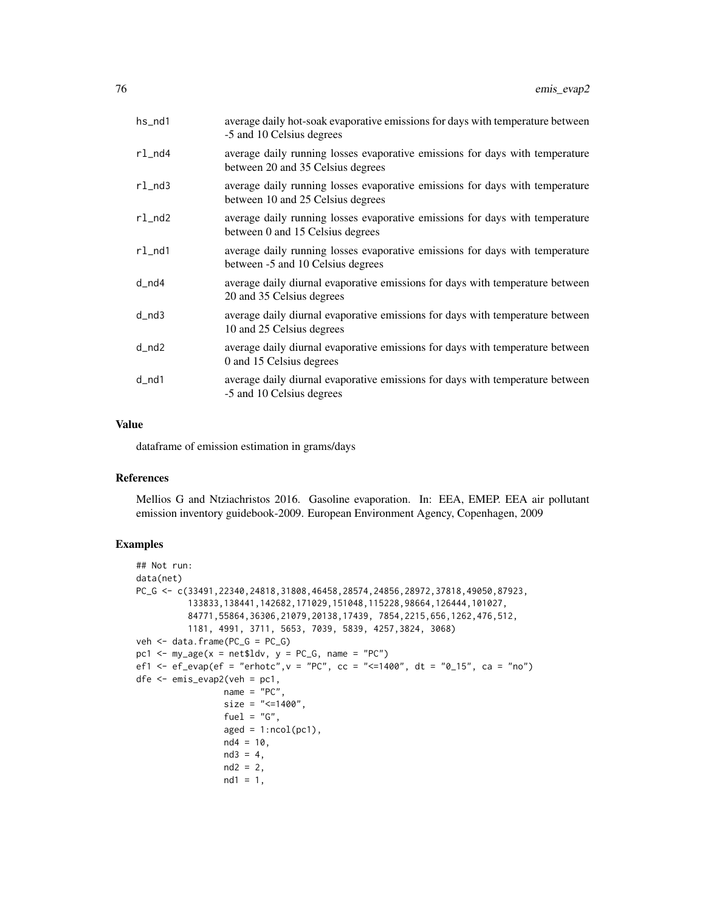| | |
|---|---|
| hs_nd1 | average daily hot-soak evaporative emissions for days with temperature between -5 and 10 Celsius degrees |
| rl_nd4 | average daily running losses evaporative emissions for days with temperature between 20 and 35 Celsius degrees |
| rl_nd3 | average daily running losses evaporative emissions for days with temperature between 10 and 25 Celsius degrees |
| rl_nd2 | average daily running losses evaporative emissions for days with temperature between 0 and 15 Celsius degrees |
| rl_nd1 | average daily running losses evaporative emissions for days with temperature between -5 and 10 Celsius degrees |
| d_nd4 | average daily diurnal evaporative emissions for days with temperature between 20 and 35 Celsius degrees |
| d_nd3 | average daily diurnal evaporative emissions for days with temperature between 10 and 25 Celsius degrees |
| d_nd2 | average daily diurnal evaporative emissions for days with temperature between 0 and 15 Celsius degrees |
| d_nd1 | average daily diurnal evaporative emissions for days with temperature between -5 and 10 Celsius degrees |

## Value

dataframe of emission estimation in grams/days

## References

Mellios G and Ntziachristos 2016. Gasoline evaporation. In: EEA, EMEP. EEA air pollutant emission inventory guidebook-2009. European Environment Agency, Copenhagen, 2009

## Examples

```
## Not run:
data(net)
PC_G <- c(33491,22340,24818,31808,46458,28574,24856,28972,37818,49050,87923,
          133833,138441,142682,171029,151048,115228,98664,126444,101027,
          84771,55864,36306,21079,20138,17439, 7854,2215,656,1262,476,512,
          1181, 4991, 3711, 5653, 7039, 5839, 4257,3824, 3068)
veh <- data.frame(PC_G = PC_G)
pc1 <- my_age(x = net$ldv, y = PC_G, name = "PC")
ef1 <- ef_evap(ef = "erhotc",v = "PC", cc = "<=1400", dt = "0_15", ca = "no")
dfe <- emis_evap2(veh = pc1,
                  name = "PC",
                  size = "<=1400",
                  fuel = "G",
                  aged = 1:ncol(pc1),
                  nd4 = 10,
                  nd3 = 4,
                  nd2 = 2,
                  nd1 = 1,
```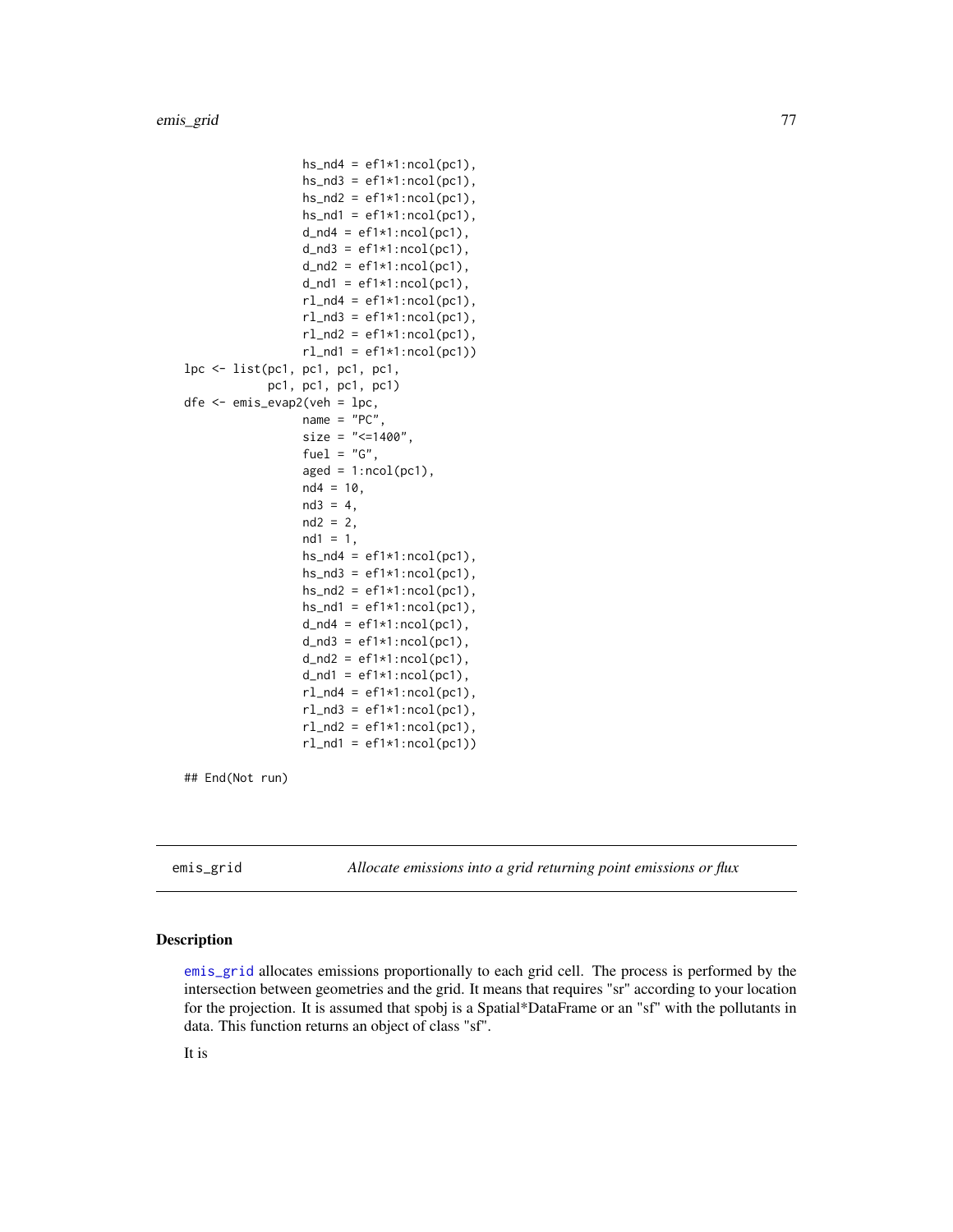```
                hs_nd4 = ef1*1:ncol(pc1),
                hs_nd3 = ef1*1:ncol(pc1),
                hs_nd2 = ef1*1:ncol(pc1),
                hs_nd1 = ef1*1:ncol(pc1),
                d_nd4 = ef1*1:ncol(pc1),
                d_nd3 = ef1*1:ncol(pc1),
                d_nd2 = ef1*1:ncol(pc1),
                d_nd1 = ef1*1:ncol(pc1),
                rl_nd4 = ef1*1:ncol(pc1),
                rl_nd3 = ef1*1:ncol(pc1),
                rl_nd2 = ef1*1:ncol(pc1),
                rl_nd1 = ef1*1:ncol(pc1))
lpc <- list(pc1, pc1, pc1, pc1,
            pc1, pc1, pc1, pc1)
dfe <- emis_evap2(veh = lpc,
                name = "PC",
                size = "<=1400",
                fuel = "G",
                aged = 1:ncol(pc1),
                nd4 = 10,
                nd3 = 4,
                nd2 = 2,
                nd1 = 1,
                hs_nd4 = ef1*1:ncol(pc1),
                hs_nd3 = ef1*1:ncol(pc1),
                hs_nd2 = ef1*1:ncol(pc1),
                hs_nd1 = ef1*1:ncol(pc1),
                d_nd4 = ef1*1:ncol(pc1),
                d_nd3 = ef1*1:ncol(pc1),
                d_nd2 = ef1*1:ncol(pc1),
                d_nd1 = ef1*1:ncol(pc1),
                rl_nd4 = ef1*1:ncol(pc1),
                rl_nd3 = ef1*1:ncol(pc1),
                rl_nd2 = ef1*1:ncol(pc1),
                rl_nd1 = ef1*1:ncol(pc1))

## End(Not run)
```

---

emis_grid — *Allocate emissions into a grid returning point emissions or flux*

---

### Description

emis_grid allocates emissions proportionally to each grid cell. The process is performed by the intersection between geometries and the grid. It means that requires "sr" according to your location for the projection. It is assumed that spobj is a Spatial*DataFrame or an "sf" with the pollutants in data. This function returns an object of class "sf".

It is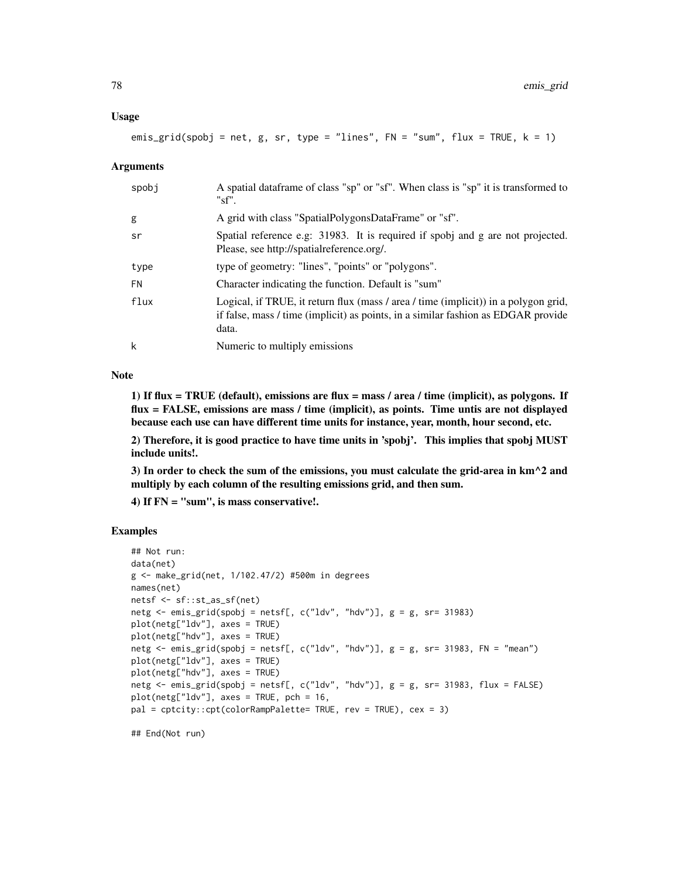### Usage

```
emis_grid(spobj = net, g, sr, type = "lines", FN = "sum", flux = TRUE, k = 1)
```

### Arguments

| | |
|---|---|
| spobj | A spatial dataframe of class "sp" or "sf". When class is "sp" it is transformed to "sf". |
| g | A grid with class "SpatialPolygonsDataFrame" or "sf". |
| sr | Spatial reference e.g: 31983. It is required if spobj and g are not projected. Please, see http://spatialreference.org/. |
| type | type of geometry: "lines", "points" or "polygons". |
| FN | Character indicating the function. Default is "sum" |
| flux | Logical, if TRUE, it return flux (mass / area / time (implicit)) in a polygon grid, if false, mass / time (implicit) as points, in a similar fashion as EDGAR provide data. |
| k | Numeric to multiply emissions |

### Note

**1) If flux = TRUE (default), emissions are flux = mass / area / time (implicit), as polygons. If flux = FALSE, emissions are mass / time (implicit), as points. Time untis are not displayed because each use can have different time units for instance, year, month, hour second, etc.**

**2) Therefore, it is good practice to have time units in 'spobj'. This implies that spobj MUST include units!.**

**3) In order to check the sum of the emissions, you must calculate the grid-area in km^2 and multiply by each column of the resulting emissions grid, and then sum.**

**4) If FN = "sum", is mass conservative!.**

### Examples

```
## Not run:
data(net)
g <- make_grid(net, 1/102.47/2) #500m in degrees
names(net)
netsf <- sf::st_as_sf(net)
netg <- emis_grid(spobj = netsf[, c("ldv", "hdv")], g = g, sr= 31983)
plot(netg["ldv"], axes = TRUE)
plot(netg["hdv"], axes = TRUE)
netg <- emis_grid(spobj = netsf[, c("ldv", "hdv")], g = g, sr= 31983, FN = "mean")
plot(netg["ldv"], axes = TRUE)
plot(netg["hdv"], axes = TRUE)
netg <- emis_grid(spobj = netsf[, c("ldv", "hdv")], g = g, sr= 31983, flux = FALSE)
plot(netg["ldv"], axes = TRUE, pch = 16,
pal = cptcity::cpt(colorRampPalette= TRUE, rev = TRUE), cex = 3)

## End(Not run)
```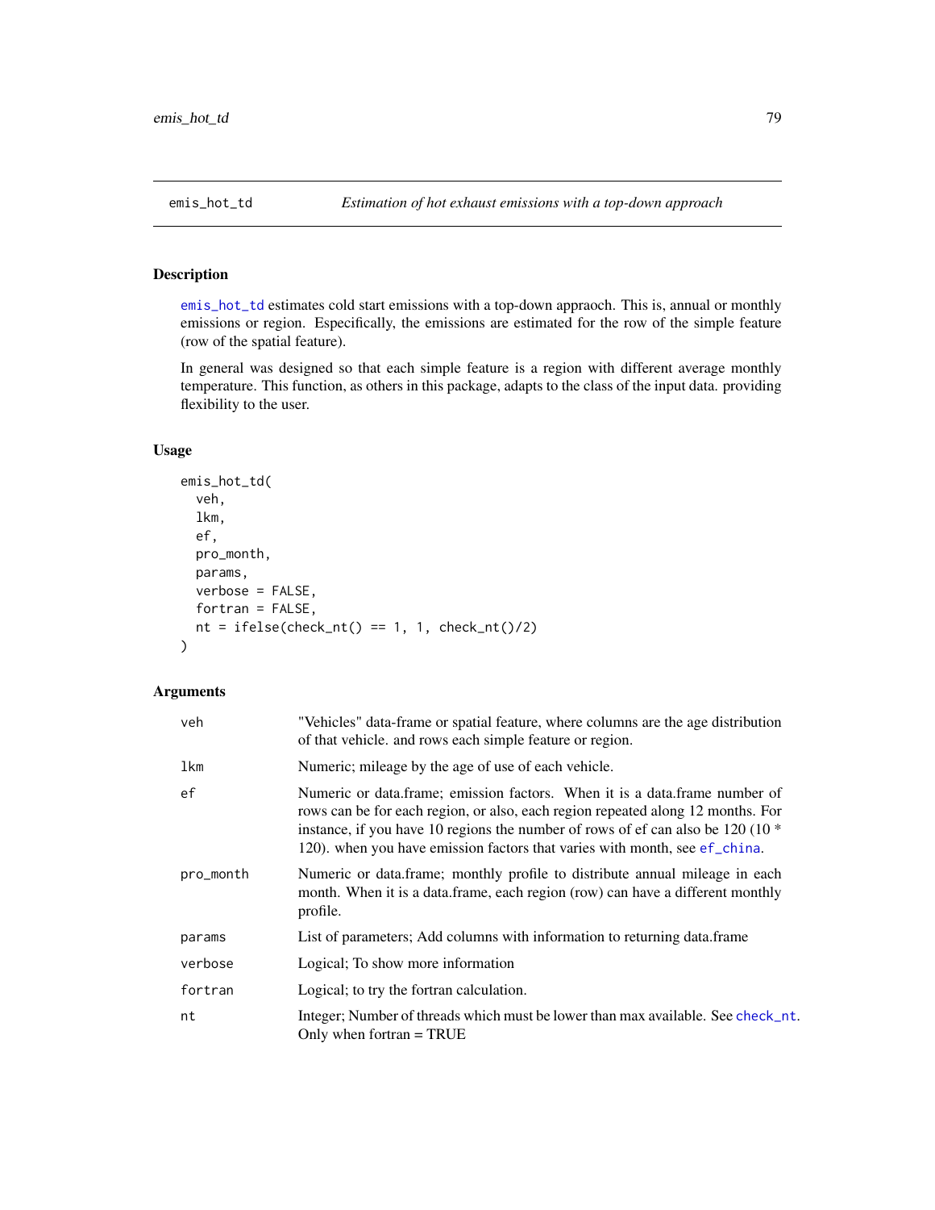## emis_hot_td — *Estimation of hot exhaust emissions with a top-down approach*

### Description

emis_hot_td estimates cold start emissions with a top-down appraoch. This is, annual or monthly emissions or region. Especifically, the emissions are estimated for the row of the simple feature (row of the spatial feature).

In general was designed so that each simple feature is a region with different average monthly temperature. This function, as others in this package, adapts to the class of the input data. providing flexibility to the user.

### Usage

```
emis_hot_td(
  veh,
  lkm,
  ef,
  pro_month,
  params,
  verbose = FALSE,
  fortran = FALSE,
  nt = ifelse(check_nt() == 1, 1, check_nt()/2)
)
```

### Arguments

| | |
|---|---|
| veh | "Vehicles" data-frame or spatial feature, where columns are the age distribution of that vehicle. and rows each simple feature or region. |
| lkm | Numeric; mileage by the age of use of each vehicle. |
| ef | Numeric or data.frame; emission factors. When it is a data.frame number of rows can be for each region, or also, each region repeated along 12 months. For instance, if you have 10 regions the number of rows of ef can also be 120 (10 * 120). when you have emission factors that varies with month, see ef_china. |
| pro_month | Numeric or data.frame; monthly profile to distribute annual mileage in each month. When it is a data.frame, each region (row) can have a different monthly profile. |
| params | List of parameters; Add columns with information to returning data.frame |
| verbose | Logical; To show more information |
| fortran | Logical; to try the fortran calculation. |
| nt | Integer; Number of threads which must be lower than max available. See check_nt. Only when fortran = TRUE |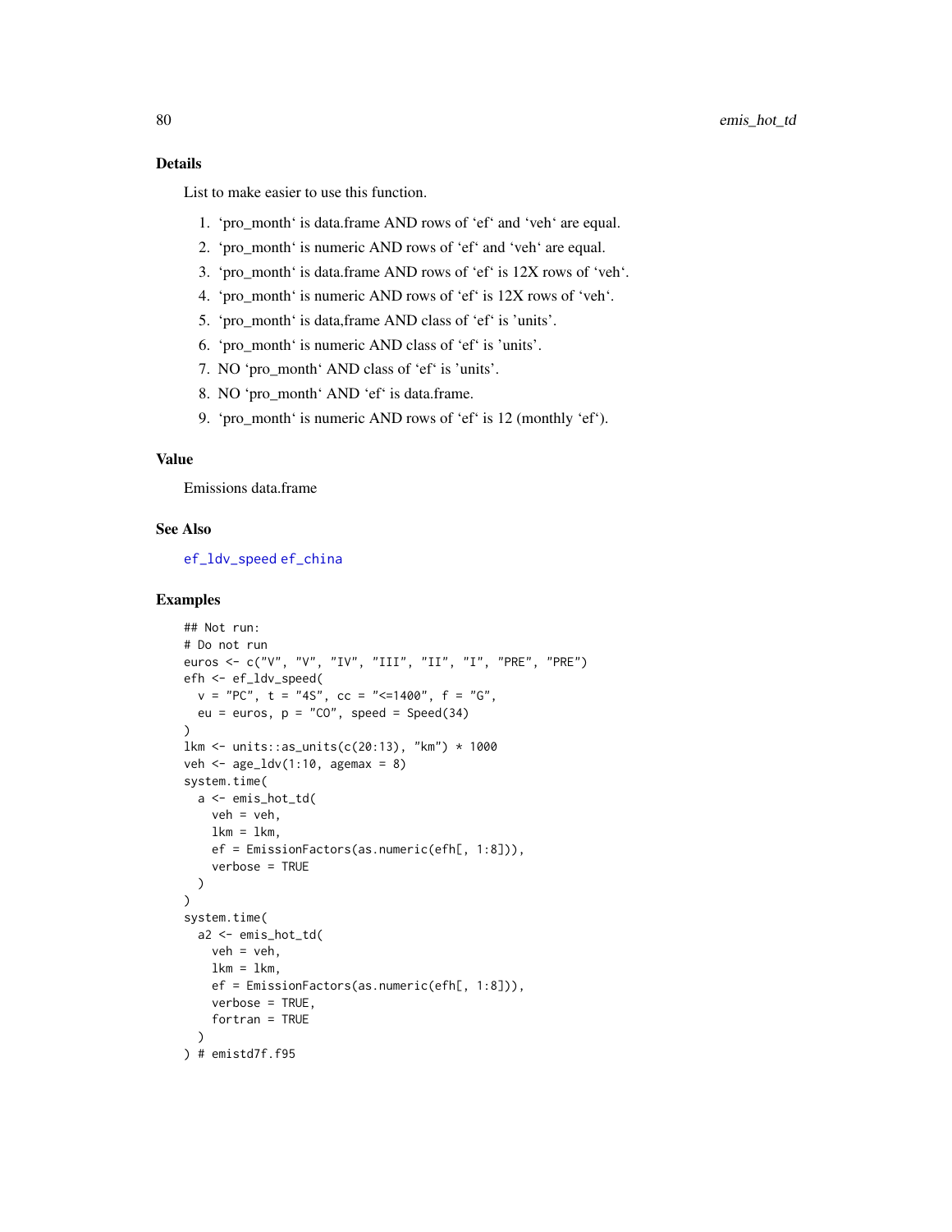## Details

List to make easier to use this function.

1. ‘pro_month‘ is data.frame AND rows of ‘ef‘ and ‘veh‘ are equal.
2. ‘pro_month‘ is numeric AND rows of ‘ef‘ and ‘veh‘ are equal.
3. ‘pro_month‘ is data.frame AND rows of ‘ef‘ is 12X rows of ‘veh‘.
4. ‘pro_month‘ is numeric AND rows of ‘ef‘ is 12X rows of ‘veh‘.
5. ‘pro_month‘ is data,frame AND class of ‘ef‘ is ’units’.
6. ‘pro_month‘ is numeric AND class of ‘ef‘ is ’units’.
7. NO ‘pro_month‘ AND class of ‘ef‘ is ’units’.
8. NO ‘pro_month‘ AND ‘ef‘ is data.frame.
9. ‘pro_month‘ is numeric AND rows of ‘ef‘ is 12 (monthly ‘ef‘).

## Value

Emissions data.frame

## See Also

ef_ldv_speed ef_china

## Examples

```
## Not run:
# Do not run
euros <- c("V", "V", "IV", "III", "II", "I", "PRE", "PRE")
efh <- ef_ldv_speed(
  v = "PC", t = "4S", cc = "<=1400", f = "G",
  eu = euros, p = "CO", speed = Speed(34)
)
lkm <- units::as_units(c(20:13), "km") * 1000
veh <- age_ldv(1:10, agemax = 8)
system.time(
  a <- emis_hot_td(
    veh = veh,
    lkm = lkm,
    ef = EmissionFactors(as.numeric(efh[, 1:8])),
    verbose = TRUE
  )
)
system.time(
  a2 <- emis_hot_td(
    veh = veh,
    lkm = lkm,
    ef = EmissionFactors(as.numeric(efh[, 1:8])),
    verbose = TRUE,
    fortran = TRUE
  )
) # emistd7f.f95
```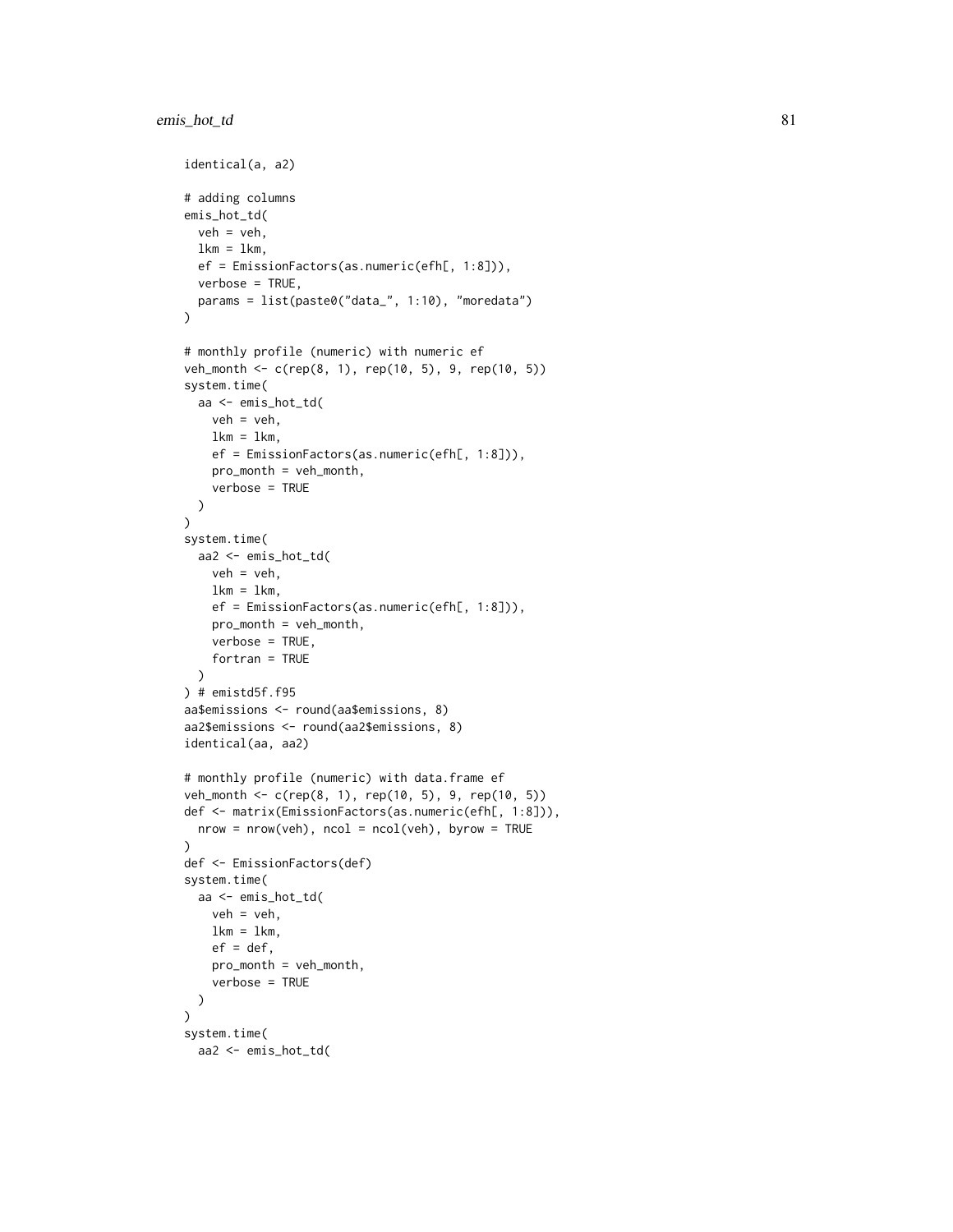```
identical(a, a2)

# adding columns
emis_hot_td(
  veh = veh,
  lkm = lkm,
  ef = EmissionFactors(as.numeric(efh[, 1:8])),
  verbose = TRUE,
  params = list(paste0("data_", 1:10), "moredata")
)

# monthly profile (numeric) with numeric ef
veh_month <- c(rep(8, 1), rep(10, 5), 9, rep(10, 5))
system.time(
  aa <- emis_hot_td(
    veh = veh,
    lkm = lkm,
    ef = EmissionFactors(as.numeric(efh[, 1:8])),
    pro_month = veh_month,
    verbose = TRUE
  )
)
system.time(
  aa2 <- emis_hot_td(
    veh = veh,
    lkm = lkm,
    ef = EmissionFactors(as.numeric(efh[, 1:8])),
    pro_month = veh_month,
    verbose = TRUE,
    fortran = TRUE
  )
) # emistd5f.f95
aa$emissions <- round(aa$emissions, 8)
aa2$emissions <- round(aa2$emissions, 8)
identical(aa, aa2)

# monthly profile (numeric) with data.frame ef
veh_month <- c(rep(8, 1), rep(10, 5), 9, rep(10, 5))
def <- matrix(EmissionFactors(as.numeric(efh[, 1:8])),
  nrow = nrow(veh), ncol = ncol(veh), byrow = TRUE
)
def <- EmissionFactors(def)
system.time(
  aa <- emis_hot_td(
    veh = veh,
    lkm = lkm,
    ef = def,
    pro_month = veh_month,
    verbose = TRUE
  )
)
system.time(
  aa2 <- emis_hot_td(
```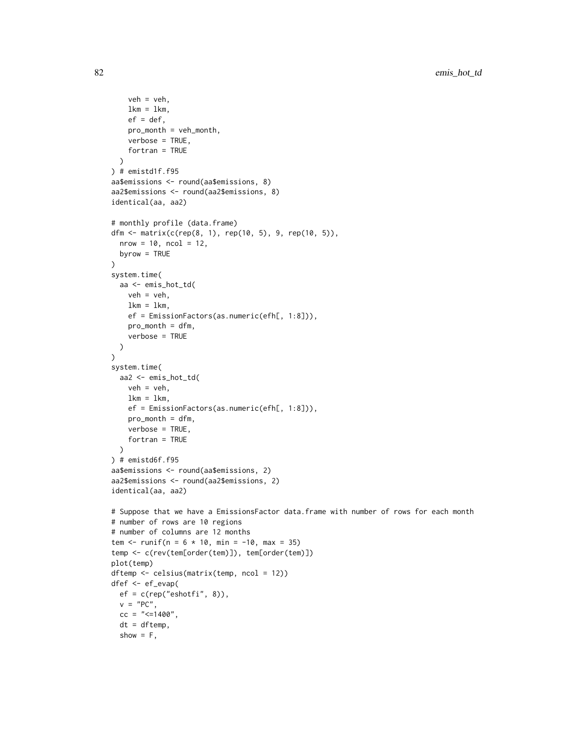```
    veh = veh,
    lkm = lkm,
    ef = def,
    pro_month = veh_month,
    verbose = TRUE,
    fortran = TRUE
  )
) # emistd1f.f95
aa$emissions <- round(aa$emissions, 8)
aa2$emissions <- round(aa2$emissions, 8)
identical(aa, aa2)

# monthly profile (data.frame)
dfm <- matrix(c(rep(8, 1), rep(10, 5), 9, rep(10, 5)),
  nrow = 10, ncol = 12,
  byrow = TRUE
)
system.time(
  aa <- emis_hot_td(
    veh = veh,
    lkm = lkm,
    ef = EmissionFactors(as.numeric(efh[, 1:8])),
    pro_month = dfm,
    verbose = TRUE
  )
)
system.time(
  aa2 <- emis_hot_td(
    veh = veh,
    lkm = lkm,
    ef = EmissionFactors(as.numeric(efh[, 1:8])),
    pro_month = dfm,
    verbose = TRUE,
    fortran = TRUE
  )
) # emistd6f.f95
aa$emissions <- round(aa$emissions, 2)
aa2$emissions <- round(aa2$emissions, 2)
identical(aa, aa2)

# Suppose that we have a EmissionsFactor data.frame with number of rows for each month
# number of rows are 10 regions
# number of columns are 12 months
tem <- runif(n = 6 * 10, min = -10, max = 35)
temp <- c(rev(tem[order(tem)]), tem[order(tem)])
plot(temp)
dftemp <- celsius(matrix(temp, ncol = 12))
dfef <- ef_evap(
  ef = c(rep("eshotfi", 8)),
  v = "PC",
  cc = "<=1400",
  dt = dftemp,
  show = F,
```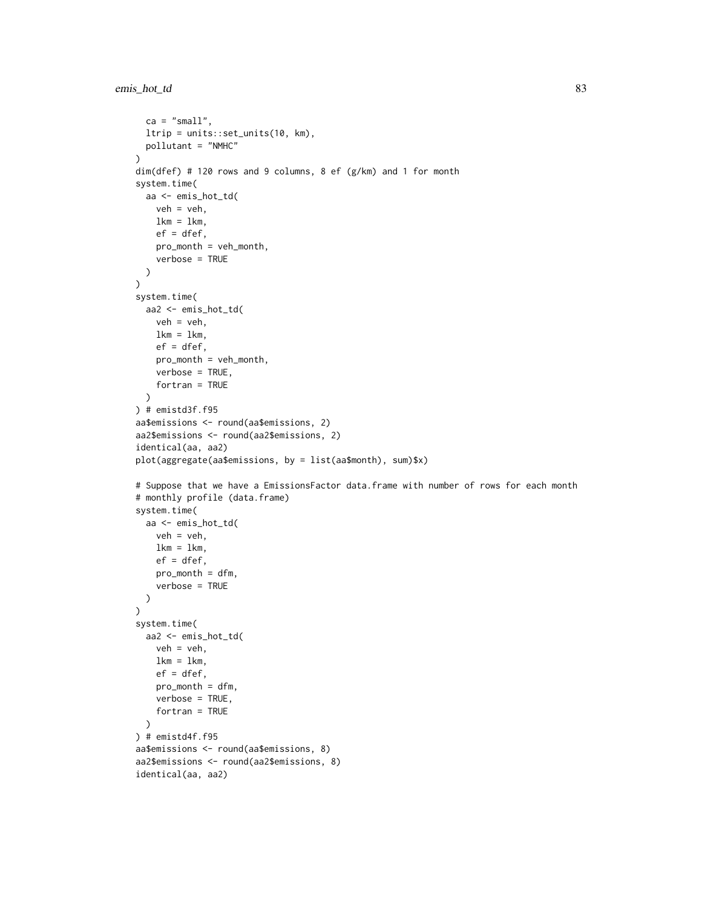```
  ca = "small",
  ltrip = units::set_units(10, km),
  pollutant = "NMHC"
)
dim(dfef) # 120 rows and 9 columns, 8 ef (g/km) and 1 for month
system.time(
  aa <- emis_hot_td(
    veh = veh,
    lkm = lkm,
    ef = dfef,
    pro_month = veh_month,
    verbose = TRUE
  )
)
system.time(
  aa2 <- emis_hot_td(
    veh = veh,
    lkm = lkm,
    ef = dfef,
    pro_month = veh_month,
    verbose = TRUE,
    fortran = TRUE
  )
) # emistd3f.f95
aa$emissions <- round(aa$emissions, 2)
aa2$emissions <- round(aa2$emissions, 2)
identical(aa, aa2)
plot(aggregate(aa$emissions, by = list(aa$month), sum)$x)

# Suppose that we have a EmissionsFactor data.frame with number of rows for each month
# monthly profile (data.frame)
system.time(
  aa <- emis_hot_td(
    veh = veh,
    lkm = lkm,
    ef = dfef,
    pro_month = dfm,
    verbose = TRUE
  )
)
system.time(
  aa2 <- emis_hot_td(
    veh = veh,
    lkm = lkm,
    ef = dfef,
    pro_month = dfm,
    verbose = TRUE,
    fortran = TRUE
  )
) # emistd4f.f95
aa$emissions <- round(aa$emissions, 8)
aa2$emissions <- round(aa2$emissions, 8)
identical(aa, aa2)
```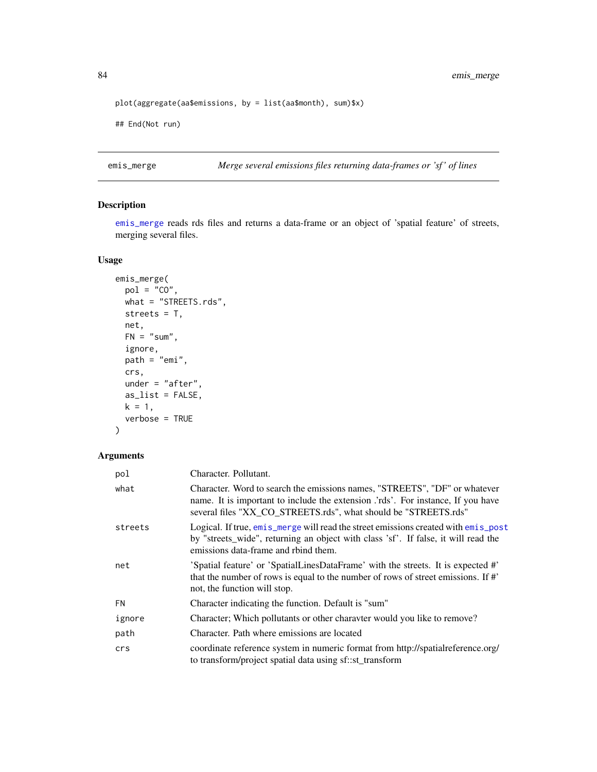```
plot(aggregate(aa$emissions, by = list(aa$month), sum)$x)

## End(Not run)
```

## emis_merge — *Merge several emissions files returning data-frames or 'sf' of lines*

### Description

emis_merge reads rds files and returns a data-frame or an object of 'spatial feature' of streets, merging several files.

### Usage

```
emis_merge(
  pol = "CO",
  what = "STREETS.rds",
  streets = T,
  net,
  FN = "sum",
  ignore,
  path = "emi",
  crs,
  under = "after",
  as_list = FALSE,
  k = 1,
  verbose = TRUE
)
```

### Arguments

| Argument | Description |
|---|---|
| pol | Character. Pollutant. |
| what | Character. Word to search the emissions names, "STREETS", "DF" or whatever name. It is important to include the extension .'rds'. For instance, If you have several files "XX_CO_STREETS.rds", what should be "STREETS.rds" |
| streets | Logical. If true, emis_merge will read the street emissions created with emis_post by "streets_wide", returning an object with class 'sf'. If false, it will read the emissions data-frame and rbind them. |
| net | 'Spatial feature' or 'SpatialLinesDataFrame' with the streets. It is expected #' that the number of rows is equal to the number of rows of street emissions. If #' not, the function will stop. |
| FN | Character indicating the function. Default is "sum" |
| ignore | Character; Which pollutants or other charavter would you like to remove? |
| path | Character. Path where emissions are located |
| crs | coordinate reference system in numeric format from http://spatialreference.org/ to transform/project spatial data using sf::st_transform |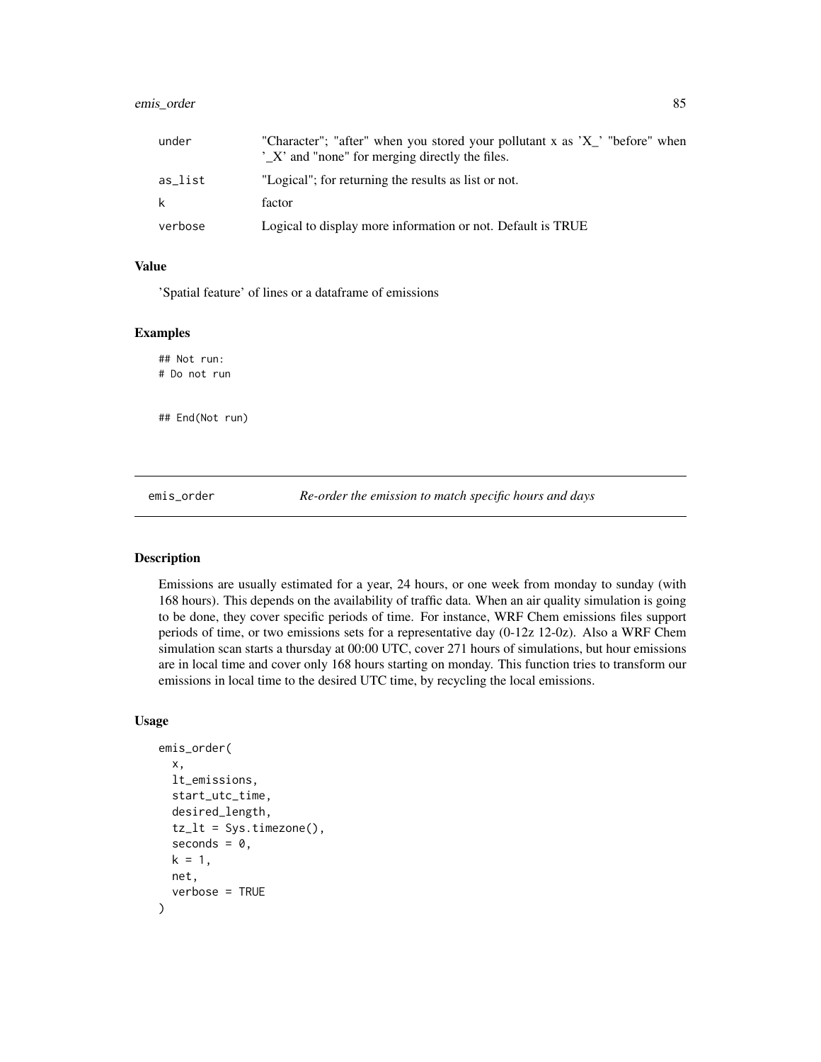| | |
|---|---|
| under | "Character"; "after" when you stored your pollutant x as 'X_' "before" when '_X' and "none" for merging directly the files. |
| as_list | "Logical"; for returning the results as list or not. |
| k | factor |
| verbose | Logical to display more information or not. Default is TRUE |

### Value

'Spatial feature' of lines or a dataframe of emissions

### Examples

```
## Not run:
# Do not run


## End(Not run)
```

---

## emis_order — *Re-order the emission to match specific hours and days*

### Description

Emissions are usually estimated for a year, 24 hours, or one week from monday to sunday (with 168 hours). This depends on the availability of traffic data. When an air quality simulation is going to be done, they cover specific periods of time. For instance, WRF Chem emissions files support periods of time, or two emissions sets for a representative day (0-12z 12-0z). Also a WRF Chem simulation scan starts a thursday at 00:00 UTC, cover 271 hours of simulations, but hour emissions are in local time and cover only 168 hours starting on monday. This function tries to transform our emissions in local time to the desired UTC time, by recycling the local emissions.

### Usage

```
emis_order(
  x,
  lt_emissions,
  start_utc_time,
  desired_length,
  tz_lt = Sys.timezone(),
  seconds = 0,
  k = 1,
  net,
  verbose = TRUE
)
```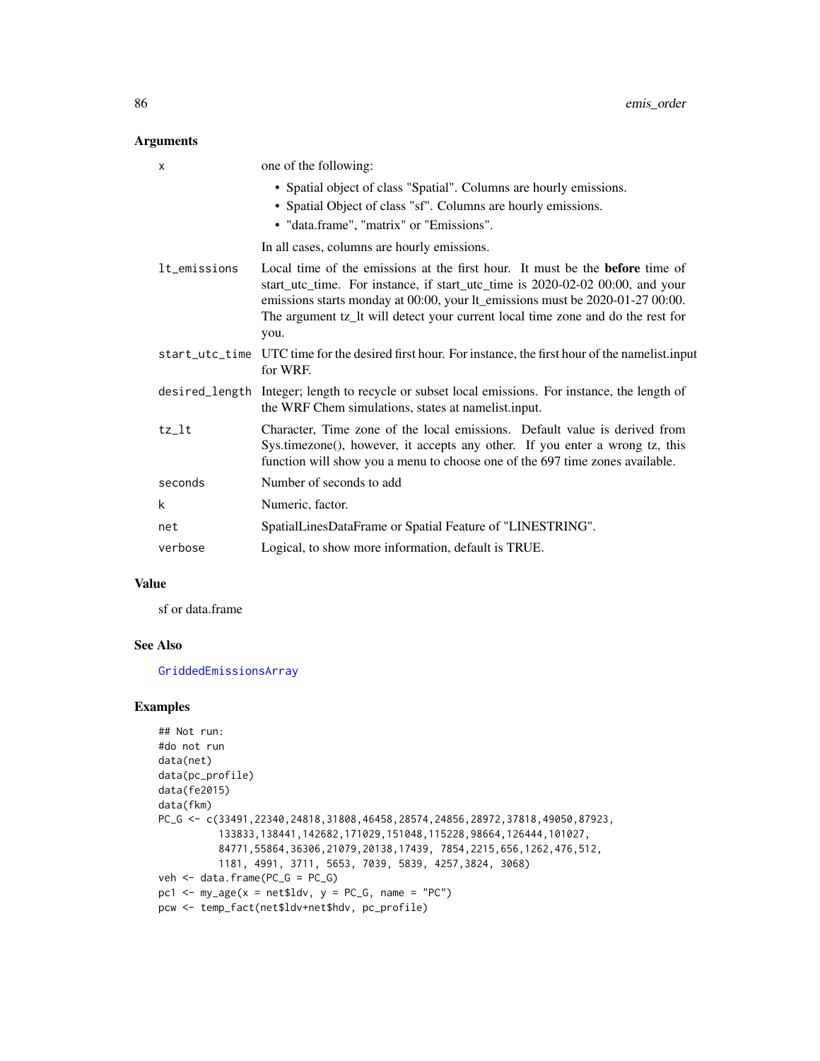## Arguments

| | |
|---|---|
| x | one of the following:<br>• Spatial object of class "Spatial". Columns are hourly emissions.<br>• Spatial Object of class "sf". Columns are hourly emissions.<br>• "data.frame", "matrix" or "Emissions".<br><br>In all cases, columns are hourly emissions. |
| lt_emissions | Local time of the emissions at the first hour. It must be the **before** time of start_utc_time. For instance, if start_utc_time is 2020-02-02 00:00, and your emissions starts monday at 00:00, your lt_emissions must be 2020-01-27 00:00. The argument tz_lt will detect your current local time zone and do the rest for you. |
| start_utc_time | UTC time for the desired first hour. For instance, the first hour of the namelist.input for WRF. |
| desired_length | Integer; length to recycle or subset local emissions. For instance, the length of the WRF Chem simulations, states at namelist.input. |
| tz_lt | Character, Time zone of the local emissions. Default value is derived from Sys.timezone(), however, it accepts any other. If you enter a wrong tz, this function will show you a menu to choose one of the 697 time zones available. |
| seconds | Number of seconds to add |
| k | Numeric, factor. |
| net | SpatialLinesDataFrame or Spatial Feature of "LINESTRING". |
| verbose | Logical, to show more information, default is TRUE. |

## Value

sf or data.frame

## See Also

GriddedEmissionsArray

## Examples

```
## Not run:
#do not run
data(net)
data(pc_profile)
data(fe2015)
data(fkm)
PC_G <- c(33491,22340,24818,31808,46458,28574,24856,28972,37818,49050,87923,
          133833,138441,142682,171029,151048,115228,98664,126444,101027,
          84771,55864,36306,21079,20138,17439, 7854,2215,656,1262,476,512,
          1181, 4991, 3711, 5653, 7039, 5839, 4257,3824, 3068)
veh <- data.frame(PC_G = PC_G)
pc1 <- my_age(x = net$ldv, y = PC_G, name = "PC")
pcw <- temp_fact(net$ldv+net$hdv, pc_profile)
```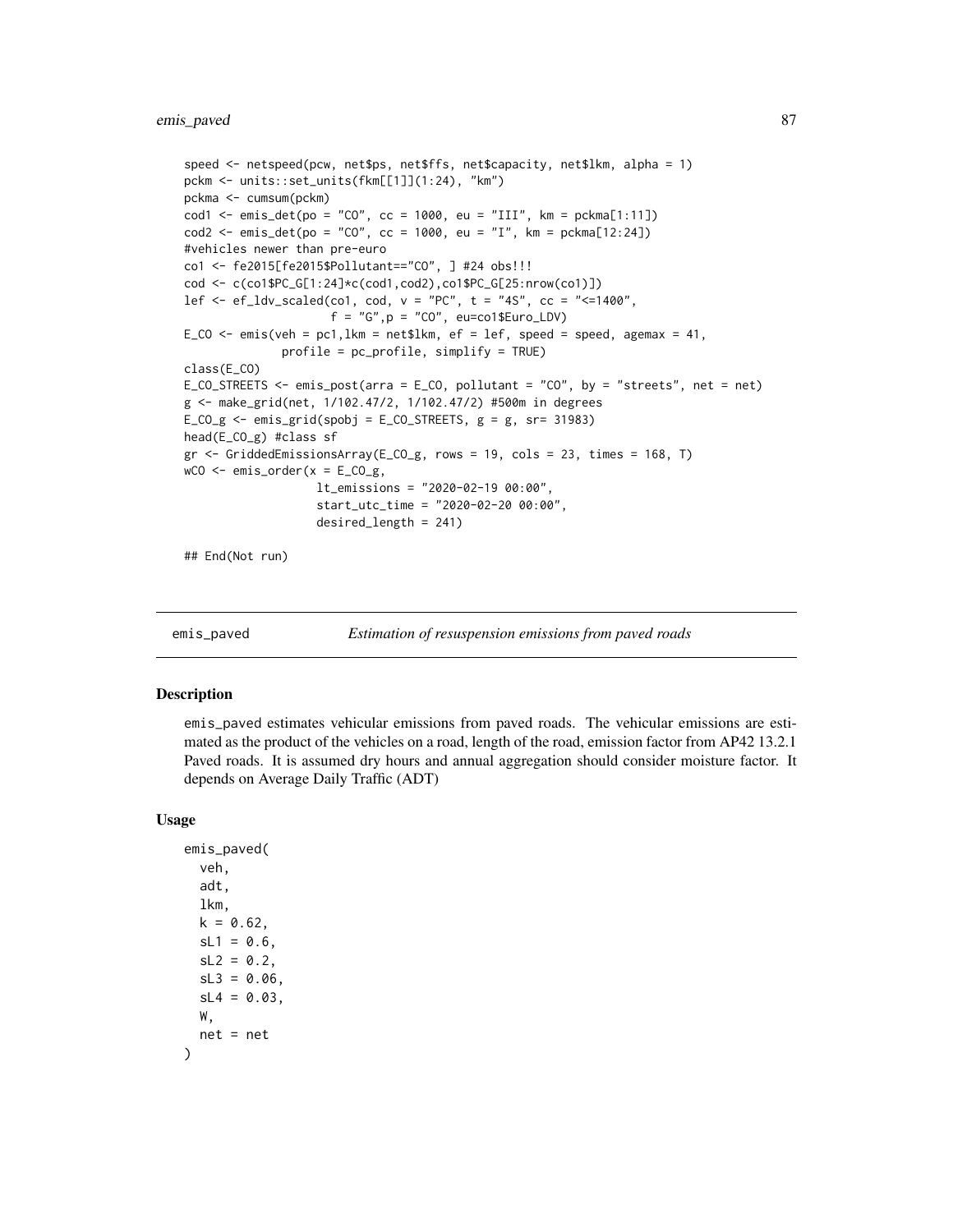```
speed <- netspeed(pcw, net$ps, net$ffs, net$capacity, net$lkm, alpha = 1)
pckm <- units::set_units(fkm[[1]](1:24), "km")
pckma <- cumsum(pckm)
cod1 <- emis_det(po = "CO", cc = 1000, eu = "III", km = pckma[1:11])
cod2 <- emis_det(po = "CO", cc = 1000, eu = "I", km = pckma[12:24])
#vehicles newer than pre-euro
co1 <- fe2015[fe2015$Pollutant=="CO", ] #24 obs!!!
cod <- c(co1$PC_G[1:24]*c(cod1,cod2),co1$PC_G[25:nrow(co1)])
lef <- ef_ldv_scaled(co1, cod, v = "PC", t = "4S", cc = "<=1400",
                     f = "G",p = "CO", eu=co1$Euro_LDV)
E_CO <- emis(veh = pc1,lkm = net$lkm, ef = lef, speed = speed, agemax = 41,
             profile = pc_profile, simplify = TRUE)
class(E_CO)
E_CO_STREETS <- emis_post(arra = E_CO, pollutant = "CO", by = "streets", net = net)
g <- make_grid(net, 1/102.47/2, 1/102.47/2) #500m in degrees
E_CO_g <- emis_grid(spobj = E_CO_STREETS, g = g, sr= 31983)
head(E_CO_g) #class sf
gr <- GriddedEmissionsArray(E_CO_g, rows = 19, cols = 23, times = 168, T)
wCO <- emis_order(x = E_CO_g,
                  lt_emissions = "2020-02-19 00:00",
                  start_utc_time = "2020-02-20 00:00",
                  desired_length = 241)

## End(Not run)
```

## emis_paved — *Estimation of resuspension emissions from paved roads*

### Description

emis_paved estimates vehicular emissions from paved roads. The vehicular emissions are estimated as the product of the vehicles on a road, length of the road, emission factor from AP42 13.2.1 Paved roads. It is assumed dry hours and annual aggregation should consider moisture factor. It depends on Average Daily Traffic (ADT)

### Usage

```
emis_paved(
  veh,
  adt,
  lkm,
  k = 0.62,
  sL1 = 0.6,
  sL2 = 0.2,
  sL3 = 0.06,
  sL4 = 0.03,
  W,
  net = net
)
```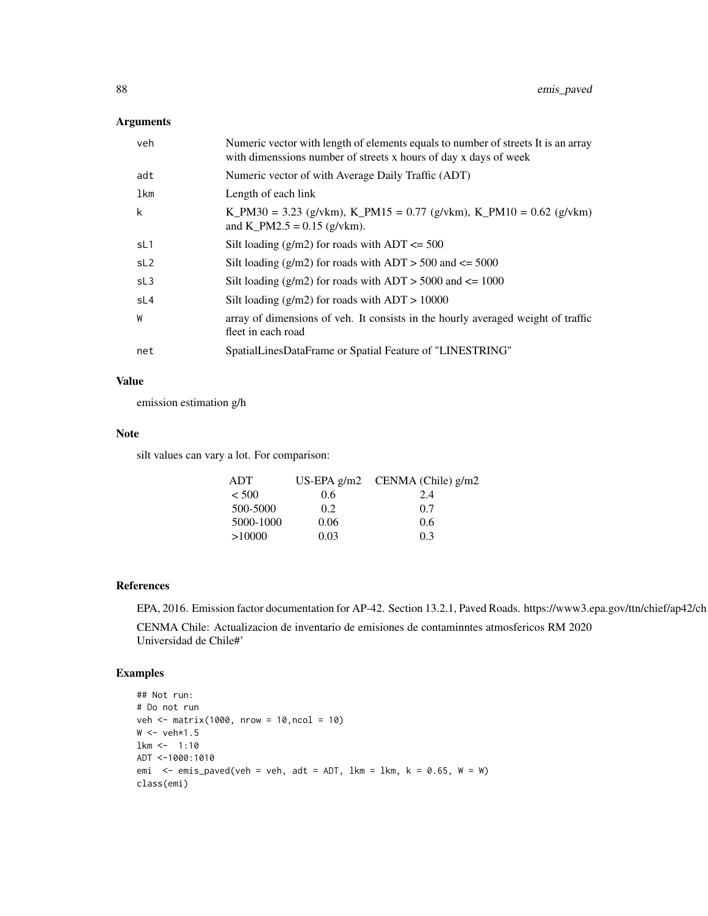## Arguments

| | |
|---|---|
| veh | Numeric vector with length of elements equals to number of streets It is an array with dimenssions number of streets x hours of day x days of week |
| adt | Numeric vector of with Average Daily Traffic (ADT) |
| lkm | Length of each link |
| k | K_PM30 = 3.23 (g/vkm), K_PM15 = 0.77 (g/vkm), K_PM10 = 0.62 (g/vkm) and K_PM2.5 = 0.15 (g/vkm). |
| sL1 | Silt loading (g/m2) for roads with ADT <= 500 |
| sL2 | Silt loading (g/m2) for roads with ADT > 500 and <= 5000 |
| sL3 | Silt loading (g/m2) for roads with ADT > 5000 and <= 1000 |
| sL4 | Silt loading (g/m2) for roads with ADT > 10000 |
| W | array of dimensions of veh. It consists in the hourly averaged weight of traffic fleet in each road |
| net | SpatialLinesDataFrame or Spatial Feature of "LINESTRING" |

## Value

emission estimation g/h

## Note

silt values can vary a lot. For comparison:

| ADT | US-EPA g/m2 | CENMA (Chile) g/m2 |
|---|---|---|
| < 500 | 0.6 | 2.4 |
| 500-5000 | 0.2 | 0.7 |
| 5000-1000 | 0.06 | 0.6 |
| >10000 | 0.03 | 0.3 |

## References

EPA, 2016. Emission factor documentation for AP-42. Section 13.2.1, Paved Roads. https://www3.epa.gov/ttn/chief/ap42/ch

CENMA Chile: Actualizacion de inventario de emisiones de contaminntes atmosfericos RM 2020 Universidad de Chile#'

## Examples

```
## Not run:
# Do not run
veh <- matrix(1000, nrow = 10,ncol = 10)
W <- veh*1.5
lkm <-  1:10
ADT <-1000:1010
emi  <- emis_paved(veh = veh, adt = ADT, lkm = lkm, k = 0.65, W = W)
class(emi)
```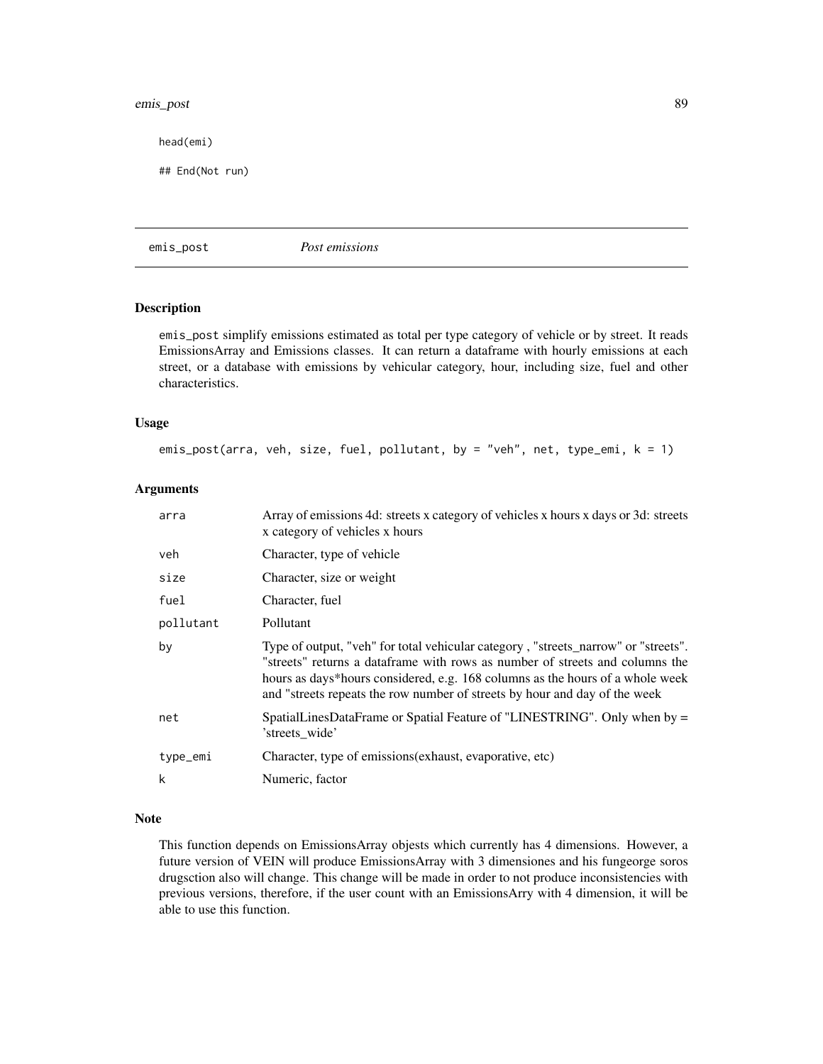```
head(emi)

## End(Not run)
```

## emis_post *Post emissions*

### Description

emis_post simplify emissions estimated as total per type category of vehicle or by street. It reads EmissionsArray and Emissions classes. It can return a dataframe with hourly emissions at each street, or a database with emissions by vehicular category, hour, including size, fuel and other characteristics.

### Usage

```
emis_post(arra, veh, size, fuel, pollutant, by = "veh", net, type_emi, k = 1)
```

### Arguments

| | |
|---|---|
| arra | Array of emissions 4d: streets x category of vehicles x hours x days or 3d: streets x category of vehicles x hours |
| veh | Character, type of vehicle |
| size | Character, size or weight |
| fuel | Character, fuel |
| pollutant | Pollutant |
| by | Type of output, "veh" for total vehicular category , "streets_narrow" or "streets". "streets" returns a dataframe with rows as number of streets and columns the hours as days*hours considered, e.g. 168 columns as the hours of a whole week and "streets repeats the row number of streets by hour and day of the week |
| net | SpatialLinesDataFrame or Spatial Feature of "LINESTRING". Only when by = 'streets_wide' |
| type_emi | Character, type of emissions(exhaust, evaporative, etc) |
| k | Numeric, factor |

### Note

This function depends on EmissionsArray objests which currently has 4 dimensions. However, a future version of VEIN will produce EmissionsArray with 3 dimensiones and his fungeorge soros drugsction also will change. This change will be made in order to not produce inconsistencies with previous versions, therefore, if the user count with an EmissionsArry with 4 dimension, it will be able to use this function.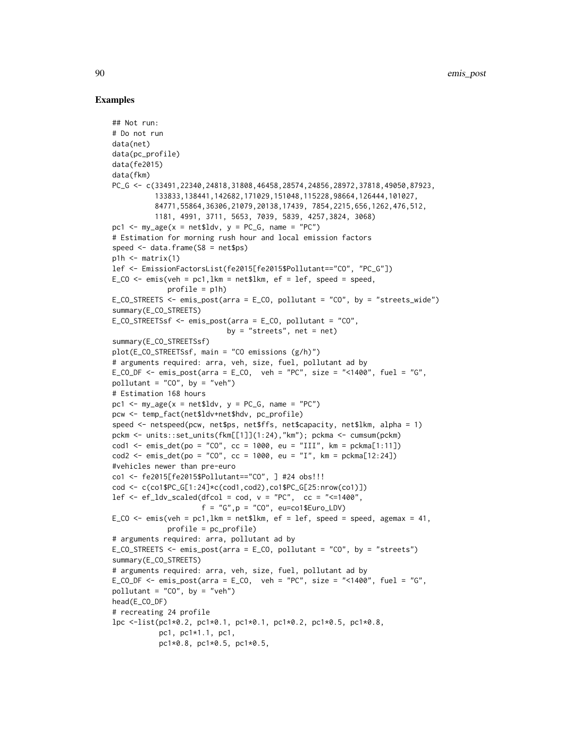## Examples

```
## Not run:
# Do not run
data(net)
data(pc_profile)
data(fe2015)
data(fkm)
PC_G <- c(33491,22340,24818,31808,46458,28574,24856,28972,37818,49050,87923,
          133833,138441,142682,171029,151048,115228,98664,126444,101027,
          84771,55864,36306,21079,20138,17439, 7854,2215,656,1262,476,512,
          1181, 4991, 3711, 5653, 7039, 5839, 4257,3824, 3068)
pc1 <- my_age(x = net$ldv, y = PC_G, name = "PC")
# Estimation for morning rush hour and local emission factors
speed <- data.frame(S8 = net$ps)
p1h <- matrix(1)
lef <- EmissionFactorsList(fe2015[fe2015$Pollutant=="CO", "PC_G"])
E_CO <- emis(veh = pc1,lkm = net$lkm, ef = lef, speed = speed,
             profile = p1h)
E_CO_STREETS <- emis_post(arra = E_CO, pollutant = "CO", by = "streets_wide")
summary(E_CO_STREETS)
E_CO_STREETSsf <- emis_post(arra = E_CO, pollutant = "CO",
                            by = "streets", net = net)
summary(E_CO_STREETSsf)
plot(E_CO_STREETSsf, main = "CO emissions (g/h)")
# arguments required: arra, veh, size, fuel, pollutant ad by
E_CO_DF <- emis_post(arra = E_CO,  veh = "PC", size = "<1400", fuel = "G",
pollutant = "CO", by = "veh")
# Estimation 168 hours
pc1 <- my_age(x = net$ldv, y = PC_G, name = "PC")
pcw <- temp_fact(net$ldv+net$hdv, pc_profile)
speed <- netspeed(pcw, net$ps, net$ffs, net$capacity, net$lkm, alpha = 1)
pckm <- units::set_units(fkm[[1]](1:24),"km"); pckma <- cumsum(pckm)
cod1 <- emis_det(po = "CO", cc = 1000, eu = "III", km = pckma[1:11])
cod2 <- emis_det(po = "CO", cc = 1000, eu = "I", km = pckma[12:24])
#vehicles newer than pre-euro
co1 <- fe2015[fe2015$Pollutant=="CO", ] #24 obs!!!
cod <- c(co1$PC_G[1:24]*c(cod1,cod2),co1$PC_G[25:nrow(co1)])
lef <- ef_ldv_scaled(dfcol = cod, v = "PC",  cc = "<=1400",
                     f = "G",p = "CO", eu=co1$Euro_LDV)
E_CO <- emis(veh = pc1,lkm = net$lkm, ef = lef, speed = speed, agemax = 41,
             profile = pc_profile)
# arguments required: arra, pollutant ad by
E_CO_STREETS <- emis_post(arra = E_CO, pollutant = "CO", by = "streets")
summary(E_CO_STREETS)
# arguments required: arra, veh, size, fuel, pollutant ad by
E_CO_DF <- emis_post(arra = E_CO,  veh = "PC", size = "<1400", fuel = "G",
pollutant = "CO", by = "veh")
head(E_CO_DF)
# recreating 24 profile
lpc <-list(pc1*0.2, pc1*0.1, pc1*0.1, pc1*0.2, pc1*0.5, pc1*0.8,
           pc1, pc1*1.1, pc1,
           pc1*0.8, pc1*0.5, pc1*0.5,
```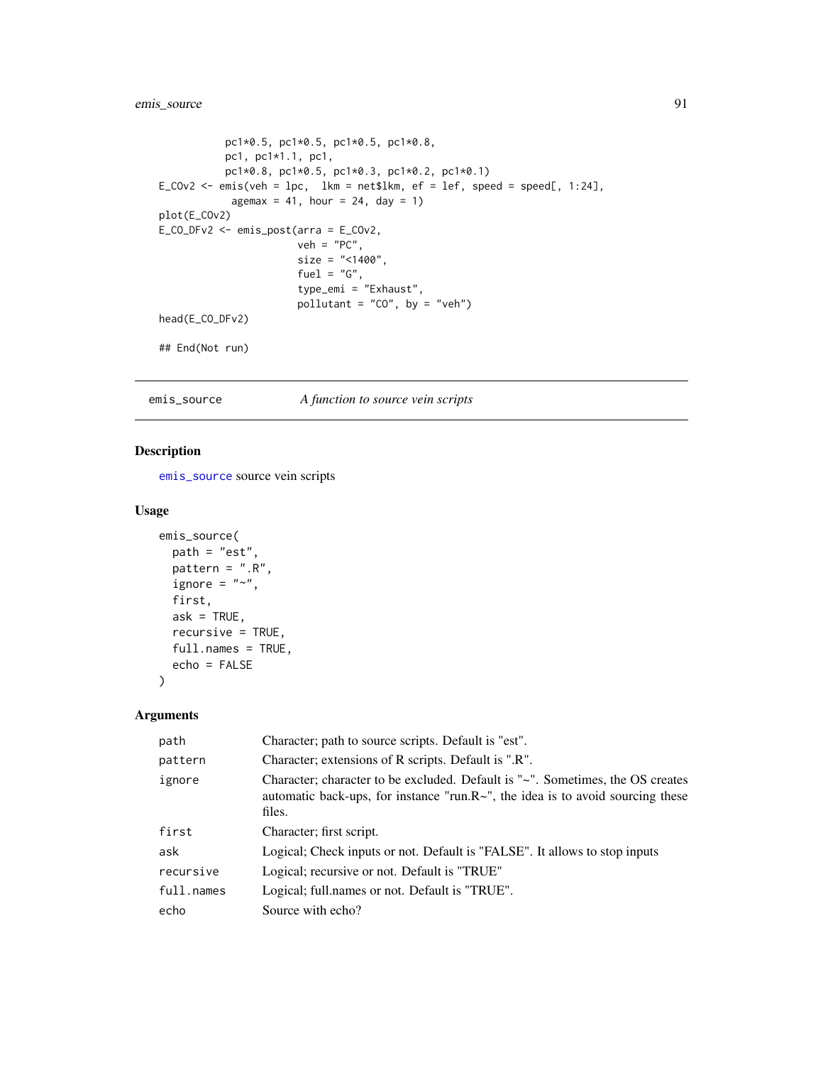```
           pc1*0.5, pc1*0.5, pc1*0.5, pc1*0.8,
           pc1, pc1*1.1, pc1,
           pc1*0.8, pc1*0.5, pc1*0.3, pc1*0.2, pc1*0.1)
E_COv2 <- emis(veh = lpc,  lkm = net$lkm, ef = lef, speed = speed[, 1:24],
            agemax = 41, hour = 24, day = 1)
plot(E_COv2)
E_CO_DFv2 <- emis_post(arra = E_COv2,
                       veh = "PC",
                       size = "<1400",
                       fuel = "G",
                       type_emi = "Exhaust",
                       pollutant = "CO", by = "veh")
head(E_CO_DFv2)

## End(Not run)
```

---

## emis_source — *A function to source vein scripts*

### Description

emis_source source vein scripts

### Usage

```
emis_source(
  path = "est",
  pattern = ".R",
  ignore = "~",
  first,
  ask = TRUE,
  recursive = TRUE,
  full.names = TRUE,
  echo = FALSE
)
```

### Arguments

| | |
|---|---|
| path | Character; path to source scripts. Default is "est". |
| pattern | Character; extensions of R scripts. Default is ".R". |
| ignore | Character; character to be excluded. Default is "~". Sometimes, the OS creates automatic back-ups, for instance "run.R~", the idea is to avoid sourcing these files. |
| first | Character; first script. |
| ask | Logical; Check inputs or not. Default is "FALSE". It allows to stop inputs |
| recursive | Logical; recursive or not. Default is "TRUE" |
| full.names | Logical; full.names or not. Default is "TRUE". |
| echo | Source with echo? |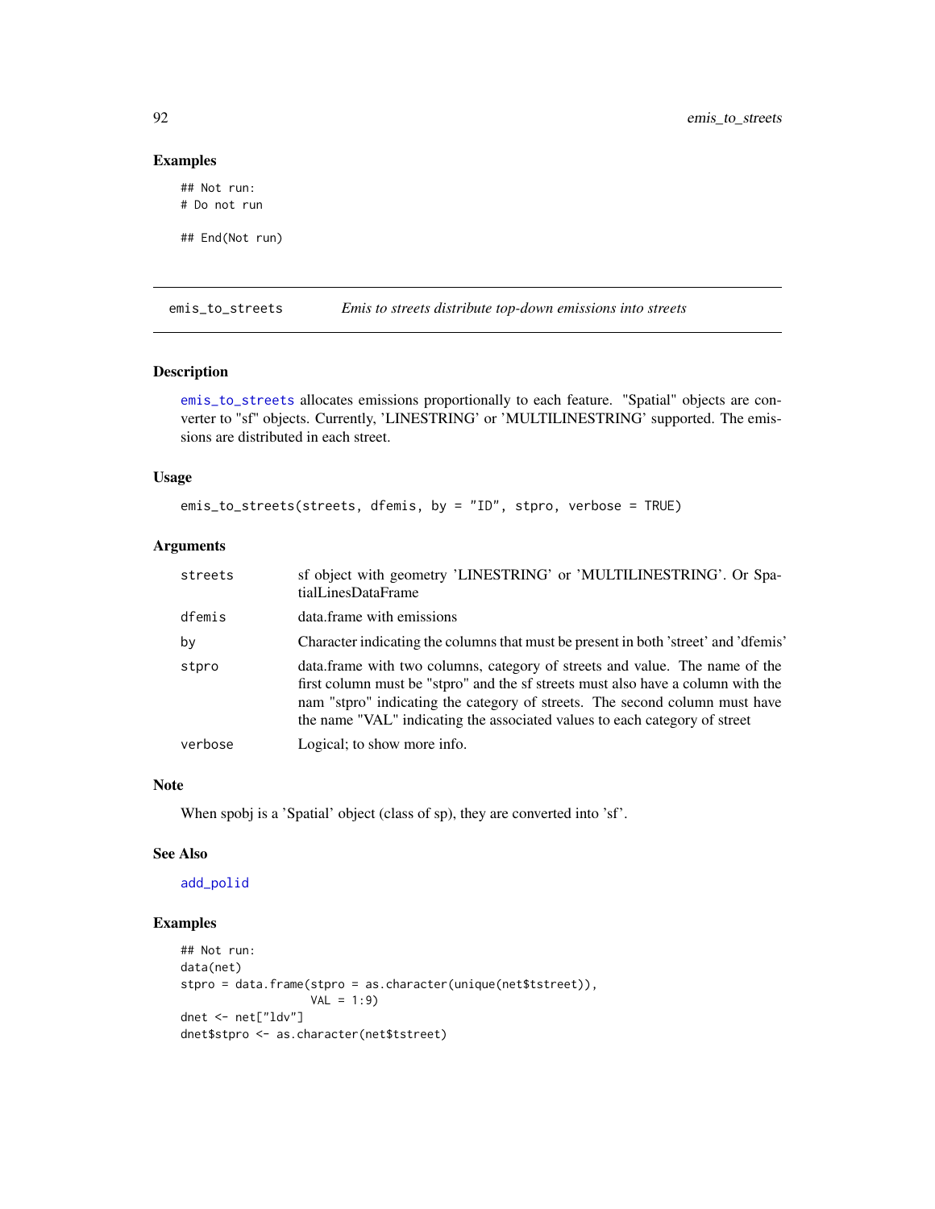### Examples

```
## Not run:
# Do not run

## End(Not run)
```

---

## emis_to_streets — *Emis to streets distribute top-down emissions into streets*

---

### Description

emis_to_streets allocates emissions proportionally to each feature. "Spatial" objects are converter to "sf" objects. Currently, 'LINESTRING' or 'MULTILINESTRING' supported. The emissions are distributed in each street.

### Usage

```
emis_to_streets(streets, dfemis, by = "ID", stpro, verbose = TRUE)
```

### Arguments

| | |
|---|---|
| streets | sf object with geometry 'LINESTRING' or 'MULTILINESTRING'. Or SpatialLinesDataFrame |
| dfemis | data.frame with emissions |
| by | Character indicating the columns that must be present in both 'street' and 'dfemis' |
| stpro | data.frame with two columns, category of streets and value. The name of the first column must be "stpro" and the sf streets must also have a column with the nam "stpro" indicating the category of streets. The second column must have the name "VAL" indicating the associated values to each category of street |
| verbose | Logical; to show more info. |

### Note

When spobj is a 'Spatial' object (class of sp), they are converted into 'sf'.

### See Also

add_polid

### Examples

```
## Not run:
data(net)
stpro = data.frame(stpro = as.character(unique(net$tstreet)),
                   VAL = 1:9)
dnet <- net["ldv"]
dnet$stpro <- as.character(net$tstreet)
```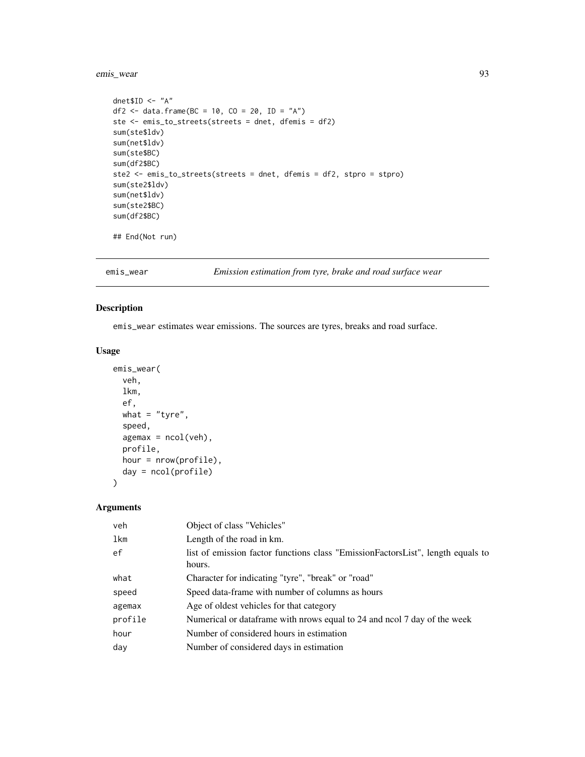```
dnet$ID <- "A"
df2 <- data.frame(BC = 10, CO = 20, ID = "A")
ste <- emis_to_streets(streets = dnet, dfemis = df2)
sum(ste$ldv)
sum(net$ldv)
sum(ste$BC)
sum(df2$BC)
ste2 <- emis_to_streets(streets = dnet, dfemis = df2, stpro = stpro)
sum(ste2$ldv)
sum(net$ldv)
sum(ste2$BC)
sum(df2$BC)

## End(Not run)
```

## emis_wear — *Emission estimation from tyre, brake and road surface wear*

### Description

emis_wear estimates wear emissions. The sources are tyres, breaks and road surface.

### Usage

```
emis_wear(
  veh,
  lkm,
  ef,
  what = "tyre",
  speed,
  agemax = ncol(veh),
  profile,
  hour = nrow(profile),
  day = ncol(profile)
)
```

### Arguments

| | |
|---|---|
| veh | Object of class "Vehicles" |
| lkm | Length of the road in km. |
| ef | list of emission factor functions class "EmissionFactorsList", length equals to hours. |
| what | Character for indicating "tyre", "break" or "road" |
| speed | Speed data-frame with number of columns as hours |
| agemax | Age of oldest vehicles for that category |
| profile | Numerical or dataframe with nrows equal to 24 and ncol 7 day of the week |
| hour | Number of considered hours in estimation |
| day | Number of considered days in estimation |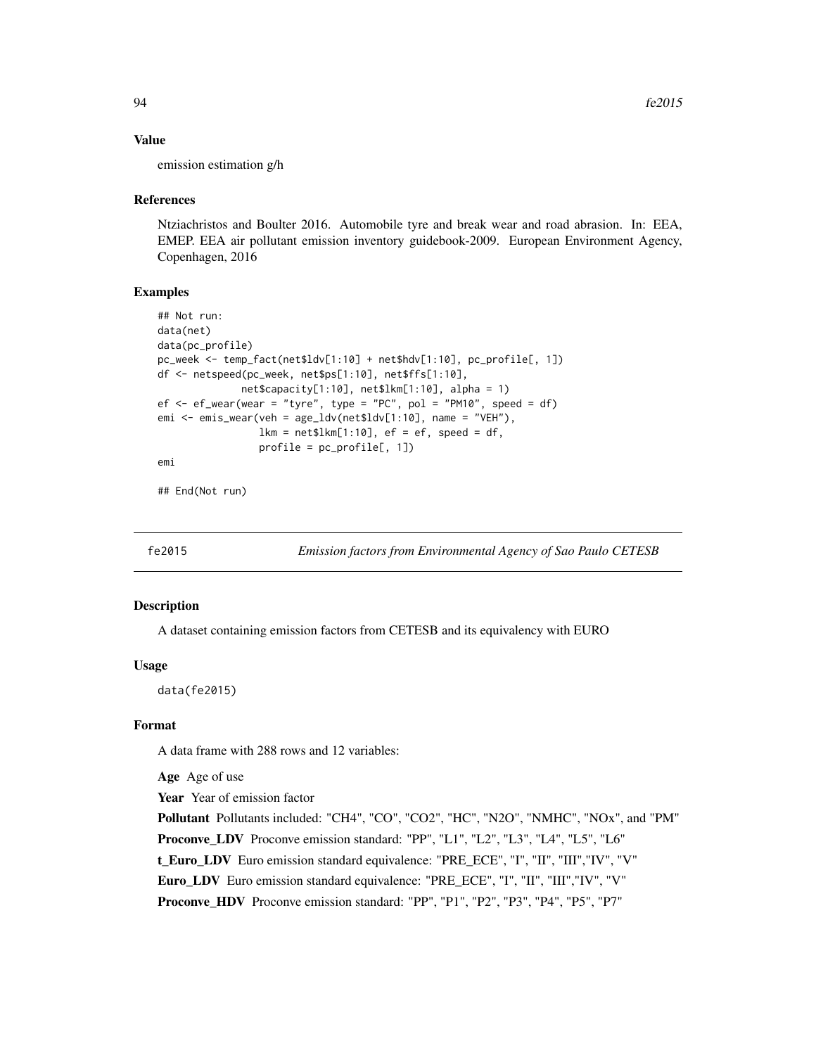### Value

emission estimation g/h

### References

Ntziachristos and Boulter 2016. Automobile tyre and break wear and road abrasion. In: EEA, EMEP. EEA air pollutant emission inventory guidebook-2009. European Environment Agency, Copenhagen, 2016

### Examples

```
## Not run:
data(net)
data(pc_profile)
pc_week <- temp_fact(net$ldv[1:10] + net$hdv[1:10], pc_profile[, 1])
df <- netspeed(pc_week, net$ps[1:10], net$ffs[1:10],
              net$capacity[1:10], net$lkm[1:10], alpha = 1)
ef <- ef_wear(wear = "tyre", type = "PC", pol = "PM10", speed = df)
emi <- emis_wear(veh = age_ldv(net$ldv[1:10], name = "VEH"),
                 lkm = net$lkm[1:10], ef = ef, speed = df,
                 profile = pc_profile[, 1])
emi

## End(Not run)
```

---

## fe2015 — *Emission factors from Environmental Agency of Sao Paulo CETESB*

### Description

A dataset containing emission factors from CETESB and its equivalency with EURO

### Usage

```
data(fe2015)
```

### Format

A data frame with 288 rows and 12 variables:

**Age** Age of use

**Year** Year of emission factor

**Pollutant** Pollutants included: "CH4", "CO", "CO2", "HC", "N2O", "NMHC", "NOx", and "PM"

**Proconve_LDV** Proconve emission standard: "PP", "L1", "L2", "L3", "L4", "L5", "L6"

**t_Euro_LDV** Euro emission standard equivalence: "PRE_ECE", "I", "II", "III","IV", "V"

**Euro_LDV** Euro emission standard equivalence: "PRE_ECE", "I", "II", "III","IV", "V"

**Proconve_HDV** Proconve emission standard: "PP", "P1", "P2", "P3", "P4", "P5", "P7"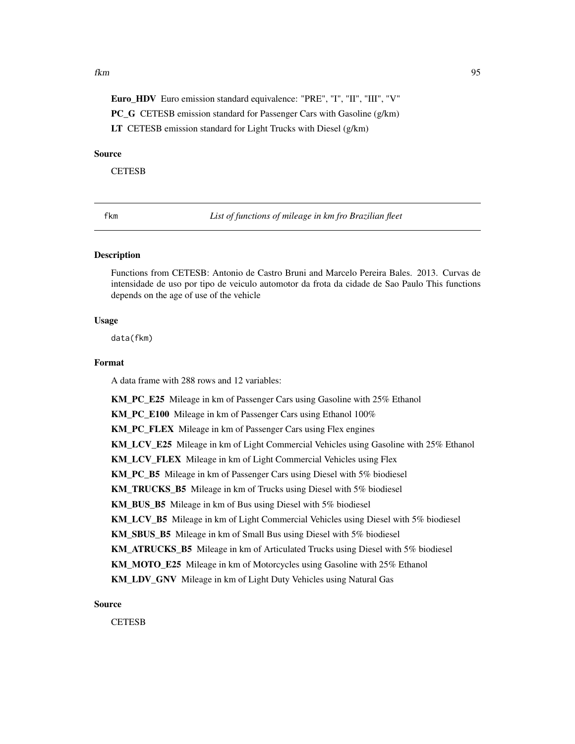**Euro_HDV** Euro emission standard equivalence: "PRE", "I", "II", "III", "V"

**PC_G** CETESB emission standard for Passenger Cars with Gasoline (g/km)

**LT** CETESB emission standard for Light Trucks with Diesel (g/km)

### Source

CETESB

---

## fkm — *List of functions of mileage in km fro Brazilian fleet*

---

### Description

Functions from CETESB: Antonio de Castro Bruni and Marcelo Pereira Bales. 2013. Curvas de intensidade de uso por tipo de veiculo automotor da frota da cidade de Sao Paulo This functions depends on the age of use of the vehicle

### Usage

```
data(fkm)
```

### Format

A data frame with 288 rows and 12 variables:

**KM_PC_E25** Mileage in km of Passenger Cars using Gasoline with 25% Ethanol

**KM_PC_E100** Mileage in km of Passenger Cars using Ethanol 100%

**KM_PC_FLEX** Mileage in km of Passenger Cars using Flex engines

**KM_LCV_E25** Mileage in km of Light Commercial Vehicles using Gasoline with 25% Ethanol

**KM_LCV_FLEX** Mileage in km of Light Commercial Vehicles using Flex

**KM_PC_B5** Mileage in km of Passenger Cars using Diesel with 5% biodiesel

**KM_TRUCKS_B5** Mileage in km of Trucks using Diesel with 5% biodiesel

**KM_BUS_B5** Mileage in km of Bus using Diesel with 5% biodiesel

**KM_LCV_B5** Mileage in km of Light Commercial Vehicles using Diesel with 5% biodiesel

**KM_SBUS_B5** Mileage in km of Small Bus using Diesel with 5% biodiesel

**KM_ATRUCKS_B5** Mileage in km of Articulated Trucks using Diesel with 5% biodiesel

**KM_MOTO_E25** Mileage in km of Motorcycles using Gasoline with 25% Ethanol

**KM_LDV_GNV** Mileage in km of Light Duty Vehicles using Natural Gas

### Source

CETESB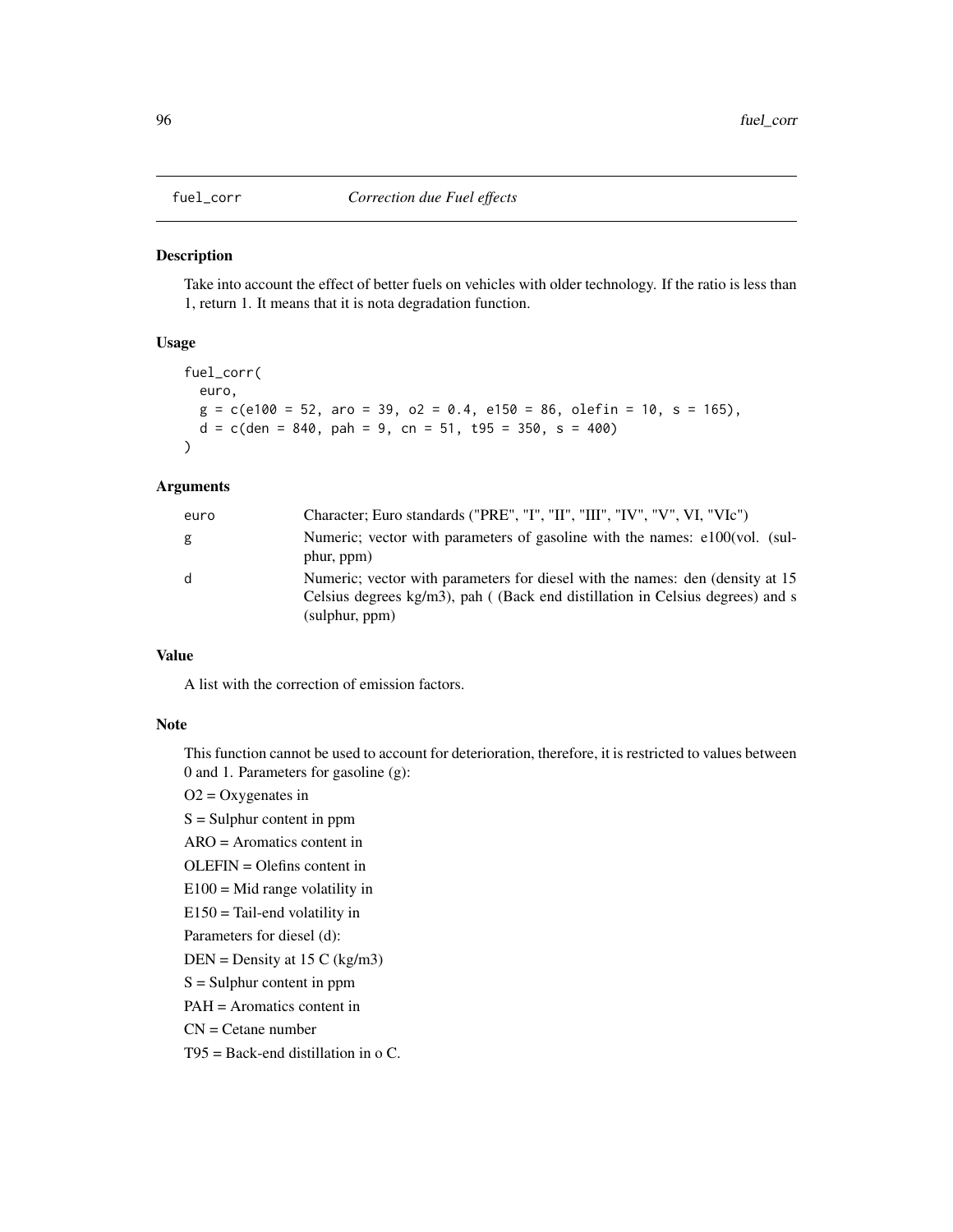fuel_corr *Correction due Fuel effects*

## Description

Take into account the effect of better fuels on vehicles with older technology. If the ratio is less than 1, return 1. It means that it is nota degradation function.

## Usage

```
fuel_corr(
  euro,
  g = c(e100 = 52, aro = 39, o2 = 0.4, e150 = 86, olefin = 10, s = 165),
  d = c(den = 840, pah = 9, cn = 51, t95 = 350, s = 400)
)
```

## Arguments

| | |
|---|---|
| euro | Character; Euro standards ("PRE", "I", "II", "III", "IV", "V", VI, "VIc") |
| g | Numeric; vector with parameters of gasoline with the names: e100(vol. (sulphur, ppm) |
| d | Numeric; vector with parameters for diesel with the names: den (density at 15 Celsius degrees kg/m3), pah ( (Back end distillation in Celsius degrees) and s (sulphur, ppm) |

## Value

A list with the correction of emission factors.

## Note

This function cannot be used to account for deterioration, therefore, it is restricted to values between 0 and 1. Parameters for gasoline (g):

O2 = Oxygenates in

S = Sulphur content in ppm

ARO = Aromatics content in

OLEFIN = Olefins content in

E100 = Mid range volatility in

E150 = Tail-end volatility in

Parameters for diesel (d):

DEN = Density at 15 C (kg/m3)

S = Sulphur content in ppm

PAH = Aromatics content in

CN = Cetane number

T95 = Back-end distillation in o C.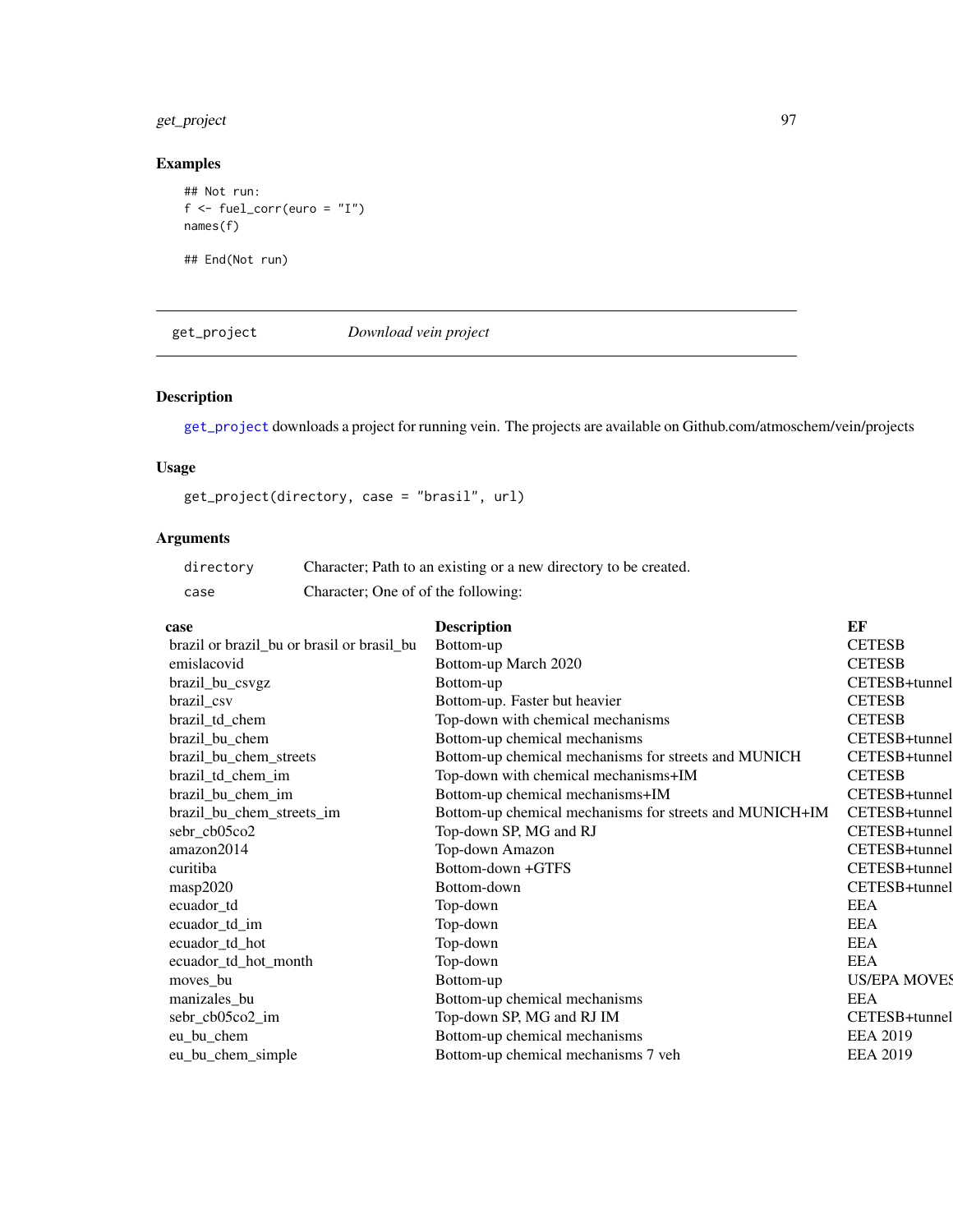## Examples

```
## Not run:
f <- fuel_corr(euro = "I")
names(f)

## End(Not run)
```

---

## get_project — *Download vein project*

### Description

get_project downloads a project for running vein. The projects are available on Github.com/atmoschem/vein/projects

### Usage

```
get_project(directory, case = "brasil", url)
```

### Arguments

| | |
|---|---|
| directory | Character; Path to an existing or a new directory to be created. |
| case | Character; One of of the following: |

| case | Description | EF |
|---|---|---|
| brazil or brazil_bu or brasil or brasil_bu | Bottom-up | CETESB |
| emislacovid | Bottom-up March 2020 | CETESB |
| brazil_bu_csvgz | Bottom-up | CETESB+tunnel |
| brazil_csv | Bottom-up. Faster but heavier | CETESB |
| brazil_td_chem | Top-down with chemical mechanisms | CETESB |
| brazil_bu_chem | Bottom-up chemical mechanisms | CETESB+tunnel |
| brazil_bu_chem_streets | Bottom-up chemical mechanisms for streets and MUNICH | CETESB+tunnel |
| brazil_td_chem_im | Top-down with chemical mechanisms+IM | CETESB |
| brazil_bu_chem_im | Bottom-up chemical mechanisms+IM | CETESB+tunnel |
| brazil_bu_chem_streets_im | Bottom-up chemical mechanisms for streets and MUNICH+IM | CETESB+tunnel |
| sebr_cb05co2 | Top-down SP, MG and RJ | CETESB+tunnel |
| amazon2014 | Top-down Amazon | CETESB+tunnel |
| curitiba | Bottom-down +GTFS | CETESB+tunnel |
| masp2020 | Bottom-down | CETESB+tunnel |
| ecuador_td | Top-down | EEA |
| ecuador_td_im | Top-down | EEA |
| ecuador_td_hot | Top-down | EEA |
| ecuador_td_hot_month | Top-down | EEA |
| moves_bu | Bottom-up | US/EPA MOVES |
| manizales_bu | Bottom-up chemical mechanisms | EEA |
| sebr_cb05co2_im | Top-down SP, MG and RJ IM | CETESB+tunnel |
| eu_bu_chem | Bottom-up chemical mechanisms | EEA 2019 |
| eu_bu_chem_simple | Bottom-up chemical mechanisms 7 veh | EEA 2019 |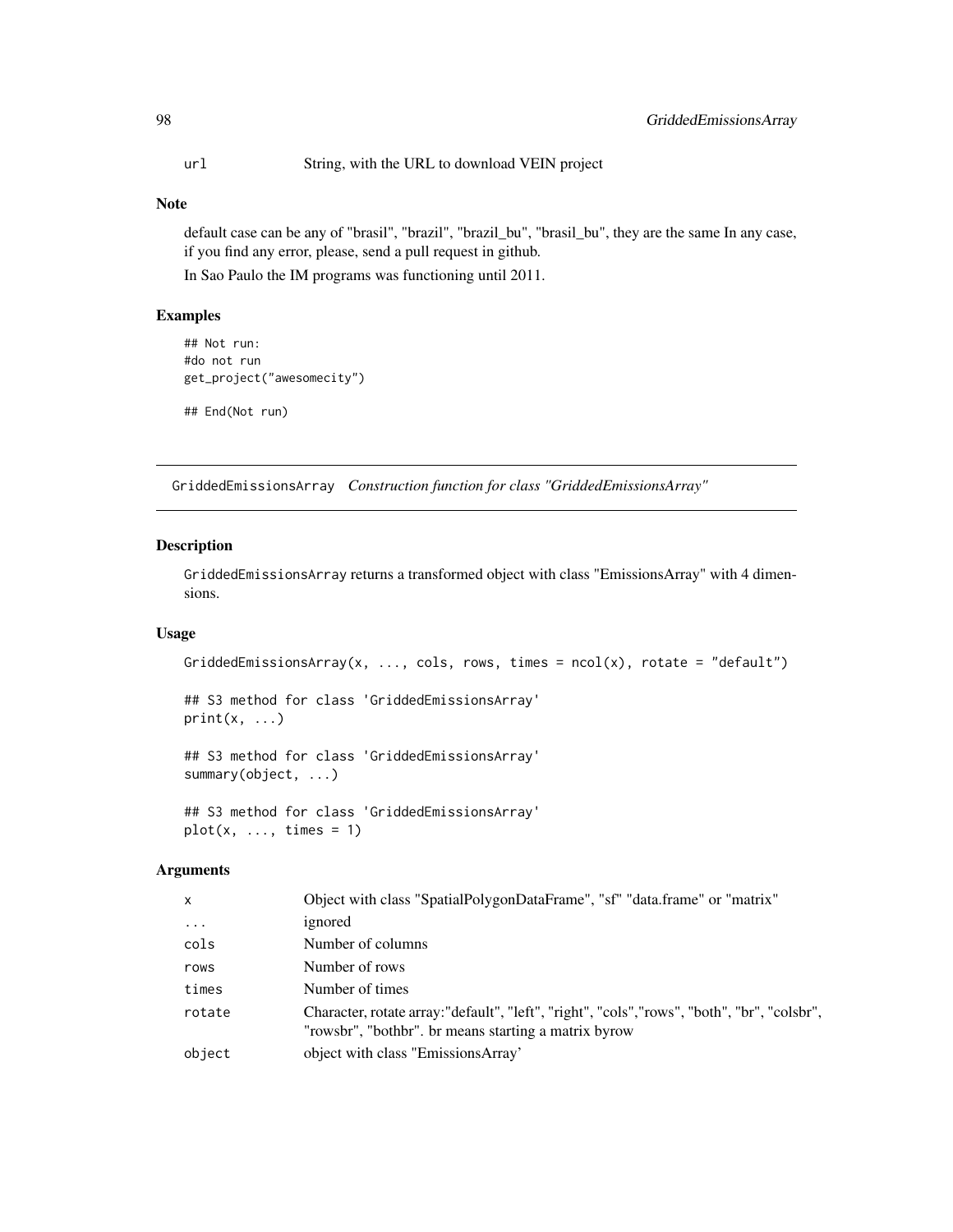| | |
|---|---|
| url | String, with the URL to download VEIN project |

### Note

default case can be any of "brasil", "brazil", "brazil_bu", "brasil_bu", they are the same In any case, if you find any error, please, send a pull request in github.

In Sao Paulo the IM programs was functioning until 2011.

### Examples

```
## Not run:
#do not run
get_project("awesomecity")

## End(Not run)
```

---

## GriddedEmissionsArray *Construction function for class "GriddedEmissionsArray"*

---

### Description

GriddedEmissionsArray returns a transformed object with class "EmissionsArray" with 4 dimensions.

### Usage

```
GriddedEmissionsArray(x, ..., cols, rows, times = ncol(x), rotate = "default")

## S3 method for class 'GriddedEmissionsArray'
print(x, ...)

## S3 method for class 'GriddedEmissionsArray'
summary(object, ...)

## S3 method for class 'GriddedEmissionsArray'
plot(x, ..., times = 1)
```

### Arguments

| | |
|---|---|
| x | Object with class "SpatialPolygonDataFrame", "sf" "data.frame" or "matrix" |
| ... | ignored |
| cols | Number of columns |
| rows | Number of rows |
| times | Number of times |
| rotate | Character, rotate array:"default", "left", "right", "cols","rows", "both", "br", "colsbr", "rowsbr", "bothbr". br means starting a matrix byrow |
| object | object with class "EmissionsArray' |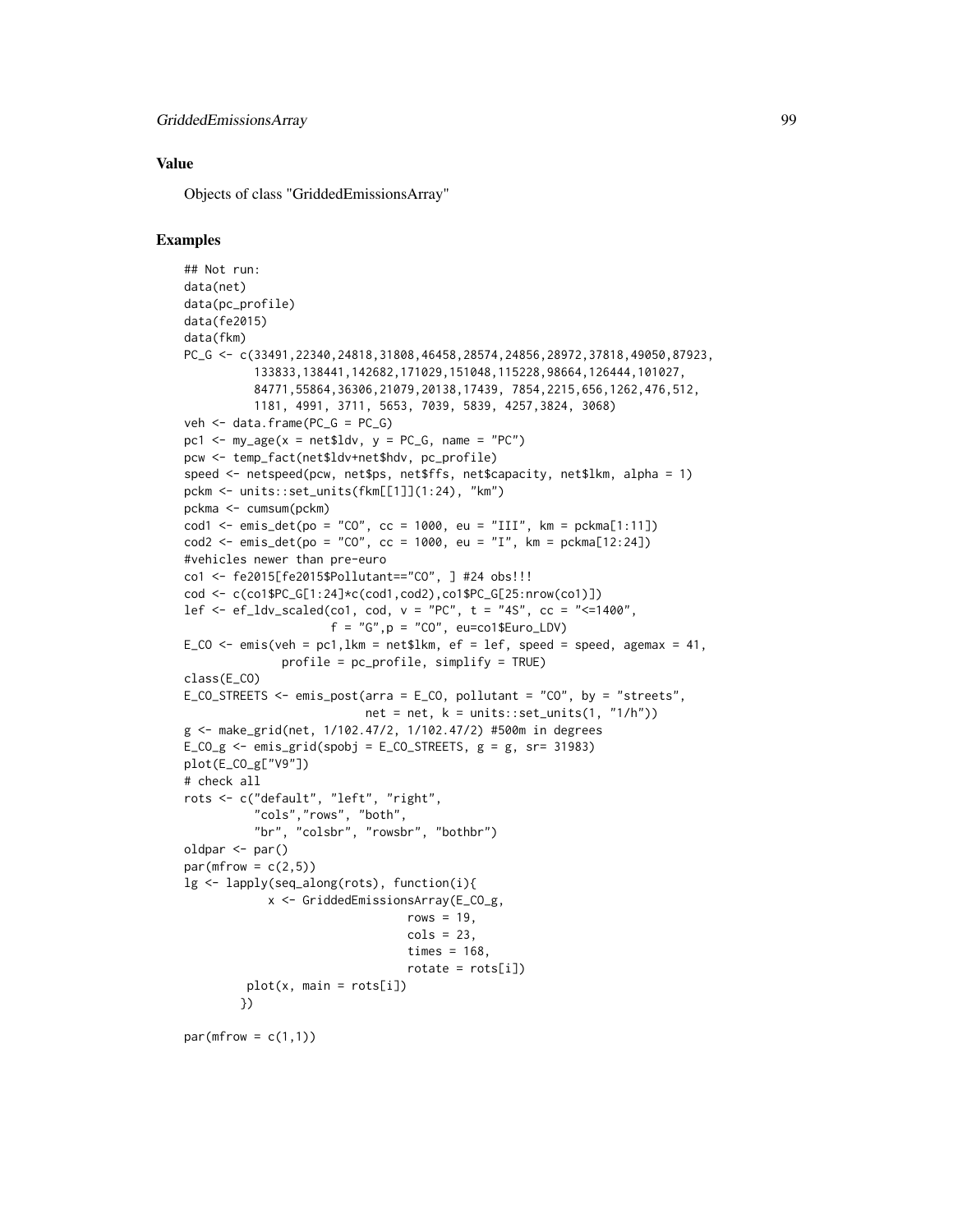## Value

Objects of class "GriddedEmissionsArray"

## Examples

```
## Not run:
data(net)
data(pc_profile)
data(fe2015)
data(fkm)
PC_G <- c(33491,22340,24818,31808,46458,28574,24856,28972,37818,49050,87923,
          133833,138441,142682,171029,151048,115228,98664,126444,101027,
          84771,55864,36306,21079,20138,17439, 7854,2215,656,1262,476,512,
          1181, 4991, 3711, 5653, 7039, 5839, 4257,3824, 3068)
veh <- data.frame(PC_G = PC_G)
pc1 <- my_age(x = net$ldv, y = PC_G, name = "PC")
pcw <- temp_fact(net$ldv+net$hdv, pc_profile)
speed <- netspeed(pcw, net$ps, net$ffs, net$capacity, net$lkm, alpha = 1)
pckm <- units::set_units(fkm[[1]](1:24), "km")
pckma <- cumsum(pckm)
cod1 <- emis_det(po = "CO", cc = 1000, eu = "III", km = pckma[1:11])
cod2 <- emis_det(po = "CO", cc = 1000, eu = "I", km = pckma[12:24])
#vehicles newer than pre-euro
co1 <- fe2015[fe2015$Pollutant=="CO", ] #24 obs!!!
cod <- c(co1$PC_G[1:24]*c(cod1,cod2),co1$PC_G[25:nrow(co1)])
lef <- ef_ldv_scaled(co1, cod, v = "PC", t = "4S", cc = "<=1400",
                     f = "G",p = "CO", eu=co1$Euro_LDV)
E_CO <- emis(veh = pc1,lkm = net$lkm, ef = lef, speed = speed, agemax = 41,
             profile = pc_profile, simplify = TRUE)
class(E_CO)
E_CO_STREETS <- emis_post(arra = E_CO, pollutant = "CO", by = "streets",
                          net = net, k = units::set_units(1, "1/h"))
g <- make_grid(net, 1/102.47/2, 1/102.47/2) #500m in degrees
E_CO_g <- emis_grid(spobj = E_CO_STREETS, g = g, sr= 31983)
plot(E_CO_g["V9"])
# check all
rots <- c("default", "left", "right",
          "cols","rows", "both",
          "br", "colsbr", "rowsbr", "bothbr")
oldpar <- par()
par(mfrow = c(2,5))
lg <- lapply(seq_along(rots), function(i){
           x <- GriddedEmissionsArray(E_CO_g,
                                rows = 19,
                                cols = 23,
                                times = 168,
                                rotate = rots[i])
         plot(x, main = rots[i])
        })

par(mfrow = c(1,1))
```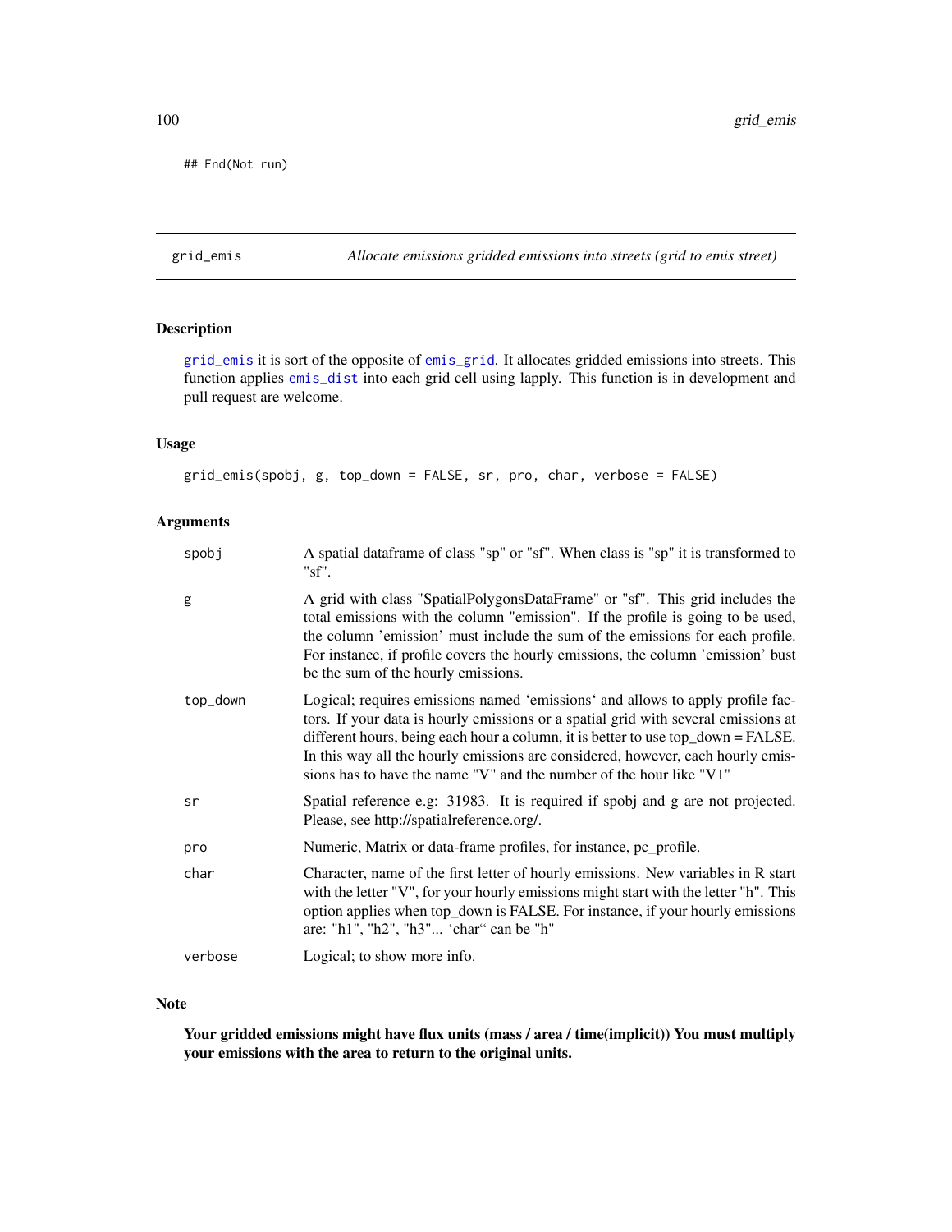```
## End(Not run)
```

## grid_emis — *Allocate emissions gridded emissions into streets (grid to emis street)*

### Description

grid_emis it is sort of the opposite of emis_grid. It allocates gridded emissions into streets. This function applies emis_dist into each grid cell using lapply. This function is in development and pull request are welcome.

### Usage

```
grid_emis(spobj, g, top_down = FALSE, sr, pro, char, verbose = FALSE)
```

### Arguments

| | |
|---|---|
| spobj | A spatial dataframe of class "sp" or "sf". When class is "sp" it is transformed to "sf". |
| g | A grid with class "SpatialPolygonsDataFrame" or "sf". This grid includes the total emissions with the column "emission". If the profile is going to be used, the column 'emission' must include the sum of the emissions for each profile. For instance, if profile covers the hourly emissions, the column 'emission' bust be the sum of the hourly emissions. |
| top_down | Logical; requires emissions named 'emissions' and allows to apply profile factors. If your data is hourly emissions or a spatial grid with several emissions at different hours, being each hour a column, it is better to use top_down = FALSE. In this way all the hourly emissions are considered, however, each hourly emissions has to have the name "V" and the number of the hour like "V1" |
| sr | Spatial reference e.g: 31983. It is required if spobj and g are not projected. Please, see http://spatialreference.org/. |
| pro | Numeric, Matrix or data-frame profiles, for instance, pc_profile. |
| char | Character, name of the first letter of hourly emissions. New variables in R start with the letter "V", for your hourly emissions might start with the letter "h". This option applies when top_down is FALSE. For instance, if your hourly emissions are: "h1", "h2", "h3"... 'char" can be "h" |
| verbose | Logical; to show more info. |

### Note

**Your gridded emissions might have flux units (mass / area / time(implicit)) You must multiply your emissions with the area to return to the original units.**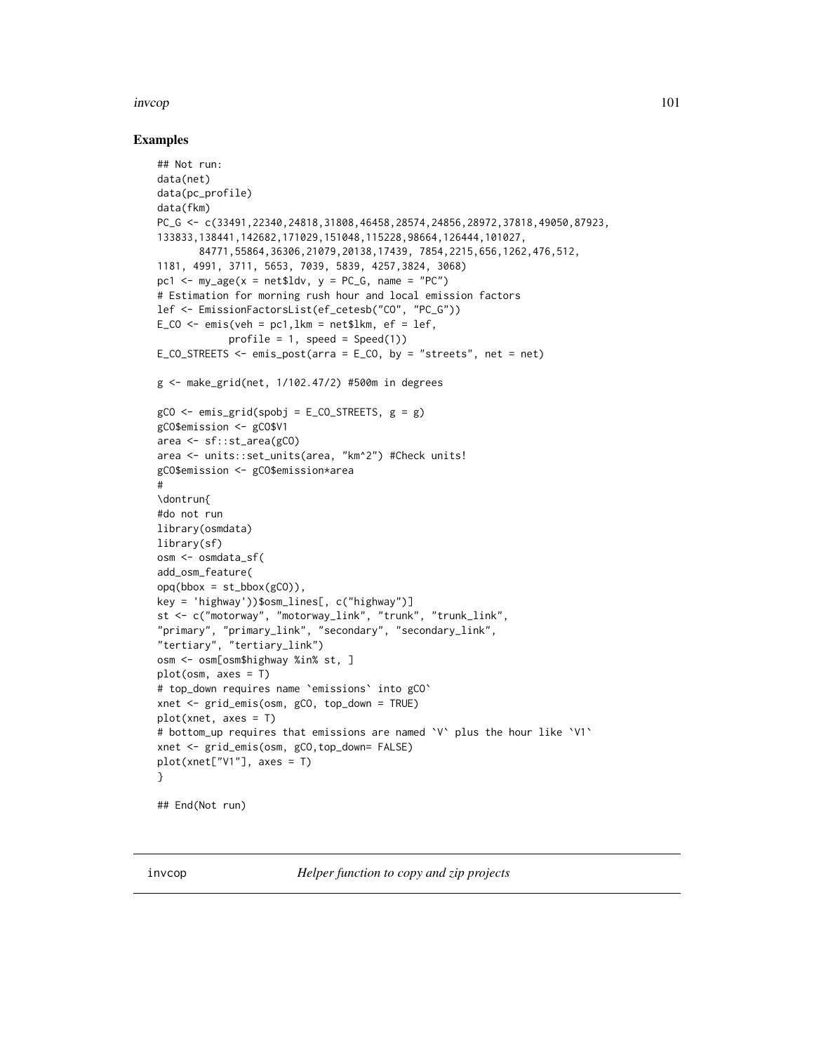## Examples

```
## Not run:
data(net)
data(pc_profile)
data(fkm)
PC_G <- c(33491,22340,24818,31808,46458,28574,24856,28972,37818,49050,87923,
133833,138441,142682,171029,151048,115228,98664,126444,101027,
       84771,55864,36306,21079,20138,17439, 7854,2215,656,1262,476,512,
1181, 4991, 3711, 5653, 7039, 5839, 4257,3824, 3068)
pc1 <- my_age(x = net$ldv, y = PC_G, name = "PC")
# Estimation for morning rush hour and local emission factors
lef <- EmissionFactorsList(ef_cetesb("CO", "PC_G"))
E_CO <- emis(veh = pc1,lkm = net$lkm, ef = lef,
           profile = 1, speed = Speed(1))
E_CO_STREETS <- emis_post(arra = E_CO, by = "streets", net = net)

g <- make_grid(net, 1/102.47/2) #500m in degrees

gCO <- emis_grid(spobj = E_CO_STREETS, g = g)
gCO$emission <- gCO$V1
area <- sf::st_area(gCO)
area <- units::set_units(area, "km^2") #Check units!
gCO$emission <- gCO$emission*area
#
\dontrun{
#do not run
library(osmdata)
library(sf)
osm <- osmdata_sf(
add_osm_feature(
opq(bbox = st_bbox(gCO)),
key = 'highway'))$osm_lines[, c("highway")]
st <- c("motorway", "motorway_link", "trunk", "trunk_link",
"primary", "primary_link", "secondary", "secondary_link",
"tertiary", "tertiary_link")
osm <- osm[osm$highway %in% st, ]
plot(osm, axes = T)
# top_down requires name `emissions` into gCO`
xnet <- grid_emis(osm, gCO, top_down = TRUE)
plot(xnet, axes = T)
# bottom_up requires that emissions are named `V` plus the hour like `V1`
xnet <- grid_emis(osm, gCO,top_down= FALSE)
plot(xnet["V1"], axes = T)
}

## End(Not run)
```

---

invcop &nbsp;&nbsp;&nbsp;&nbsp;&nbsp;&nbsp;&nbsp; *Helper function to copy and zip projects*

---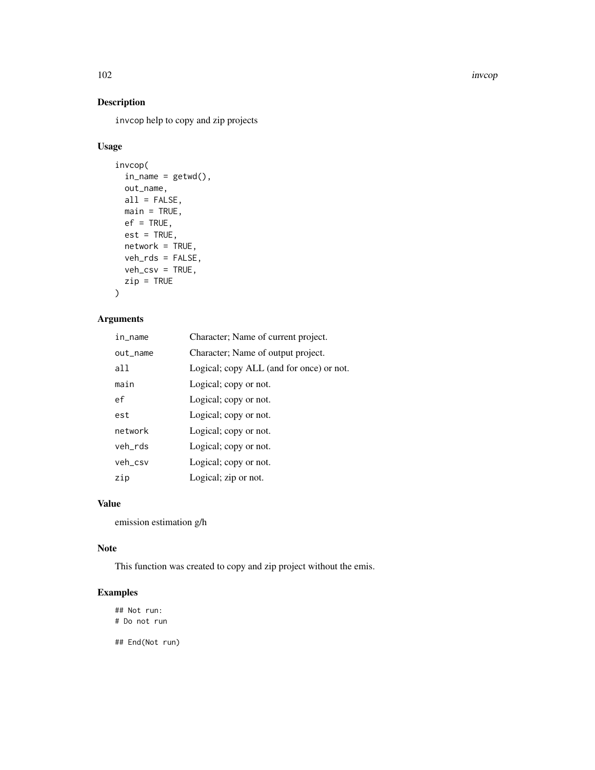## Description

`invcop` help to copy and zip projects

## Usage

```
invcop(
  in_name = getwd(),
  out_name,
  all = FALSE,
  main = TRUE,
  ef = TRUE,
  est = TRUE,
  network = TRUE,
  veh_rds = FALSE,
  veh_csv = TRUE,
  zip = TRUE
)
```

## Arguments

| | |
|---|---|
| `in_name` | Character; Name of current project. |
| `out_name` | Character; Name of output project. |
| `all` | Logical; copy ALL (and for once) or not. |
| `main` | Logical; copy or not. |
| `ef` | Logical; copy or not. |
| `est` | Logical; copy or not. |
| `network` | Logical; copy or not. |
| `veh_rds` | Logical; copy or not. |
| `veh_csv` | Logical; copy or not. |
| `zip` | Logical; zip or not. |

## Value

emission estimation g/h

## Note

This function was created to copy and zip project without the emis.

## Examples

```
## Not run:
# Do not run

## End(Not run)
```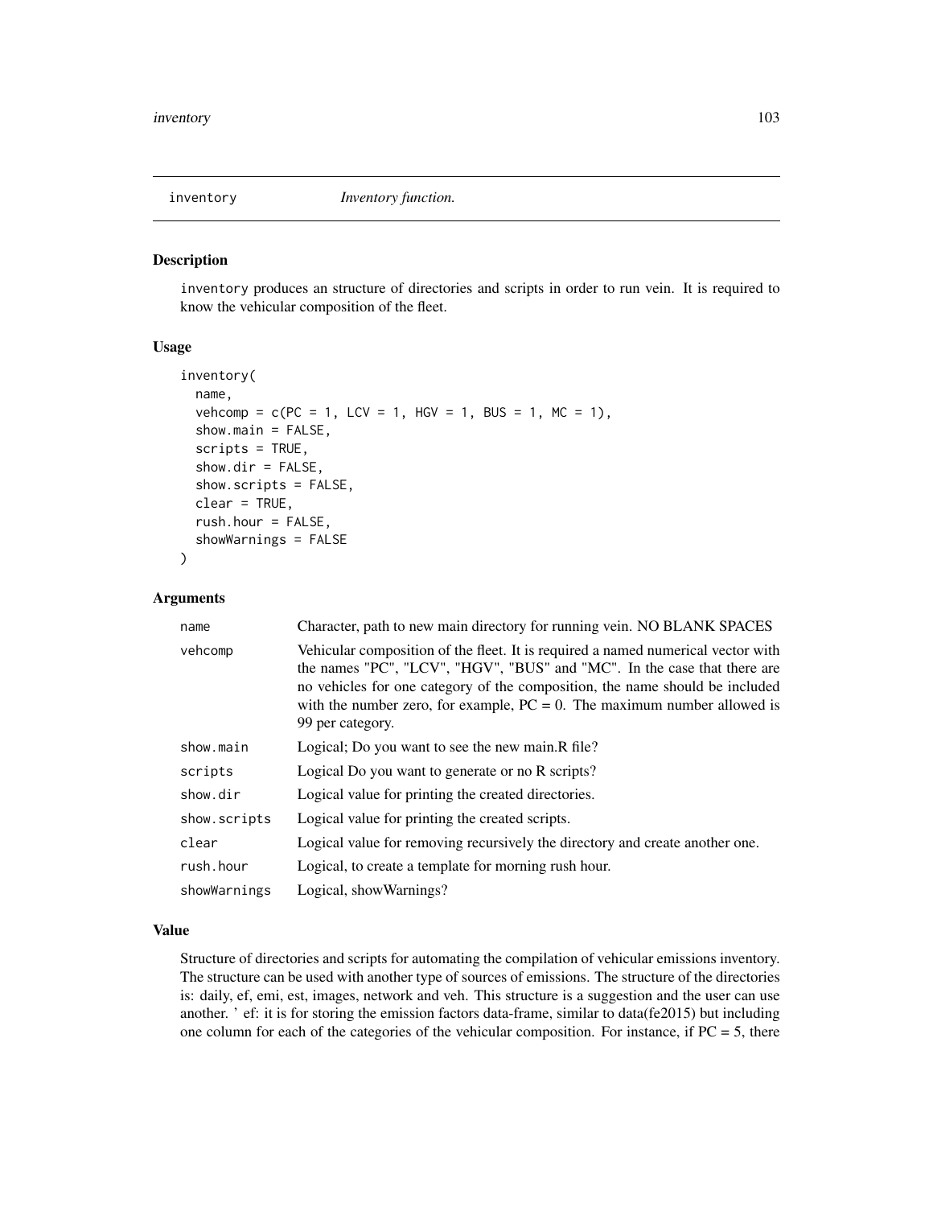## inventory — *Inventory function.*

### Description

inventory produces an structure of directories and scripts in order to run vein. It is required to know the vehicular composition of the fleet.

### Usage

```
inventory(
  name,
  vehcomp = c(PC = 1, LCV = 1, HGV = 1, BUS = 1, MC = 1),
  show.main = FALSE,
  scripts = TRUE,
  show.dir = FALSE,
  show.scripts = FALSE,
  clear = TRUE,
  rush.hour = FALSE,
  showWarnings = FALSE
)
```

### Arguments

| Argument | Description |
|---|---|
| name | Character, path to new main directory for running vein. NO BLANK SPACES |
| vehcomp | Vehicular composition of the fleet. It is required a named numerical vector with the names "PC", "LCV", "HGV", "BUS" and "MC". In the case that there are no vehicles for one category of the composition, the name should be included with the number zero, for example, PC = 0. The maximum number allowed is 99 per category. |
| show.main | Logical; Do you want to see the new main.R file? |
| scripts | Logical Do you want to generate or no R scripts? |
| show.dir | Logical value for printing the created directories. |
| show.scripts | Logical value for printing the created scripts. |
| clear | Logical value for removing recursively the directory and create another one. |
| rush.hour | Logical, to create a template for morning rush hour. |
| showWarnings | Logical, showWarnings? |

### Value

Structure of directories and scripts for automating the compilation of vehicular emissions inventory. The structure can be used with another type of sources of emissions. The structure of the directories is: daily, ef, emi, est, images, network and veh. This structure is a suggestion and the user can use another. ' ef: it is for storing the emission factors data-frame, similar to data(fe2015) but including one column for each of the categories of the vehicular composition. For instance, if PC = 5, there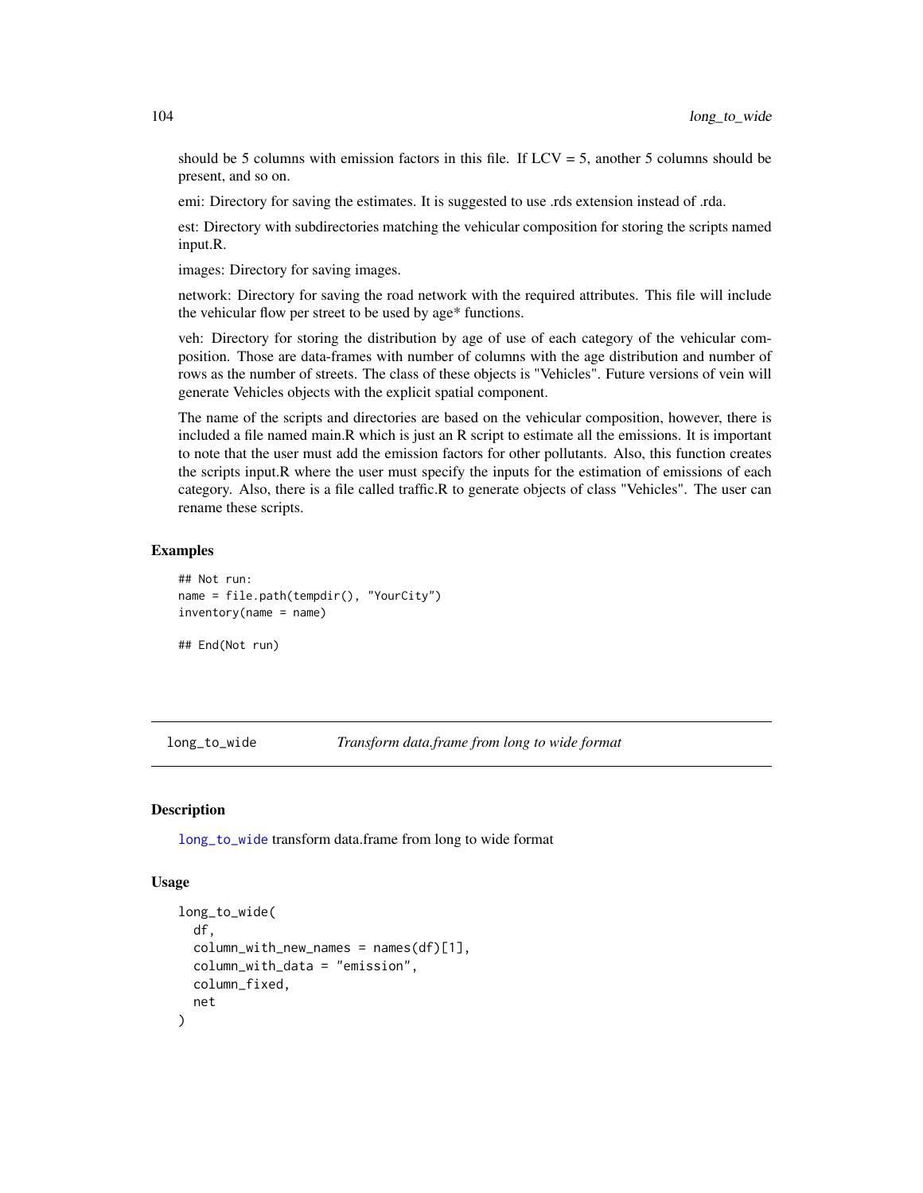should be 5 columns with emission factors in this file. If LCV = 5, another 5 columns should be present, and so on.

emi: Directory for saving the estimates. It is suggested to use .rds extension instead of .rda.

est: Directory with subdirectories matching the vehicular composition for storing the scripts named input.R.

images: Directory for saving images.

network: Directory for saving the road network with the required attributes. This file will include the vehicular flow per street to be used by age* functions.

veh: Directory for storing the distribution by age of use of each category of the vehicular composition. Those are data-frames with number of columns with the age distribution and number of rows as the number of streets. The class of these objects is "Vehicles". Future versions of vein will generate Vehicles objects with the explicit spatial component.

The name of the scripts and directories are based on the vehicular composition, however, there is included a file named main.R which is just an R script to estimate all the emissions. It is important to note that the user must add the emission factors for other pollutants. Also, this function creates the scripts input.R where the user must specify the inputs for the estimation of emissions of each category. Also, there is a file called traffic.R to generate objects of class "Vehicles". The user can rename these scripts.

### Examples

```
## Not run:
name = file.path(tempdir(), "YourCity")
inventory(name = name)

## End(Not run)
```

---

## long_to_wide — *Transform data.frame from long to wide format*

### Description

long_to_wide transform data.frame from long to wide format

### Usage

```
long_to_wide(
  df,
  column_with_new_names = names(df)[1],
  column_with_data = "emission",
  column_fixed,
  net
)
```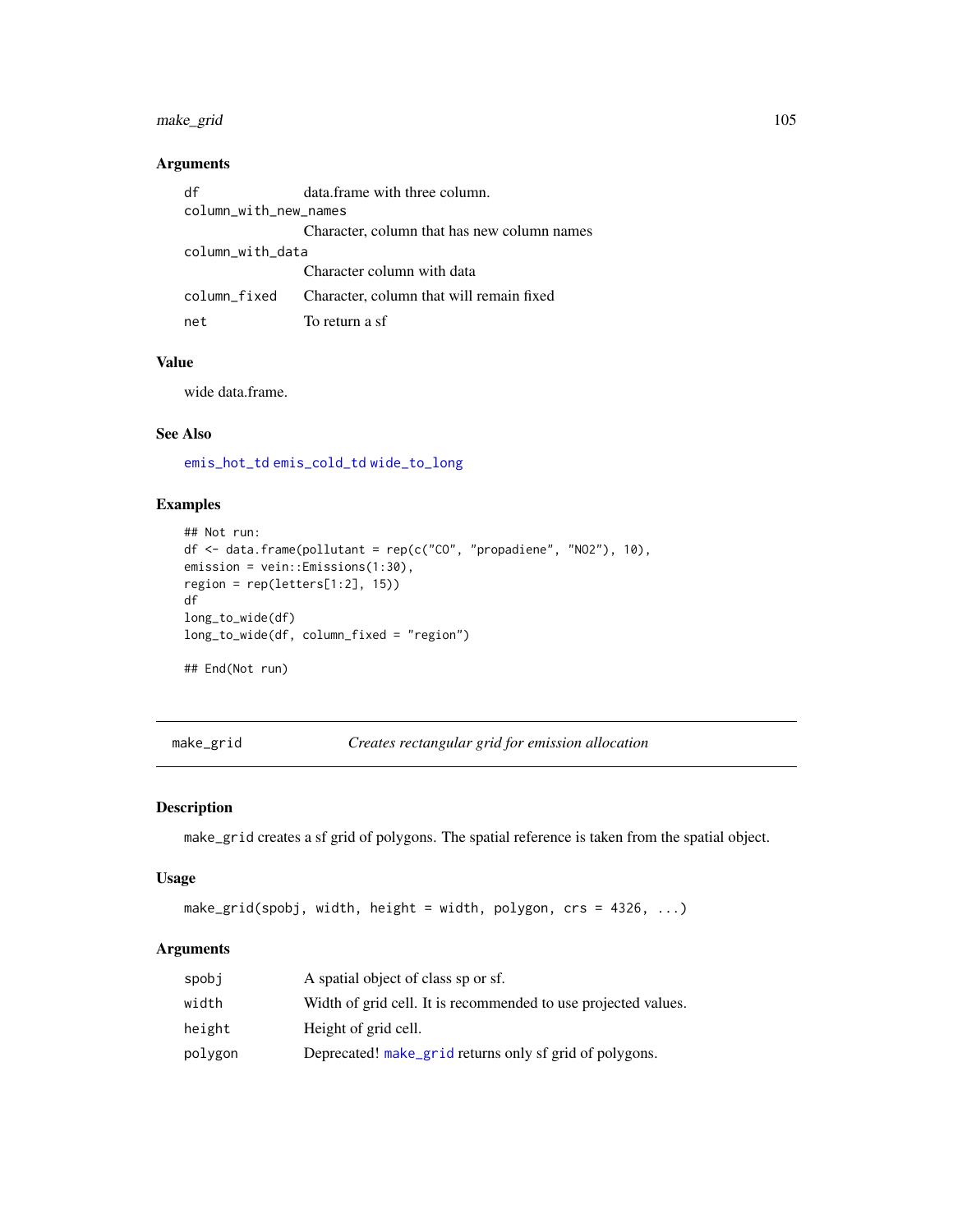### Arguments

| | |
|---|---|
| df | data.frame with three column. |
| column_with_new_names | Character, column that has new column names |
| column_with_data | Character column with data |
| column_fixed | Character, column that will remain fixed |
| net | To return a sf |

### Value

wide data.frame.

### See Also

emis_hot_td emis_cold_td wide_to_long

### Examples

```
## Not run:
df <- data.frame(pollutant = rep(c("CO", "propadiene", "NO2"), 10),
emission = vein::Emissions(1:30),
region = rep(letters[1:2], 15))
df
long_to_wide(df)
long_to_wide(df, column_fixed = "region")

## End(Not run)
```

---

## make_grid — *Creates rectangular grid for emission allocation*

### Description

make_grid creates a sf grid of polygons. The spatial reference is taken from the spatial object.

### Usage

```
make_grid(spobj, width, height = width, polygon, crs = 4326, ...)
```

### Arguments

| | |
|---|---|
| spobj | A spatial object of class sp or sf. |
| width | Width of grid cell. It is recommended to use projected values. |
| height | Height of grid cell. |
| polygon | Deprecated! make_grid returns only sf grid of polygons. |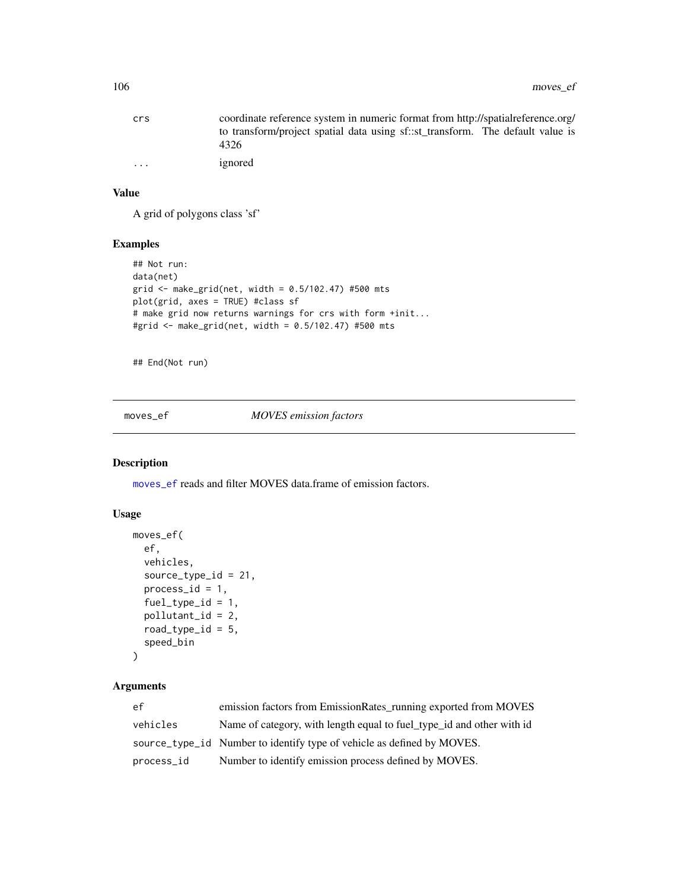| | |
|---|---|
| crs | coordinate reference system in numeric format from http://spatialreference.org/ to transform/project spatial data using sf::st_transform. The default value is 4326 |
| ... | ignored |

### Value

A grid of polygons class 'sf'

### Examples

```
## Not run:
data(net)
grid <- make_grid(net, width = 0.5/102.47) #500 mts
plot(grid, axes = TRUE) #class sf
# make grid now returns warnings for crs with form +init...
#grid <- make_grid(net, width = 0.5/102.47) #500 mts


## End(Not run)
```

## moves_ef — *MOVES emission factors*

### Description

moves_ef reads and filter MOVES data.frame of emission factors.

### Usage

```
moves_ef(
  ef,
  vehicles,
  source_type_id = 21,
  process_id = 1,
  fuel_type_id = 1,
  pollutant_id = 2,
  road_type_id = 5,
  speed_bin
)
```

### Arguments

| | |
|---|---|
| ef | emission factors from EmissionRates_running exported from MOVES |
| vehicles | Name of category, with length equal to fuel_type_id and other with id |
| source_type_id | Number to identify type of vehicle as defined by MOVES. |
| process_id | Number to identify emission process defined by MOVES. |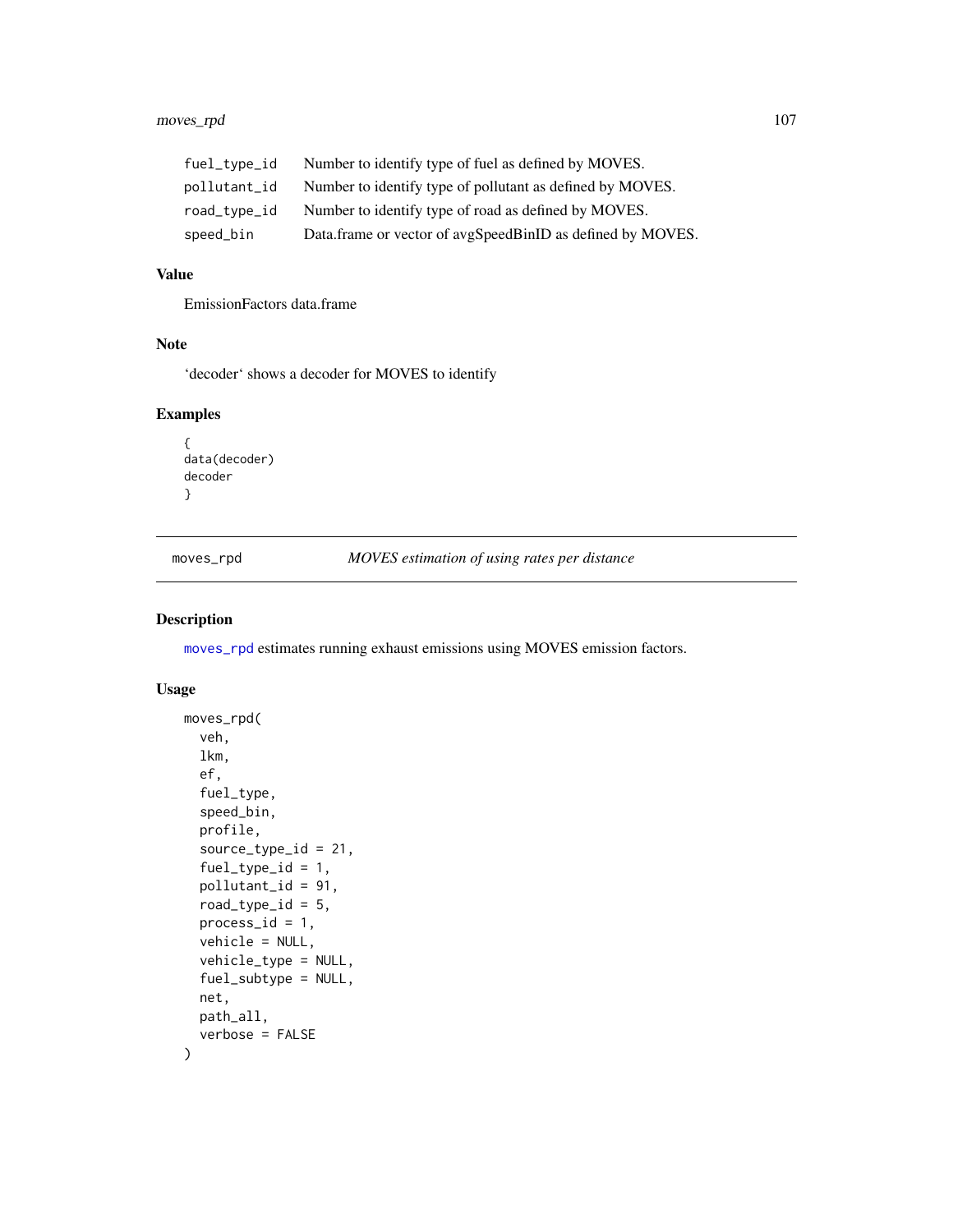| | |
|---|---|
| fuel_type_id | Number to identify type of fuel as defined by MOVES. |
| pollutant_id | Number to identify type of pollutant as defined by MOVES. |
| road_type_id | Number to identify type of road as defined by MOVES. |
| speed_bin | Data.frame or vector of avgSpeedBinID as defined by MOVES. |

### Value

EmissionFactors data.frame

### Note

'decoder' shows a decoder for MOVES to identify

### Examples

```
{
data(decoder)
decoder
}
```

---

## moves_rpd — *MOVES estimation of using rates per distance*

### Description

moves_rpd estimates running exhaust emissions using MOVES emission factors.

### Usage

```
moves_rpd(
  veh,
  lkm,
  ef,
  fuel_type,
  speed_bin,
  profile,
  source_type_id = 21,
  fuel_type_id = 1,
  pollutant_id = 91,
  road_type_id = 5,
  process_id = 1,
  vehicle = NULL,
  vehicle_type = NULL,
  fuel_subtype = NULL,
  net,
  path_all,
  verbose = FALSE
)
```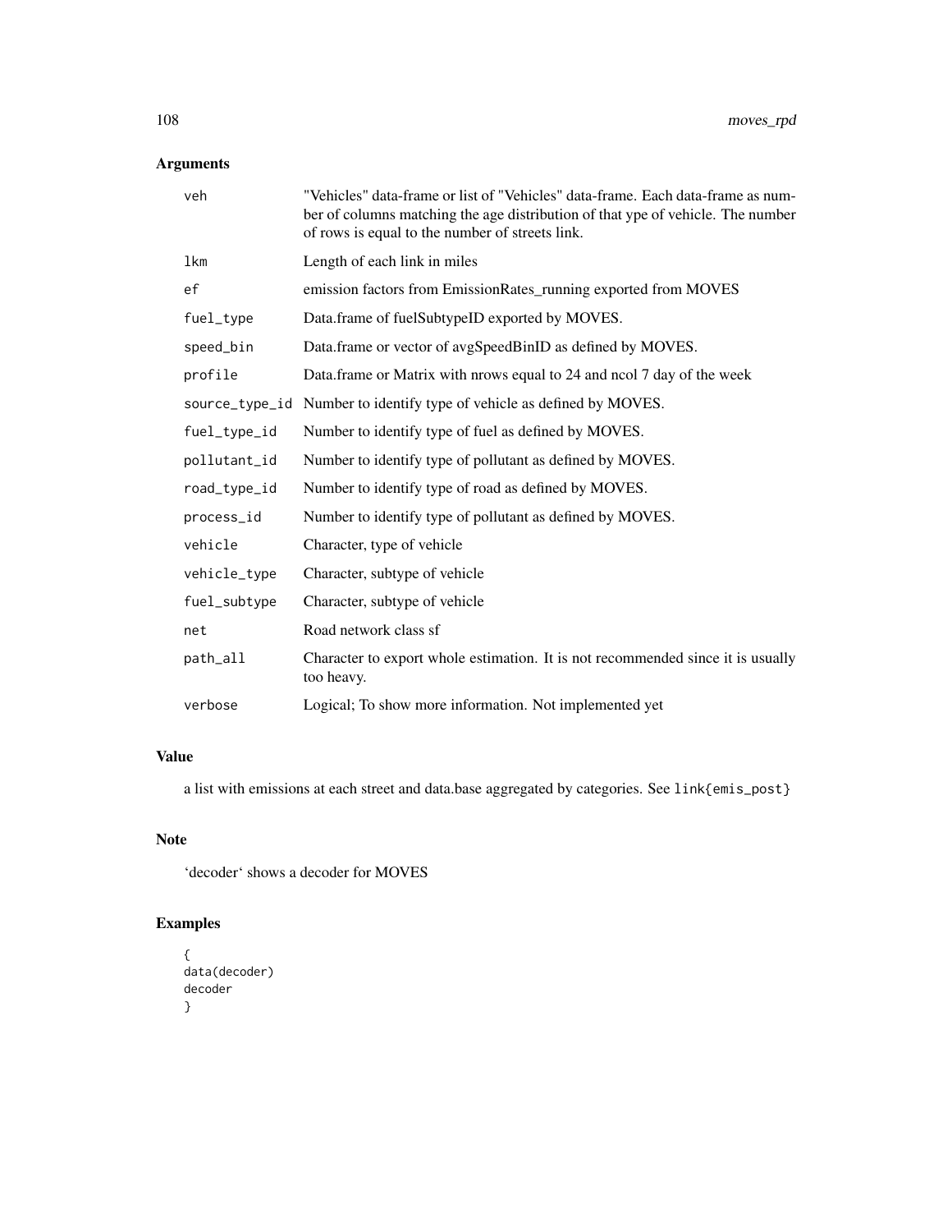## Arguments

| | |
|---|---|
| veh | "Vehicles" data-frame or list of "Vehicles" data-frame. Each data-frame as number of columns matching the age distribution of that ype of vehicle. The number of rows is equal to the number of streets link. |
| lkm | Length of each link in miles |
| ef | emission factors from EmissionRates_running exported from MOVES |
| fuel_type | Data.frame of fuelSubtypeID exported by MOVES. |
| speed_bin | Data.frame or vector of avgSpeedBinID as defined by MOVES. |
| profile | Data.frame or Matrix with nrows equal to 24 and ncol 7 day of the week |
| source_type_id | Number to identify type of vehicle as defined by MOVES. |
| fuel_type_id | Number to identify type of fuel as defined by MOVES. |
| pollutant_id | Number to identify type of pollutant as defined by MOVES. |
| road_type_id | Number to identify type of road as defined by MOVES. |
| process_id | Number to identify type of pollutant as defined by MOVES. |
| vehicle | Character, type of vehicle |
| vehicle_type | Character, subtype of vehicle |
| fuel_subtype | Character, subtype of vehicle |
| net | Road network class sf |
| path_all | Character to export whole estimation. It is not recommended since it is usually too heavy. |
| verbose | Logical; To show more information. Not implemented yet |

## Value

a list with emissions at each street and data.base aggregated by categories. See `link{emis_post}`

## Note

'decoder' shows a decoder for MOVES

## Examples

```
{
data(decoder)
decoder
}
```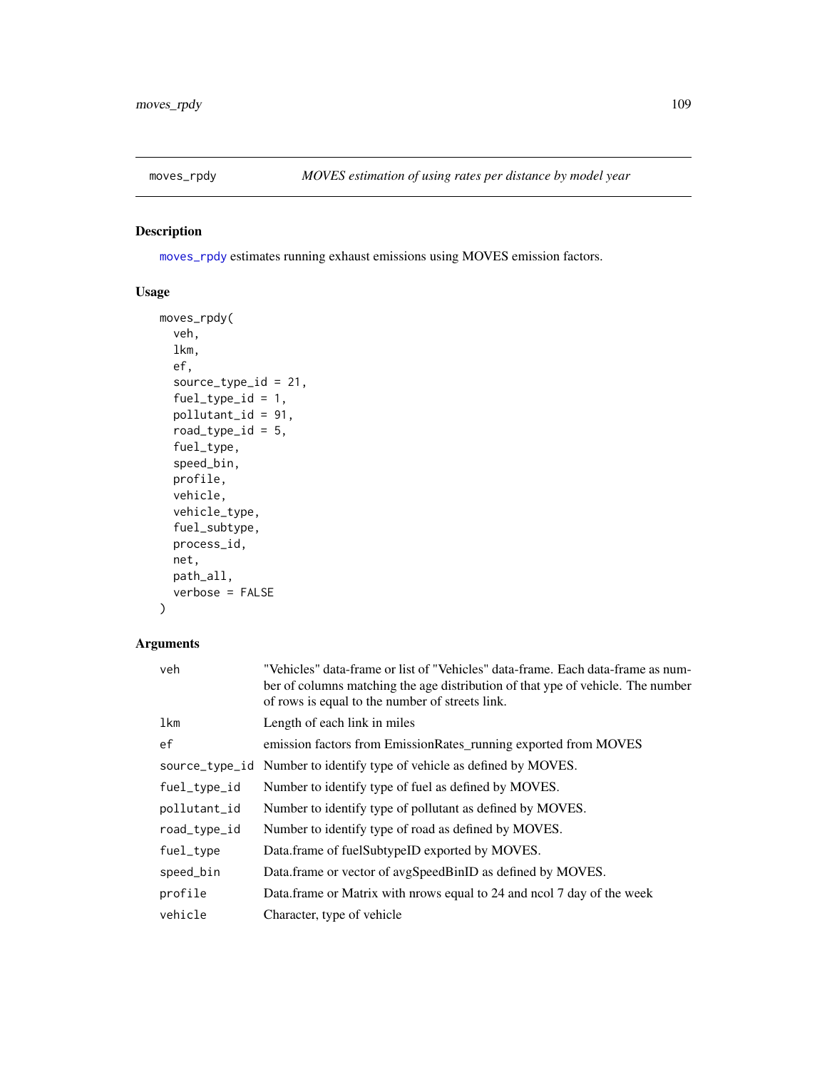## moves_rpdy — *MOVES estimation of using rates per distance by model year*

### Description

moves_rpdy estimates running exhaust emissions using MOVES emission factors.

### Usage

```
moves_rpdy(
  veh,
  lkm,
  ef,
  source_type_id = 21,
  fuel_type_id = 1,
  pollutant_id = 91,
  road_type_id = 5,
  fuel_type,
  speed_bin,
  profile,
  vehicle,
  vehicle_type,
  fuel_subtype,
  process_id,
  net,
  path_all,
  verbose = FALSE
)
```

### Arguments

| | |
|---|---|
| veh | "Vehicles" data-frame or list of "Vehicles" data-frame. Each data-frame as number of columns matching the age distribution of that ype of vehicle. The number of rows is equal to the number of streets link. |
| lkm | Length of each link in miles |
| ef | emission factors from EmissionRates_running exported from MOVES |
| source_type_id | Number to identify type of vehicle as defined by MOVES. |
| fuel_type_id | Number to identify type of fuel as defined by MOVES. |
| pollutant_id | Number to identify type of pollutant as defined by MOVES. |
| road_type_id | Number to identify type of road as defined by MOVES. |
| fuel_type | Data.frame of fuelSubtypeID exported by MOVES. |
| speed_bin | Data.frame or vector of avgSpeedBinID as defined by MOVES. |
| profile | Data.frame or Matrix with nrows equal to 24 and ncol 7 day of the week |
| vehicle | Character, type of vehicle |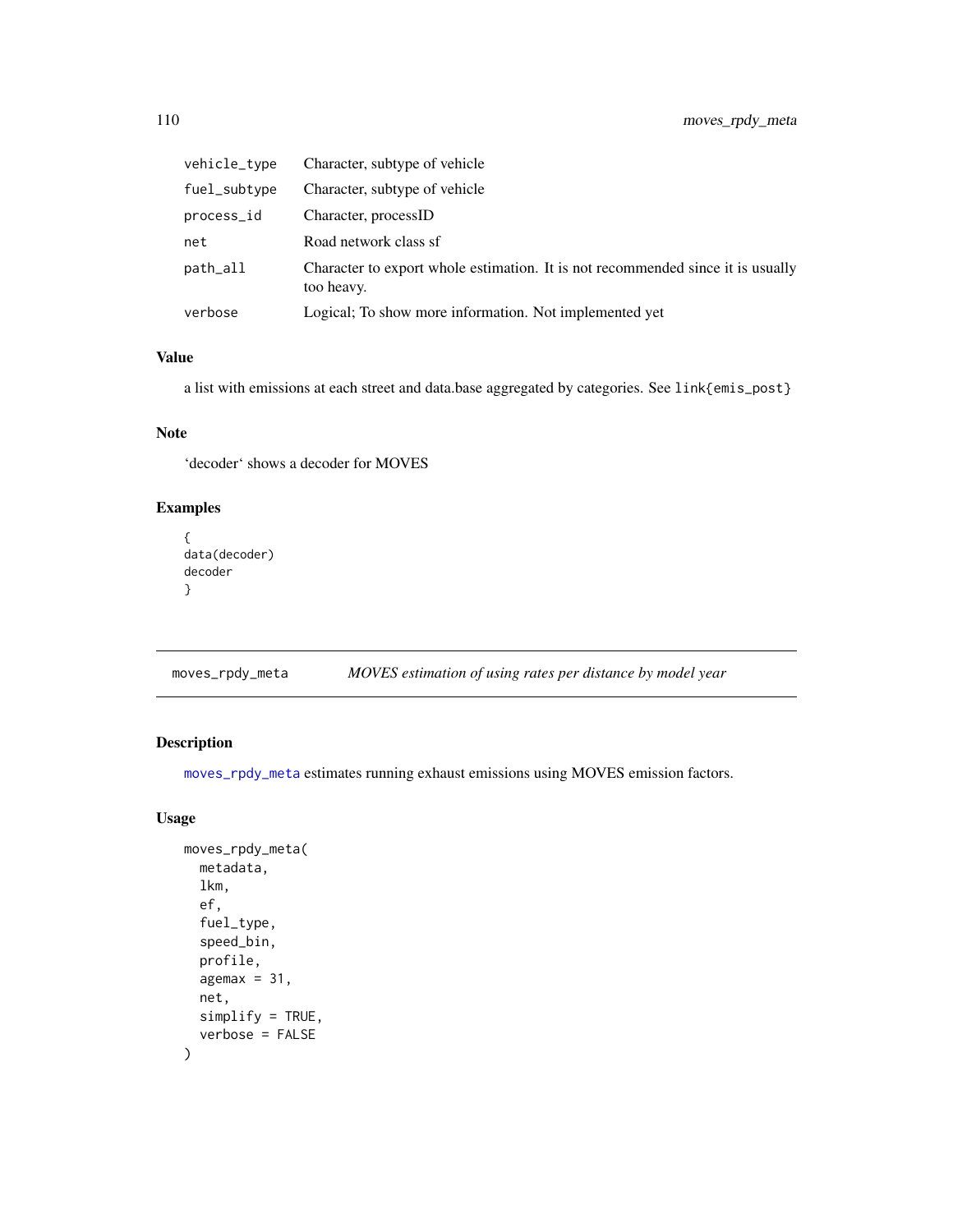| | |
|---|---|
| vehicle_type | Character, subtype of vehicle |
| fuel_subtype | Character, subtype of vehicle |
| process_id | Character, processID |
| net | Road network class sf |
| path_all | Character to export whole estimation. It is not recommended since it is usually too heavy. |
| verbose | Logical; To show more information. Not implemented yet |

### Value

a list with emissions at each street and data.base aggregated by categories. See `link{emis_post}`

### Note

'decoder' shows a decoder for MOVES

### Examples

```
{
data(decoder)
decoder
}
```

---

## moves_rpdy_meta — *MOVES estimation of using rates per distance by model year*

### Description

`moves_rpdy_meta` estimates running exhaust emissions using MOVES emission factors.

### Usage

```
moves_rpdy_meta(
  metadata,
  lkm,
  ef,
  fuel_type,
  speed_bin,
  profile,
  agemax = 31,
  net,
  simplify = TRUE,
  verbose = FALSE
)
```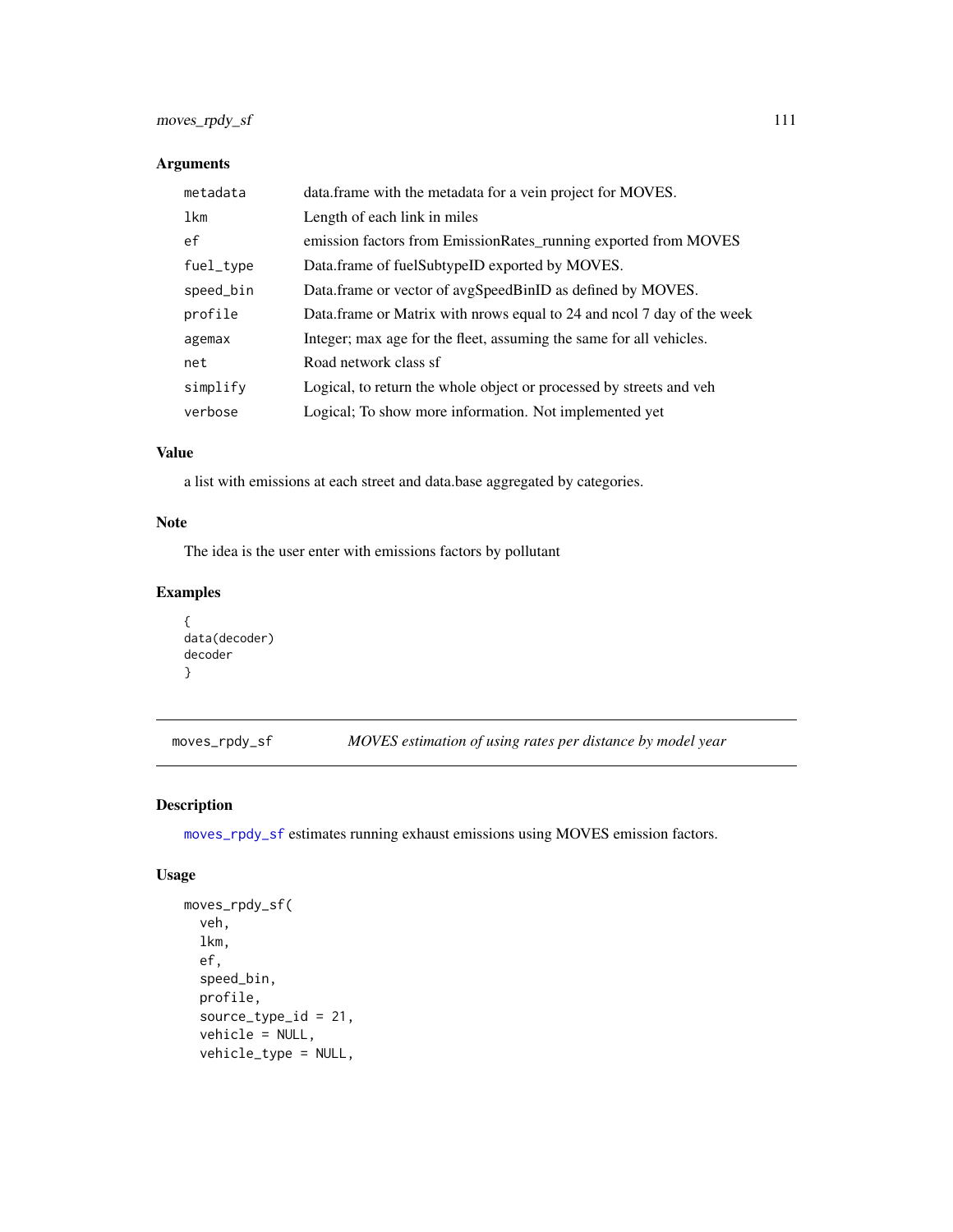### Arguments

| | |
|---|---|
| metadata | data.frame with the metadata for a vein project for MOVES. |
| lkm | Length of each link in miles |
| ef | emission factors from EmissionRates_running exported from MOVES |
| fuel_type | Data.frame of fuelSubtypeID exported by MOVES. |
| speed_bin | Data.frame or vector of avgSpeedBinID as defined by MOVES. |
| profile | Data.frame or Matrix with nrows equal to 24 and ncol 7 day of the week |
| agemax | Integer; max age for the fleet, assuming the same for all vehicles. |
| net | Road network class sf |
| simplify | Logical, to return the whole object or processed by streets and veh |
| verbose | Logical; To show more information. Not implemented yet |

### Value

a list with emissions at each street and data.base aggregated by categories.

### Note

The idea is the user enter with emissions factors by pollutant

### Examples

```
{
data(decoder)
decoder
}
```

---

## moves_rpdy_sf — *MOVES estimation of using rates per distance by model year*

### Description

moves_rpdy_sf estimates running exhaust emissions using MOVES emission factors.

### Usage

```
moves_rpdy_sf(
  veh,
  lkm,
  ef,
  speed_bin,
  profile,
  source_type_id = 21,
  vehicle = NULL,
  vehicle_type = NULL,
```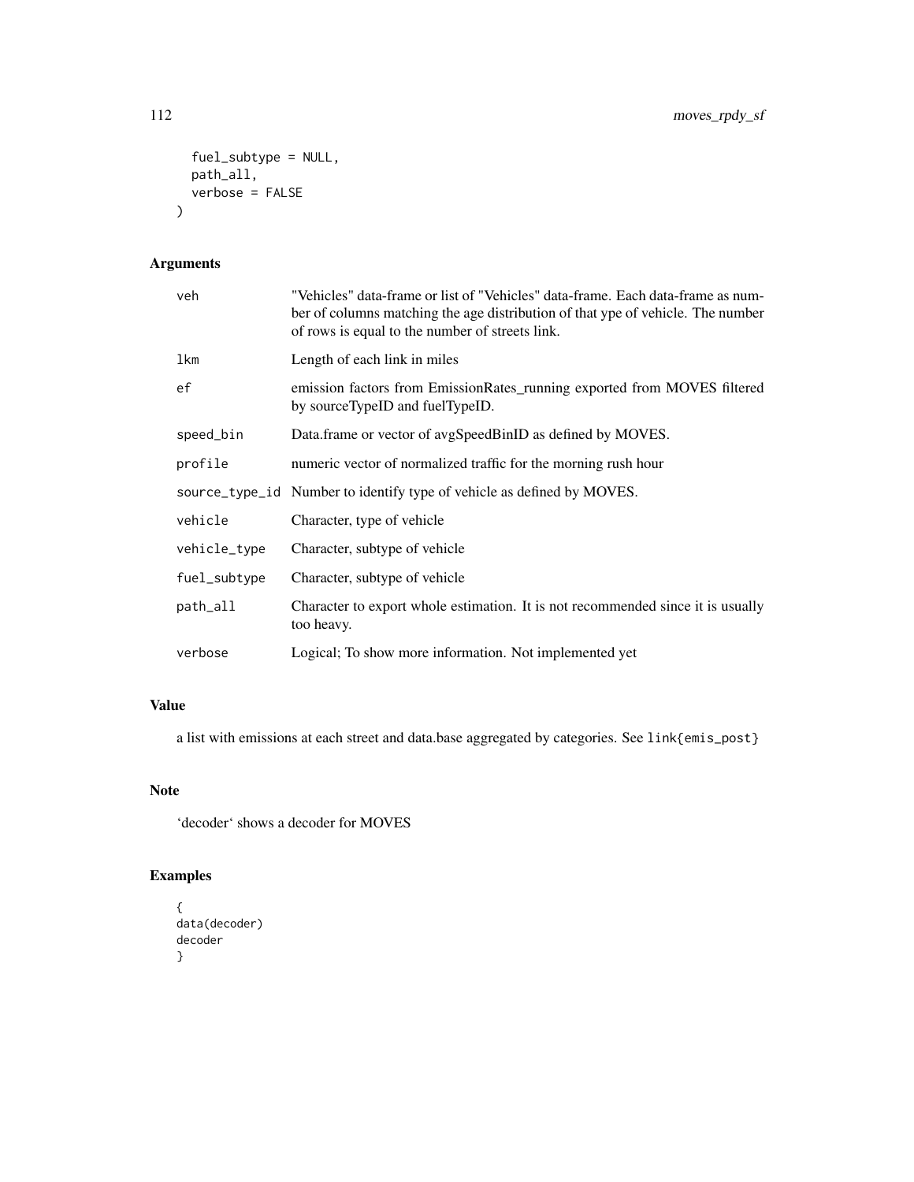```
  fuel_subtype = NULL,
  path_all,
  verbose = FALSE
)
```

## Arguments

| | |
|---|---|
| veh | "Vehicles" data-frame or list of "Vehicles" data-frame. Each data-frame as number of columns matching the age distribution of that ype of vehicle. The number of rows is equal to the number of streets link. |
| lkm | Length of each link in miles |
| ef | emission factors from EmissionRates_running exported from MOVES filtered by sourceTypeID and fuelTypeID. |
| speed_bin | Data.frame or vector of avgSpeedBinID as defined by MOVES. |
| profile | numeric vector of normalized traffic for the morning rush hour |
| source_type_id | Number to identify type of vehicle as defined by MOVES. |
| vehicle | Character, type of vehicle |
| vehicle_type | Character, subtype of vehicle |
| fuel_subtype | Character, subtype of vehicle |
| path_all | Character to export whole estimation. It is not recommended since it is usually too heavy. |
| verbose | Logical; To show more information. Not implemented yet |

## Value

a list with emissions at each street and data.base aggregated by categories. See `link{emis_post}`

## Note

'decoder' shows a decoder for MOVES

## Examples

```
{
data(decoder)
decoder
}
```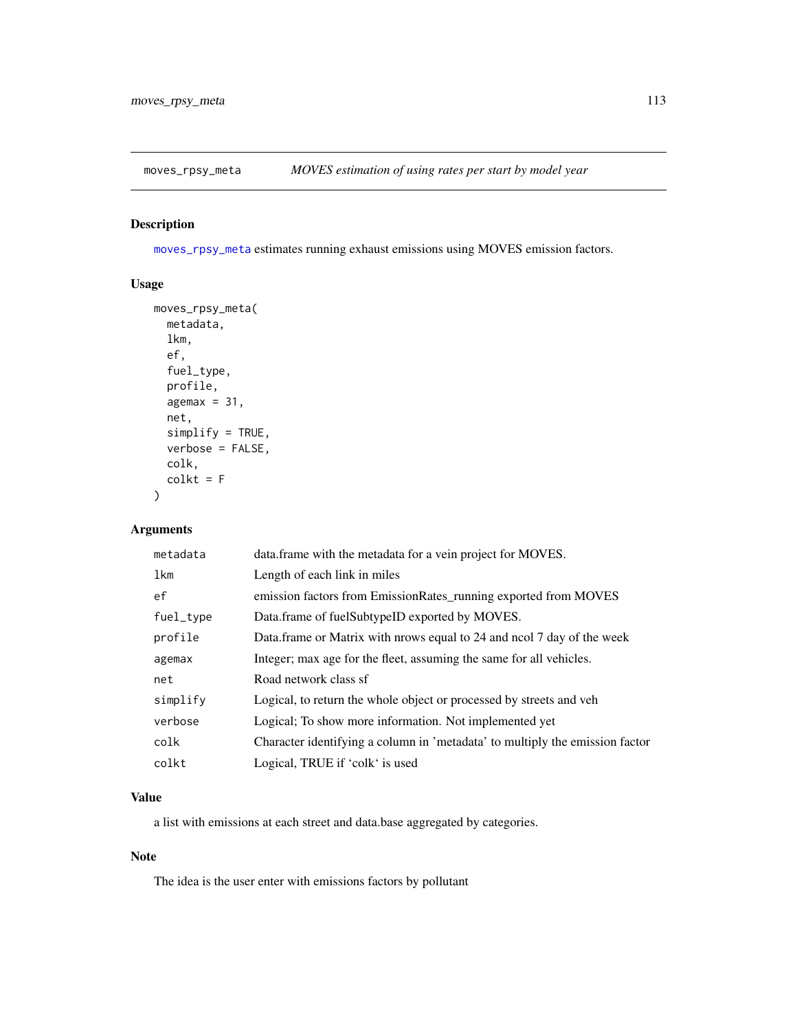moves_rpsy_meta *MOVES estimation of using rates per start by model year*

## Description

moves_rpsy_meta estimates running exhaust emissions using MOVES emission factors.

## Usage

```
moves_rpsy_meta(
  metadata,
  lkm,
  ef,
  fuel_type,
  profile,
  agemax = 31,
  net,
  simplify = TRUE,
  verbose = FALSE,
  colk,
  colkt = F
)
```

## Arguments

| | |
|---|---|
| metadata | data.frame with the metadata for a vein project for MOVES. |
| lkm | Length of each link in miles |
| ef | emission factors from EmissionRates_running exported from MOVES |
| fuel_type | Data.frame of fuelSubtypeID exported by MOVES. |
| profile | Data.frame or Matrix with nrows equal to 24 and ncol 7 day of the week |
| agemax | Integer; max age for the fleet, assuming the same for all vehicles. |
| net | Road network class sf |
| simplify | Logical, to return the whole object or processed by streets and veh |
| verbose | Logical; To show more information. Not implemented yet |
| colk | Character identifying a column in 'metadata' to multiply the emission factor |
| colkt | Logical, TRUE if 'colk' is used |

## Value

a list with emissions at each street and data.base aggregated by categories.

## Note

The idea is the user enter with emissions factors by pollutant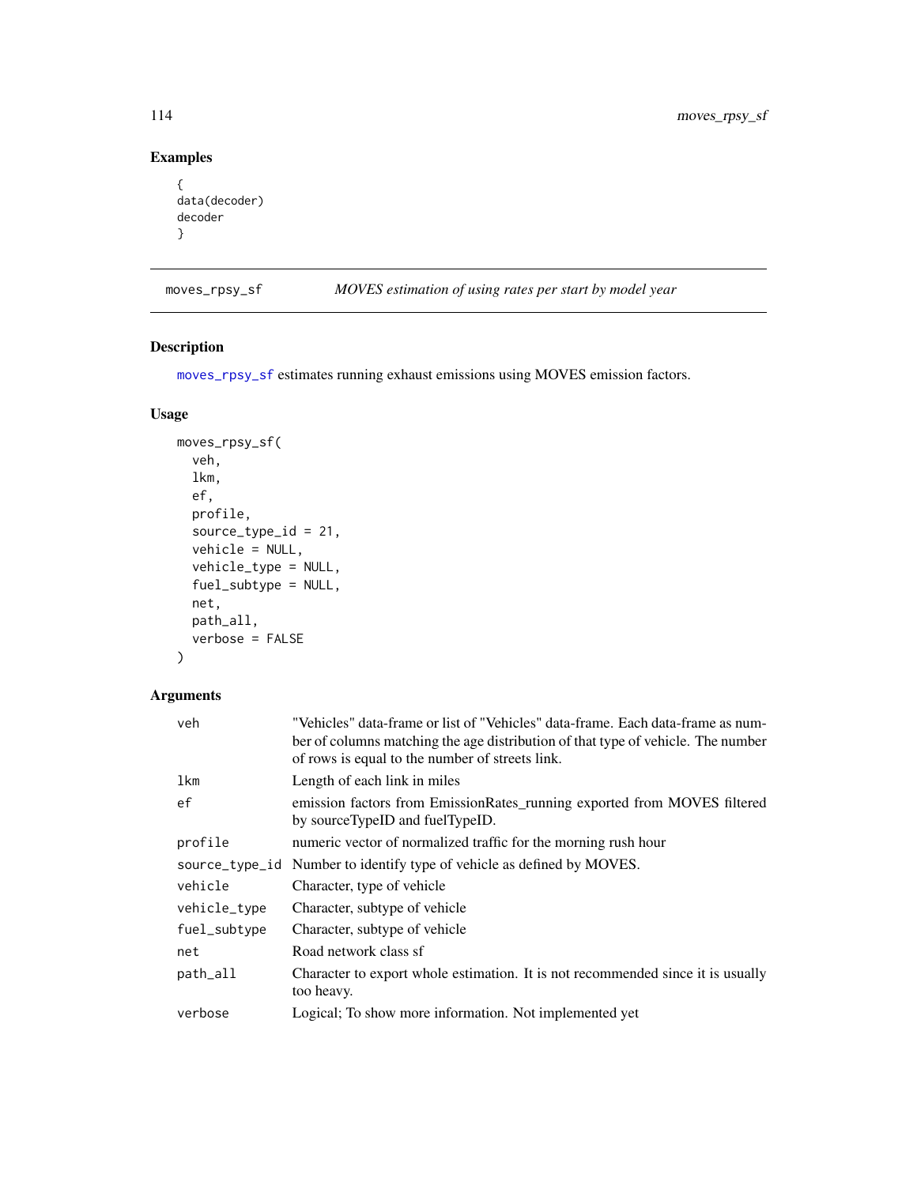## Examples

```
{
data(decoder)
decoder
}
```

---

moves_rpsy_sf *MOVES estimation of using rates per start by model year*

---

## Description

moves_rpsy_sf estimates running exhaust emissions using MOVES emission factors.

## Usage

```
moves_rpsy_sf(
  veh,
  lkm,
  ef,
  profile,
  source_type_id = 21,
  vehicle = NULL,
  vehicle_type = NULL,
  fuel_subtype = NULL,
  net,
  path_all,
  verbose = FALSE
)
```

## Arguments

| | |
|---|---|
| veh | "Vehicles" data-frame or list of "Vehicles" data-frame. Each data-frame as number of columns matching the age distribution of that type of vehicle. The number of rows is equal to the number of streets link. |
| lkm | Length of each link in miles |
| ef | emission factors from EmissionRates_running exported from MOVES filtered by sourceTypeID and fuelTypeID. |
| profile | numeric vector of normalized traffic for the morning rush hour |
| source_type_id | Number to identify type of vehicle as defined by MOVES. |
| vehicle | Character, type of vehicle |
| vehicle_type | Character, subtype of vehicle |
| fuel_subtype | Character, subtype of vehicle |
| net | Road network class sf |
| path_all | Character to export whole estimation. It is not recommended since it is usually too heavy. |
| verbose | Logical; To show more information. Not implemented yet |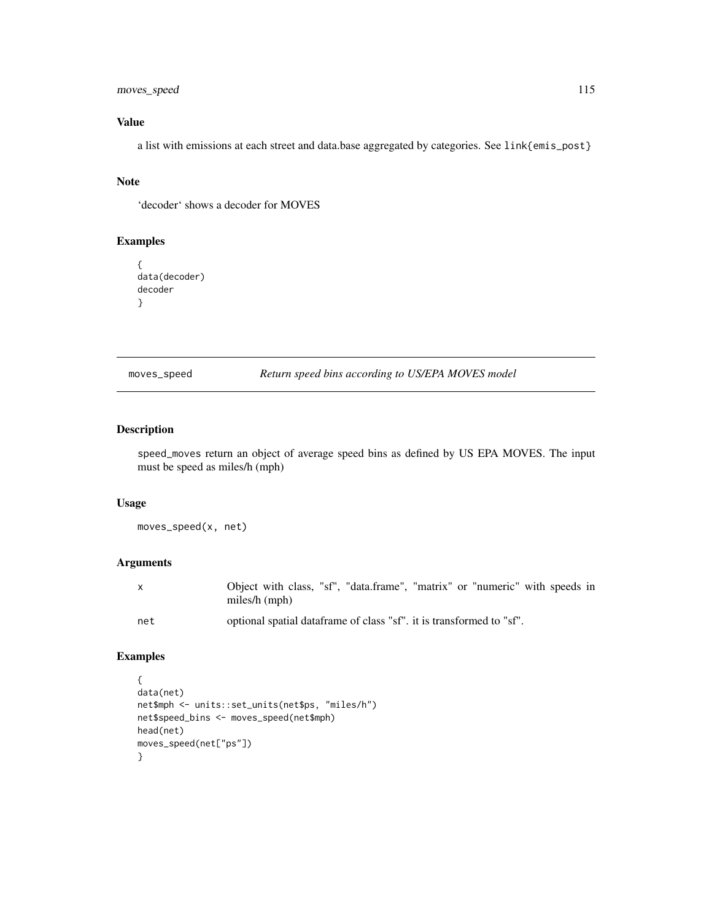### Value

a list with emissions at each street and data.base aggregated by categories. See `link{emis_post}`

### Note

'decoder' shows a decoder for MOVES

### Examples

```
{
data(decoder)
decoder
}
```

---

## moves_speed — *Return speed bins according to US/EPA MOVES model*

---

### Description

`speed_moves` return an object of average speed bins as defined by US EPA MOVES. The input must be speed as miles/h (mph)

### Usage

```
moves_speed(x, net)
```

### Arguments

| | |
|---|---|
| x | Object with class, "sf", "data.frame", "matrix" or "numeric" with speeds in miles/h (mph) |
| net | optional spatial dataframe of class "sf". it is transformed to "sf". |

### Examples

```
{
data(net)
net$mph <- units::set_units(net$ps, "miles/h")
net$speed_bins <- moves_speed(net$mph)
head(net)
moves_speed(net["ps"])
}
```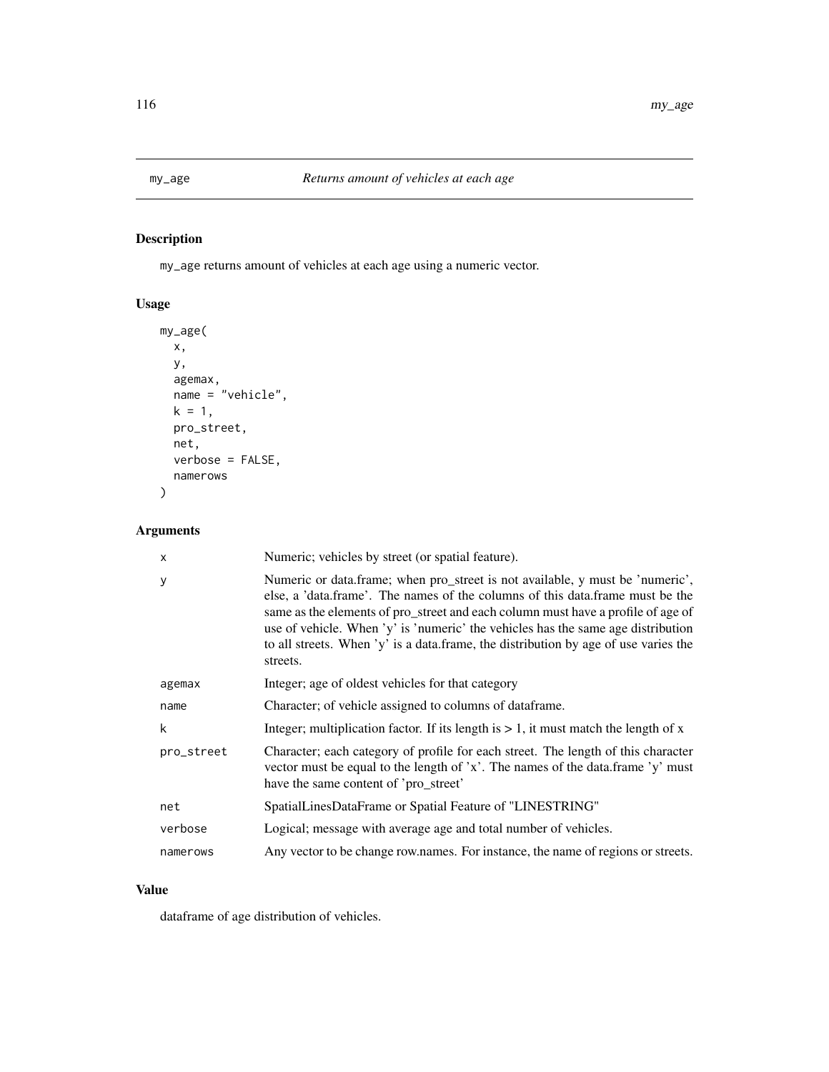## my_age — *Returns amount of vehicles at each age*

### Description

my_age returns amount of vehicles at each age using a numeric vector.

### Usage

```
my_age(
  x,
  y,
  agemax,
  name = "vehicle",
  k = 1,
  pro_street,
  net,
  verbose = FALSE,
  namerows
)
```

### Arguments

| | |
|---|---|
| x | Numeric; vehicles by street (or spatial feature). |
| y | Numeric or data.frame; when pro_street is not available, y must be 'numeric', else, a 'data.frame'. The names of the columns of this data.frame must be the same as the elements of pro_street and each column must have a profile of age of use of vehicle. When 'y' is 'numeric' the vehicles has the same age distribution to all streets. When 'y' is a data.frame, the distribution by age of use varies the streets. |
| agemax | Integer; age of oldest vehicles for that category |
| name | Character; of vehicle assigned to columns of dataframe. |
| k | Integer; multiplication factor. If its length is > 1, it must match the length of x |
| pro_street | Character; each category of profile for each street. The length of this character vector must be equal to the length of 'x'. The names of the data.frame 'y' must have the same content of 'pro_street' |
| net | SpatialLinesDataFrame or Spatial Feature of "LINESTRING" |
| verbose | Logical; message with average age and total number of vehicles. |
| namerows | Any vector to be change row.names. For instance, the name of regions or streets. |

### Value

dataframe of age distribution of vehicles.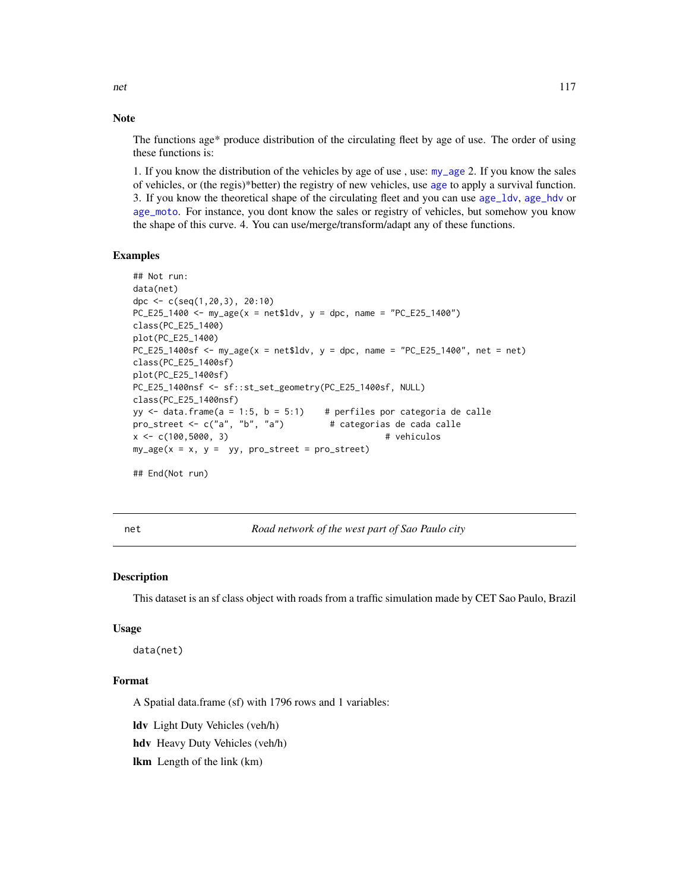### Note

The functions age* produce distribution of the circulating fleet by age of use. The order of using these functions is:

1. If you know the distribution of the vehicles by age of use , use: my_age 2. If you know the sales of vehicles, or (the regis)*better) the registry of new vehicles, use age to apply a survival function. 3. If you know the theoretical shape of the circulating fleet and you can use age_ldv, age_hdv or age_moto. For instance, you dont know the sales or registry of vehicles, but somehow you know the shape of this curve. 4. You can use/merge/transform/adapt any of these functions.

### Examples

```
## Not run:
data(net)
dpc <- c(seq(1,20,3), 20:10)
PC_E25_1400 <- my_age(x = net$ldv, y = dpc, name = "PC_E25_1400")
class(PC_E25_1400)
plot(PC_E25_1400)
PC_E25_1400sf <- my_age(x = net$ldv, y = dpc, name = "PC_E25_1400", net = net)
class(PC_E25_1400sf)
plot(PC_E25_1400sf)
PC_E25_1400nsf <- sf::st_set_geometry(PC_E25_1400sf, NULL)
class(PC_E25_1400nsf)
yy <- data.frame(a = 1:5, b = 5:1)    # perfiles por categoria de calle
pro_street <- c("a", "b", "a")         # categorias de cada calle
x <- c(100,5000, 3)                              # vehiculos
my_age(x = x, y =  yy, pro_street = pro_street)

## End(Not run)
```

---

## net — *Road network of the west part of Sao Paulo city*

### Description

This dataset is an sf class object with roads from a traffic simulation made by CET Sao Paulo, Brazil

### Usage

```
data(net)
```

### Format

A Spatial data.frame (sf) with 1796 rows and 1 variables:

**ldv** Light Duty Vehicles (veh/h)

**hdv** Heavy Duty Vehicles (veh/h)

**lkm** Length of the link (km)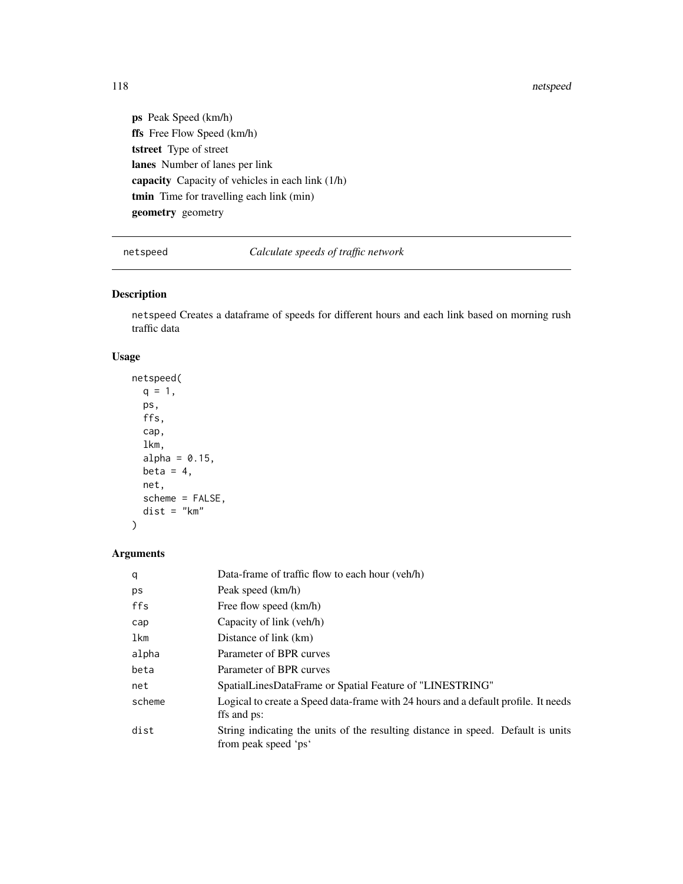**ps** Peak Speed (km/h)

**ffs** Free Flow Speed (km/h)

**tstreet** Type of street

**lanes** Number of lanes per link

**capacity** Capacity of vehicles in each link (1/h)

**tmin** Time for travelling each link (min)

**geometry** geometry

## netspeed — *Calculate speeds of traffic network*

### Description

netspeed Creates a dataframe of speeds for different hours and each link based on morning rush traffic data

### Usage

```
netspeed(
  q = 1,
  ps,
  ffs,
  cap,
  lkm,
  alpha = 0.15,
  beta = 4,
  net,
  scheme = FALSE,
  dist = "km"
)
```

### Arguments

| | |
|---|---|
| q | Data-frame of traffic flow to each hour (veh/h) |
| ps | Peak speed (km/h) |
| ffs | Free flow speed (km/h) |
| cap | Capacity of link (veh/h) |
| lkm | Distance of link (km) |
| alpha | Parameter of BPR curves |
| beta | Parameter of BPR curves |
| net | SpatialLinesDataFrame or Spatial Feature of "LINESTRING" |
| scheme | Logical to create a Speed data-frame with 24 hours and a default profile. It needs ffs and ps: |
| dist | String indicating the units of the resulting distance in speed. Default is units from peak speed 'ps' |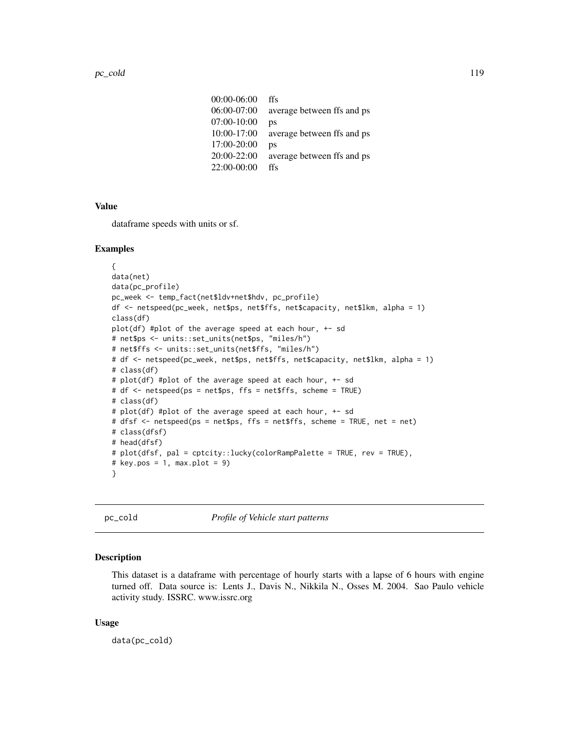| | |
|---|---|
| 00:00-06:00 | ffs |
| 06:00-07:00 | average between ffs and ps |
| 07:00-10:00 | ps |
| 10:00-17:00 | average between ffs and ps |
| 17:00-20:00 | ps |
| 20:00-22:00 | average between ffs and ps |
| 22:00-00:00 | ffs |

### Value

dataframe speeds with units or sf.

### Examples

```
{
data(net)
data(pc_profile)
pc_week <- temp_fact(net$ldv+net$hdv, pc_profile)
df <- netspeed(pc_week, net$ps, net$ffs, net$capacity, net$lkm, alpha = 1)
class(df)
plot(df) #plot of the average speed at each hour, +- sd
# net$ps <- units::set_units(net$ps, "miles/h")
# net$ffs <- units::set_units(net$ffs, "miles/h")
# df <- netspeed(pc_week, net$ps, net$ffs, net$capacity, net$lkm, alpha = 1)
# class(df)
# plot(df) #plot of the average speed at each hour, +- sd
# df <- netspeed(ps = net$ps, ffs = net$ffs, scheme = TRUE)
# class(df)
# plot(df) #plot of the average speed at each hour, +- sd
# dfsf <- netspeed(ps = net$ps, ffs = net$ffs, scheme = TRUE, net = net)
# class(dfsf)
# head(dfsf)
# plot(dfsf, pal = cptcity::lucky(colorRampPalette = TRUE, rev = TRUE),
# key.pos = 1, max.plot = 9)
}
```

## pc_cold — *Profile of Vehicle start patterns*

### Description

This dataset is a dataframe with percentage of hourly starts with a lapse of 6 hours with engine turned off. Data source is: Lents J., Davis N., Nikkila N., Osses M. 2004. Sao Paulo vehicle activity study. ISSRC. www.issrc.org

### Usage

```
data(pc_cold)
```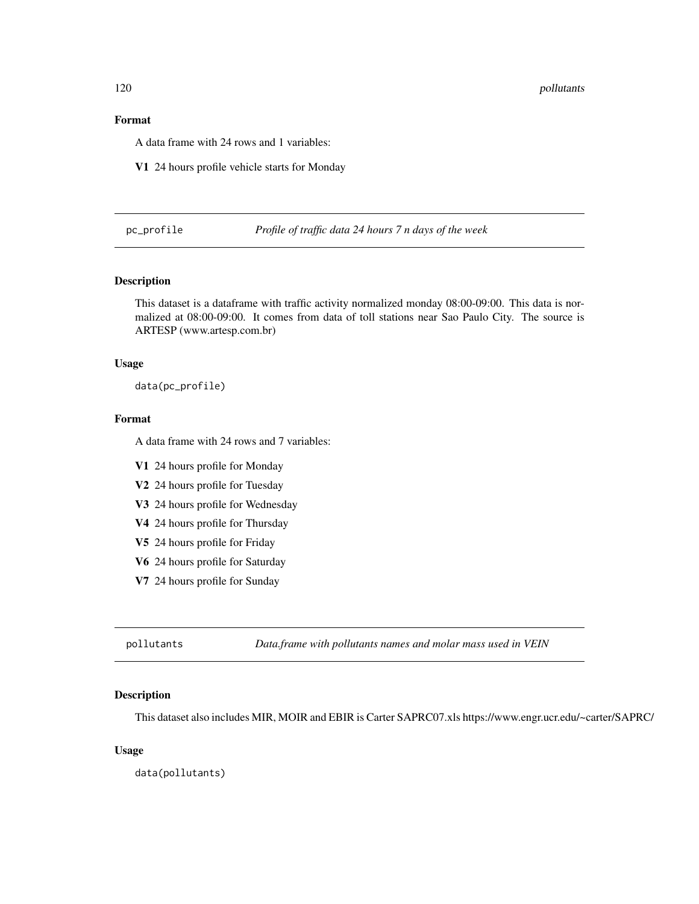### Format

A data frame with 24 rows and 1 variables:

**V1** 24 hours profile vehicle starts for Monday

## pc_profile — *Profile of traffic data 24 hours 7 n days of the week*

### Description

This dataset is a dataframe with traffic activity normalized monday 08:00-09:00. This data is normalized at 08:00-09:00. It comes from data of toll stations near Sao Paulo City. The source is ARTESP (www.artesp.com.br)

### Usage

```
data(pc_profile)
```

### Format

A data frame with 24 rows and 7 variables:

**V1** 24 hours profile for Monday

**V2** 24 hours profile for Tuesday

**V3** 24 hours profile for Wednesday

**V4** 24 hours profile for Thursday

**V5** 24 hours profile for Friday

**V6** 24 hours profile for Saturday

**V7** 24 hours profile for Sunday

## pollutants — *Data.frame with pollutants names and molar mass used in VEIN*

### Description

This dataset also includes MIR, MOIR and EBIR is Carter SAPRC07.xls https://www.engr.ucr.edu/~carter/SAPRC/

### Usage

```
data(pollutants)
```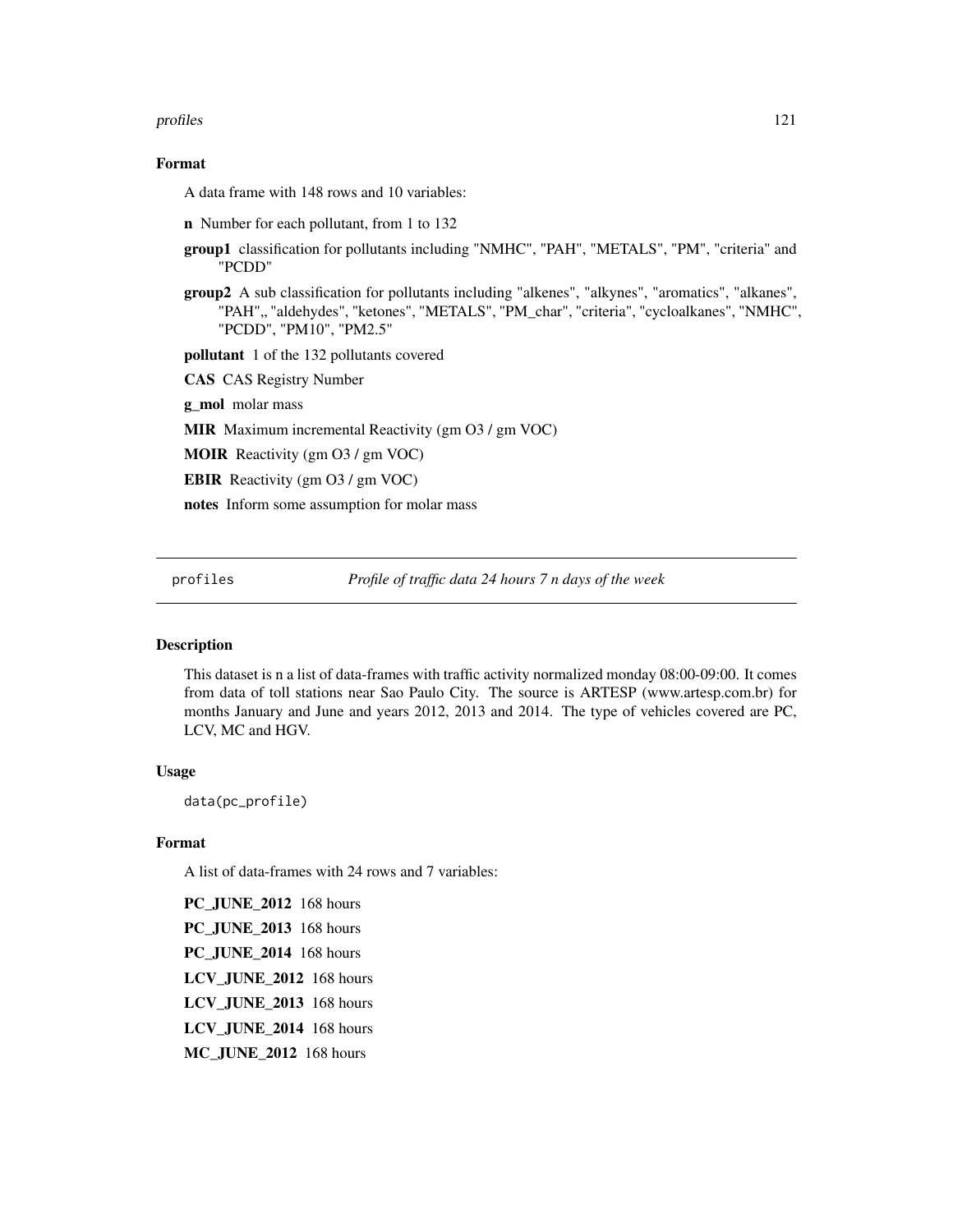## Format

A data frame with 148 rows and 10 variables:

**n** Number for each pollutant, from 1 to 132

**group1** classification for pollutants including "NMHC", "PAH", "METALS", "PM", "criteria" and "PCDD"

**group2** A sub classification for pollutants including "alkenes", "alkynes", "aromatics", "alkanes", "PAH",, "aldehydes", "ketones", "METALS", "PM_char", "criteria", "cycloalkanes", "NMHC", "PCDD", "PM10", "PM2.5"

**pollutant** 1 of the 132 pollutants covered

**CAS** CAS Registry Number

**g_mol** molar mass

**MIR** Maximum incremental Reactivity (gm O3 / gm VOC)

**MOIR** Reactivity (gm O3 / gm VOC)

**EBIR** Reactivity (gm O3 / gm VOC)

**notes** Inform some assumption for molar mass

---

# profiles *Profile of traffic data 24 hours 7 n days of the week*

## Description

This dataset is n a list of data-frames with traffic activity normalized monday 08:00-09:00. It comes from data of toll stations near Sao Paulo City. The source is ARTESP (www.artesp.com.br) for months January and June and years 2012, 2013 and 2014. The type of vehicles covered are PC, LCV, MC and HGV.

## Usage

```
data(pc_profile)
```

## Format

A list of data-frames with 24 rows and 7 variables:

**PC_JUNE_2012** 168 hours

**PC_JUNE_2013** 168 hours

**PC_JUNE_2014** 168 hours

**LCV_JUNE_2012** 168 hours

**LCV_JUNE_2013** 168 hours

**LCV_JUNE_2014** 168 hours

**MC_JUNE_2012** 168 hours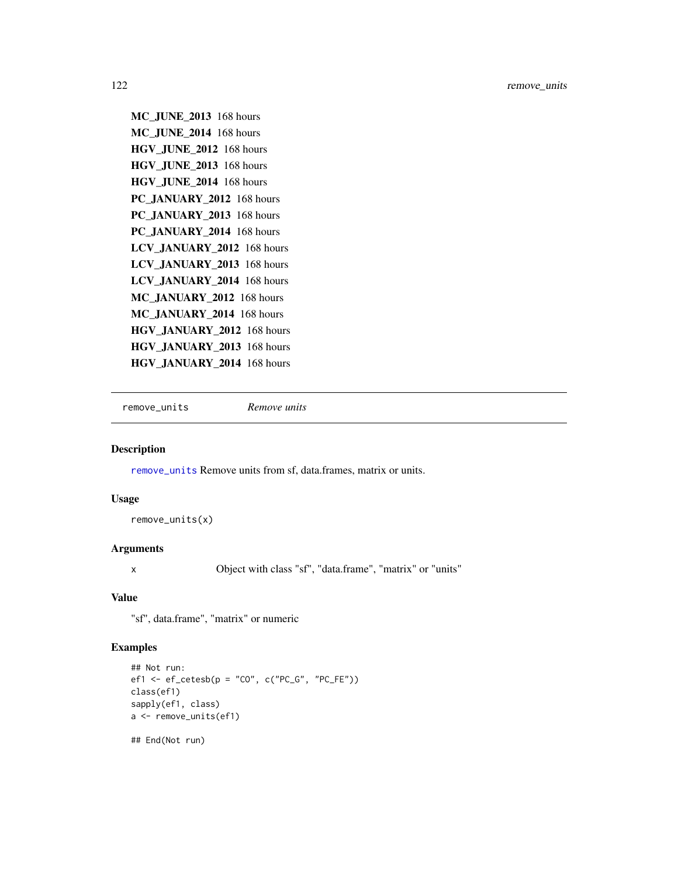**MC_JUNE_2013** 168 hours

**MC_JUNE_2014** 168 hours

**HGV_JUNE_2012** 168 hours

**HGV_JUNE_2013** 168 hours

**HGV_JUNE_2014** 168 hours

**PC_JANUARY_2012** 168 hours

**PC_JANUARY_2013** 168 hours

**PC_JANUARY_2014** 168 hours

**LCV_JANUARY_2012** 168 hours

**LCV_JANUARY_2013** 168 hours

**LCV_JANUARY_2014** 168 hours

**MC_JANUARY_2012** 168 hours

**MC_JANUARY_2014** 168 hours

**HGV_JANUARY_2012** 168 hours

**HGV_JANUARY_2013** 168 hours

**HGV_JANUARY_2014** 168 hours

---

`remove_units` *Remove units*

---

### Description

`remove_units` Remove units from sf, data.frames, matrix or units.

### Usage

```
remove_units(x)
```

### Arguments

| | |
|---|---|
| x | Object with class "sf", "data.frame", "matrix" or "units" |

### Value

"sf", data.frame", "matrix" or numeric

### Examples

```
## Not run:
ef1 <- ef_cetesb(p = "CO", c("PC_G", "PC_FE"))
class(ef1)
sapply(ef1, class)
a <- remove_units(ef1)

## End(Not run)
```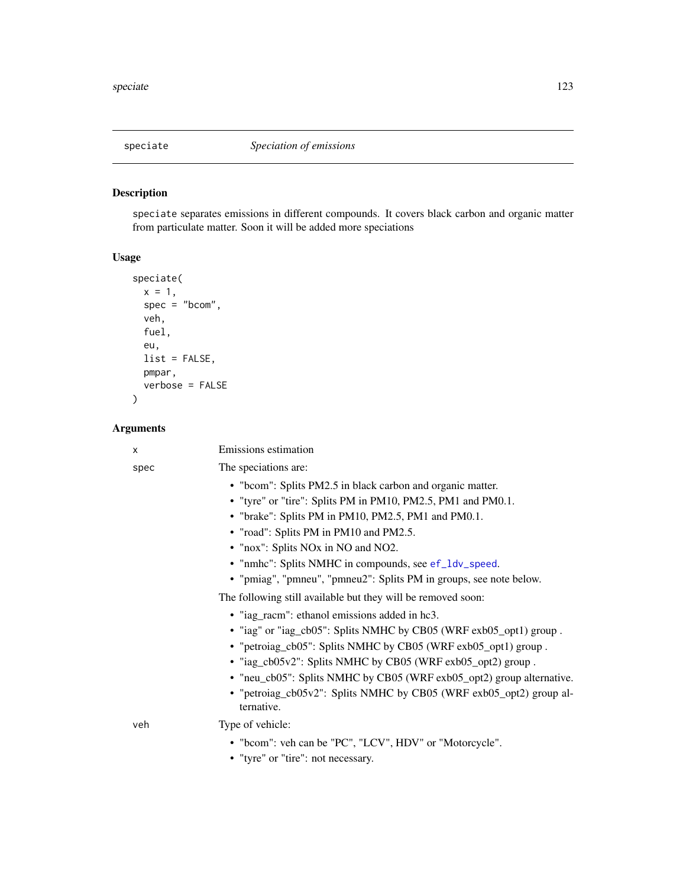# speate

speciate *Speciation of emissions*

## Description

speciate separates emissions in different compounds. It covers black carbon and organic matter from particulate matter. Soon it will be added more speciations

## Usage

```
speciate(
  x = 1,
  spec = "bcom",
  veh,
  fuel,
  eu,
  list = FALSE,
  pmpar,
  verbose = FALSE
)
```

## Arguments

x Emissions estimation

spec The speciations are:

- "bcom": Splits PM2.5 in black carbon and organic matter.
- "tyre" or "tire": Splits PM in PM10, PM2.5, PM1 and PM0.1.
- "brake": Splits PM in PM10, PM2.5, PM1 and PM0.1.
- "road": Splits PM in PM10 and PM2.5.
- "nox": Splits NOx in NO and NO2.
- "nmhc": Splits NMHC in compounds, see ef_ldv_speed.
- "pmiag", "pmneu", "pmneu2": Splits PM in groups, see note below.

The following still available but they will be removed soon:

- "iag_racm": ethanol emissions added in hc3.
- "iag" or "iag_cb05": Splits NMHC by CB05 (WRF exb05_opt1) group .
- "petroiag_cb05": Splits NMHC by CB05 (WRF exb05_opt1) group .
- "iag_cb05v2": Splits NMHC by CB05 (WRF exb05_opt2) group .
- "neu_cb05": Splits NMHC by CB05 (WRF exb05_opt2) group alternative.
- "petroiag_cb05v2": Splits NMHC by CB05 (WRF exb05_opt2) group alternative.

veh Type of vehicle:

- "bcom": veh can be "PC", "LCV", HDV" or "Motorcycle".
- "tyre" or "tire": not necessary.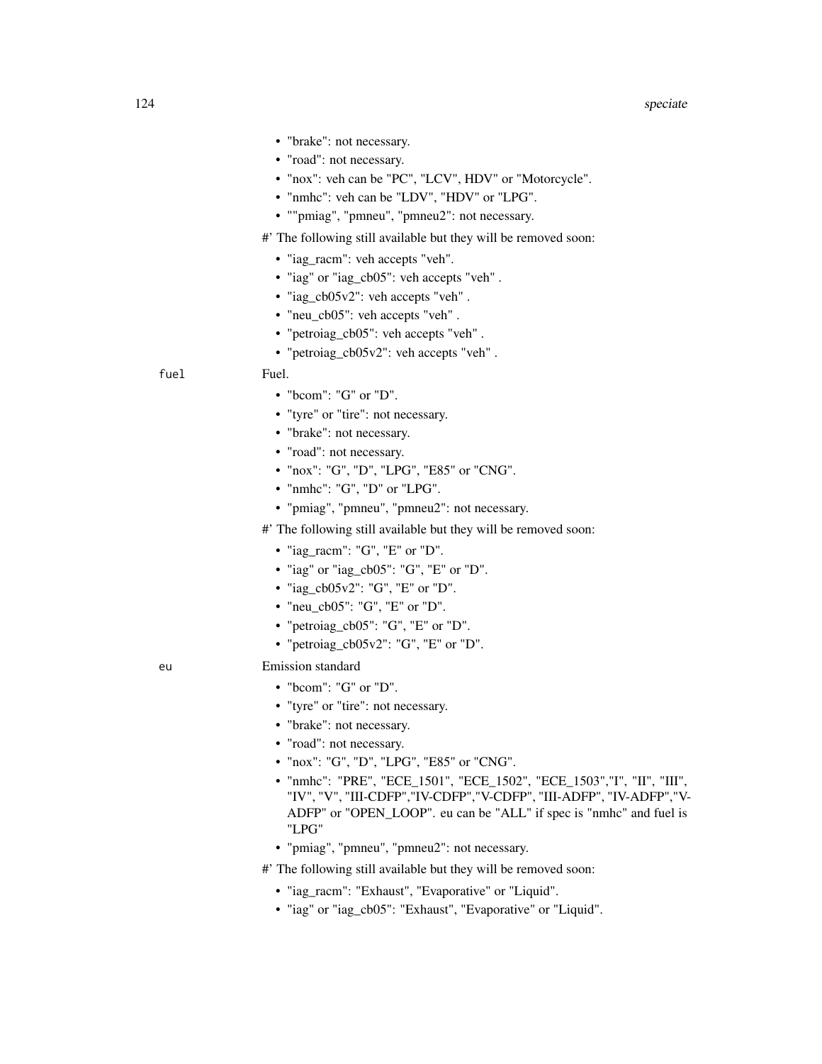- "brake": not necessary.
- "road": not necessary.
- "nox": veh can be "PC", "LCV", HDV" or "Motorcycle".
- "nmhc": veh can be "LDV", "HDV" or "LPG".
- ""pmiag", "pmneu", "pmneu2": not necessary.

#' The following still available but they will be removed soon:

- "iag_racm": veh accepts "veh".
- "iag" or "iag_cb05": veh accepts "veh" .
- "iag_cb05v2": veh accepts "veh" .
- "neu_cb05": veh accepts "veh" .
- "petroiag_cb05": veh accepts "veh" .
- "petroiag_cb05v2": veh accepts "veh" .

`fuel` Fuel.

- "bcom": "G" or "D".
- "tyre" or "tire": not necessary.
- "brake": not necessary.
- "road": not necessary.
- "nox": "G", "D", "LPG", "E85" or "CNG".
- "nmhc": "G", "D" or "LPG".
- "pmiag", "pmneu", "pmneu2": not necessary.

#' The following still available but they will be removed soon:

- "iag_racm": "G", "E" or "D".
- "iag" or "iag_cb05": "G", "E" or "D".
- "iag_cb05v2": "G", "E" or "D".
- "neu_cb05": "G", "E" or "D".
- "petroiag_cb05": "G", "E" or "D".
- "petroiag_cb05v2": "G", "E" or "D".

`eu` Emission standard

- "bcom": "G" or "D".
- "tyre" or "tire": not necessary.
- "brake": not necessary.
- "road": not necessary.
- "nox": "G", "D", "LPG", "E85" or "CNG".
- "nmhc": "PRE", "ECE_1501", "ECE_1502", "ECE_1503","I", "II", "III", "IV", "V", "III-CDFP","IV-CDFP","V-CDFP", "III-ADFP", "IV-ADFP","V-ADFP" or "OPEN_LOOP". eu can be "ALL" if spec is "nmhc" and fuel is "LPG"
- "pmiag", "pmneu", "pmneu2": not necessary.

#' The following still available but they will be removed soon:

- "iag_racm": "Exhaust", "Evaporative" or "Liquid".
- "iag" or "iag_cb05": "Exhaust", "Evaporative" or "Liquid".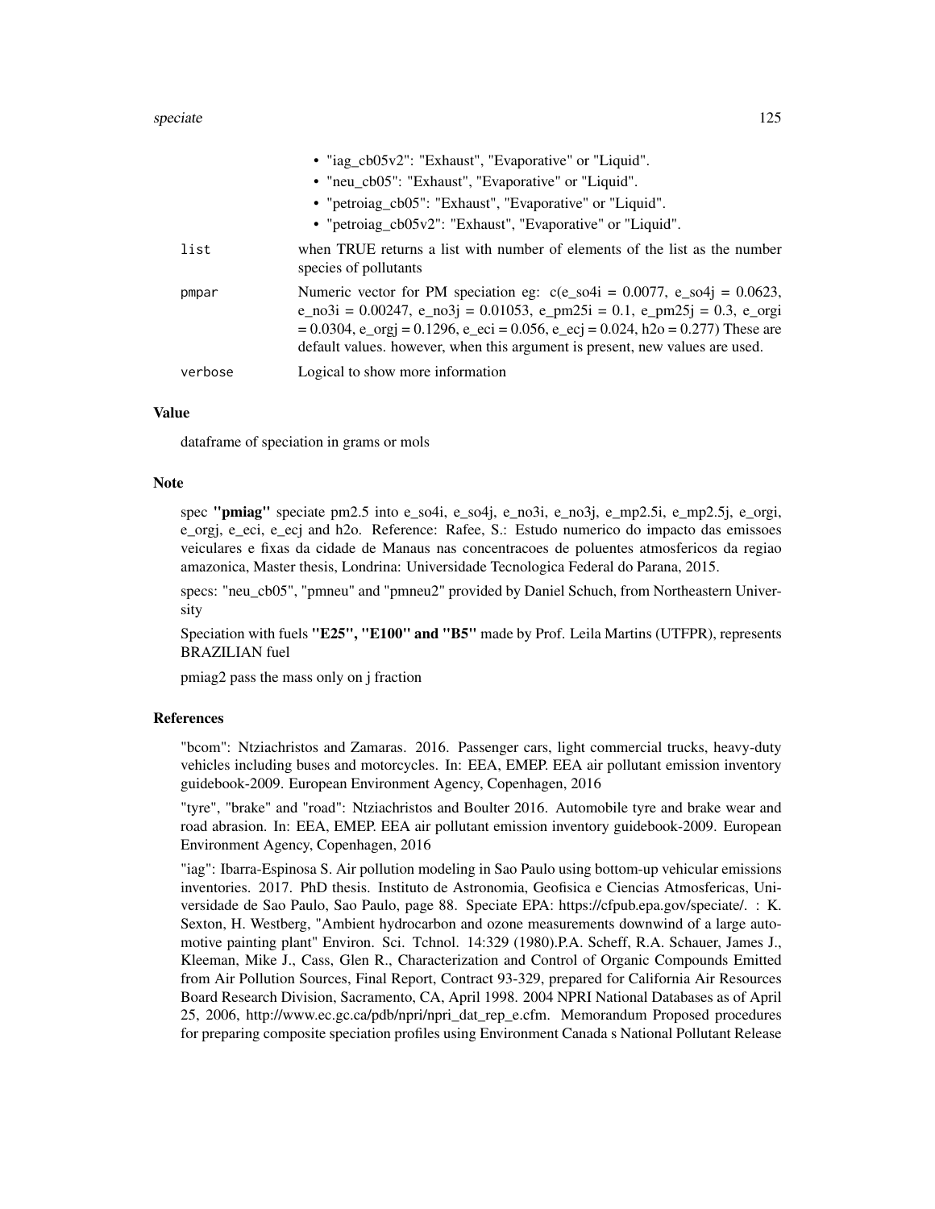- "iag_cb05v2": "Exhaust", "Evaporative" or "Liquid".
- "neu_cb05": "Exhaust", "Evaporative" or "Liquid".
- "petroiag_cb05": "Exhaust", "Evaporative" or "Liquid".
- "petroiag_cb05v2": "Exhaust", "Evaporative" or "Liquid".

`list` when TRUE returns a list with number of elements of the list as the number species of pollutants

`pmpar` Numeric vector for PM speciation eg: c(e_so4i = 0.0077, e_so4j = 0.0623, e_no3i = 0.00247, e_no3j = 0.01053, e_pm25i = 0.1, e_pm25j = 0.3, e_orgi = 0.0304, e_orgj = 0.1296, e_eci = 0.056, e_ecj = 0.024, h2o = 0.277) These are default values. however, when this argument is present, new values are used.

`verbose` Logical to show more information

### Value

dataframe of speciation in grams or mols

### Note

spec **"pmiag"** speciate pm2.5 into e_so4i, e_so4j, e_no3i, e_no3j, e_mp2.5i, e_mp2.5j, e_orgi, e_orgj, e_eci, e_ecj and h2o. Reference: Rafee, S.: Estudo numerico do impacto das emissoes veiculares e fixas da cidade de Manaus nas concentracoes de poluentes atmosfericos da regiao amazonica, Master thesis, Londrina: Universidade Tecnologica Federal do Parana, 2015.

specs: "neu_cb05", "pmneu" and "pmneu2" provided by Daniel Schuch, from Northeastern University

Speciation with fuels **"E25", "E100" and "B5"** made by Prof. Leila Martins (UTFPR), represents BRAZILIAN fuel

pmiag2 pass the mass only on j fraction

### References

"bcom": Ntziachristos and Zamaras. 2016. Passenger cars, light commercial trucks, heavy-duty vehicles including buses and motorcycles. In: EEA, EMEP. EEA air pollutant emission inventory guidebook-2009. European Environment Agency, Copenhagen, 2016

"tyre", "brake" and "road": Ntziachristos and Boulter 2016. Automobile tyre and brake wear and road abrasion. In: EEA, EMEP. EEA air pollutant emission inventory guidebook-2009. European Environment Agency, Copenhagen, 2016

"iag": Ibarra-Espinosa S. Air pollution modeling in Sao Paulo using bottom-up vehicular emissions inventories. 2017. PhD thesis. Instituto de Astronomia, Geofisica e Ciencias Atmosfericas, Universidade de Sao Paulo, Sao Paulo, page 88. Speciate EPA: https://cfpub.epa.gov/speciate/. : K. Sexton, H. Westberg, "Ambient hydrocarbon and ozone measurements downwind of a large automotive painting plant" Environ. Sci. Tchnol. 14:329 (1980).P.A. Scheff, R.A. Schauer, James J., Kleeman, Mike J., Cass, Glen R., Characterization and Control of Organic Compounds Emitted from Air Pollution Sources, Final Report, Contract 93-329, prepared for California Air Resources Board Research Division, Sacramento, CA, April 1998. 2004 NPRI National Databases as of April 25, 2006, http://www.ec.gc.ca/pdb/npri/npri_dat_rep_e.cfm. Memorandum Proposed procedures for preparing composite speciation profiles using Environment Canada s National Pollutant Release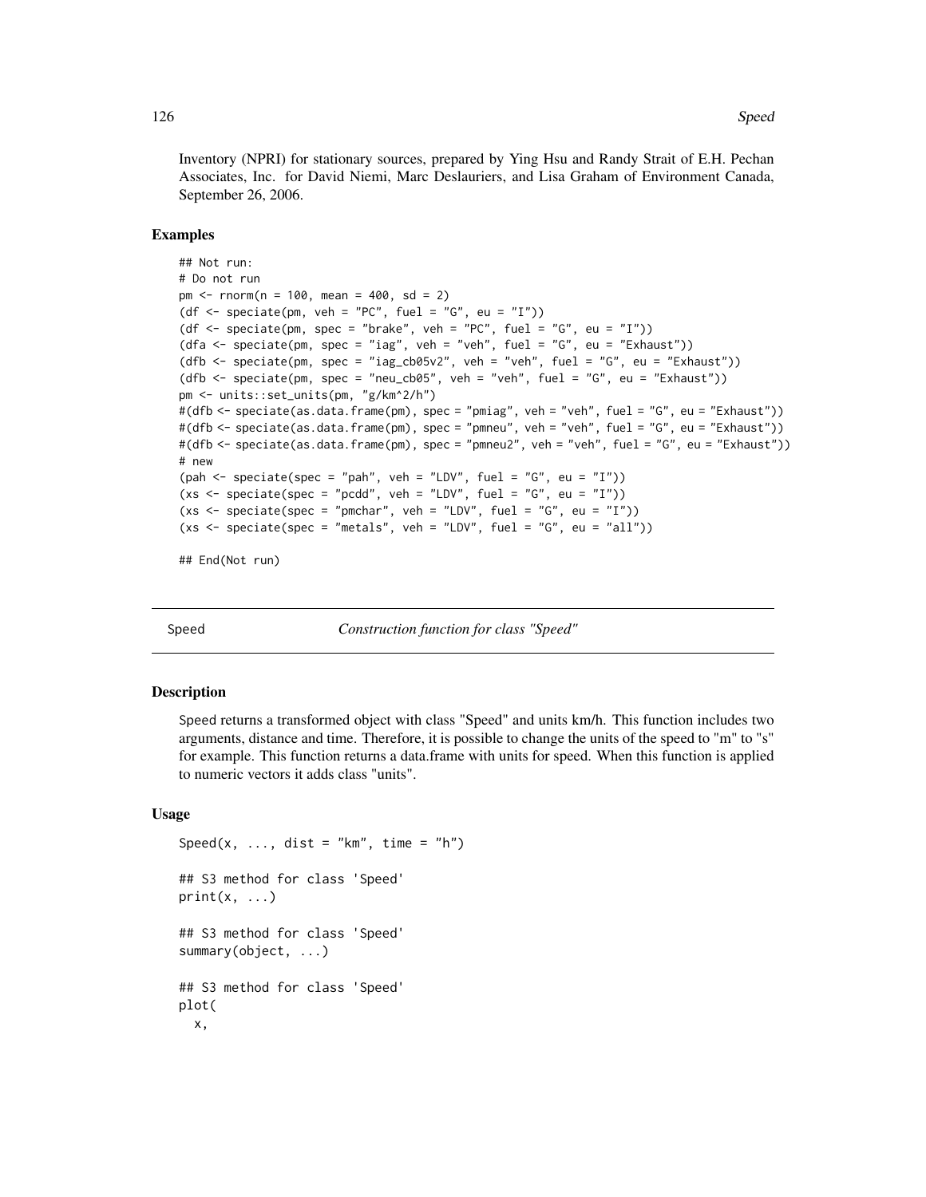Inventory (NPRI) for stationary sources, prepared by Ying Hsu and Randy Strait of E.H. Pechan Associates, Inc. for David Niemi, Marc Deslauriers, and Lisa Graham of Environment Canada, September 26, 2006.

### Examples

```
## Not run:
# Do not run
pm <- rnorm(n = 100, mean = 400, sd = 2)
(df <- speciate(pm, veh = "PC", fuel = "G", eu = "I"))
(df <- speciate(pm, spec = "brake", veh = "PC", fuel = "G", eu = "I"))
(dfa <- speciate(pm, spec = "iag", veh = "veh", fuel = "G", eu = "Exhaust"))
(dfb <- speciate(pm, spec = "iag_cb05v2", veh = "veh", fuel = "G", eu = "Exhaust"))
(dfb <- speciate(pm, spec = "neu_cb05", veh = "veh", fuel = "G", eu = "Exhaust"))
pm <- units::set_units(pm, "g/km^2/h")
#(dfb <- speciate(as.data.frame(pm), spec = "pmiag", veh = "veh", fuel = "G", eu = "Exhaust"))
#(dfb <- speciate(as.data.frame(pm), spec = "pmneu", veh = "veh", fuel = "G", eu = "Exhaust"))
#(dfb <- speciate(as.data.frame(pm), spec = "pmneu2", veh = "veh", fuel = "G", eu = "Exhaust"))
# new
(pah <- speciate(spec = "pah", veh = "LDV", fuel = "G", eu = "I"))
(xs <- speciate(spec = "pcdd", veh = "LDV", fuel = "G", eu = "I"))
(xs <- speciate(spec = "pmchar", veh = "LDV", fuel = "G", eu = "I"))
(xs <- speciate(spec = "metals", veh = "LDV", fuel = "G", eu = "all"))

## End(Not run)
```

---

## Speed *Construction function for class "Speed"*

### Description

Speed returns a transformed object with class "Speed" and units km/h. This function includes two arguments, distance and time. Therefore, it is possible to change the units of the speed to "m" to "s" for example. This function returns a data.frame with units for speed. When this function is applied to numeric vectors it adds class "units".

### Usage

```
Speed(x, ..., dist = "km", time = "h")

## S3 method for class 'Speed'
print(x, ...)

## S3 method for class 'Speed'
summary(object, ...)

## S3 method for class 'Speed'
plot(
  x,
```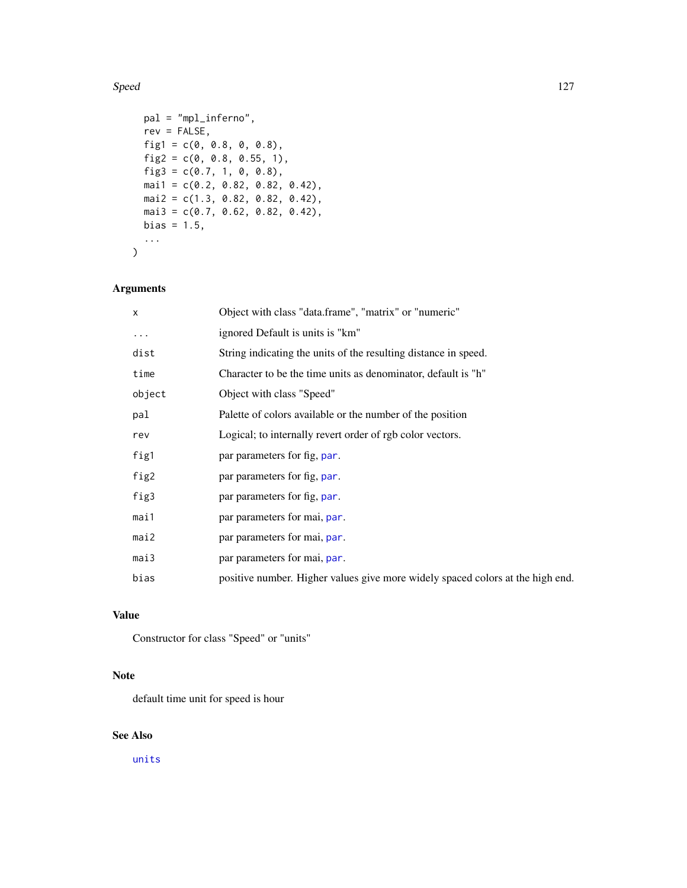```
  pal = "mpl_inferno",
  rev = FALSE,
  fig1 = c(0, 0.8, 0, 0.8),
  fig2 = c(0, 0.8, 0.55, 1),
  fig3 = c(0.7, 1, 0, 0.8),
  mai1 = c(0.2, 0.82, 0.82, 0.42),
  mai2 = c(1.3, 0.82, 0.82, 0.42),
  mai3 = c(0.7, 0.62, 0.82, 0.42),
  bias = 1.5,
  ...
)
```

### Arguments

| | |
|---|---|
| `x` | Object with class "data.frame", "matrix" or "numeric" |
| `...` | ignored Default is units is "km" |
| `dist` | String indicating the units of the resulting distance in speed. |
| `time` | Character to be the time units as denominator, default is "h" |
| `object` | Object with class "Speed" |
| `pal` | Palette of colors available or the number of the position |
| `rev` | Logical; to internally revert order of rgb color vectors. |
| `fig1` | par parameters for fig, `par`. |
| `fig2` | par parameters for fig, `par`. |
| `fig3` | par parameters for fig, `par`. |
| `mai1` | par parameters for mai, `par`. |
| `mai2` | par parameters for mai, `par`. |
| `mai3` | par parameters for mai, `par`. |
| `bias` | positive number. Higher values give more widely spaced colors at the high end. |

### Value

Constructor for class "Speed" or "units"

### Note

default time unit for speed is hour

### See Also

`units`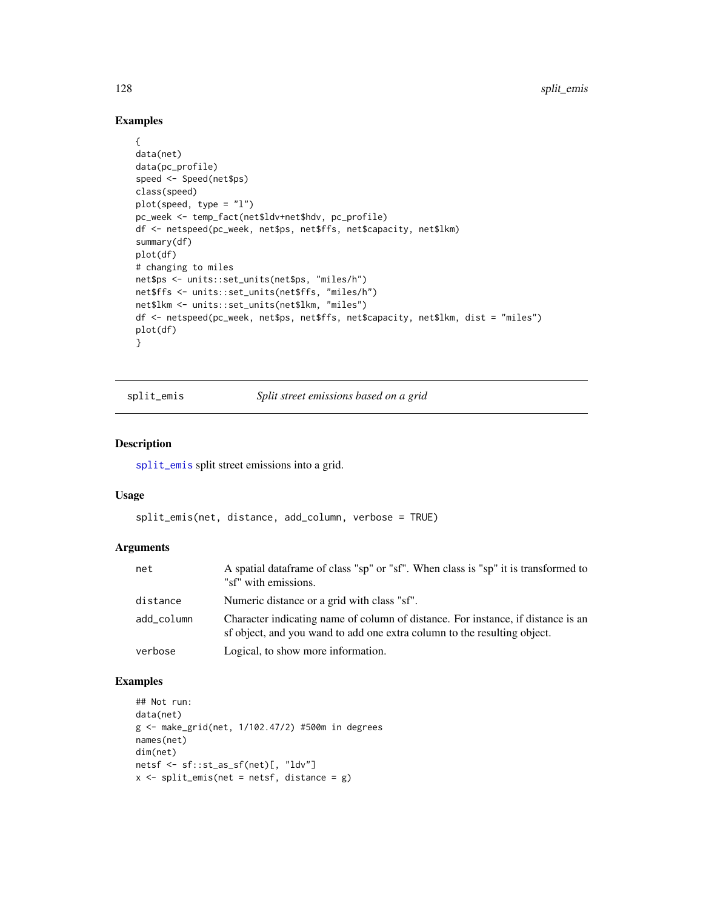## Examples

```
{
data(net)
data(pc_profile)
speed <- Speed(net$ps)
class(speed)
plot(speed, type = "l")
pc_week <- temp_fact(net$ldv+net$hdv, pc_profile)
df <- netspeed(pc_week, net$ps, net$ffs, net$capacity, net$lkm)
summary(df)
plot(df)
# changing to miles
net$ps <- units::set_units(net$ps, "miles/h")
net$ffs <- units::set_units(net$ffs, "miles/h")
net$lkm <- units::set_units(net$lkm, "miles")
df <- netspeed(pc_week, net$ps, net$ffs, net$capacity, net$lkm, dist = "miles")
plot(df)
}
```

---

# split_emis *Split street emissions based on a grid*

---

## Description

split_emis split street emissions into a grid.

## Usage

```
split_emis(net, distance, add_column, verbose = TRUE)
```

## Arguments

| | |
|---|---|
| net | A spatial dataframe of class "sp" or "sf". When class is "sp" it is transformed to "sf" with emissions. |
| distance | Numeric distance or a grid with class "sf". |
| add_column | Character indicating name of column of distance. For instance, if distance is an sf object, and you wand to add one extra column to the resulting object. |
| verbose | Logical, to show more information. |

## Examples

```
## Not run:
data(net)
g <- make_grid(net, 1/102.47/2) #500m in degrees
names(net)
dim(net)
netsf <- sf::st_as_sf(net)[, "ldv"]
x <- split_emis(net = netsf, distance = g)
```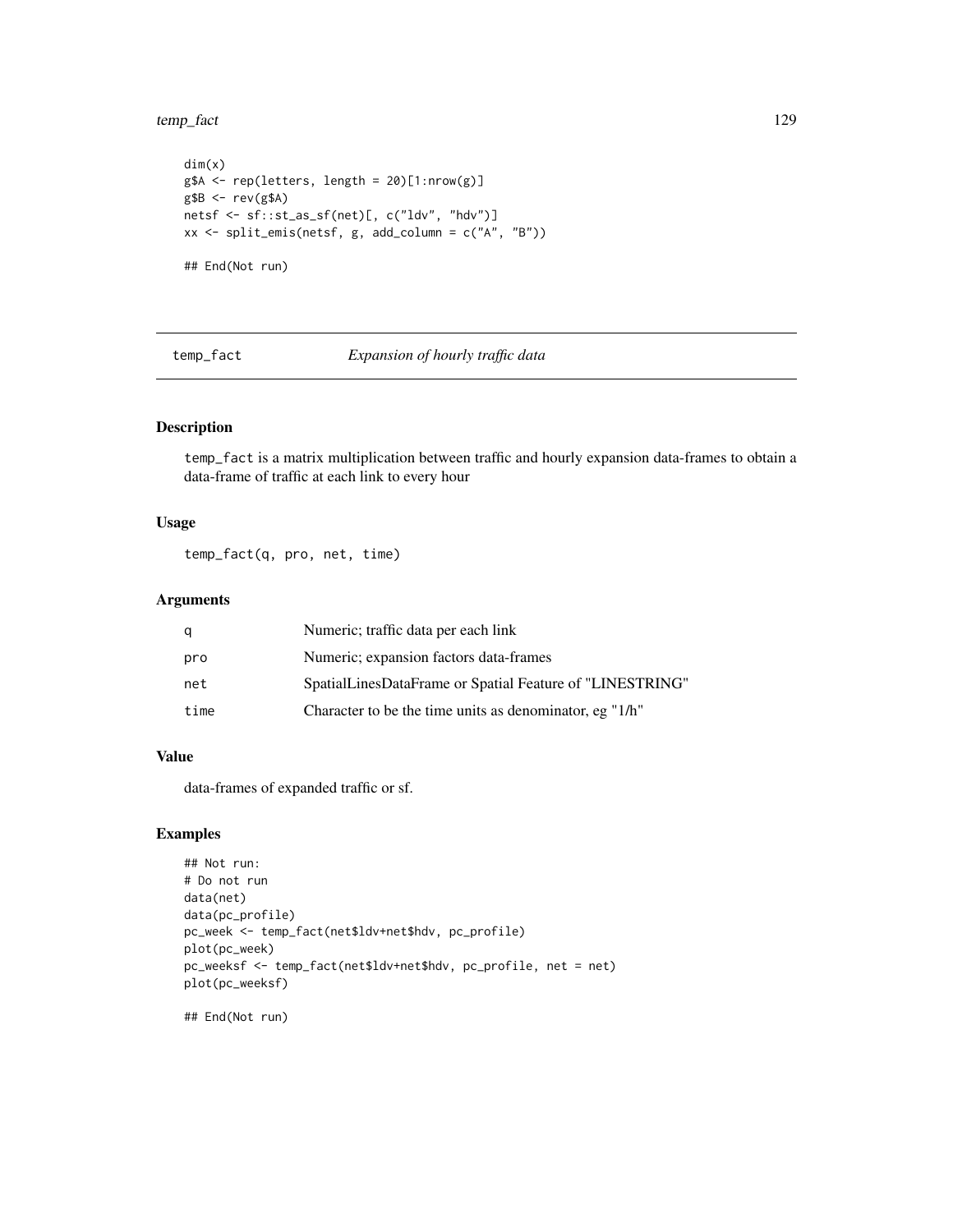```
dim(x)
g$A <- rep(letters, length = 20)[1:nrow(g)]
g$B <- rev(g$A)
netsf <- sf::st_as_sf(net)[, c("ldv", "hdv")]
xx <- split_emis(netsf, g, add_column = c("A", "B"))

## End(Not run)
```

## temp_fact — *Expansion of hourly traffic data*

### Description

temp_fact is a matrix multiplication between traffic and hourly expansion data-frames to obtain a data-frame of traffic at each link to every hour

### Usage

```
temp_fact(q, pro, net, time)
```

### Arguments

| | |
|---|---|
| q | Numeric; traffic data per each link |
| pro | Numeric; expansion factors data-frames |
| net | SpatialLinesDataFrame or Spatial Feature of "LINESTRING" |
| time | Character to be the time units as denominator, eg "1/h" |

### Value

data-frames of expanded traffic or sf.

### Examples

```
## Not run:
# Do not run
data(net)
data(pc_profile)
pc_week <- temp_fact(net$ldv+net$hdv, pc_profile)
plot(pc_week)
pc_weeksf <- temp_fact(net$ldv+net$hdv, pc_profile, net = net)
plot(pc_weeksf)

## End(Not run)
```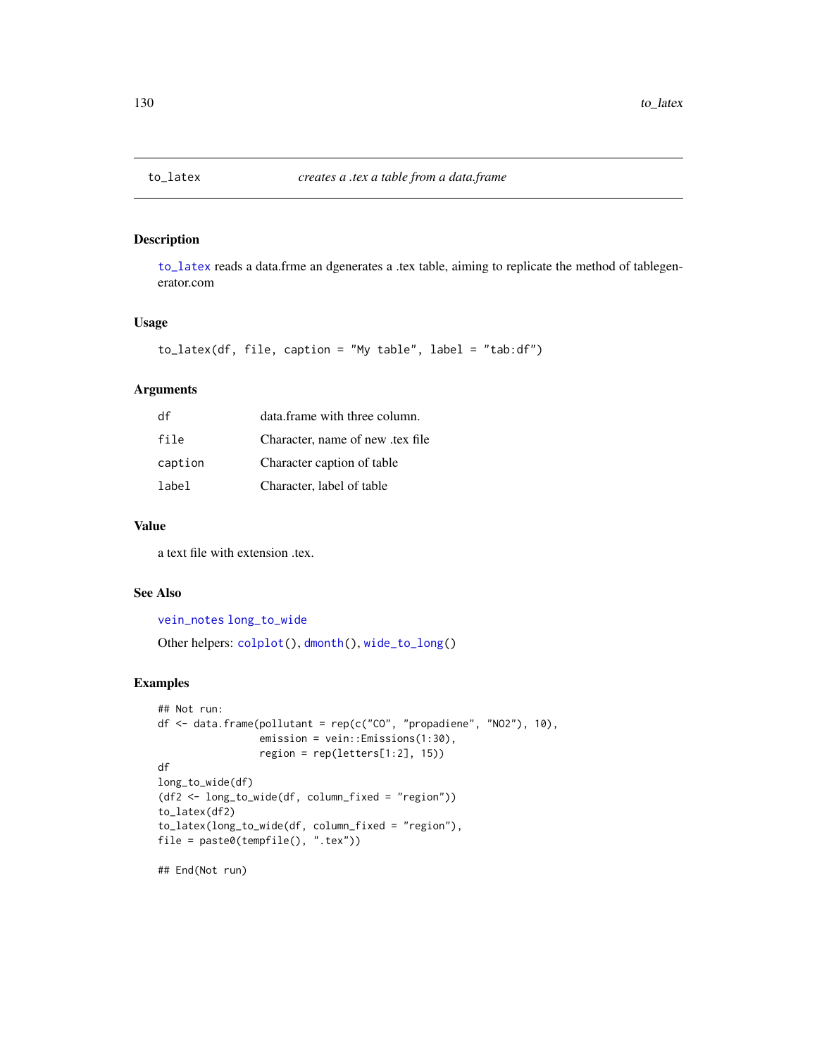# to_latex — *creates a .tex a table from a data.frame*

## Description

`to_latex` reads a data.frme an dgenerates a .tex table, aiming to replicate the method of tablegenerator.com

## Usage

```
to_latex(df, file, caption = "My table", label = "tab:df")
```

## Arguments

| | |
|---|---|
| `df` | data.frame with three column. |
| `file` | Character, name of new .tex file |
| `caption` | Character caption of table |
| `label` | Character, label of table |

## Value

a text file with extension .tex.

## See Also

`vein_notes` `long_to_wide`

Other helpers: `colplot()`, `dmonth()`, `wide_to_long()`

## Examples

```
## Not run:
df <- data.frame(pollutant = rep(c("CO", "propadiene", "NO2"), 10),
                 emission = vein::Emissions(1:30),
                 region = rep(letters[1:2], 15))
df
long_to_wide(df)
(df2 <- long_to_wide(df, column_fixed = "region"))
to_latex(df2)
to_latex(long_to_wide(df, column_fixed = "region"),
file = paste0(tempfile(), ".tex"))

## End(Not run)
```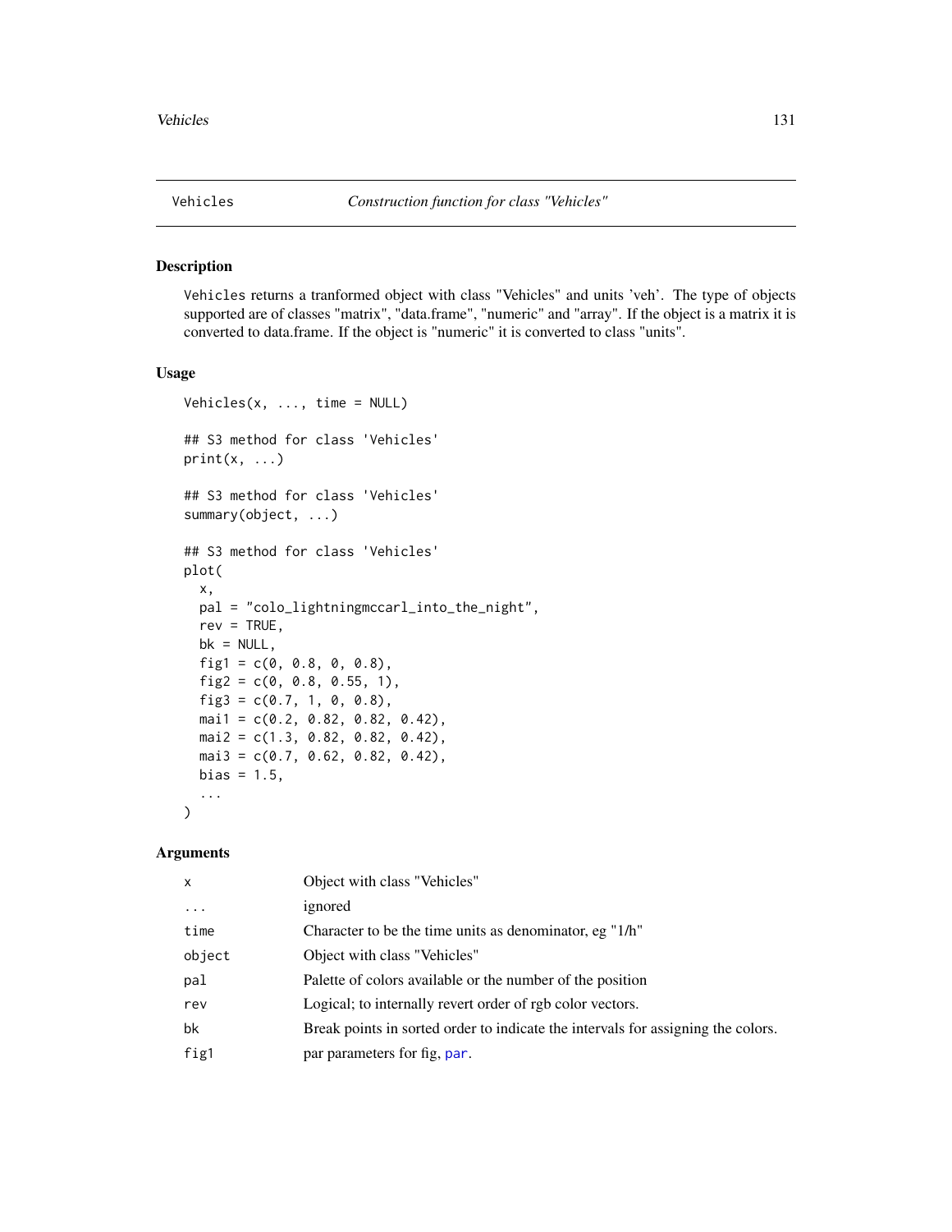Vehicles *Construction function for class "Vehicles"*

## Description

Vehicles returns a tranformed object with class "Vehicles" and units 'veh'. The type of objects supported are of classes "matrix", "data.frame", "numeric" and "array". If the object is a matrix it is converted to data.frame. If the object is "numeric" it is converted to class "units".

## Usage

```
Vehicles(x, ..., time = NULL)

## S3 method for class 'Vehicles'
print(x, ...)

## S3 method for class 'Vehicles'
summary(object, ...)

## S3 method for class 'Vehicles'
plot(
  x,
  pal = "colo_lightningmccarl_into_the_night",
  rev = TRUE,
  bk = NULL,
  fig1 = c(0, 0.8, 0, 0.8),
  fig2 = c(0, 0.8, 0.55, 1),
  fig3 = c(0.7, 1, 0, 0.8),
  mai1 = c(0.2, 0.82, 0.82, 0.42),
  mai2 = c(1.3, 0.82, 0.82, 0.42),
  mai3 = c(0.7, 0.62, 0.82, 0.42),
  bias = 1.5,
  ...
)
```

## Arguments

| | |
|---|---|
| x | Object with class "Vehicles" |
| ... | ignored |
| time | Character to be the time units as denominator, eg "1/h" |
| object | Object with class "Vehicles" |
| pal | Palette of colors available or the number of the position |
| rev | Logical; to internally revert order of rgb color vectors. |
| bk | Break points in sorted order to indicate the intervals for assigning the colors. |
| fig1 | par parameters for fig, par. |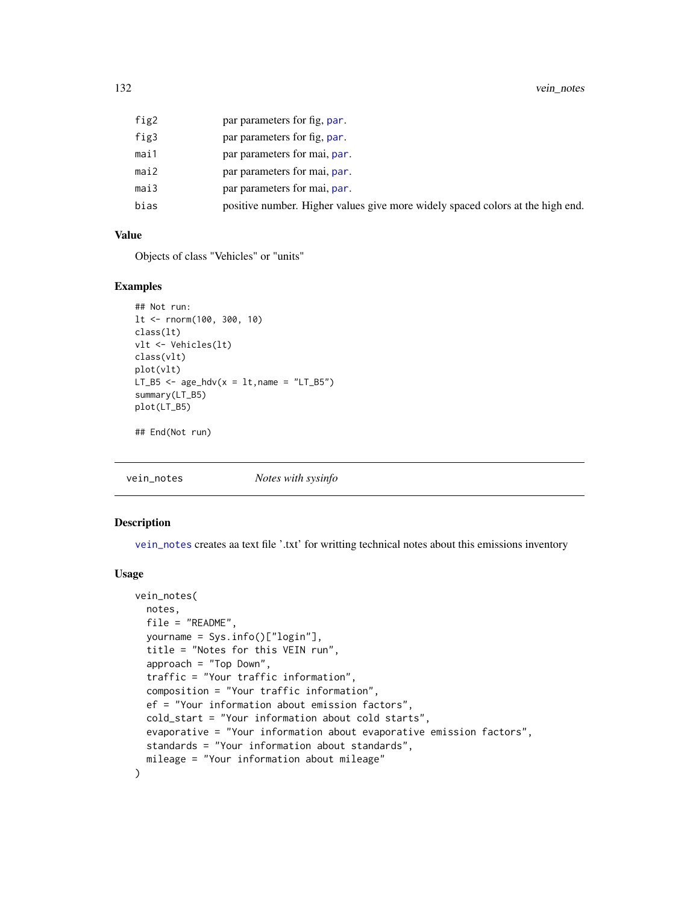| | |
|---|---|
| fig2 | par parameters for fig, par. |
| fig3 | par parameters for fig, par. |
| mai1 | par parameters for mai, par. |
| mai2 | par parameters for mai, par. |
| mai3 | par parameters for mai, par. |
| bias | positive number. Higher values give more widely spaced colors at the high end. |

### Value

Objects of class "Vehicles" or "units"

### Examples

```
## Not run:
lt <- rnorm(100, 300, 10)
class(lt)
vlt <- Vehicles(lt)
class(vlt)
plot(vlt)
LT_B5 <- age_hdv(x = lt,name = "LT_B5")
summary(LT_B5)
plot(LT_B5)

## End(Not run)
```

---

## vein_notes *Notes with sysinfo*

### Description

vein_notes creates aa text file '.txt' for writting technical notes about this emissions inventory

### Usage

```
vein_notes(
  notes,
  file = "README",
  yourname = Sys.info()["login"],
  title = "Notes for this VEIN run",
  approach = "Top Down",
  traffic = "Your traffic information",
  composition = "Your traffic information",
  ef = "Your information about emission factors",
  cold_start = "Your information about cold starts",
  evaporative = "Your information about evaporative emission factors",
  standards = "Your information about standards",
  mileage = "Your information about mileage"
)
```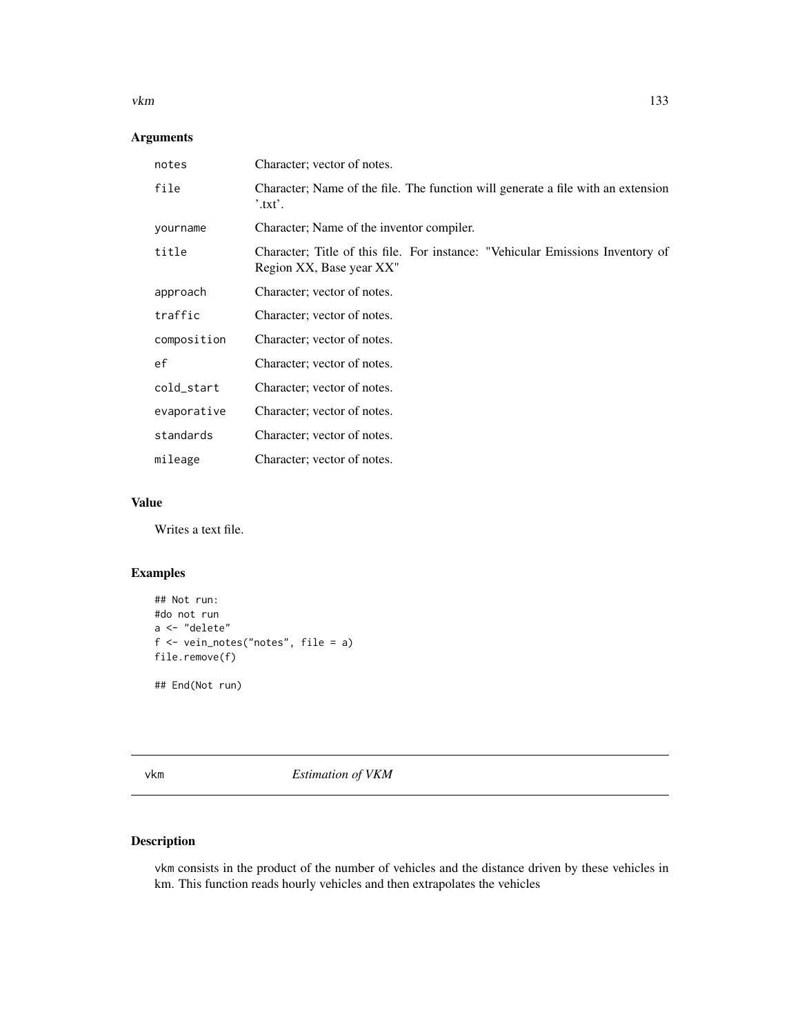### Arguments

| | |
|---|---|
| notes | Character; vector of notes. |
| file | Character; Name of the file. The function will generate a file with an extension '.txt'. |
| yourname | Character; Name of the inventor compiler. |
| title | Character; Title of this file. For instance: "Vehicular Emissions Inventory of Region XX, Base year XX" |
| approach | Character; vector of notes. |
| traffic | Character; vector of notes. |
| composition | Character; vector of notes. |
| ef | Character; vector of notes. |
| cold_start | Character; vector of notes. |
| evaporative | Character; vector of notes. |
| standards | Character; vector of notes. |
| mileage | Character; vector of notes. |

### Value

Writes a text file.

### Examples

```
## Not run:
#do not run
a <- "delete"
f <- vein_notes("notes", file = a)
file.remove(f)

## End(Not run)
```

---

## vkm *Estimation of VKM*

### Description

vkm consists in the product of the number of vehicles and the distance driven by these vehicles in km. This function reads hourly vehicles and then extrapolates the vehicles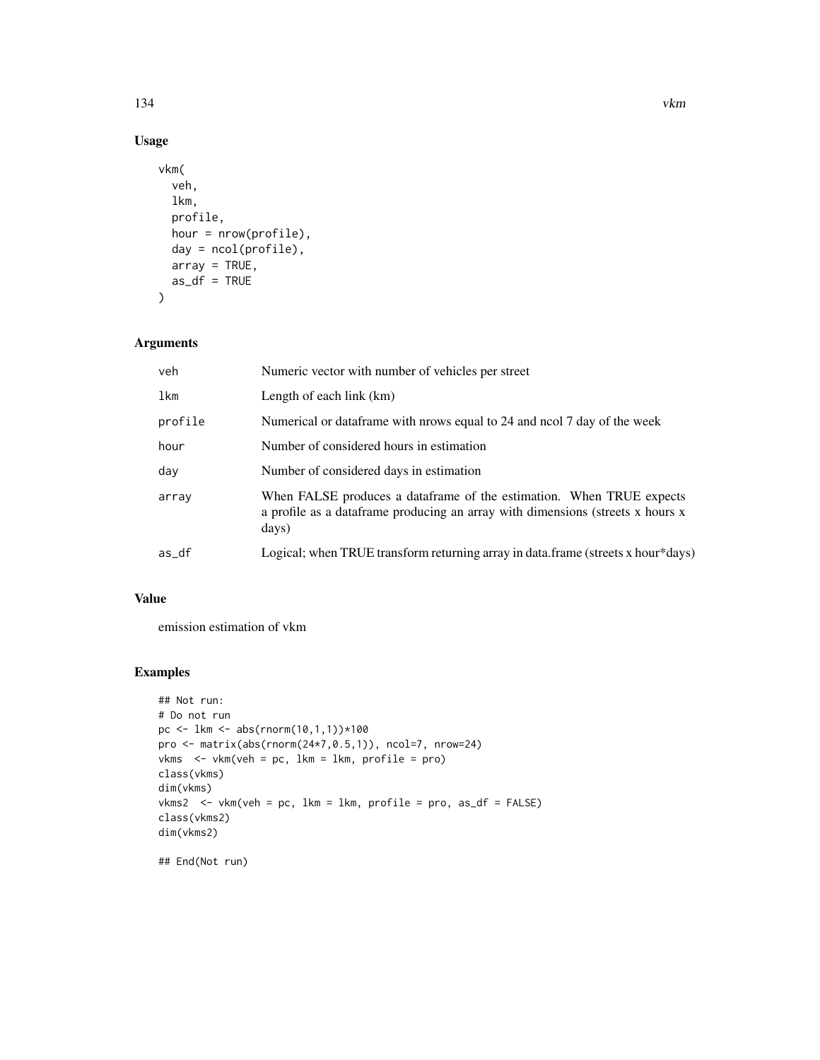## Usage

```
vkm(
  veh,
  lkm,
  profile,
  hour = nrow(profile),
  day = ncol(profile),
  array = TRUE,
  as_df = TRUE
)
```

## Arguments

| | |
|---|---|
| veh | Numeric vector with number of vehicles per street |
| lkm | Length of each link (km) |
| profile | Numerical or dataframe with nrows equal to 24 and ncol 7 day of the week |
| hour | Number of considered hours in estimation |
| day | Number of considered days in estimation |
| array | When FALSE produces a dataframe of the estimation. When TRUE expects a profile as a dataframe producing an array with dimensions (streets x hours x days) |
| as_df | Logical; when TRUE transform returning array in data.frame (streets x hour*days) |

## Value

emission estimation of vkm

## Examples

```
## Not run:
# Do not run
pc <- lkm <- abs(rnorm(10,1,1))*100
pro <- matrix(abs(rnorm(24*7,0.5,1)), ncol=7, nrow=24)
vkms  <- vkm(veh = pc, lkm = lkm, profile = pro)
class(vkms)
dim(vkms)
vkms2  <- vkm(veh = pc, lkm = lkm, profile = pro, as_df = FALSE)
class(vkms2)
dim(vkms2)

## End(Not run)
```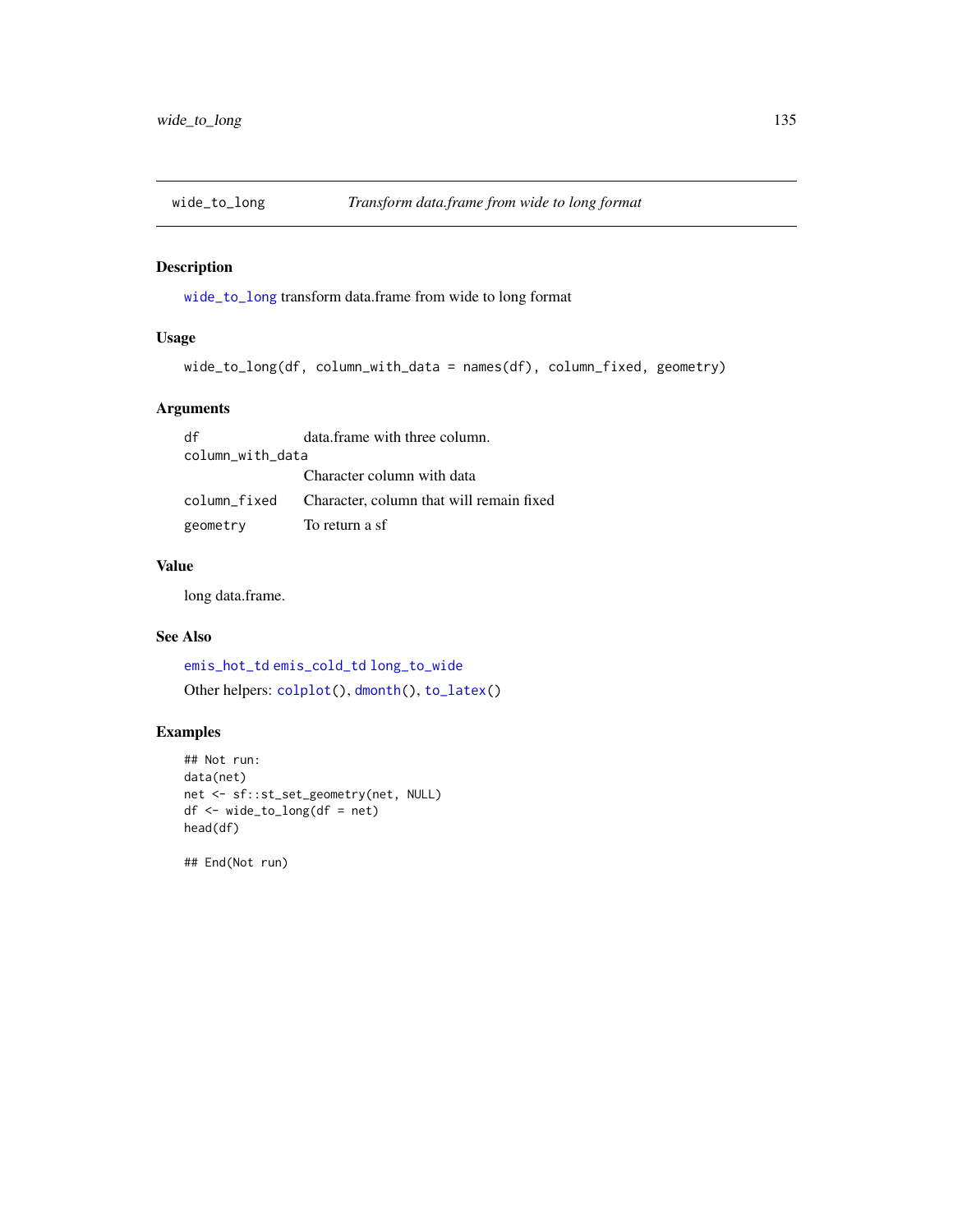# wide_to_long — *Transform data.frame from wide to long format*

## Description

`wide_to_long` transform data.frame from wide to long format

## Usage

```
wide_to_long(df, column_with_data = names(df), column_fixed, geometry)
```

## Arguments

| Argument | Description |
|---|---|
| `df` | data.frame with three column. |
| `column_with_data` | Character column with data |
| `column_fixed` | Character, column that will remain fixed |
| `geometry` | To return a sf |

## Value

long data.frame.

## See Also

`emis_hot_td` `emis_cold_td` `long_to_wide`

Other helpers: `colplot()`, `dmonth()`, `to_latex()`

## Examples

```
## Not run:
data(net)
net <- sf::st_set_geometry(net, NULL)
df <- wide_to_long(df = net)
head(df)

## End(Not run)
```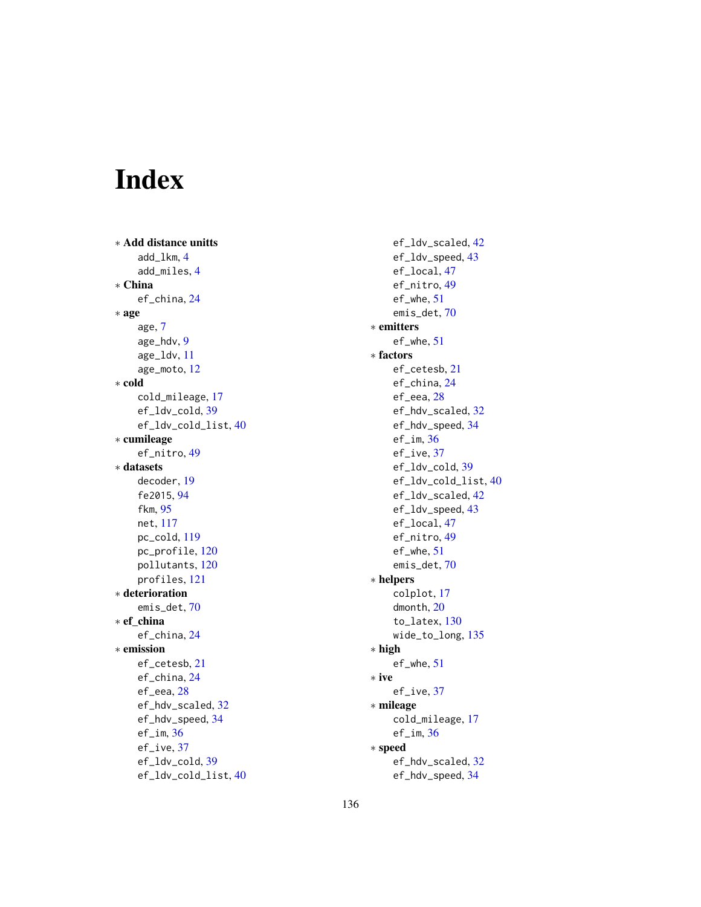# Index

∗ **Add distance unitts**
- add_lkm, 4
- add_miles, 4

∗ **China**
- ef_china, 24

∗ **age**
- age, 7
- age_hdv, 9
- age_ldv, 11
- age_moto, 12

∗ **cold**
- cold_mileage, 17
- ef_ldv_cold, 39
- ef_ldv_cold_list, 40

∗ **cumileage**
- ef_nitro, 49

∗ **datasets**
- decoder, 19
- fe2015, 94
- fkm, 95
- net, 117
- pc_cold, 119
- pc_profile, 120
- pollutants, 120
- profiles, 121

∗ **deterioration**
- emis_det, 70

∗ **ef_china**
- ef_china, 24

∗ **emission**
- ef_cetesb, 21
- ef_china, 24
- ef_eea, 28
- ef_hdv_scaled, 32
- ef_hdv_speed, 34
- ef_im, 36
- ef_ive, 37
- ef_ldv_cold, 39
- ef_ldv_cold_list, 40
- ef_ldv_scaled, 42
- ef_ldv_speed, 43
- ef_local, 47
- ef_nitro, 49
- ef_whe, 51
- emis_det, 70

∗ **emitters**
- ef_whe, 51

∗ **factors**
- ef_cetesb, 21
- ef_china, 24
- ef_eea, 28
- ef_hdv_scaled, 32
- ef_hdv_speed, 34
- ef_im, 36
- ef_ive, 37
- ef_ldv_cold, 39
- ef_ldv_cold_list, 40
- ef_ldv_scaled, 42
- ef_ldv_speed, 43
- ef_local, 47
- ef_nitro, 49
- ef_whe, 51
- emis_det, 70

∗ **helpers**
- colplot, 17
- dmonth, 20
- to_latex, 130
- wide_to_long, 135

∗ **high**
- ef_whe, 51

∗ **ive**
- ef_ive, 37

∗ **mileage**
- cold_mileage, 17
- ef_im, 36

∗ **speed**
- ef_hdv_scaled, 32
- ef_hdv_speed, 34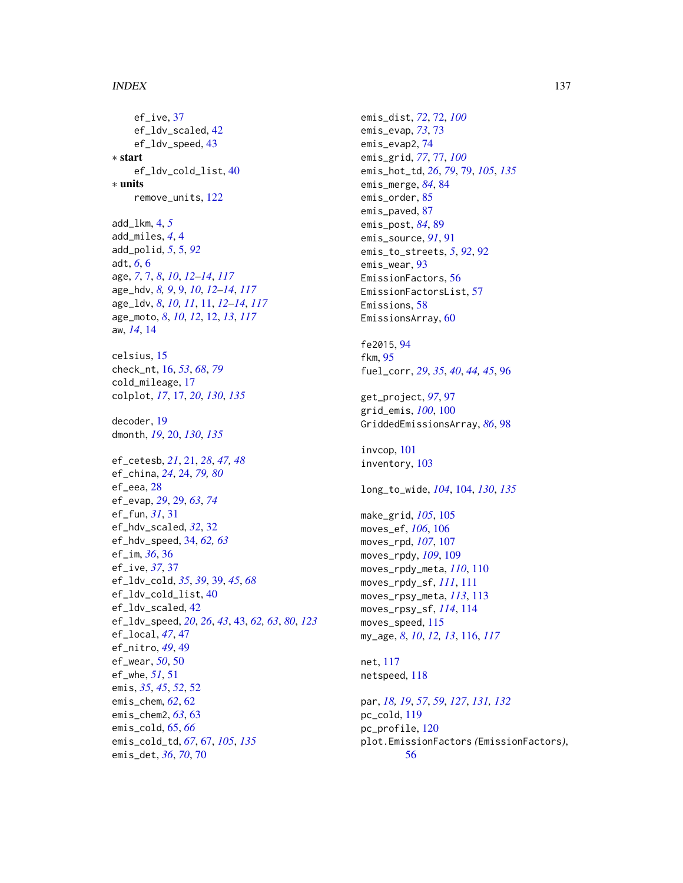ef_ive, 37
ef_ldv_scaled, 42
ef_ldv_speed, 43

∗ **start**
ef_ldv_cold_list, 40

∗ **units**
remove_units, 122

add_lkm, 4, *5*
add_miles, *4*, 4
add_polid, *5*, 5, *92*
adt, *6*, 6
age, *7*, 7, *8*, *10*, *12–14*, *117*
age_hdv, *8*, *9*, 9, *10*, *12–14*, *117*
age_ldv, *8*, *10*, *11*, 11, *12–14*, *117*
age_moto, *8*, *10*, *12*, 12, *13*, *117*
aw, *14*, 14

celsius, 15
check_nt, 16, *53*, *68*, *79*
cold_mileage, 17
colplot, *17*, 17, *20*, *130*, *135*

decoder, 19
dmonth, *19*, 20, *130*, *135*

ef_cetesb, *21*, 21, *28*, *47*, *48*
ef_china, *24*, 24, *79*, *80*
ef_eea, 28
ef_evap, *29*, 29, *63*, *74*
ef_fun, *31*, 31
ef_hdv_scaled, *32*, 32
ef_hdv_speed, 34, *62*, *63*
ef_im, *36*, 36
ef_ive, *37*, 37
ef_ldv_cold, *35*, *39*, 39, *45*, *68*
ef_ldv_cold_list, 40
ef_ldv_scaled, 42
ef_ldv_speed, *20*, *26*, *43*, 43, *62*, *63*, *80*, *123*
ef_local, *47*, 47
ef_nitro, *49*, 49
ef_wear, *50*, 50
ef_whe, *51*, 51
emis, *35*, *45*, *52*, 52
emis_chem, *62*, 62
emis_chem2, *63*, 63
emis_cold, 65, *66*
emis_cold_td, *67*, 67, *105*, *135*
emis_det, *36*, *70*, 70
emis_dist, *72*, 72, *100*
emis_evap, *73*, 73
emis_evap2, 74
emis_grid, *77*, 77, *100*
emis_hot_td, *26*, *79*, 79, *105*, *135*
emis_merge, *84*, 84
emis_order, 85
emis_paved, 87
emis_post, *84*, 89
emis_source, *91*, 91
emis_to_streets, *5*, *92*, 92
emis_wear, 93
EmissionFactors, 56
EmissionFactorsList, 57
Emissions, 58
EmissionsArray, 60

fe2015, 94
fkm, 95
fuel_corr, *29*, *35*, *40*, *44*, *45*, 96

get_project, *97*, 97
grid_emis, *100*, 100
GriddedEmissionsArray, *86*, 98

invcop, 101
inventory, 103

long_to_wide, *104*, 104, *130*, *135*

make_grid, *105*, 105
moves_ef, *106*, 106
moves_rpd, *107*, 107
moves_rpdy, *109*, 109
moves_rpdy_meta, *110*, 110
moves_rpdy_sf, *111*, 111
moves_rpsy_meta, *113*, 113
moves_rpsy_sf, *114*, 114
moves_speed, 115
my_age, *8*, *10*, *12*, *13*, 116, *117*

net, 117
netspeed, 118

par, *18*, *19*, *57*, *59*, *127*, *131*, *132*
pc_cold, 119
pc_profile, 120
plot.EmissionFactors *(*EmissionFactors*)*, 56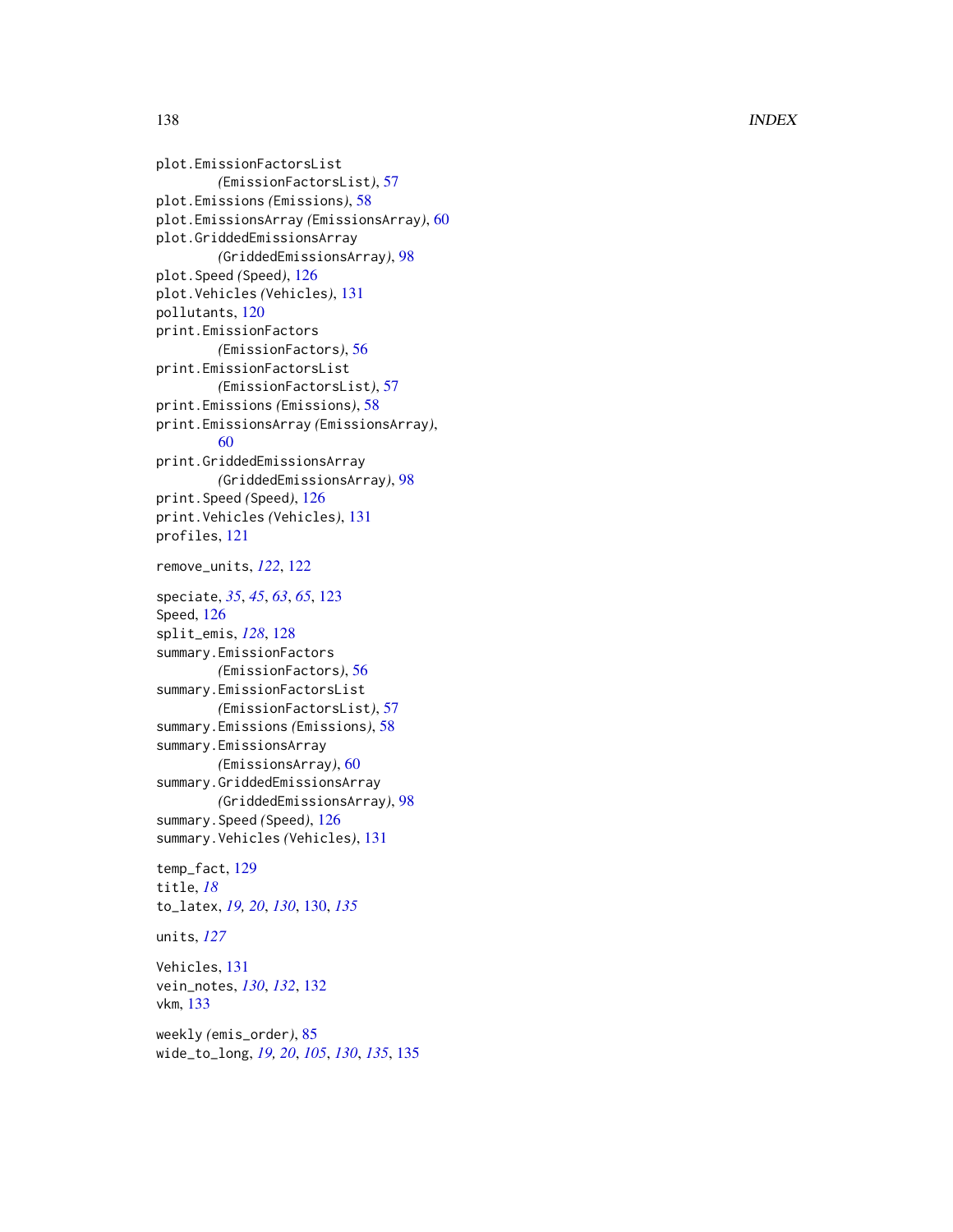plot.EmissionFactorsList
  *(*EmissionFactorsList*)*, 57
plot.Emissions *(*Emissions*)*, 58
plot.EmissionsArray *(*EmissionsArray*)*, 60
plot.GriddedEmissionsArray
  *(*GriddedEmissionsArray*)*, 98
plot.Speed *(*Speed*)*, 126
plot.Vehicles *(*Vehicles*)*, 131
pollutants, 120
print.EmissionFactors
  *(*EmissionFactors*)*, 56
print.EmissionFactorsList
  *(*EmissionFactorsList*)*, 57
print.Emissions *(*Emissions*)*, 58
print.EmissionsArray *(*EmissionsArray*)*,
  60
print.GriddedEmissionsArray
  *(*GriddedEmissionsArray*)*, 98
print.Speed *(*Speed*)*, 126
print.Vehicles *(*Vehicles*)*, 131
profiles, 121

remove_units, *122*, 122

speciate, *35*, *45*, *63*, *65*, 123
Speed, 126
split_emis, *128*, 128
summary.EmissionFactors
  *(*EmissionFactors*)*, 56
summary.EmissionFactorsList
  *(*EmissionFactorsList*)*, 57
summary.Emissions *(*Emissions*)*, 58
summary.EmissionsArray
  *(*EmissionsArray*)*, 60
summary.GriddedEmissionsArray
  *(*GriddedEmissionsArray*)*, 98
summary.Speed *(*Speed*)*, 126
summary.Vehicles *(*Vehicles*)*, 131

temp_fact, 129
title, *18*
to_latex, *19, 20*, *130*, 130, *135*

units, *127*

Vehicles, 131
vein_notes, *130*, *132*, 132
vkm, 133

weekly *(*emis_order*)*, 85
wide_to_long, *19, 20*, *105*, *130*, *135*, 135